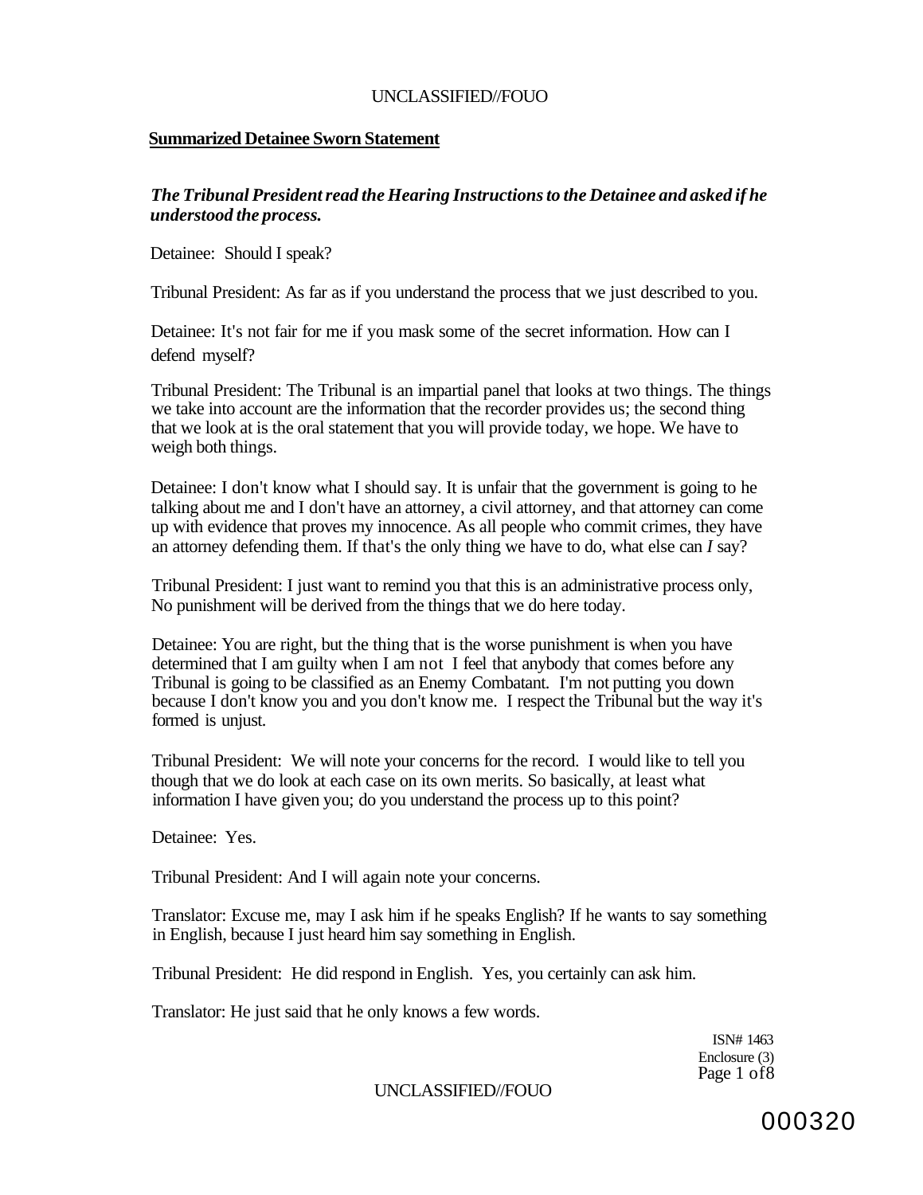## Summarized Detainee Sworn Statement

***The Tribunal President read the Hearing Instructions to the Detainee and asked if he understood the process.***

Detainee: Should I speak?

Tribunal President: As far as if you understand the process that we just described to you.

Detainee: It's not fair for me if you mask some of the secret information. How can I defend myself?

Tribunal President: The Tribunal is an impartial panel that looks at two things. The things we take into account are the information that the recorder provides us; the second thing that we look at is the oral statement that you will provide today, we hope. We have to weigh both things.

Detainee: I don't know what I should say. It is unfair that the government is going to he talking about me and I don't have an attorney, a civil attorney, and that attorney can come up with evidence that proves my innocence. As all people who commit crimes, they have an attorney defending them. If that's the only thing we have to do, what else can *I* say?

Tribunal President: I just want to remind you that this is an administrative process only, No punishment will be derived from the things that we do here today.

Detainee: You are right, but the thing that is the worse punishment is when you have determined that I am guilty when I am not I feel that anybody that comes before any Tribunal is going to be classified as an Enemy Combatant. I'm not putting you down because I don't know you and you don't know me. I respect the Tribunal but the way it's formed is unjust.

Tribunal President: We will note your concerns for the record. I would like to tell you though that we do look at each case on its own merits. So basically, at least what information I have given you; do you understand the process up to this point?

Detainee: Yes.

Tribunal President: And I will again note your concerns.

Translator: Excuse me, may I ask him if he speaks English? If he wants to say something in English, because I just heard him say something in English.

Tribunal President: He did respond in English. Yes, you certainly can ask him.

Translator: He just said that he only knows a few words.

ISN# 1463
Enclosure (3)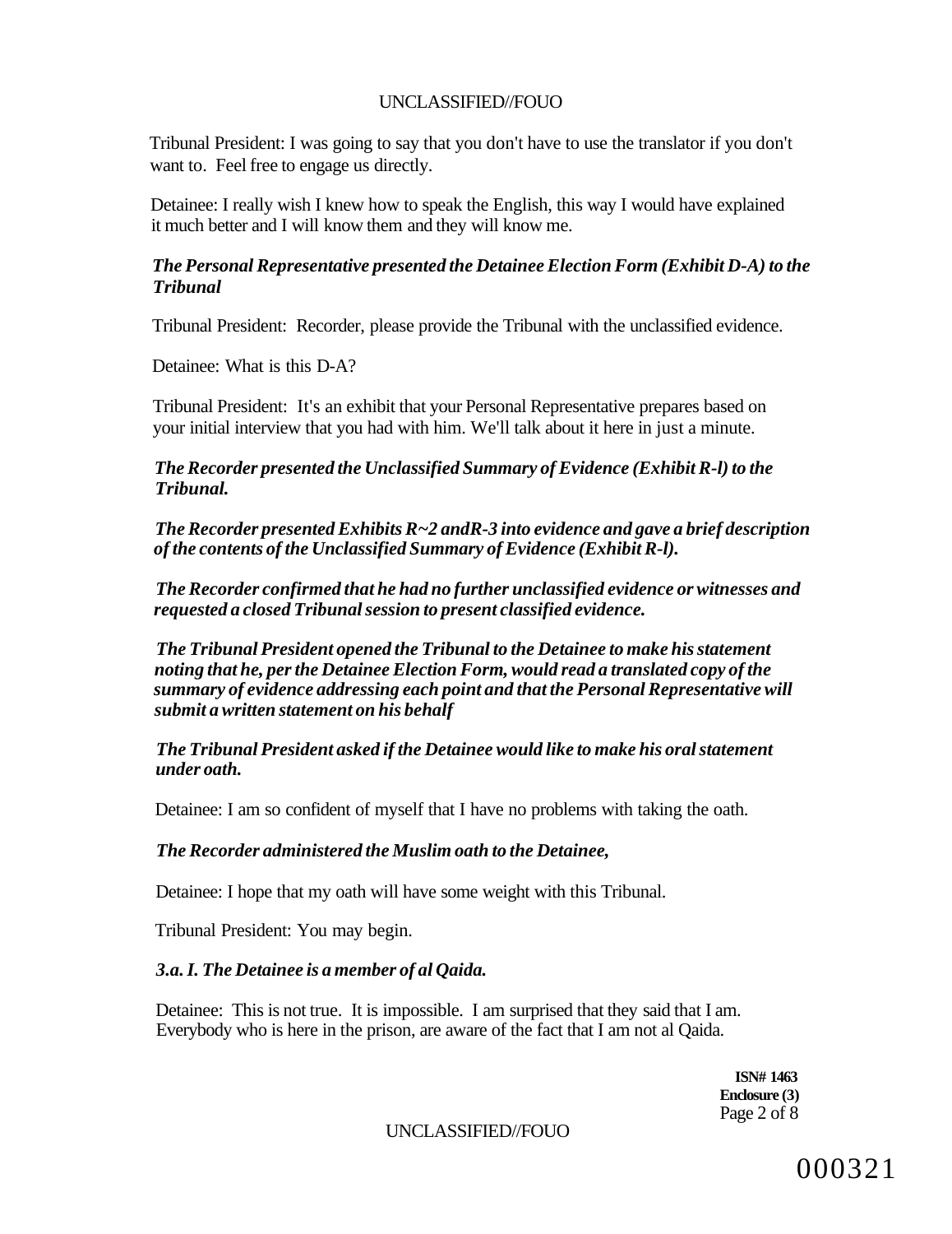Tribunal President: I was going to say that you don't have to use the translator if you don't want to. Feel free to engage us directly.

Detainee: I really wish I knew how to speak the English, this way I would have explained it much better and I will know them and they will know me.

***The Personal Representative presented the Detainee Election Form (Exhibit D-A) to the Tribunal***

Tribunal President: Recorder, please provide the Tribunal with the unclassified evidence.

Detainee: What is this D-A?

Tribunal President: It's an exhibit that your Personal Representative prepares based on your initial interview that you had with him. We'll talk about it here in just a minute.

***The Recorder presented the Unclassified Summary of Evidence (Exhibit R-l) to the Tribunal.***

***The Recorder presented Exhibits R~2 andR-3 into evidence and gave a brief description of the contents of the Unclassified Summary of Evidence (Exhibit R-l).***

***The Recorder confirmed that he had no further unclassified evidence or witnesses and requested a closed Tribunal session to present classified evidence.***

***The Tribunal President opened the Tribunal to the Detainee to make his statement noting that he, per the Detainee Election Form, would read a translated copy of the summary of evidence addressing each point and that the Personal Representative will submit a written statement on his behalf***

***The Tribunal President asked if the Detainee would like to make his oral statement under oath.***

Detainee: I am so confident of myself that I have no problems with taking the oath.

***The Recorder administered the Muslim oath to the Detainee,***

Detainee: I hope that my oath will have some weight with this Tribunal.

Tribunal President: You may begin.

***3.a. I. The Detainee is a member of al Qaida.***

Detainee: This is not true. It is impossible. I am surprised that they said that I am. Everybody who is here in the prison, are aware of the fact that I am not al Qaida.

**ISN# 1463**
**Enclosure (3)**

000321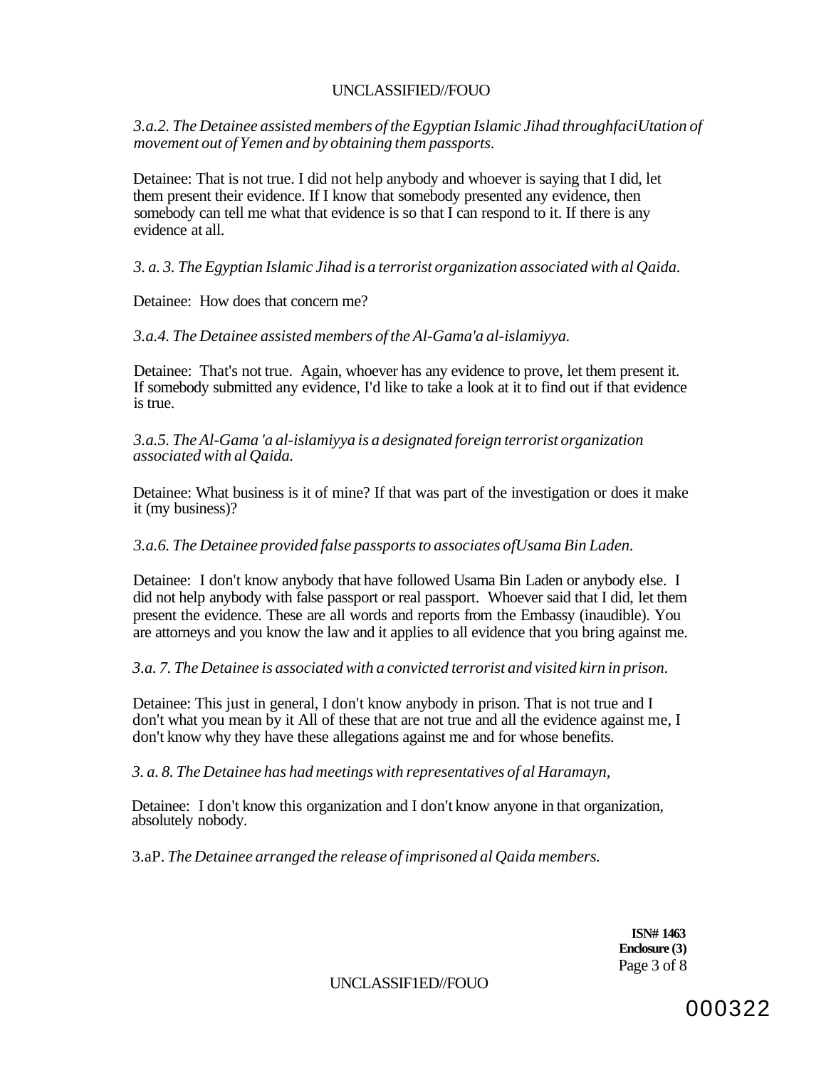*3.a.2. The Detainee assisted members of the Egyptian Islamic Jihad throughfaciUtation of movement out of Yemen and by obtaining them passports.*

Detainee: That is not true. I did not help anybody and whoever is saying that I did, let them present their evidence. If I know that somebody presented any evidence, then somebody can tell me what that evidence is so that I can respond to it. If there is any evidence at all.

*3. a. 3. The Egyptian Islamic Jihad is a terrorist organization associated with al Qaida.*

Detainee: How does that concern me?

*3.a.4. The Detainee assisted members of the Al-Gama'a al-islamiyya.*

Detainee: That's not true. Again, whoever has any evidence to prove, let them present it. If somebody submitted any evidence, I'd like to take a look at it to find out if that evidence is true.

*3.a.5. The Al-Gama 'a al-islamiyya is a designated foreign terrorist organization associated with al Qaida.*

Detainee: What business is it of mine? If that was part of the investigation or does it make it (my business)?

*3.a.6. The Detainee provided false passports to associates ofUsama Bin Laden.*

Detainee: I don't know anybody that have followed Usama Bin Laden or anybody else. I did not help anybody with false passport or real passport. Whoever said that I did, let them present the evidence. These are all words and reports from the Embassy (inaudible). You are attorneys and you know the law and it applies to all evidence that you bring against me.

*3.a. 7. The Detainee is associated with a convicted terrorist and visited kirn in prison.*

Detainee: This just in general, I don't know anybody in prison. That is not true and I don't what you mean by it All of these that are not true and all the evidence against me, I don't know why they have these allegations against me and for whose benefits.

*3. a. 8. The Detainee has had meetings with representatives of al Haramayn,*

Detainee: I don't know this organization and I don't know anyone in that organization, absolutely nobody.

3.aP. *The Detainee arranged the release of imprisoned al Qaida members.*

**ISN# 1463**
**Enclosure (3)**

000322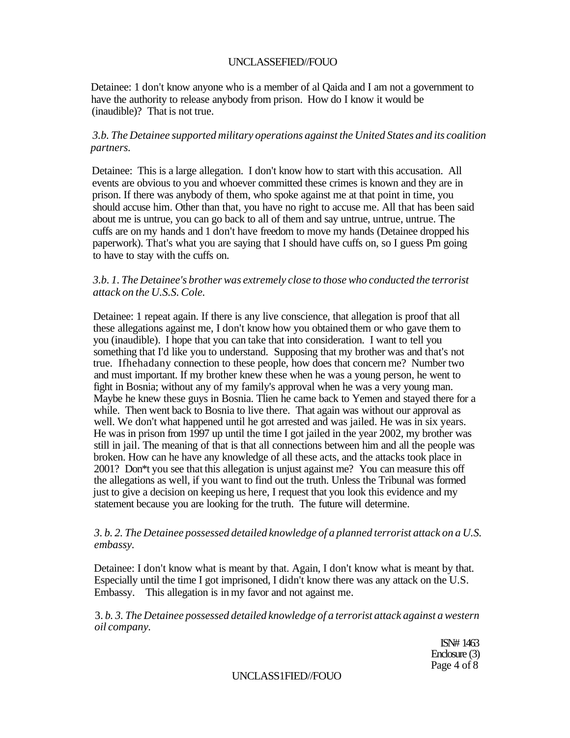Detainee: 1 don't know anyone who is a member of al Qaida and I am not a government to have the authority to release anybody from prison. How do I know it would be (inaudible)? That is not true.

*3.b. The Detainee supported military operations against the United States and its coalition partners.*

Detainee: This is a large allegation. I don't know how to start with this accusation. All events are obvious to you and whoever committed these crimes is known and they are in prison. If there was anybody of them, who spoke against me at that point in time, you should accuse him. Other than that, you have no right to accuse me. All that has been said about me is untrue, you can go back to all of them and say untrue, untrue, untrue. The cuffs are on my hands and 1 don't have freedom to move my hands (Detainee dropped his paperwork). That's what you are saying that I should have cuffs on, so I guess Pm going to have to stay with the cuffs on.

*3.b. 1. The Detainee's brother was extremely close to those who conducted the terrorist attack on the U.S.S. Cole.*

Detainee: 1 repeat again. If there is any live conscience, that allegation is proof that all these allegations against me, I don't know how you obtained them or who gave them to you (inaudible). I hope that you can take that into consideration. I want to tell you something that I'd like you to understand. Supposing that my brother was and that's not true. Ifhehadany connection to these people, how does that concern me? Number two and must important. If my brother knew these when he was a young person, he went to fight in Bosnia; without any of my family's approval when he was a very young man. Maybe he knew these guys in Bosnia. Tlien he came back to Yemen and stayed there for a while. Then went back to Bosnia to live there. That again was without our approval as well. We don't what happened until he got arrested and was jailed. He was in six years. He was in prison from 1997 up until the time I got jailed in the year 2002, my brother was still in jail. The meaning of that is that all connections between him and all the people was broken. How can he have any knowledge of all these acts, and the attacks took place in 2001? Don*t you see that this allegation is unjust against me? You can measure this off the allegations as well, if you want to find out the truth. Unless the Tribunal was formed just to give a decision on keeping us here, I request that you look this evidence and my statement because you are looking for the truth. The future will determine.

*3. b. 2. The Detainee possessed detailed knowledge of a planned terrorist attack on a U.S. embassy.*

Detainee: I don't know what is meant by that. Again, I don't know what is meant by that. Especially until the time I got imprisoned, I didn't know there was any attack on the U.S. Embassy. This allegation is in my favor and not against me.

3. *b. 3. The Detainee possessed detailed knowledge of a terrorist attack against a western oil company.*

ISN# 1463
Enclosure (3)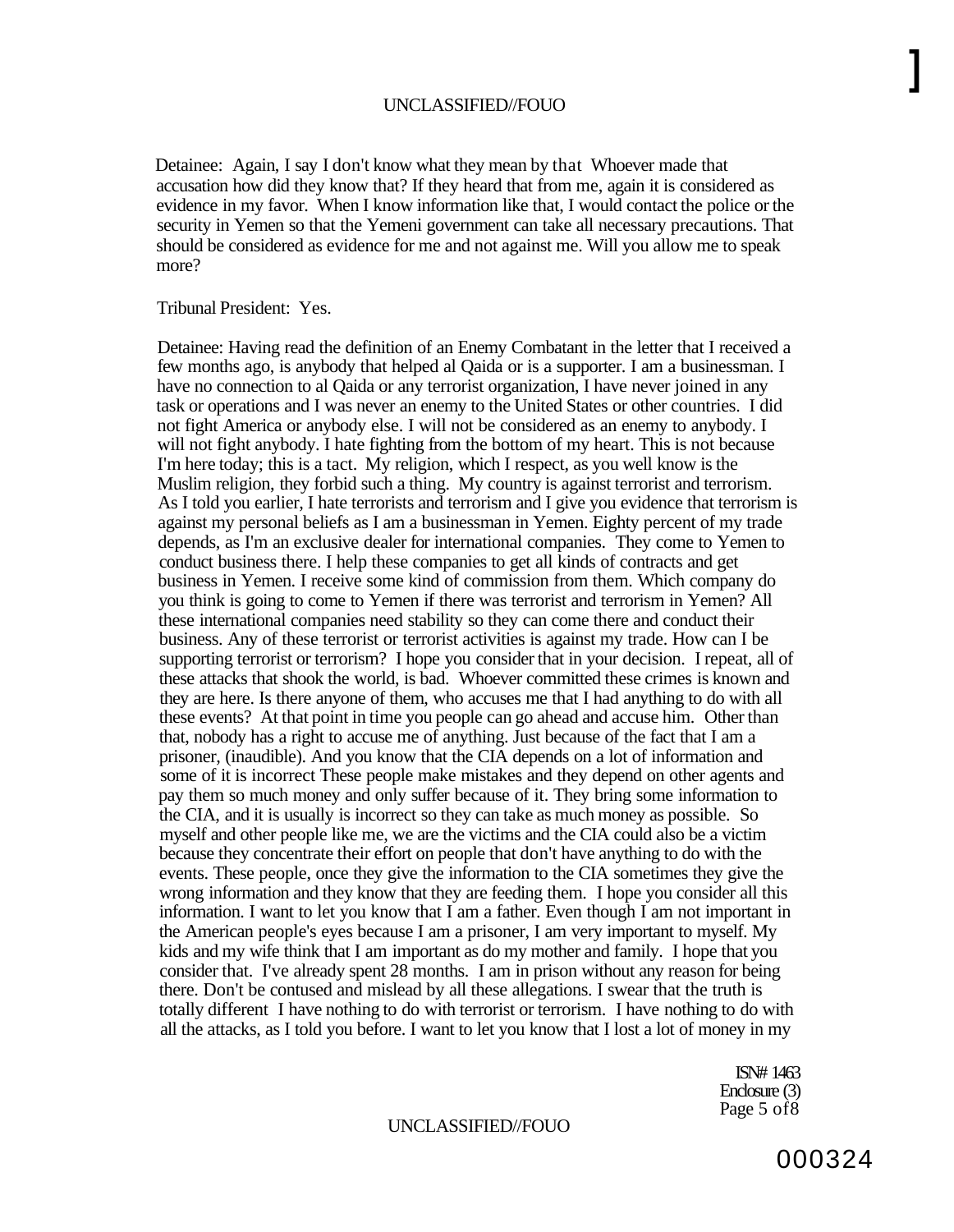Detainee: Again, I say I don't know what they mean by that Whoever made that accusation how did they know that? If they heard that from me, again it is considered as evidence in my favor. When I know information like that, I would contact the police or the security in Yemen so that the Yemeni government can take all necessary precautions. That should be considered as evidence for me and not against me. Will you allow me to speak more?

Tribunal President: Yes.

Detainee: Having read the definition of an Enemy Combatant in the letter that I received a few months ago, is anybody that helped al Qaida or is a supporter. I am a businessman. I have no connection to al Qaida or any terrorist organization, I have never joined in any task or operations and I was never an enemy to the United States or other countries. I did not fight America or anybody else. I will not be considered as an enemy to anybody. I will not fight anybody. I hate fighting from the bottom of my heart. This is not because I'm here today; this is a tact. My religion, which I respect, as you well know is the Muslim religion, they forbid such a thing. My country is against terrorist and terrorism. As I told you earlier, I hate terrorists and terrorism and I give you evidence that terrorism is against my personal beliefs as I am a businessman in Yemen. Eighty percent of my trade depends, as I'm an exclusive dealer for international companies. They come to Yemen to conduct business there. I help these companies to get all kinds of contracts and get business in Yemen. I receive some kind of commission from them. Which company do you think is going to come to Yemen if there was terrorist and terrorism in Yemen? All these international companies need stability so they can come there and conduct their business. Any of these terrorist or terrorist activities is against my trade. How can I be supporting terrorist or terrorism? I hope you consider that in your decision. I repeat, all of these attacks that shook the world, is bad. Whoever committed these crimes is known and they are here. Is there anyone of them, who accuses me that I had anything to do with all these events? At that point in time you people can go ahead and accuse him. Other than that, nobody has a right to accuse me of anything. Just because of the fact that I am a prisoner, (inaudible). And you know that the CIA depends on a lot of information and some of it is incorrect These people make mistakes and they depend on other agents and pay them so much money and only suffer because of it. They bring some information to the CIA, and it is usually is incorrect so they can take as much money as possible. So myself and other people like me, we are the victims and the CIA could also be a victim because they concentrate their effort on people that don't have anything to do with the events. These people, once they give the information to the CIA sometimes they give the wrong information and they know that they are feeding them. I hope you consider all this information. I want to let you know that I am a father. Even though I am not important in the American people's eyes because I am a prisoner, I am very important to myself. My kids and my wife think that I am important as do my mother and family. I hope that you consider that. I've already spent 28 months. I am in prison without any reason for being there. Don't be contused and mislead by all these allegations. I swear that the truth is totally different I have nothing to do with terrorist or terrorism. I have nothing to do with all the attacks, as I told you before. I want to let you know that I lost a lot of money in my

ISN# 1463
Enclosure (3)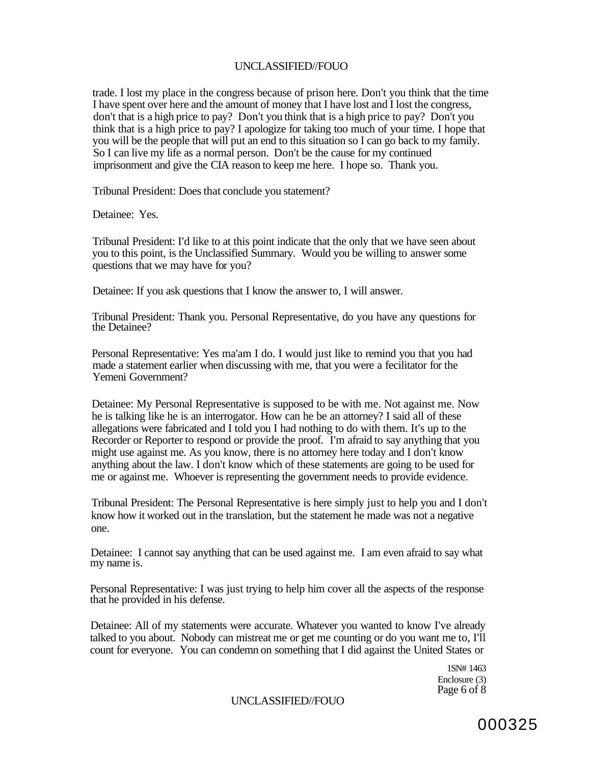trade. I lost my place in the congress because of prison here. Don't you think that the time I have spent over here and the amount of money that I have lost and I lost the congress, don't that is a high price to pay? Don't you think that is a high price to pay? Don't you think that is a high price to pay? I apologize for taking too much of your time. I hope that you will be the people that will put an end to this situation so I can go back to my family. So I can live my life as a normal person. Don't be the cause for my continued imprisonment and give the CIA reason to keep me here. I hope so. Thank you.

Tribunal President: Does that conclude you statement?

Detainee: Yes.

Tribunal President: I'd like to at this point indicate that the only that we have seen about you to this point, is the Unclassified Summary. Would you be willing to answer some questions that we may have for you?

Detainee: If you ask questions that I know the answer to, I will answer.

Tribunal President: Thank you. Personal Representative, do you have any questions for the Detainee?

Personal Representative: Yes ma'am I do. I would just like to remind you that you had made a statement earlier when discussing with me, that you were a fecilitator for the Yemeni Government?

Detainee: My Personal Representative is supposed to be with me. Not against me. Now he is talking like he is an interrogator. How can he be an attorney? I said all of these allegations were fabricated and I told you I had nothing to do with them. It's up to the Recorder or Reporter to respond or provide the proof. I'm afraid to say anything that you might use against me. As you know, there is no attorney here today and I don't know anything about the law. I don't know which of these statements are going to be used for me or against me. Whoever is representing the government needs to provide evidence.

Tribunal President: The Personal Representative is here simply just to help you and I don't know how it worked out in the translation, but the statement he made was not a negative one.

Detainee: I cannot say anything that can be used against me. I am even afraid to say what my name is.

Personal Representative: I was just trying to help him cover all the aspects of the response that he provided in his defense.

Detainee: All of my statements were accurate. Whatever you wanted to know I've already talked to you about. Nobody can mistreat me or get me counting or do you want me to, I'll count for everyone. You can condemn on something that I did against the United States or

1SN# 1463
Enclosure (3)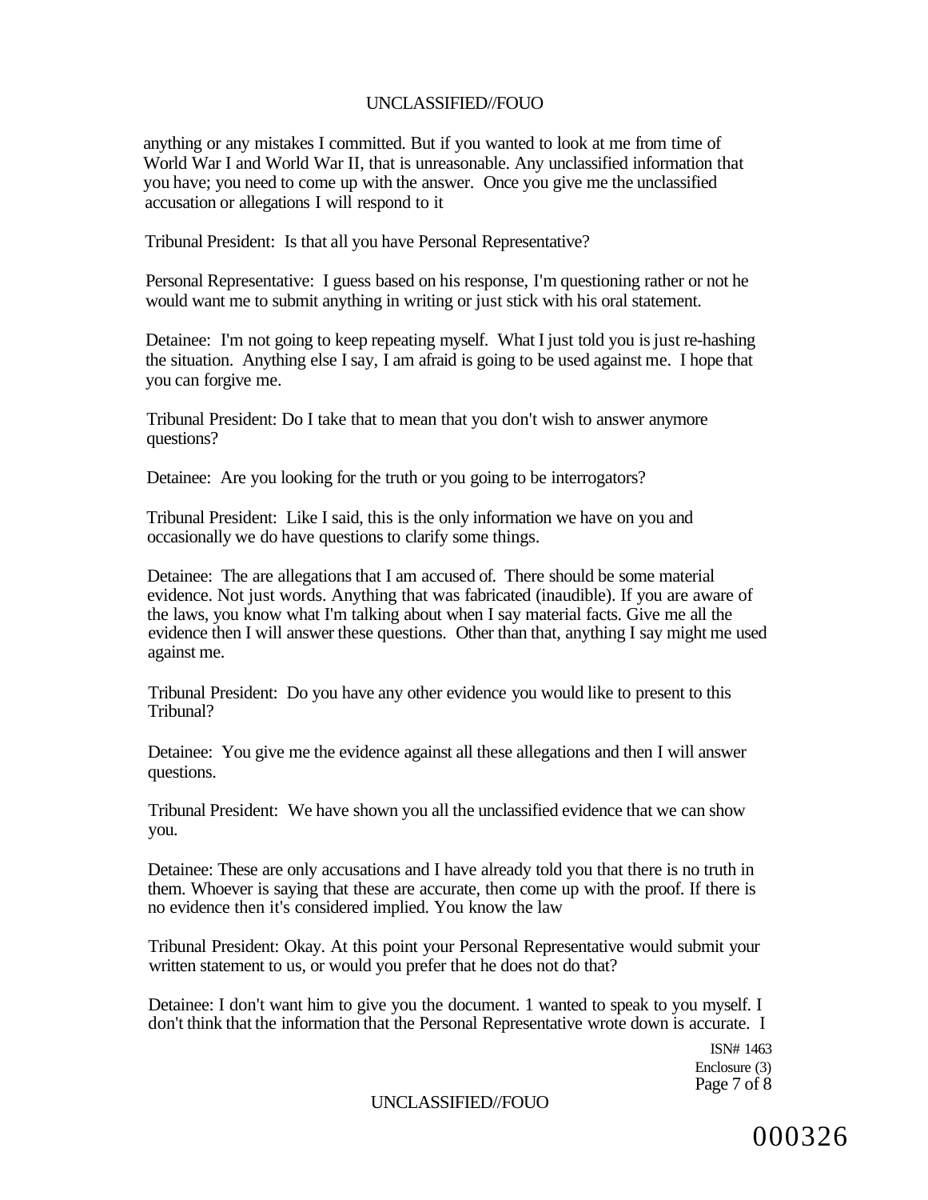anything or any mistakes I committed. But if you wanted to look at me from time of World War I and World War II, that is unreasonable. Any unclassified information that you have; you need to come up with the answer. Once you give me the unclassified accusation or allegations I will respond to it

Tribunal President: Is that all you have Personal Representative?

Personal Representative: I guess based on his response, I'm questioning rather or not he would want me to submit anything in writing or just stick with his oral statement.

Detainee: I'm not going to keep repeating myself. What I just told you is just re-hashing the situation. Anything else I say, I am afraid is going to be used against me. I hope that you can forgive me.

Tribunal President: Do I take that to mean that you don't wish to answer anymore questions?

Detainee: Are you looking for the truth or you going to be interrogators?

Tribunal President: Like I said, this is the only information we have on you and occasionally we do have questions to clarify some things.

Detainee: The are allegations that I am accused of. There should be some material evidence. Not just words. Anything that was fabricated (inaudible). If you are aware of the laws, you know what I'm talking about when I say material facts. Give me all the evidence then I will answer these questions. Other than that, anything I say might me used against me.

Tribunal President: Do you have any other evidence you would like to present to this Tribunal?

Detainee: You give me the evidence against all these allegations and then I will answer questions.

Tribunal President: We have shown you all the unclassified evidence that we can show you.

Detainee: These are only accusations and I have already told you that there is no truth in them. Whoever is saying that these are accurate, then come up with the proof. If there is no evidence then it's considered implied. You know the law

Tribunal President: Okay. At this point your Personal Representative would submit your written statement to us, or would you prefer that he does not do that?

Detainee: I don't want him to give you the document. 1 wanted to speak to you myself. I don't think that the information that the Personal Representative wrote down is accurate. I

ISN# 1463
Enclosure (3)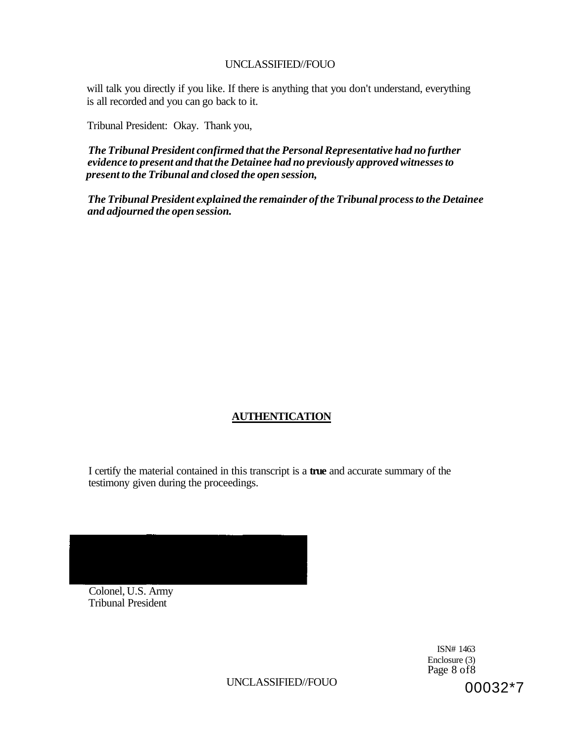will talk you directly if you like. If there is anything that you don't understand, everything is all recorded and you can go back to it.

Tribunal President: Okay. Thank you,

***The Tribunal President confirmed that the Personal Representative had no further evidence to present and that the Detainee had no previously approved witnesses to present to the Tribunal and closed the open session,***

***The Tribunal President explained the remainder of the Tribunal process to the Detainee and adjourned the open session.***

## AUTHENTICATION

I certify the material contained in this transcript is a **true** and accurate summary of the testimony given during the proceedings.

Colonel, U.S. Army
Tribunal President

ISN# 1463
Enclosure (3)

00032*7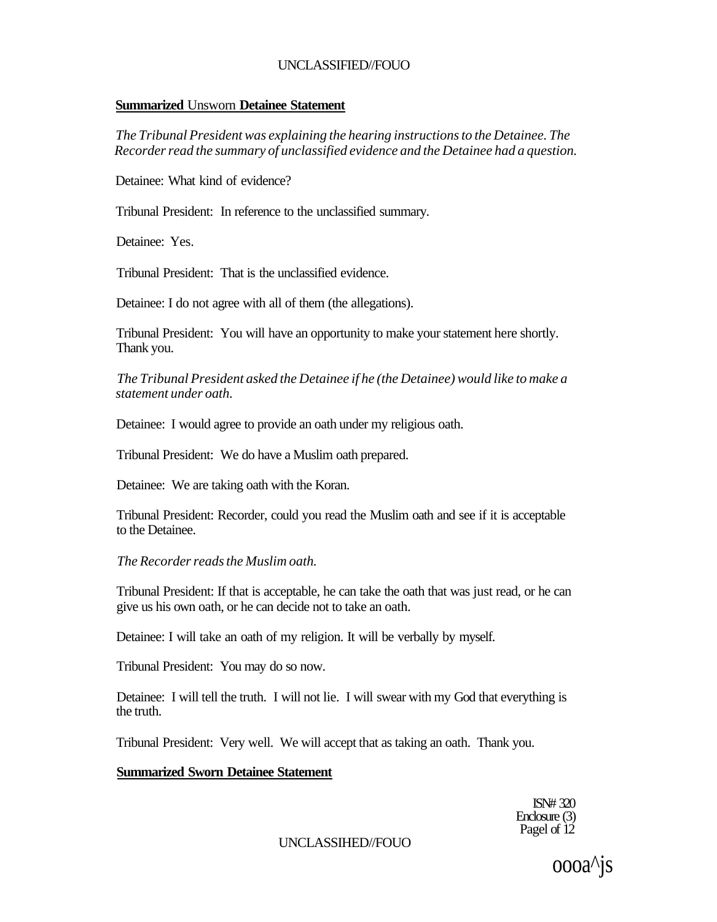**Summarized** Unsworn **Detainee Statement**

*The Tribunal President was explaining the hearing instructions to the Detainee. The Recorder read the summary of unclassified evidence and the Detainee had a question.*

Detainee: What kind of evidence?

Tribunal President: In reference to the unclassified summary.

Detainee: Yes.

Tribunal President: That is the unclassified evidence.

Detainee: I do not agree with all of them (the allegations).

Tribunal President: You will have an opportunity to make your statement here shortly. Thank you.

*The Tribunal President asked the Detainee if he (the Detainee) would like to make a statement under oath.*

Detainee: I would agree to provide an oath under my religious oath.

Tribunal President: We do have a Muslim oath prepared.

Detainee: We are taking oath with the Koran.

Tribunal President: Recorder, could you read the Muslim oath and see if it is acceptable to the Detainee.

*The Recorder reads the Muslim oath.*

Tribunal President: If that is acceptable, he can take the oath that was just read, or he can give us his own oath, or he can decide not to take an oath.

Detainee: I will take an oath of my religion. It will be verbally by myself.

Tribunal President: You may do so now.

Detainee: I will tell the truth. I will not lie. I will swear with my God that everything is the truth.

Tribunal President: Very well. We will accept that as taking an oath. Thank you.

**Summarized Sworn Detainee Statement**

ISN# 320
Enclosure (3)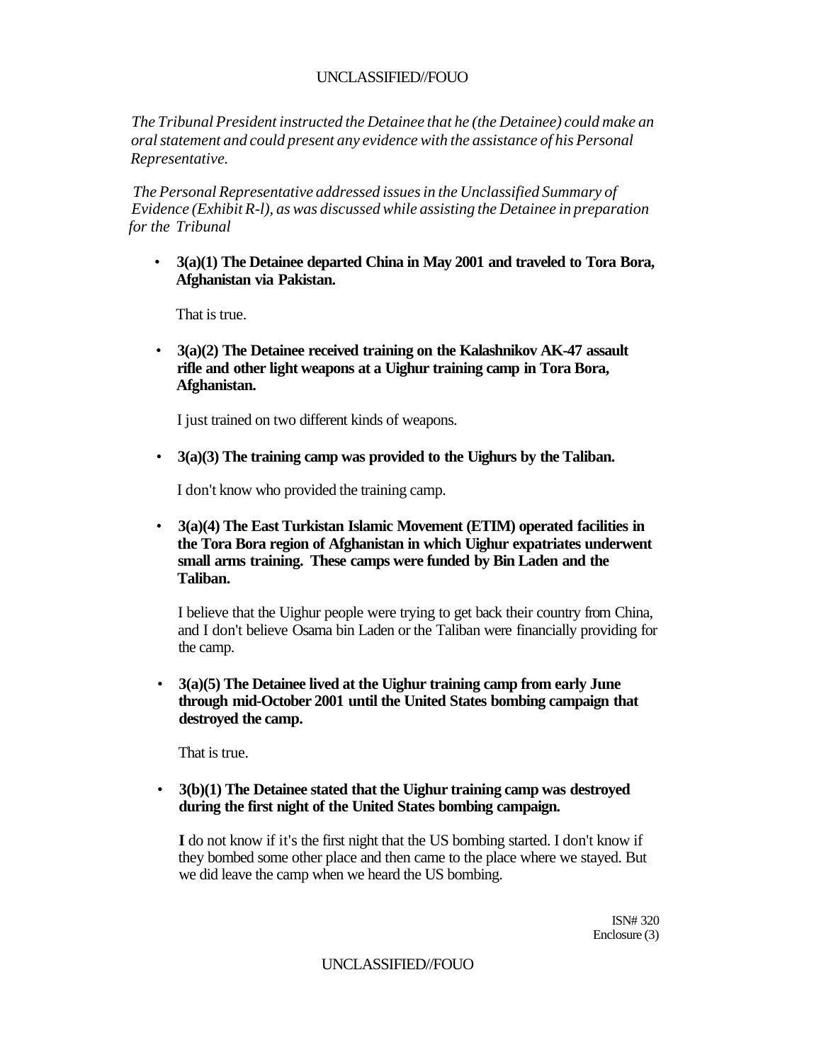*The Tribunal President instructed the Detainee that he (the Detainee) could make an oral statement and could present any evidence with the assistance of his Personal Representative.*

*The Personal Representative addressed issues in the Unclassified Summary of Evidence (Exhibit R-l), as was discussed while assisting the Detainee in preparation for the Tribunal*

- **3(a)(1) The Detainee departed China in May 2001 and traveled to Tora Bora, Afghanistan via Pakistan.**

  That is true.

- **3(a)(2) The Detainee received training on the Kalashnikov AK-47 assault rifle and other light weapons at a Uighur training camp in Tora Bora, Afghanistan.**

  I just trained on two different kinds of weapons.

- **3(a)(3) The training camp was provided to the Uighurs by the Taliban.**

  I don't know who provided the training camp.

- **3(a)(4) The East Turkistan Islamic Movement (ETIM) operated facilities in the Tora Bora region of Afghanistan in which Uighur expatriates underwent small arms training. These camps were funded by Bin Laden and the Taliban.**

  I believe that the Uighur people were trying to get back their country from China, and I don't believe Osama bin Laden or the Taliban were financially providing for the camp.

- **3(a)(5) The Detainee lived at the Uighur training camp from early June through mid-October 2001 until the United States bombing campaign that destroyed the camp.**

  That is true.

- **3(b)(1) The Detainee stated that the Uighur training camp was destroyed during the first night of the United States bombing campaign.**

  **I** do not know if it's the first night that the US bombing started. I don't know if they bombed some other place and then came to the place where we stayed. But we did leave the camp when we heard the US bombing.

ISN# 320
Enclosure (3)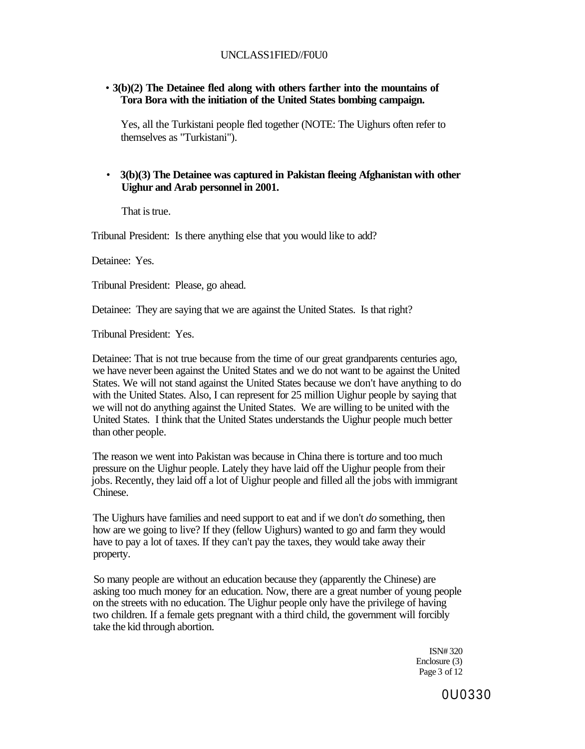- **3(b)(2) The Detainee fled along with others farther into the mountains of Tora Bora with the initiation of the United States bombing campaign.**

  Yes, all the Turkistani people fled together (NOTE: The Uighurs often refer to themselves as "Turkistani").

- **3(b)(3) The Detainee was captured in Pakistan fleeing Afghanistan with other Uighur and Arab personnel in 2001.**

  That is true.

Tribunal President: Is there anything else that you would like to add?

Detainee: Yes.

Tribunal President: Please, go ahead.

Detainee: They are saying that we are against the United States. Is that right?

Tribunal President: Yes.

Detainee: That is not true because from the time of our great grandparents centuries ago, we have never been against the United States and we do not want to be against the United States. We will not stand against the United States because we don't have anything to do with the United States. Also, I can represent for 25 million Uighur people by saying that we will not do anything against the United States. We are willing to be united with the United States. I think that the United States understands the Uighur people much better than other people.

The reason we went into Pakistan was because in China there is torture and too much pressure on the Uighur people. Lately they have laid off the Uighur people from their jobs. Recently, they laid off a lot of Uighur people and filled all the jobs with immigrant Chinese.

The Uighurs have families and need support to eat and if we don't *do* something, then how are we going to live? If they (fellow Uighurs) wanted to go and farm they would have to pay a lot of taxes. If they can't pay the taxes, they would take away their property.

So many people are without an education because they (apparently the Chinese) are asking too much money for an education. Now, there are a great number of young people on the streets with no education. The Uighur people only have the privilege of having two children. If a female gets pregnant with a third child, the government will forcibly take the kid through abortion.

ISN# 320
Enclosure (3)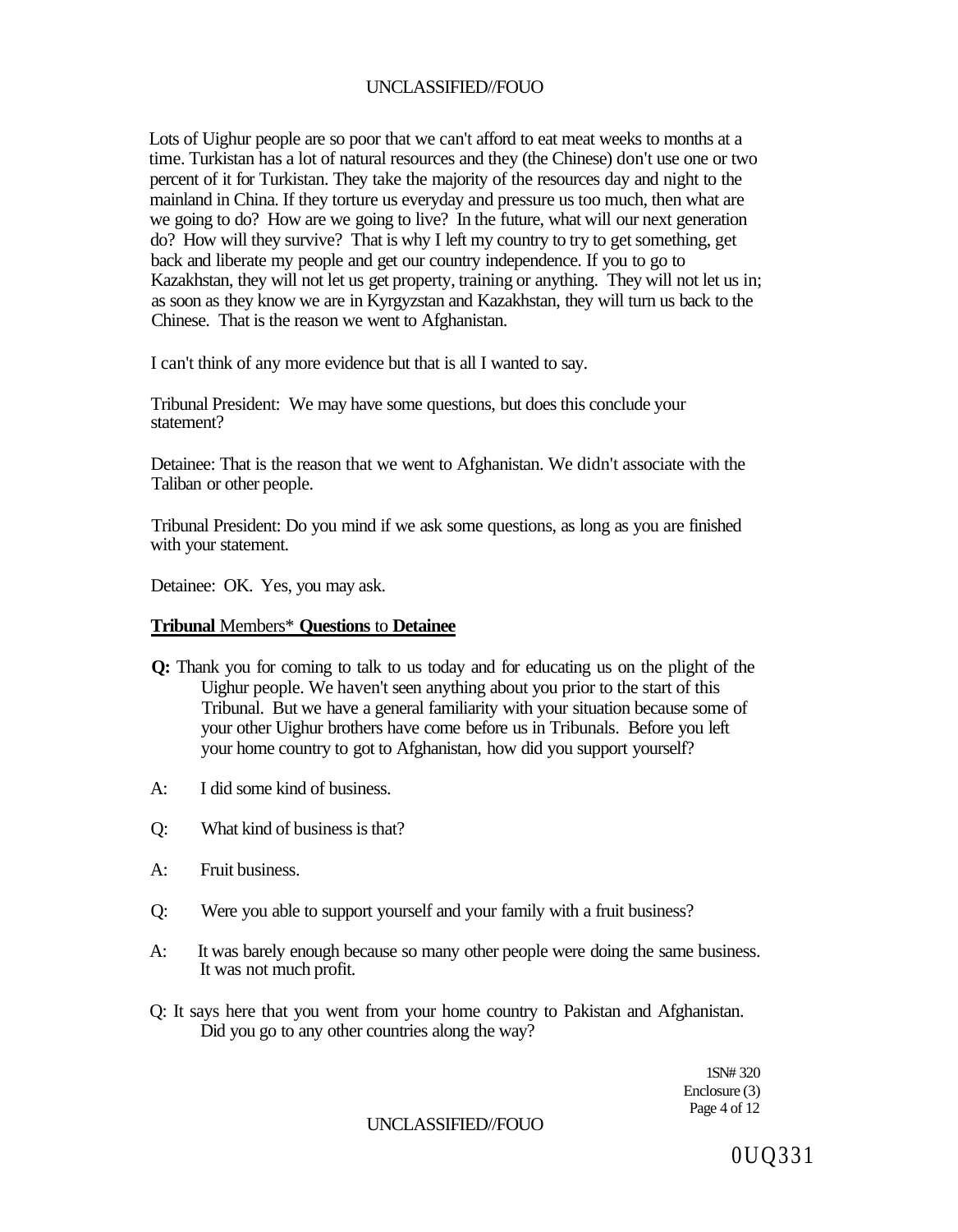Lots of Uighur people are so poor that we can't afford to eat meat weeks to months at a time. Turkistan has a lot of natural resources and they (the Chinese) don't use one or two percent of it for Turkistan. They take the majority of the resources day and night to the mainland in China. If they torture us everyday and pressure us too much, then what are we going to do? How are we going to live? In the future, what will our next generation do? How will they survive? That is why I left my country to try to get something, get back and liberate my people and get our country independence. If you to go to Kazakhstan, they will not let us get property, training or anything. They will not let us in; as soon as they know we are in Kyrgyzstan and Kazakhstan, they will turn us back to the Chinese. That is the reason we went to Afghanistan.

I can't think of any more evidence but that is all I wanted to say.

Tribunal President: We may have some questions, but does this conclude your statement?

Detainee: That is the reason that we went to Afghanistan. We didn't associate with the Taliban or other people.

Tribunal President: Do you mind if we ask some questions, as long as you are finished with your statement.

Detainee: OK. Yes, you may ask.

**Tribunal** Members* **Questions** to **Detainee**

**Q:** Thank you for coming to talk to us today and for educating us on the plight of the Uighur people. We haven't seen anything about you prior to the start of this Tribunal. But we have a general familiarity with your situation because some of your other Uighur brothers have come before us in Tribunals. Before you left your home country to got to Afghanistan, how did you support yourself?

A: I did some kind of business.

Q: What kind of business is that?

A: Fruit business.

Q: Were you able to support yourself and your family with a fruit business?

A: It was barely enough because so many other people were doing the same business. It was not much profit.

Q: It says here that you went from your home country to Pakistan and Afghanistan. Did you go to any other countries along the way?

1SN# 320
Enclosure (3)

0UQ331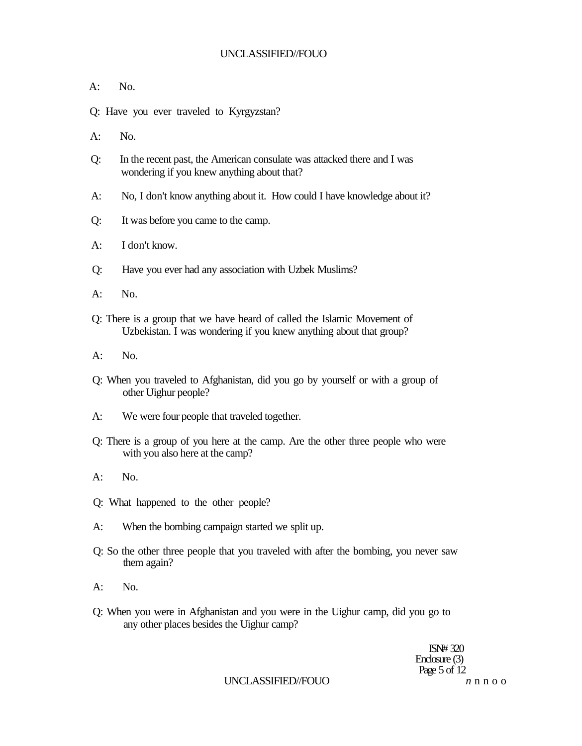A: No.

Q: Have you ever traveled to Kyrgyzstan?

A: No.

Q: In the recent past, the American consulate was attacked there and I was wondering if you knew anything about that?

A: No, I don't know anything about it. How could I have knowledge about it?

Q: It was before you came to the camp.

A: I don't know.

Q: Have you ever had any association with Uzbek Muslims?

A: No.

Q: There is a group that we have heard of called the Islamic Movement of Uzbekistan. I was wondering if you knew anything about that group?

A: No.

Q: When you traveled to Afghanistan, did you go by yourself or with a group of other Uighur people?

A: We were four people that traveled together.

Q: There is a group of you here at the camp. Are the other three people who were with you also here at the camp?

A: No.

Q: What happened to the other people?

A: When the bombing campaign started we split up.

Q: So the other three people that you traveled with after the bombing, you never saw them again?

A: No.

Q: When you were in Afghanistan and you were in the Uighur camp, did you go to any other places besides the Uighur camp?

ISN# 320
Enclosure (3)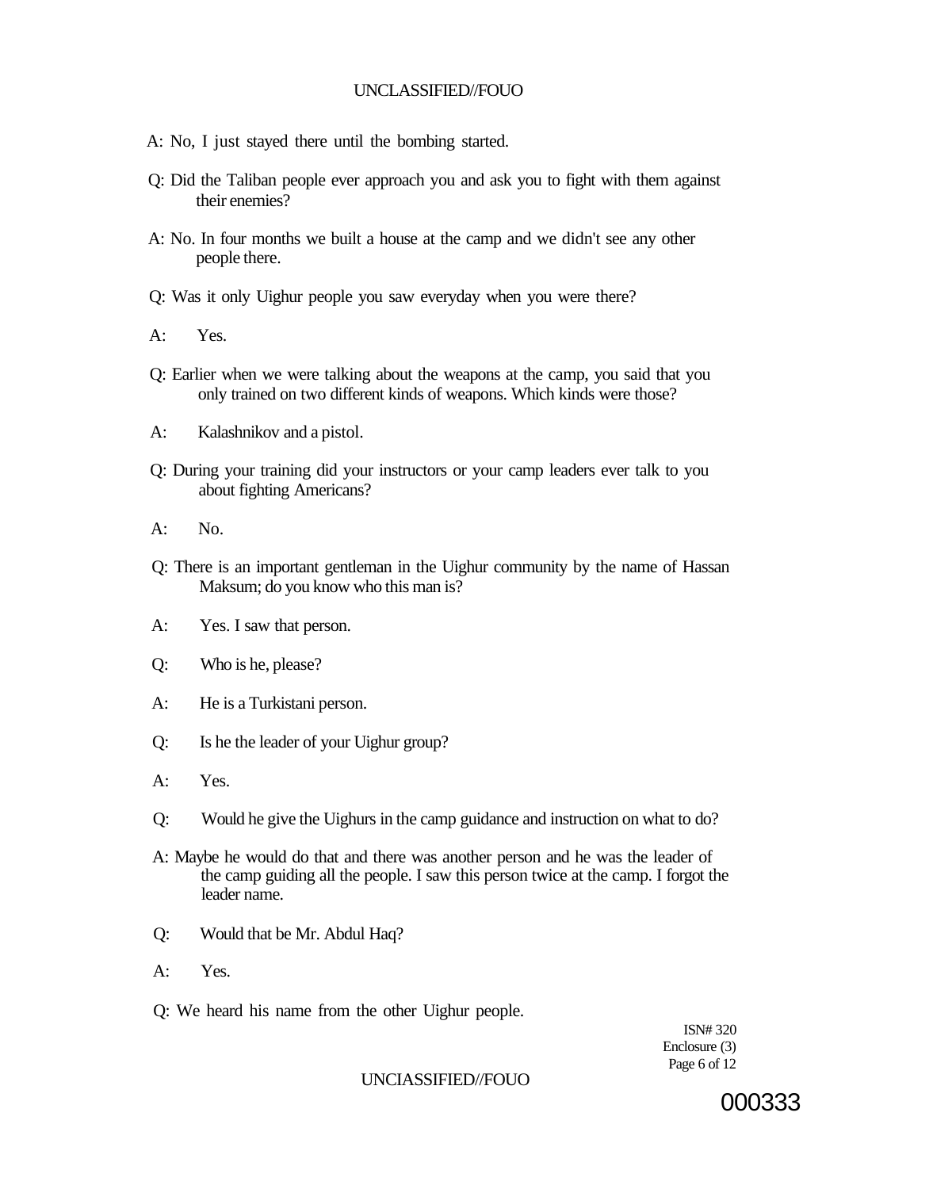A: No, I just stayed there until the bombing started.

Q: Did the Taliban people ever approach you and ask you to fight with them against their enemies?

A: No. In four months we built a house at the camp and we didn't see any other people there.

Q: Was it only Uighur people you saw everyday when you were there?

A: Yes.

Q: Earlier when we were talking about the weapons at the camp, you said that you only trained on two different kinds of weapons. Which kinds were those?

A: Kalashnikov and a pistol.

Q: During your training did your instructors or your camp leaders ever talk to you about fighting Americans?

A: No.

Q: There is an important gentleman in the Uighur community by the name of Hassan Maksum; do you know who this man is?

A: Yes. I saw that person.

Q: Who is he, please?

A: He is a Turkistani person.

Q: Is he the leader of your Uighur group?

A: Yes.

Q: Would he give the Uighurs in the camp guidance and instruction on what to do?

A: Maybe he would do that and there was another person and he was the leader of the camp guiding all the people. I saw this person twice at the camp. I forgot the leader name.

Q: Would that be Mr. Abdul Haq?

A: Yes.

Q: We heard his name from the other Uighur people.

ISN# 320
Enclosure (3)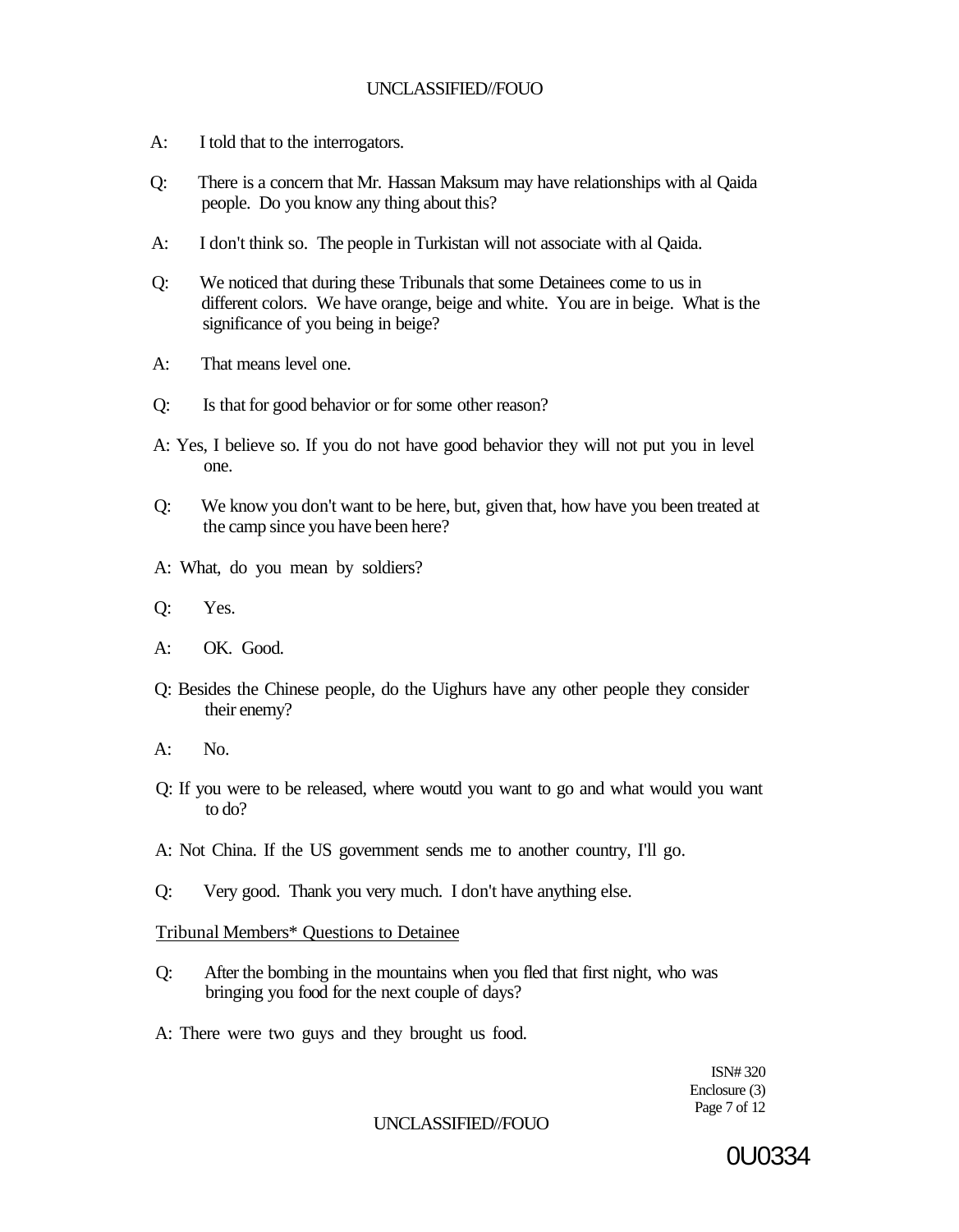A: I told that to the interrogators.

Q: There is a concern that Mr. Hassan Maksum may have relationships with al Qaida people. Do you know any thing about this?

A: I don't think so. The people in Turkistan will not associate with al Qaida.

Q: We noticed that during these Tribunals that some Detainees come to us in different colors. We have orange, beige and white. You are in beige. What is the significance of you being in beige?

A: That means level one.

Q: Is that for good behavior or for some other reason?

A: Yes, I believe so. If you do not have good behavior they will not put you in level one.

Q: We know you don't want to be here, but, given that, how have you been treated at the camp since you have been here?

A: What, do you mean by soldiers?

Q: Yes.

A: OK. Good.

Q: Besides the Chinese people, do the Uighurs have any other people they consider their enemy?

A: No.

Q: If you were to be released, where woutd you want to go and what would you want to do?

A: Not China. If the US government sends me to another country, I'll go.

Q: Very good. Thank you very much. I don't have anything else.

Tribunal Members* Questions to Detainee

Q: After the bombing in the mountains when you fled that first night, who was bringing you food for the next couple of days?

A: There were two guys and they brought us food.

ISN# 320
Enclosure (3)

0U0334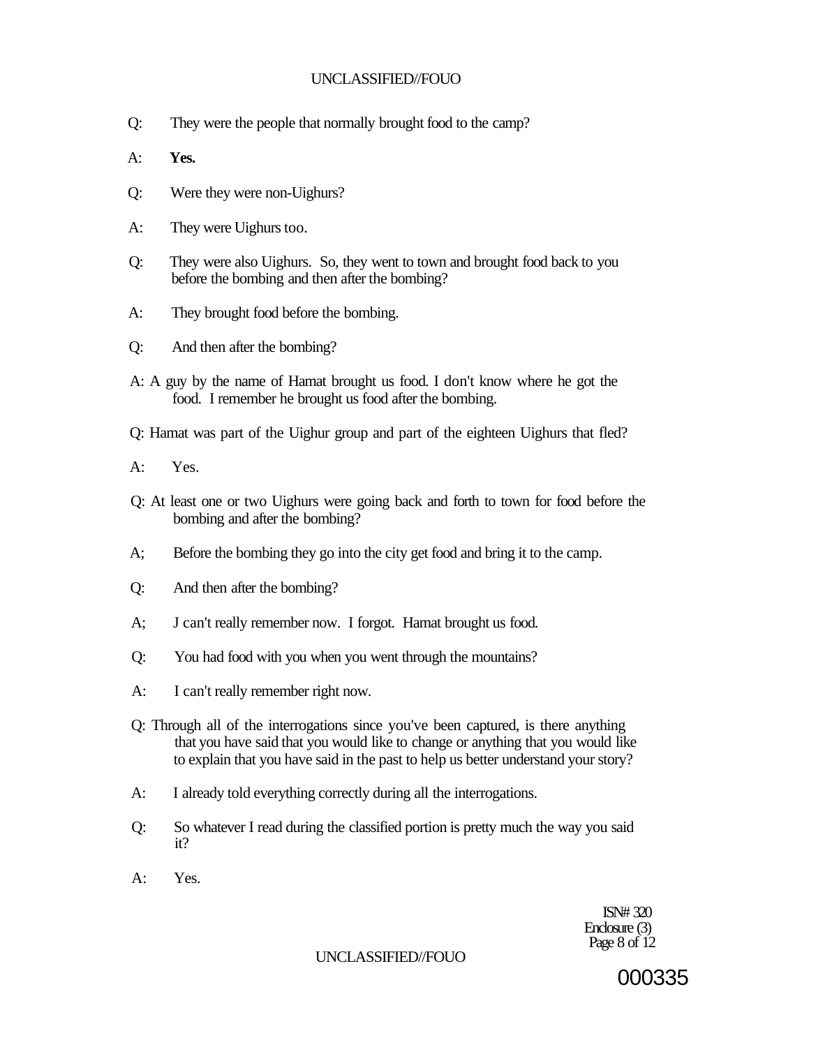Q: They were the people that normally brought food to the camp?

A: **Yes.**

Q: Were they were non-Uighurs?

A: They were Uighurs too.

Q: They were also Uighurs. So, they went to town and brought food back to you before the bombing and then after the bombing?

A: They brought food before the bombing.

Q: And then after the bombing?

A: A guy by the name of Hamat brought us food. I don't know where he got the food. I remember he brought us food after the bombing.

Q: Hamat was part of the Uighur group and part of the eighteen Uighurs that fled?

A: Yes.

Q: At least one or two Uighurs were going back and forth to town for food before the bombing and after the bombing?

A; Before the bombing they go into the city get food and bring it to the camp.

Q: And then after the bombing?

A; J can't really remember now. I forgot. Hamat brought us food.

Q: You had food with you when you went through the mountains?

A: I can't really remember right now.

Q: Through all of the interrogations since you've been captured, is there anything that you have said that you would like to change or anything that you would like to explain that you have said in the past to help us better understand your story?

A: I already told everything correctly during all the interrogations.

Q: So whatever I read during the classified portion is pretty much the way you said it?

A: Yes.

ISN# 320
Enclosure (3)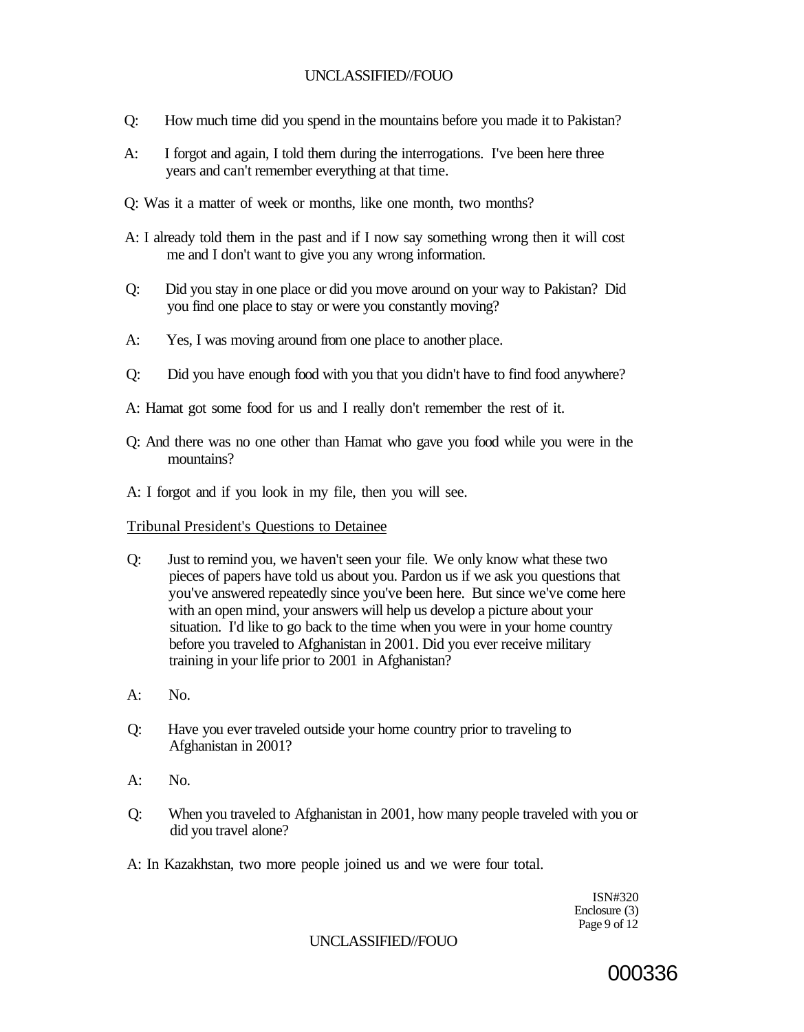Q: How much time did you spend in the mountains before you made it to Pakistan?

A: I forgot and again, I told them during the interrogations. I've been here three years and can't remember everything at that time.

Q: Was it a matter of week or months, like one month, two months?

A: I already told them in the past and if I now say something wrong then it will cost me and I don't want to give you any wrong information.

Q: Did you stay in one place or did you move around on your way to Pakistan? Did you find one place to stay or were you constantly moving?

A: Yes, I was moving around from one place to another place.

Q: Did you have enough food with you that you didn't have to find food anywhere?

A: Hamat got some food for us and I really don't remember the rest of it.

Q: And there was no one other than Hamat who gave you food while you were in the mountains?

A: I forgot and if you look in my file, then you will see.

Tribunal President's Questions to Detainee

Q: Just to remind you, we haven't seen your file. We only know what these two pieces of papers have told us about you. Pardon us if we ask you questions that you've answered repeatedly since you've been here. But since we've come here with an open mind, your answers will help us develop a picture about your situation. I'd like to go back to the time when you were in your home country before you traveled to Afghanistan in 2001. Did you ever receive military training in your life prior to 2001 in Afghanistan?

A: No.

Q: Have you ever traveled outside your home country prior to traveling to Afghanistan in 2001?

A: No.

Q: When you traveled to Afghanistan in 2001, how many people traveled with you or did you travel alone?

A: In Kazakhstan, two more people joined us and we were four total.

ISN#320
Enclosure (3)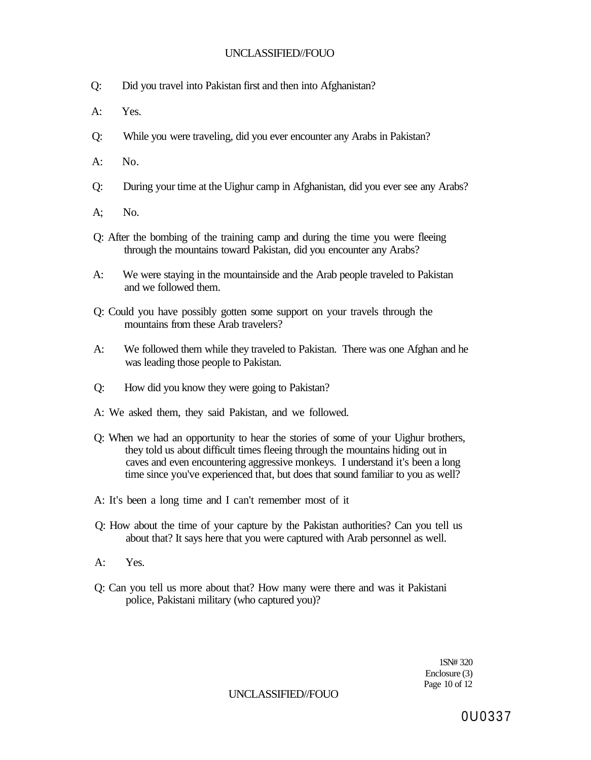Q: Did you travel into Pakistan first and then into Afghanistan?

A: Yes.

Q: While you were traveling, did you ever encounter any Arabs in Pakistan?

A: No.

Q: During your time at the Uighur camp in Afghanistan, did you ever see any Arabs?

A; No.

Q: After the bombing of the training camp and during the time you were fleeing through the mountains toward Pakistan, did you encounter any Arabs?

A: We were staying in the mountainside and the Arab people traveled to Pakistan and we followed them.

Q: Could you have possibly gotten some support on your travels through the mountains from these Arab travelers?

A: We followed them while they traveled to Pakistan. There was one Afghan and he was leading those people to Pakistan.

Q: How did you know they were going to Pakistan?

A: We asked them, they said Pakistan, and we followed.

Q: When we had an opportunity to hear the stories of some of your Uighur brothers, they told us about difficult times fleeing through the mountains hiding out in caves and even encountering aggressive monkeys. I understand it's been a long time since you've experienced that, but does that sound familiar to you as well?

A: It's been a long time and I can't remember most of it

Q: How about the time of your capture by the Pakistan authorities? Can you tell us about that? It says here that you were captured with Arab personnel as well.

A: Yes.

Q: Can you tell us more about that? How many were there and was it Pakistani police, Pakistani military (who captured you)?

1SN# 320
Enclosure (3)

0U0337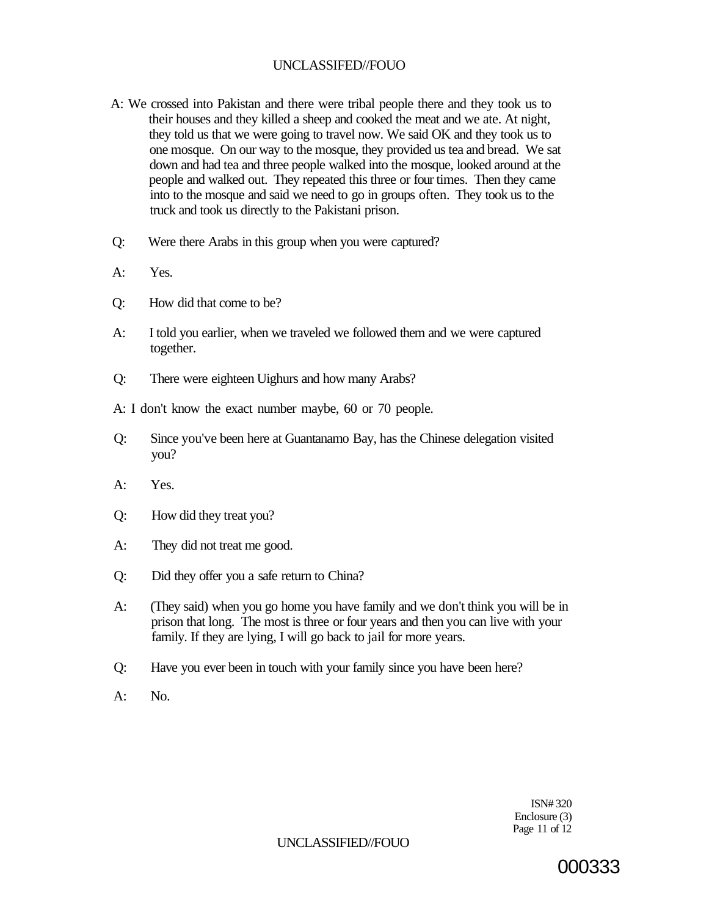A: We crossed into Pakistan and there were tribal people there and they took us to their houses and they killed a sheep and cooked the meat and we ate. At night, they told us that we were going to travel now. We said OK and they took us to one mosque. On our way to the mosque, they provided us tea and bread. We sat down and had tea and three people walked into the mosque, looked around at the people and walked out. They repeated this three or four times. Then they came into to the mosque and said we need to go in groups often. They took us to the truck and took us directly to the Pakistani prison.

Q: Were there Arabs in this group when you were captured?

A: Yes.

Q: How did that come to be?

A: I told you earlier, when we traveled we followed them and we were captured together.

Q: There were eighteen Uighurs and how many Arabs?

A: I don't know the exact number maybe, 60 or 70 people.

Q: Since you've been here at Guantanamo Bay, has the Chinese delegation visited you?

A: Yes.

Q: How did they treat you?

A: They did not treat me good.

Q: Did they offer you a safe return to China?

A: (They said) when you go home you have family and we don't think you will be in prison that long. The most is three or four years and then you can live with your family. If they are lying, I will go back to jail for more years.

Q: Have you ever been in touch with your family since you have been here?

A: No.

ISN# 320
Enclosure (3)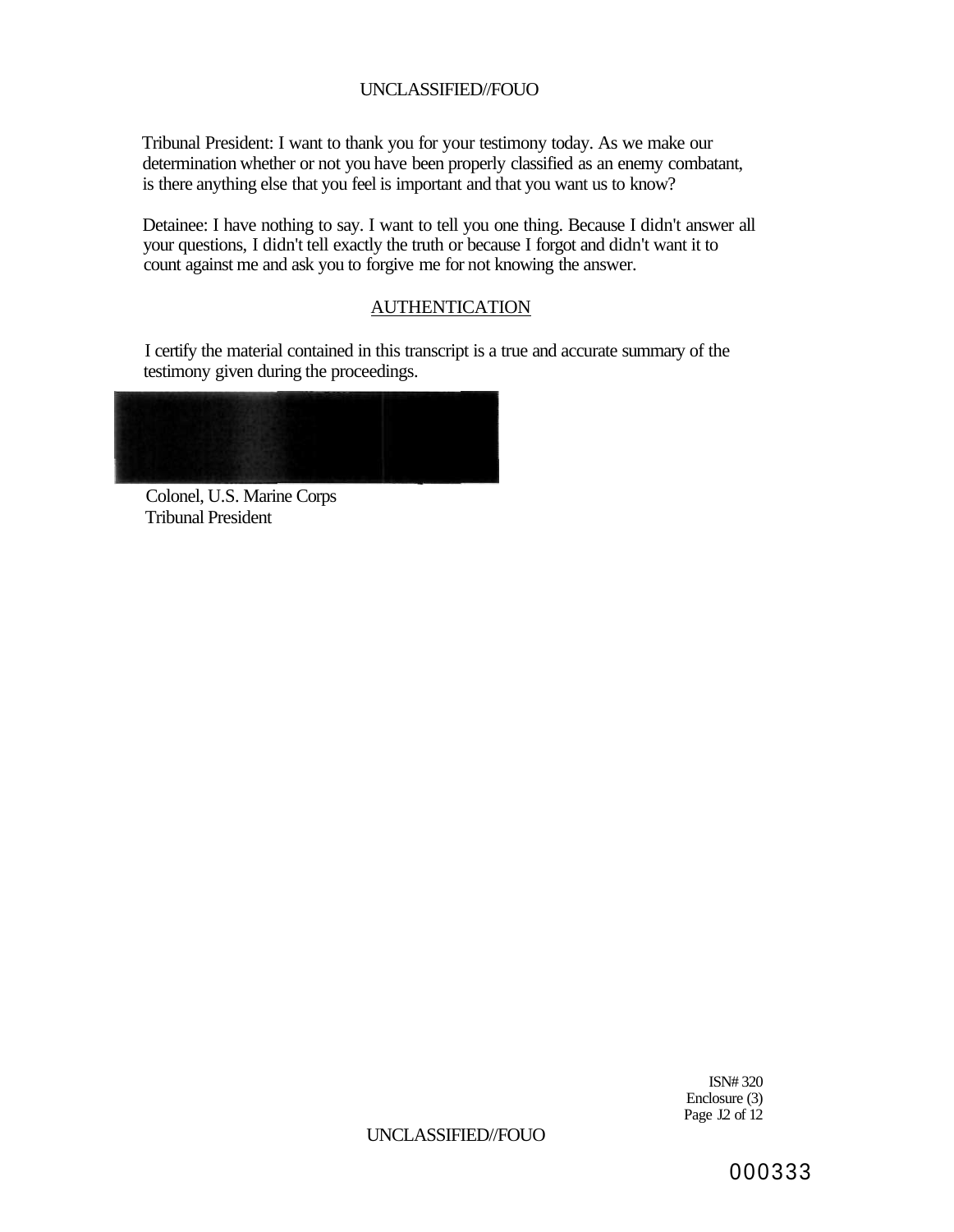Tribunal President: I want to thank you for your testimony today. As we make our determination whether or not you have been properly classified as an enemy combatant, is there anything else that you feel is important and that you want us to know?

Detainee: I have nothing to say. I want to tell you one thing. Because I didn't answer all your questions, I didn't tell exactly the truth or because I forgot and didn't want it to count against me and ask you to forgive me for not knowing the answer.

## AUTHENTICATION

I certify the material contained in this transcript is a true and accurate summary of the testimony given during the proceedings.

Colonel, U.S. Marine Corps
Tribunal President

ISN# 320
Enclosure (3)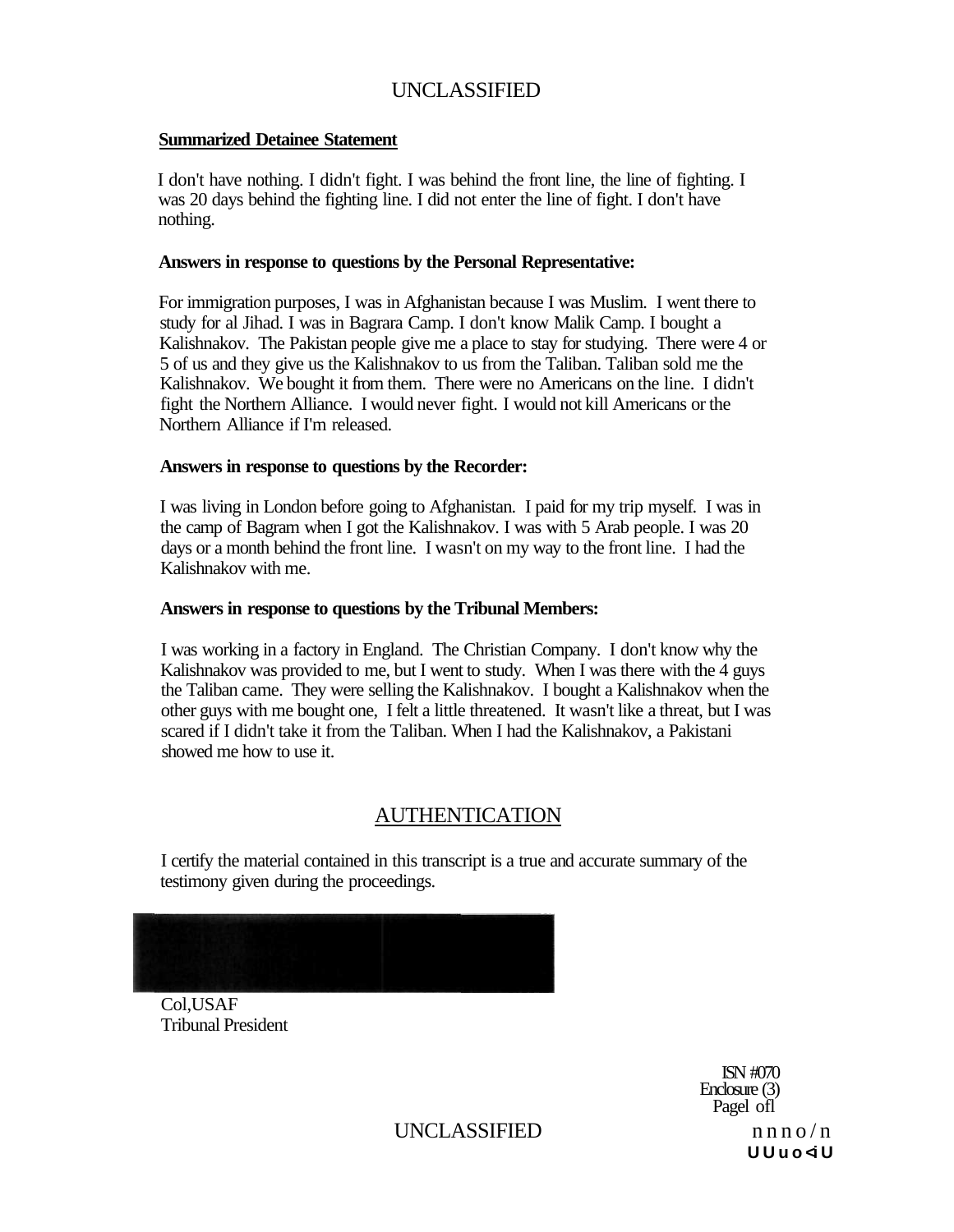**Summarized Detainee Statement**

I don't have nothing. I didn't fight. I was behind the front line, the line of fighting. I was 20 days behind the fighting line. I did not enter the line of fight. I don't have nothing.

**Answers in response to questions by the Personal Representative:**

For immigration purposes, I was in Afghanistan because I was Muslim. I went there to study for al Jihad. I was in Bagrara Camp. I don't know Malik Camp. I bought a Kalishnakov. The Pakistan people give me a place to stay for studying. There were 4 or 5 of us and they give us the Kalishnakov to us from the Taliban. Taliban sold me the Kalishnakov. We bought it from them. There were no Americans on the line. I didn't fight the Northern Alliance. I would never fight. I would not kill Americans or the Northern Alliance if I'm released.

**Answers in response to questions by the Recorder:**

I was living in London before going to Afghanistan. I paid for my trip myself. I was in the camp of Bagram when I got the Kalishnakov. I was with 5 Arab people. I was 20 days or a month behind the front line. I wasn't on my way to the front line. I had the Kalishnakov with me.

**Answers in response to questions by the Tribunal Members:**

I was working in a factory in England. The Christian Company. I don't know why the Kalishnakov was provided to me, but I went to study. When I was there with the 4 guys the Taliban came. They were selling the Kalishnakov. I bought a Kalishnakov when the other guys with me bought one, I felt a little threatened. It wasn't like a threat, but I was scared if I didn't take it from the Taliban. When I had the Kalishnakov, a Pakistani showed me how to use it.

## AUTHENTICATION

I certify the material contained in this transcript is a true and accurate summary of the testimony given during the proceedings.

Col,USAF
Tribunal President

ISN #070
Enclosure (3)
Pagel ofl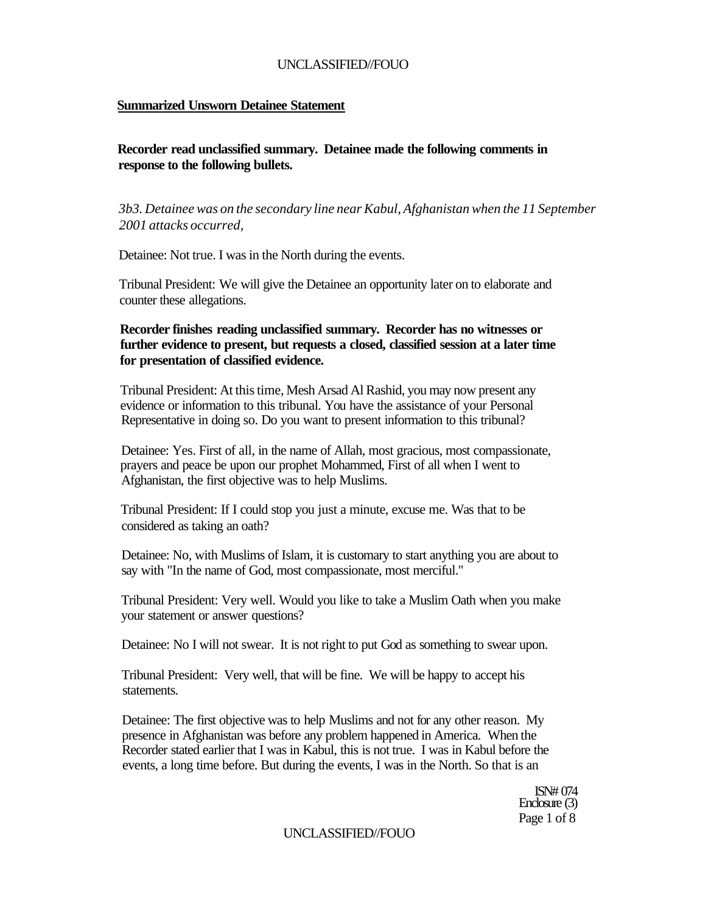**Summarized Unsworn Detainee Statement**

**Recorder read unclassified summary. Detainee made the following comments in response to the following bullets.**

*3b3. Detainee was on the secondary line near Kabul, Afghanistan when the 11 September 2001 attacks occurred,*

Detainee: Not true. I was in the North during the events.

Tribunal President: We will give the Detainee an opportunity later on to elaborate and counter these allegations.

**Recorder finishes reading unclassified summary. Recorder has no witnesses or further evidence to present, but requests a closed, classified session at a later time for presentation of classified evidence.**

Tribunal President: At this time, Mesh Arsad Al Rashid, you may now present any evidence or information to this tribunal. You have the assistance of your Personal Representative in doing so. Do you want to present information to this tribunal?

Detainee: Yes. First of all, in the name of Allah, most gracious, most compassionate, prayers and peace be upon our prophet Mohammed, First of all when I went to Afghanistan, the first objective was to help Muslims.

Tribunal President: If I could stop you just a minute, excuse me. Was that to be considered as taking an oath?

Detainee: No, with Muslims of Islam, it is customary to start anything you are about to say with "In the name of God, most compassionate, most merciful."

Tribunal President: Very well. Would you like to take a Muslim Oath when you make your statement or answer questions?

Detainee: No I will not swear. It is not right to put God as something to swear upon.

Tribunal President: Very well, that will be fine. We will be happy to accept his statements.

Detainee: The first objective was to help Muslims and not for any other reason. My presence in Afghanistan was before any problem happened in America. When the Recorder stated earlier that I was in Kabul, this is not true. I was in Kabul before the events, a long time before. But during the events, I was in the North. So that is an

ISN# 074
Enclosure (3)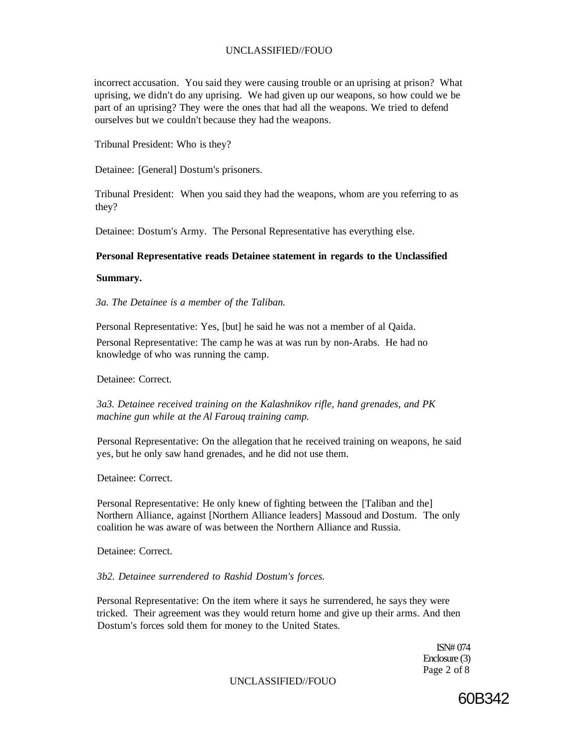incorrect accusation. You said they were causing trouble or an uprising at prison? What uprising, we didn't do any uprising. We had given up our weapons, so how could we be part of an uprising? They were the ones that had all the weapons. We tried to defend ourselves but we couldn't because they had the weapons.

Tribunal President: Who is they?

Detainee: [General] Dostum's prisoners.

Tribunal President: When you said they had the weapons, whom are you referring to as they?

Detainee: Dostum's Army. The Personal Representative has everything else.

**Personal Representative reads Detainee statement in regards to the Unclassified Summary.**

*3a. The Detainee is a member of the Taliban.*

Personal Representative: Yes, [but] he said he was not a member of al Qaida.

Personal Representative: The camp he was at was run by non-Arabs. He had no knowledge of who was running the camp.

Detainee: Correct.

*3a3. Detainee received training on the Kalashnikov rifle, hand grenades, and PK machine gun while at the Al Farouq training camp.*

Personal Representative: On the allegation that he received training on weapons, he said yes, but he only saw hand grenades, and he did not use them.

Detainee: Correct.

Personal Representative: He only knew of fighting between the [Taliban and the] Northern Alliance, against [Northern Alliance leaders] Massoud and Dostum. The only coalition he was aware of was between the Northern Alliance and Russia.

Detainee: Correct.

*3b2. Detainee surrendered to Rashid Dostum's forces.*

Personal Representative: On the item where it says he surrendered, he says they were tricked. Their agreement was they would return home and give up their arms. And then Dostum's forces sold them for money to the United States.

ISN# 074
Enclosure (3)

60B342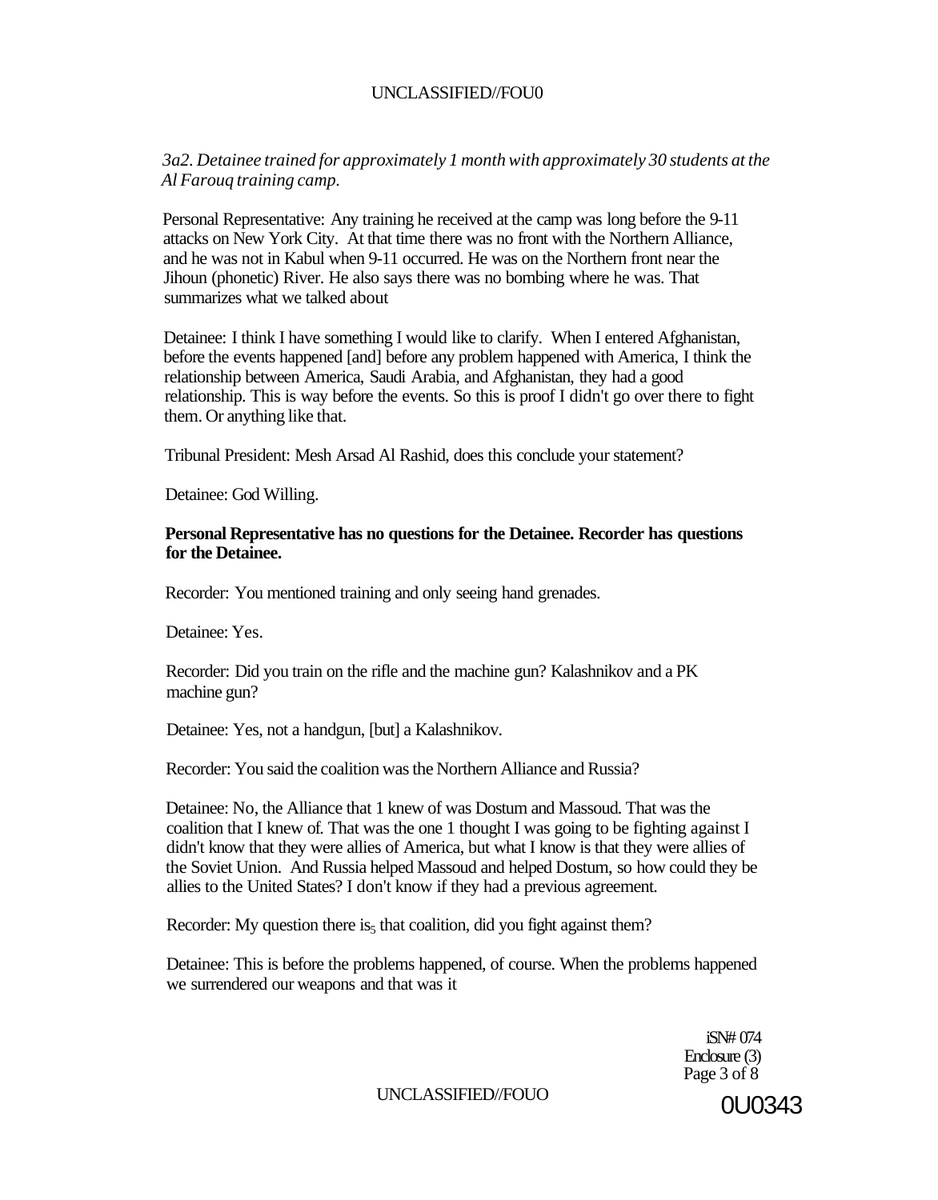*3a2. Detainee trained for approximately 1 month with approximately 30 students at the Al Farouq training camp.*

Personal Representative: Any training he received at the camp was long before the 9-11 attacks on New York City. At that time there was no front with the Northern Alliance, and he was not in Kabul when 9-11 occurred. He was on the Northern front near the Jihoun (phonetic) River. He also says there was no bombing where he was. That summarizes what we talked about

Detainee: I think I have something I would like to clarify. When I entered Afghanistan, before the events happened [and] before any problem happened with America, I think the relationship between America, Saudi Arabia, and Afghanistan, they had a good relationship. This is way before the events. So this is proof I didn't go over there to fight them. Or anything like that.

Tribunal President: Mesh Arsad Al Rashid, does this conclude your statement?

Detainee: God Willing.

**Personal Representative has no questions for the Detainee. Recorder has questions for the Detainee.**

Recorder: You mentioned training and only seeing hand grenades.

Detainee: Yes.

Recorder: Did you train on the rifle and the machine gun? Kalashnikov and a PK machine gun?

Detainee: Yes, not a handgun, [but] a Kalashnikov.

Recorder: You said the coalition was the Northern Alliance and Russia?

Detainee: No, the Alliance that 1 knew of was Dostum and Massoud. That was the coalition that I knew of. That was the one 1 thought I was going to be fighting against I didn't know that they were allies of America, but what I know is that they were allies of the Soviet Union. And Russia helped Massoud and helped Dostum, so how could they be allies to the United States? I don't know if they had a previous agreement.

Recorder: My question there is, that coalition, did you fight against them?

Detainee: This is before the problems happened, of course. When the problems happened we surrendered our weapons and that was it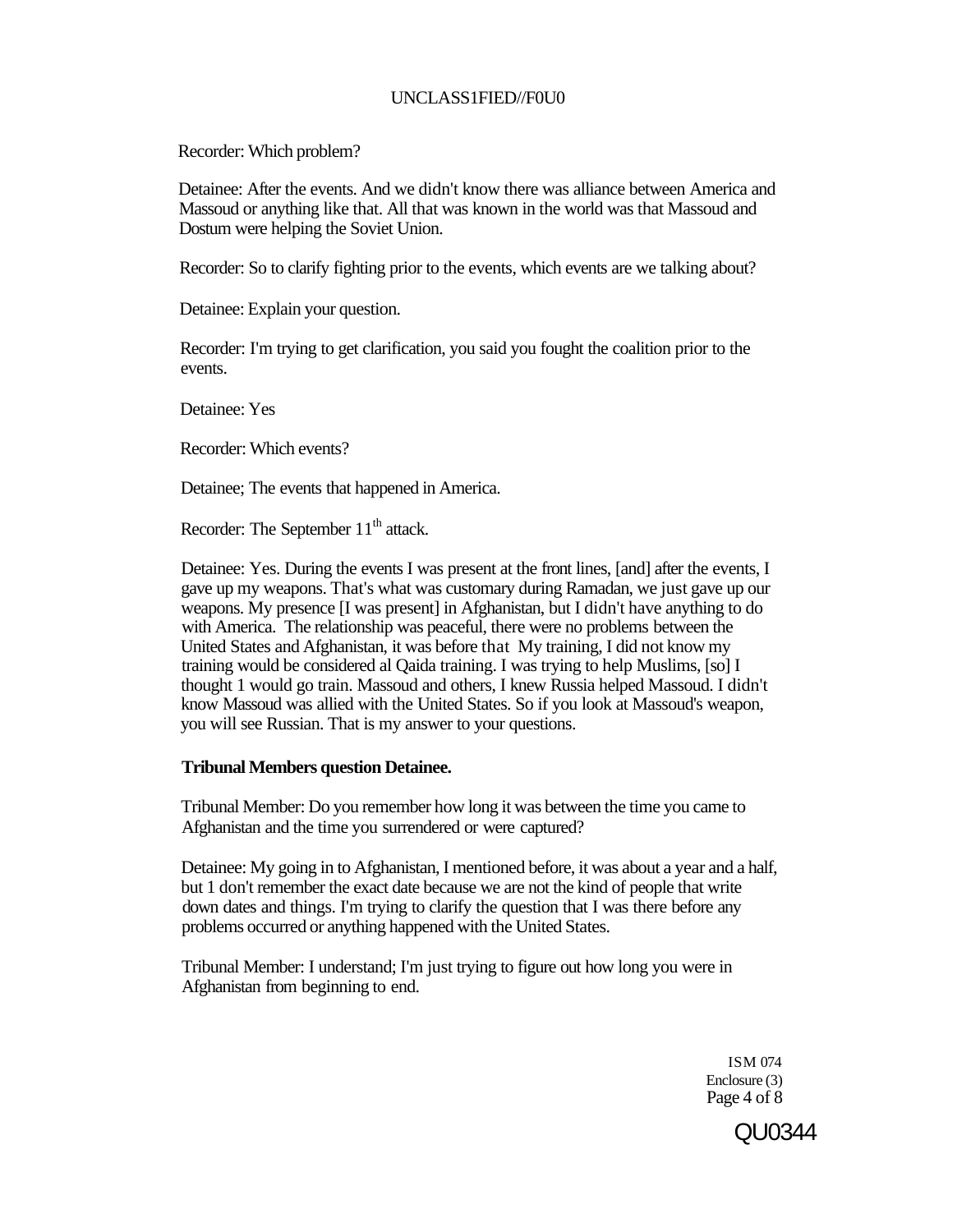Recorder: Which problem?

Detainee: After the events. And we didn't know there was alliance between America and Massoud or anything like that. All that was known in the world was that Massoud and Dostum were helping the Soviet Union.

Recorder: So to clarify fighting prior to the events, which events are we talking about?

Detainee: Explain your question.

Recorder: I'm trying to get clarification, you said you fought the coalition prior to the events.

Detainee: Yes

Recorder: Which events?

Detainee; The events that happened in America.

Recorder: The September 11$^{th}$ attack.

Detainee: Yes. During the events I was present at the front lines, [and] after the events, I gave up my weapons. That's what was customary during Ramadan, we just gave up our weapons. My presence [I was present] in Afghanistan, but I didn't have anything to do with America. The relationship was peaceful, there were no problems between the United States and Afghanistan, it was before that My training, I did not know my training would be considered al Qaida training. I was trying to help Muslims, [so] I thought 1 would go train. Massoud and others, I knew Russia helped Massoud. I didn't know Massoud was allied with the United States. So if you look at Massoud's weapon, you will see Russian. That is my answer to your questions.

**Tribunal Members question Detainee.**

Tribunal Member: Do you remember how long it was between the time you came to Afghanistan and the time you surrendered or were captured?

Detainee: My going in to Afghanistan, I mentioned before, it was about a year and a half, but 1 don't remember the exact date because we are not the kind of people that write down dates and things. I'm trying to clarify the question that I was there before any problems occurred or anything happened with the United States.

Tribunal Member: I understand; I'm just trying to figure out how long you were in Afghanistan from beginning to end.

ISM 074
Enclosure (3)

QU0344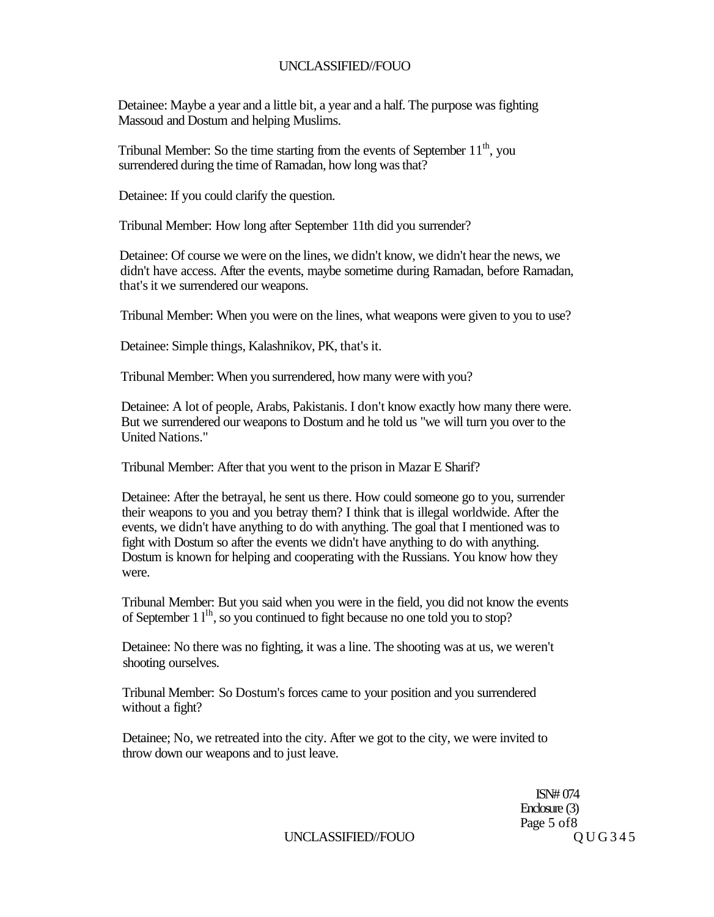Detainee: Maybe a year and a little bit, a year and a half. The purpose was fighting Massoud and Dostum and helping Muslims.

Tribunal Member: So the time starting from the events of September 11th, you surrendered during the time of Ramadan, how long was that?

Detainee: If you could clarify the question.

Tribunal Member: How long after September 11th did you surrender?

Detainee: Of course we were on the lines, we didn't know, we didn't hear the news, we didn't have access. After the events, maybe sometime during Ramadan, before Ramadan, that's it we surrendered our weapons.

Tribunal Member: When you were on the lines, what weapons were given to you to use?

Detainee: Simple things, Kalashnikov, PK, that's it.

Tribunal Member: When you surrendered, how many were with you?

Detainee: A lot of people, Arabs, Pakistanis. I don't know exactly how many there were. But we surrendered our weapons to Dostum and he told us "we will turn you over to the United Nations."

Tribunal Member: After that you went to the prison in Mazar E Sharif?

Detainee: After the betrayal, he sent us there. How could someone go to you, surrender their weapons to you and you betray them? I think that is illegal worldwide. After the events, we didn't have anything to do with anything. The goal that I mentioned was to fight with Dostum so after the events we didn't have anything to do with anything. Dostum is known for helping and cooperating with the Russians. You know how they were.

Tribunal Member: But you said when you were in the field, you did not know the events of September 11th, so you continued to fight because no one told you to stop?

Detainee: No there was no fighting, it was a line. The shooting was at us, we weren't shooting ourselves.

Tribunal Member: So Dostum's forces came to your position and you surrendered without a fight?

Detainee; No, we retreated into the city. After we got to the city, we were invited to throw down our weapons and to just leave.

ISN# 074
Enclosure (3)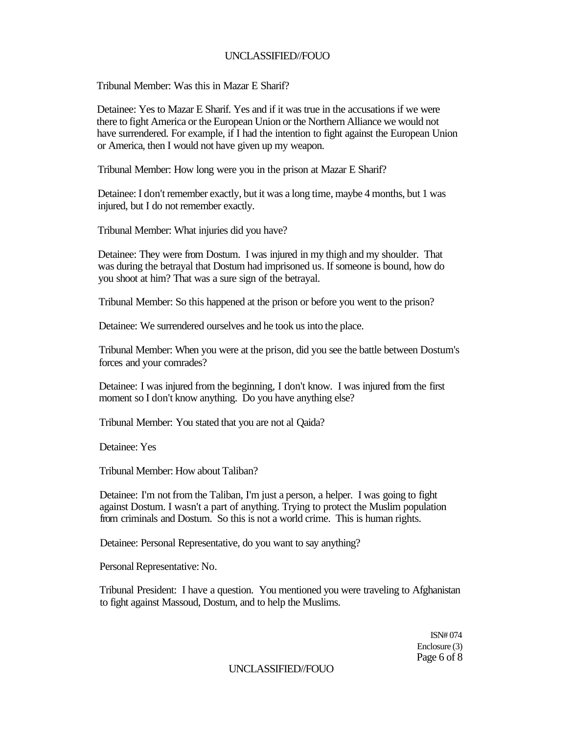Tribunal Member: Was this in Mazar E Sharif?

Detainee: Yes to Mazar E Sharif. Yes and if it was true in the accusations if we were there to fight America or the European Union or the Northern Alliance we would not have surrendered. For example, if I had the intention to fight against the European Union or America, then I would not have given up my weapon.

Tribunal Member: How long were you in the prison at Mazar E Sharif?

Detainee: I don't remember exactly, but it was a long time, maybe 4 months, but 1 was injured, but I do not remember exactly.

Tribunal Member: What injuries did you have?

Detainee: They were from Dostum. I was injured in my thigh and my shoulder. That was during the betrayal that Dostum had imprisoned us. If someone is bound, how do you shoot at him? That was a sure sign of the betrayal.

Tribunal Member: So this happened at the prison or before you went to the prison?

Detainee: We surrendered ourselves and he took us into the place.

Tribunal Member: When you were at the prison, did you see the battle between Dostum's forces and your comrades?

Detainee: I was injured from the beginning, I don't know. I was injured from the first moment so I don't know anything. Do you have anything else?

Tribunal Member: You stated that you are not al Qaida?

Detainee: Yes

Tribunal Member: How about Taliban?

Detainee: I'm not from the Taliban, I'm just a person, a helper. I was going to fight against Dostum. I wasn't a part of anything. Trying to protect the Muslim population from criminals and Dostum. So this is not a world crime. This is human rights.

Detainee: Personal Representative, do you want to say anything?

Personal Representative: No.

Tribunal President: I have a question. You mentioned you were traveling to Afghanistan to fight against Massoud, Dostum, and to help the Muslims.

ISN# 074
Enclosure (3)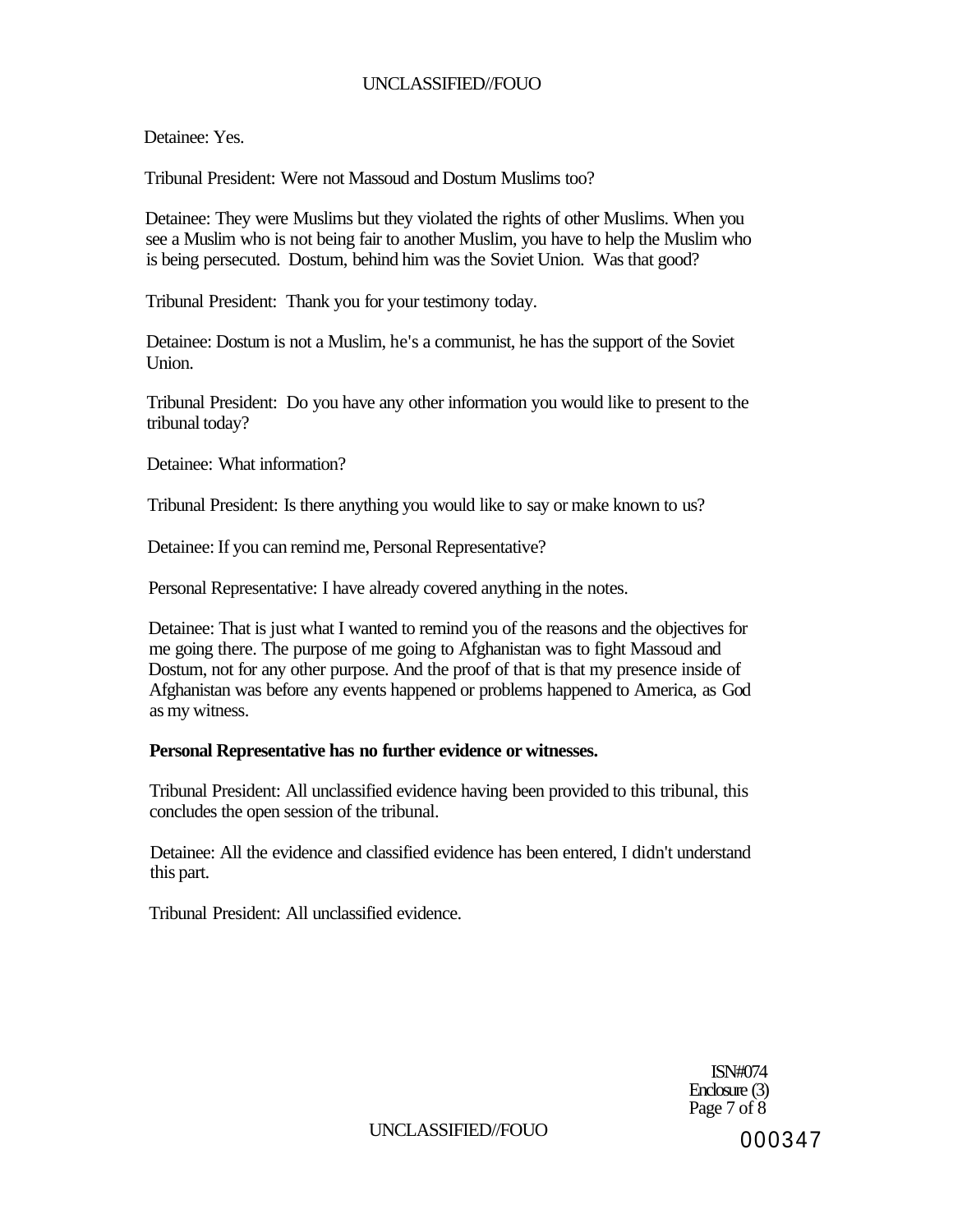Detainee: Yes.

Tribunal President: Were not Massoud and Dostum Muslims too?

Detainee: They were Muslims but they violated the rights of other Muslims. When you see a Muslim who is not being fair to another Muslim, you have to help the Muslim who is being persecuted. Dostum, behind him was the Soviet Union. Was that good?

Tribunal President: Thank you for your testimony today.

Detainee: Dostum is not a Muslim, he's a communist, he has the support of the Soviet Union.

Tribunal President: Do you have any other information you would like to present to the tribunal today?

Detainee: What information?

Tribunal President: Is there anything you would like to say or make known to us?

Detainee: If you can remind me, Personal Representative?

Personal Representative: I have already covered anything in the notes.

Detainee: That is just what I wanted to remind you of the reasons and the objectives for me going there. The purpose of me going to Afghanistan was to fight Massoud and Dostum, not for any other purpose. And the proof of that is that my presence inside of Afghanistan was before any events happened or problems happened to America, as God as my witness.

**Personal Representative has no further evidence or witnesses.**

Tribunal President: All unclassified evidence having been provided to this tribunal, this concludes the open session of the tribunal.

Detainee: All the evidence and classified evidence has been entered, I didn't understand this part.

Tribunal President: All unclassified evidence.

ISN#074
Enclosure (3)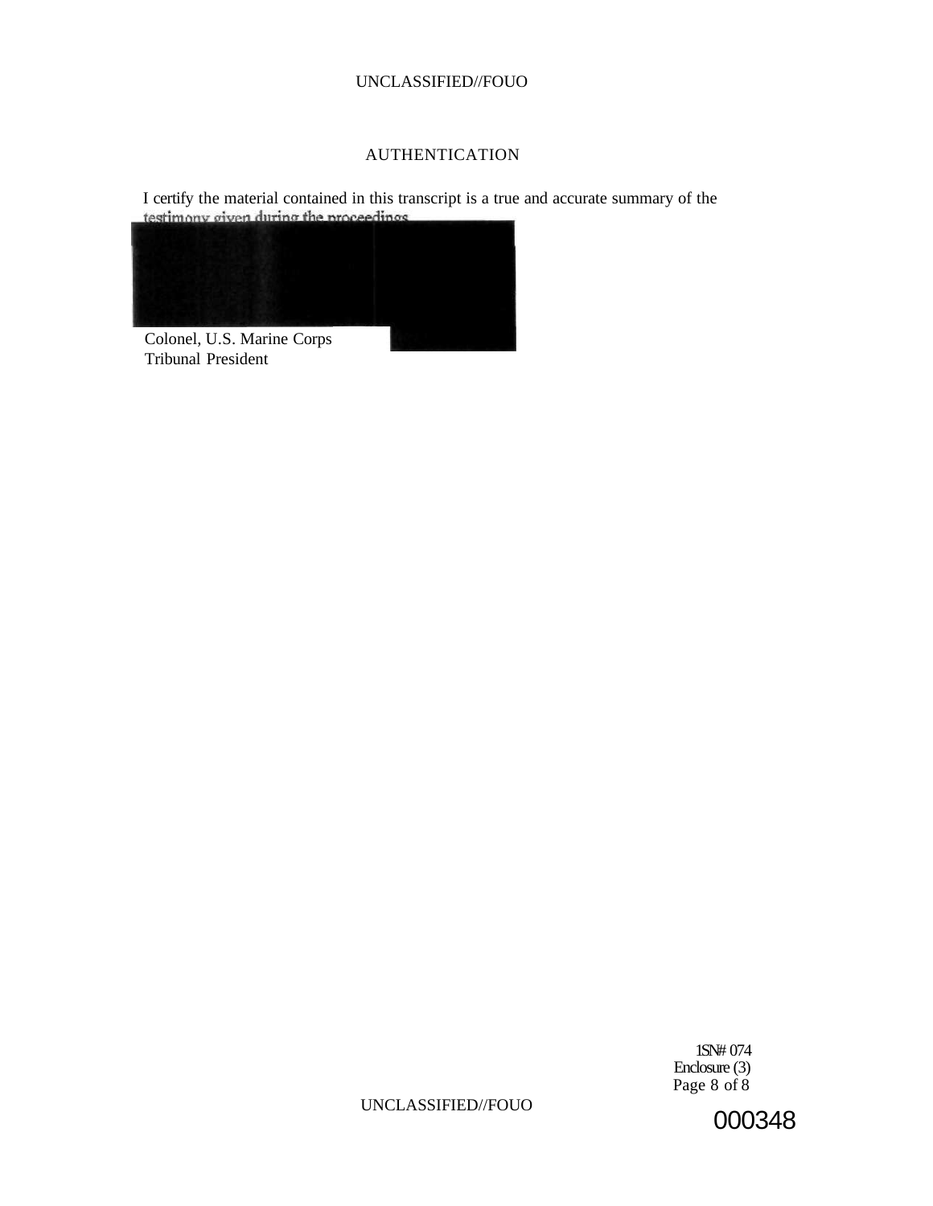## AUTHENTICATION

I certify the material contained in this transcript is a true and accurate summary of the testimony given during the proceedings.

Colonel, U.S. Marine Corps
Tribunal President

1SN# 074
Enclosure (3)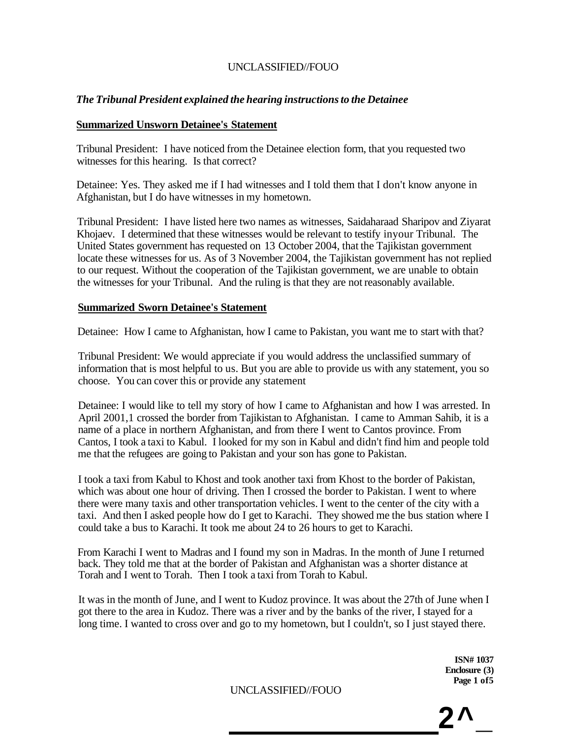*The Tribunal President explained the hearing instructions to the Detainee*

**Summarized Unsworn Detainee's Statement**

Tribunal President: I have noticed from the Detainee election form, that you requested two witnesses for this hearing. Is that correct?

Detainee: Yes. They asked me if I had witnesses and I told them that I don't know anyone in Afghanistan, but I do have witnesses in my hometown.

Tribunal President: I have listed here two names as witnesses, Saidaharaad Sharipov and Ziyarat Khojaev. I determined that these witnesses would be relevant to testify inyour Tribunal. The United States government has requested on 13 October 2004, that the Tajikistan government locate these witnesses for us. As of 3 November 2004, the Tajikistan government has not replied to our request. Without the cooperation of the Tajikistan government, we are unable to obtain the witnesses for your Tribunal. And the ruling is that they are not reasonably available.

**Summarized Sworn Detainee's Statement**

Detainee: How I came to Afghanistan, how I came to Pakistan, you want me to start with that?

Tribunal President: We would appreciate if you would address the unclassified summary of information that is most helpful to us. But you are able to provide us with any statement, you so choose. You can cover this or provide any statement

Detainee: I would like to tell my story of how I came to Afghanistan and how I was arrested. In April 2001,1 crossed the border from Tajikistan to Afghanistan. I came to Amman Sahib, it is a name of a place in northern Afghanistan, and from there I went to Cantos province. From Cantos, I took a taxi to Kabul. I looked for my son in Kabul and didn't find him and people told me that the refugees are going to Pakistan and your son has gone to Pakistan.

I took a taxi from Kabul to Khost and took another taxi from Khost to the border of Pakistan, which was about one hour of driving. Then I crossed the border to Pakistan. I went to where there were many taxis and other transportation vehicles. I went to the center of the city with a taxi. And then I asked people how do I get to Karachi. They showed me the bus station where I could take a bus to Karachi. It took me about 24 to 26 hours to get to Karachi.

From Karachi I went to Madras and I found my son in Madras. In the month of June I returned back. They told me that at the border of Pakistan and Afghanistan was a shorter distance at Torah and I went to Torah. Then I took a taxi from Torah to Kabul.

It was in the month of June, and I went to Kudoz province. It was about the 27th of June when I got there to the area in Kudoz. There was a river and by the banks of the river, I stayed for a long time. I wanted to cross over and go to my hometown, but I couldn't, so I just stayed there.

**ISN# 1037**
**Enclosure (3)**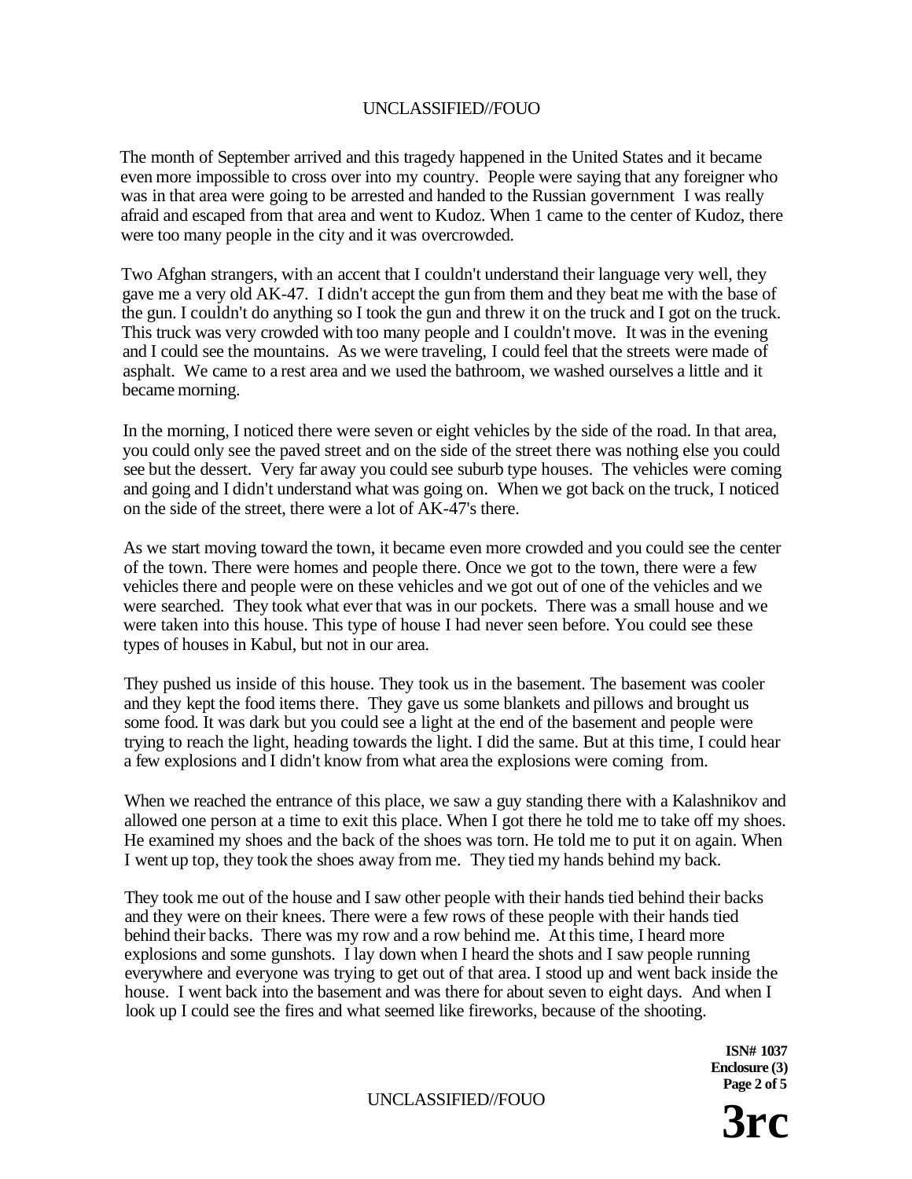The month of September arrived and this tragedy happened in the United States and it became even more impossible to cross over into my country. People were saying that any foreigner who was in that area were going to be arrested and handed to the Russian government I was really afraid and escaped from that area and went to Kudoz. When 1 came to the center of Kudoz, there were too many people in the city and it was overcrowded.

Two Afghan strangers, with an accent that I couldn't understand their language very well, they gave me a very old AK-47. I didn't accept the gun from them and they beat me with the base of the gun. I couldn't do anything so I took the gun and threw it on the truck and I got on the truck. This truck was very crowded with too many people and I couldn't move. It was in the evening and I could see the mountains. As we were traveling, I could feel that the streets were made of asphalt. We came to a rest area and we used the bathroom, we washed ourselves a little and it became morning.

In the morning, I noticed there were seven or eight vehicles by the side of the road. In that area, you could only see the paved street and on the side of the street there was nothing else you could see but the dessert. Very far away you could see suburb type houses. The vehicles were coming and going and I didn't understand what was going on. When we got back on the truck, I noticed on the side of the street, there were a lot of AK-47's there.

As we start moving toward the town, it became even more crowded and you could see the center of the town. There were homes and people there. Once we got to the town, there were a few vehicles there and people were on these vehicles and we got out of one of the vehicles and we were searched. They took what ever that was in our pockets. There was a small house and we were taken into this house. This type of house I had never seen before. You could see these types of houses in Kabul, but not in our area.

They pushed us inside of this house. They took us in the basement. The basement was cooler and they kept the food items there. They gave us some blankets and pillows and brought us some food. It was dark but you could see a light at the end of the basement and people were trying to reach the light, heading towards the light. I did the same. But at this time, I could hear a few explosions and I didn't know from what area the explosions were coming from.

When we reached the entrance of this place, we saw a guy standing there with a Kalashnikov and allowed one person at a time to exit this place. When I got there he told me to take off my shoes. He examined my shoes and the back of the shoes was torn. He told me to put it on again. When I went up top, they took the shoes away from me. They tied my hands behind my back.

They took me out of the house and I saw other people with their hands tied behind their backs and they were on their knees. There were a few rows of these people with their hands tied behind their backs. There was my row and a row behind me. At this time, I heard more explosions and some gunshots. I lay down when I heard the shots and I saw people running everywhere and everyone was trying to get out of that area. I stood up and went back inside the house. I went back into the basement and was there for about seven to eight days. And when I look up I could see the fires and what seemed like fireworks, because of the shooting.

**ISN# 1037**
**Enclosure (3)**

**3rc**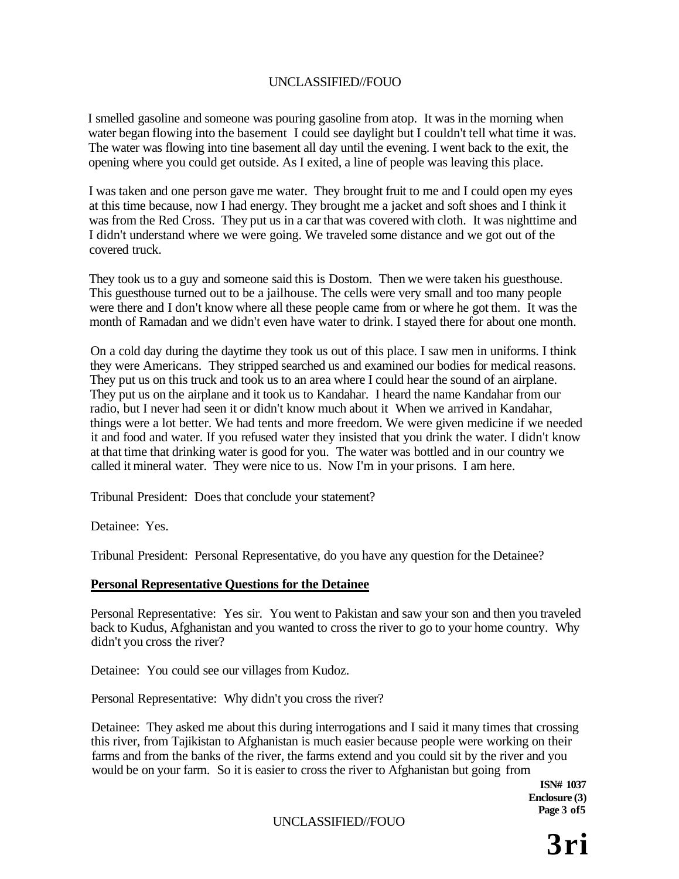I smelled gasoline and someone was pouring gasoline from atop. It was in the morning when water began flowing into the basement I could see daylight but I couldn't tell what time it was. The water was flowing into tine basement all day until the evening. I went back to the exit, the opening where you could get outside. As I exited, a line of people was leaving this place.

I was taken and one person gave me water. They brought fruit to me and I could open my eyes at this time because, now I had energy. They brought me a jacket and soft shoes and I think it was from the Red Cross. They put us in a car that was covered with cloth. It was nighttime and I didn't understand where we were going. We traveled some distance and we got out of the covered truck.

They took us to a guy and someone said this is Dostom. Then we were taken his guesthouse. This guesthouse turned out to be a jailhouse. The cells were very small and too many people were there and I don't know where all these people came from or where he got them. It was the month of Ramadan and we didn't even have water to drink. I stayed there for about one month.

On a cold day during the daytime they took us out of this place. I saw men in uniforms. I think they were Americans. They stripped searched us and examined our bodies for medical reasons. They put us on this truck and took us to an area where I could hear the sound of an airplane. They put us on the airplane and it took us to Kandahar. I heard the name Kandahar from our radio, but I never had seen it or didn't know much about it When we arrived in Kandahar, things were a lot better. We had tents and more freedom. We were given medicine if we needed it and food and water. If you refused water they insisted that you drink the water. I didn't know at that time that drinking water is good for you. The water was bottled and in our country we called it mineral water. They were nice to us. Now I'm in your prisons. I am here.

Tribunal President: Does that conclude your statement?

Detainee: Yes.

Tribunal President: Personal Representative, do you have any question for the Detainee?

**Personal Representative Questions for the Detainee**

Personal Representative: Yes sir. You went to Pakistan and saw your son and then you traveled back to Kudus, Afghanistan and you wanted to cross the river to go to your home country. Why didn't you cross the river?

Detainee: You could see our villages from Kudoz.

Personal Representative: Why didn't you cross the river?

Detainee: They asked me about this during interrogations and I said it many times that crossing this river, from Tajikistan to Afghanistan is much easier because people were working on their farms and from the banks of the river, the farms extend and you could sit by the river and you would be on your farm. So it is easier to cross the river to Afghanistan but going from

ISN# 1037
Enclosure (3)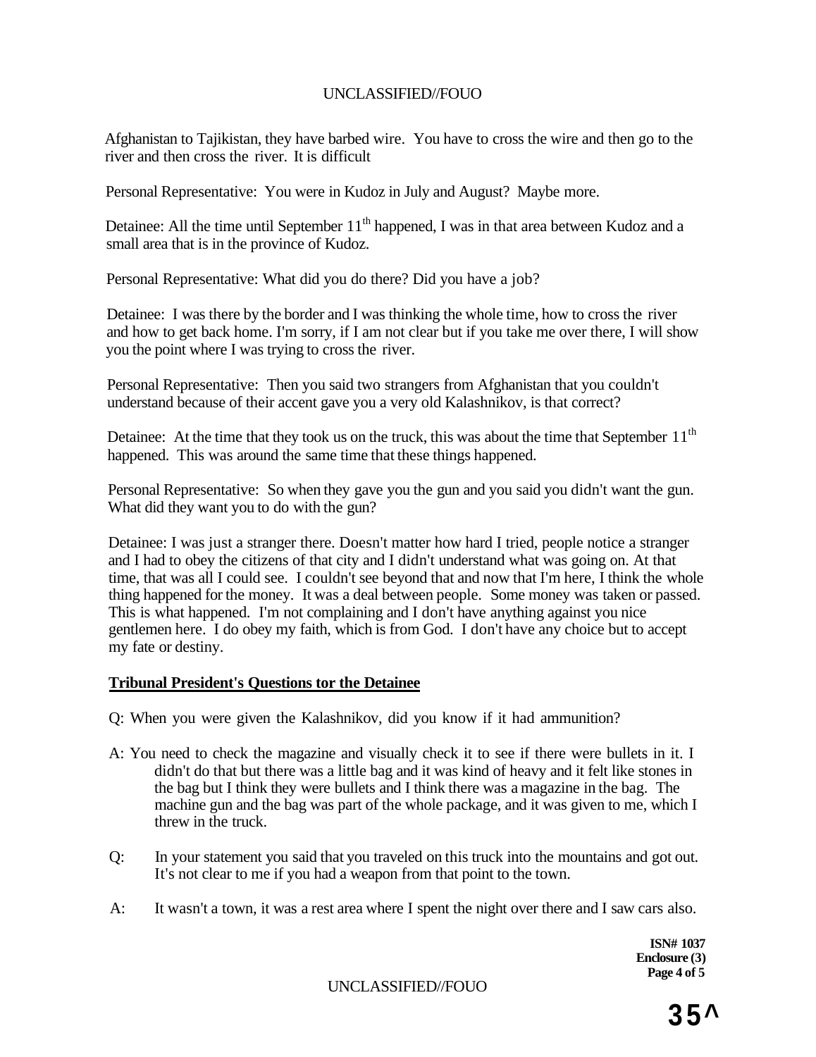Afghanistan to Tajikistan, they have barbed wire. You have to cross the wire and then go to the river and then cross the river. It is difficult

Personal Representative: You were in Kudoz in July and August? Maybe more.

Detainee: All the time until September 11th happened, I was in that area between Kudoz and a small area that is in the province of Kudoz.

Personal Representative: What did you do there? Did you have a job?

Detainee: I was there by the border and I was thinking the whole time, how to cross the river and how to get back home. I'm sorry, if I am not clear but if you take me over there, I will show you the point where I was trying to cross the river.

Personal Representative: Then you said two strangers from Afghanistan that you couldn't understand because of their accent gave you a very old Kalashnikov, is that correct?

Detainee: At the time that they took us on the truck, this was about the time that September 11th happened. This was around the same time that these things happened.

Personal Representative: So when they gave you the gun and you said you didn't want the gun. What did they want you to do with the gun?

Detainee: I was just a stranger there. Doesn't matter how hard I tried, people notice a stranger and I had to obey the citizens of that city and I didn't understand what was going on. At that time, that was all I could see. I couldn't see beyond that and now that I'm here, I think the whole thing happened for the money. It was a deal between people. Some money was taken or passed. This is what happened. I'm not complaining and I don't have anything against you nice gentlemen here. I do obey my faith, which is from God. I don't have any choice but to accept my fate or destiny.

**Tribunal President's Questions tor the Detainee**

Q: When you were given the Kalashnikov, did you know if it had ammunition?

A: You need to check the magazine and visually check it to see if there were bullets in it. I didn't do that but there was a little bag and it was kind of heavy and it felt like stones in the bag but I think they were bullets and I think there was a magazine in the bag. The machine gun and the bag was part of the whole package, and it was given to me, which I threw in the truck.

Q: In your statement you said that you traveled on this truck into the mountains and got out. It's not clear to me if you had a weapon from that point to the town.

A: It wasn't a town, it was a rest area where I spent the night over there and I saw cars also.

**ISN# 1037**
**Enclosure (3)**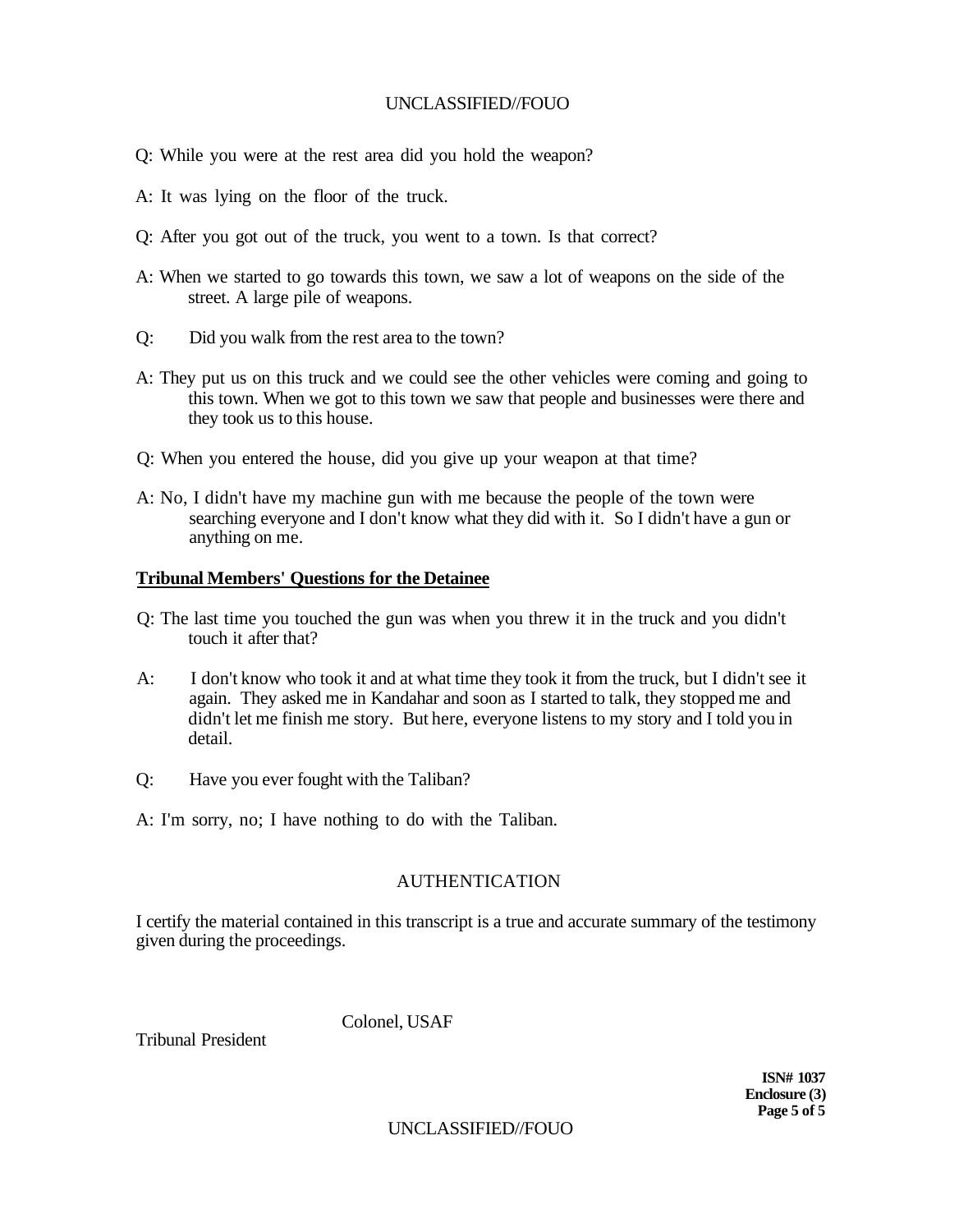Q: While you were at the rest area did you hold the weapon?

A: It was lying on the floor of the truck.

Q: After you got out of the truck, you went to a town. Is that correct?

A: When we started to go towards this town, we saw a lot of weapons on the side of the street. A large pile of weapons.

Q: Did you walk from the rest area to the town?

A: They put us on this truck and we could see the other vehicles were coming and going to this town. When we got to this town we saw that people and businesses were there and they took us to this house.

Q: When you entered the house, did you give up your weapon at that time?

A: No, I didn't have my machine gun with me because the people of the town were searching everyone and I don't know what they did with it. So I didn't have a gun or anything on me.

**Tribunal Members' Questions for the Detainee**

Q: The last time you touched the gun was when you threw it in the truck and you didn't touch it after that?

A: I don't know who took it and at what time they took it from the truck, but I didn't see it again. They asked me in Kandahar and soon as I started to talk, they stopped me and didn't let me finish me story. But here, everyone listens to my story and I told you in detail.

Q: Have you ever fought with the Taliban?

A: I'm sorry, no; I have nothing to do with the Taliban.

AUTHENTICATION

I certify the material contained in this transcript is a true and accurate summary of the testimony given during the proceedings.

Colonel, USAF

Tribunal President

**ISN# 1037**
**Enclosure (3)**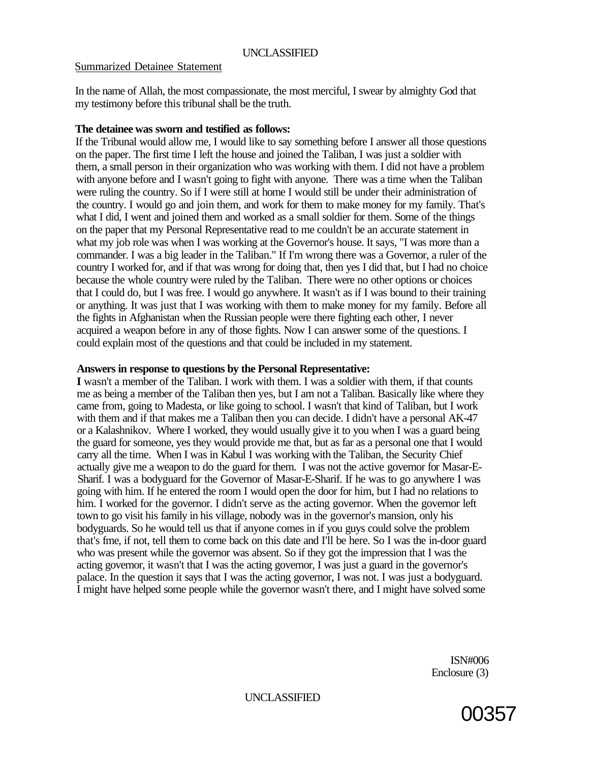Summarized Detainee Statement

In the name of Allah, the most compassionate, the most merciful, I swear by almighty God that my testimony before this tribunal shall be the truth.

**The detainee was sworn and testified as follows:**

If the Tribunal would allow me, I would like to say something before I answer all those questions on the paper. The first time I left the house and joined the Taliban, I was just a soldier with them, a small person in their organization who was working with them. I did not have a problem with anyone before and I wasn't going to fight with anyone. There was a time when the Taliban were ruling the country. So if I were still at home I would still be under their administration of the country. I would go and join them, and work for them to make money for my family. That's what I did, I went and joined them and worked as a small soldier for them. Some of the things on the paper that my Personal Representative read to me couldn't be an accurate statement in what my job role was when I was working at the Governor's house. It says, "I was more than a commander. I was a big leader in the Taliban." If I'm wrong there was a Governor, a ruler of the country I worked for, and if that was wrong for doing that, then yes I did that, but I had no choice because the whole country were ruled by the Taliban. There were no other options or choices that I could do, but I was free. I would go anywhere. It wasn't as if I was bound to their training or anything. It was just that I was working with them to make money for my family. Before all the fights in Afghanistan when the Russian people were there fighting each other, I never acquired a weapon before in any of those fights. Now I can answer some of the questions. I could explain most of the questions and that could be included in my statement.

**Answers in response to questions by the Personal Representative:**

**I** wasn't a member of the Taliban. I work with them. I was a soldier with them, if that counts me as being a member of the Taliban then yes, but I am not a Taliban. Basically like where they came from, going to Madesta, or like going to school. I wasn't that kind of Taliban, but I work with them and if that makes me a Taliban then you can decide. I didn't have a personal AK-47 or a Kalashnikov. Where I worked, they would usually give it to you when I was a guard being the guard for someone, yes they would provide me that, but as far as a personal one that I would carry all the time. When I was in Kabul I was working with the Taliban, the Security Chief actually give me a weapon to do the guard for them. I was not the active governor for Masar-E-Sharif. I was a bodyguard for the Governor of Masar-E-Sharif. If he was to go anywhere I was going with him. If he entered the room I would open the door for him, but I had no relations to him. I worked for the governor. I didn't serve as the acting governor. When the governor left town to go visit his family in his village, nobody was in the governor's mansion, only his bodyguards. So he would tell us that if anyone comes in if you guys could solve the problem that's fme, if not, tell them to come back on this date and I'll be here. So I was the in-door guard who was present while the governor was absent. So if they got the impression that I was the acting governor, it wasn't that I was the acting governor, I was just a guard in the governor's palace. In the question it says that I was the acting governor, I was not. I was just a bodyguard. I might have helped some people while the governor wasn't there, and I might have solved some

ISN#006
Enclosure (3)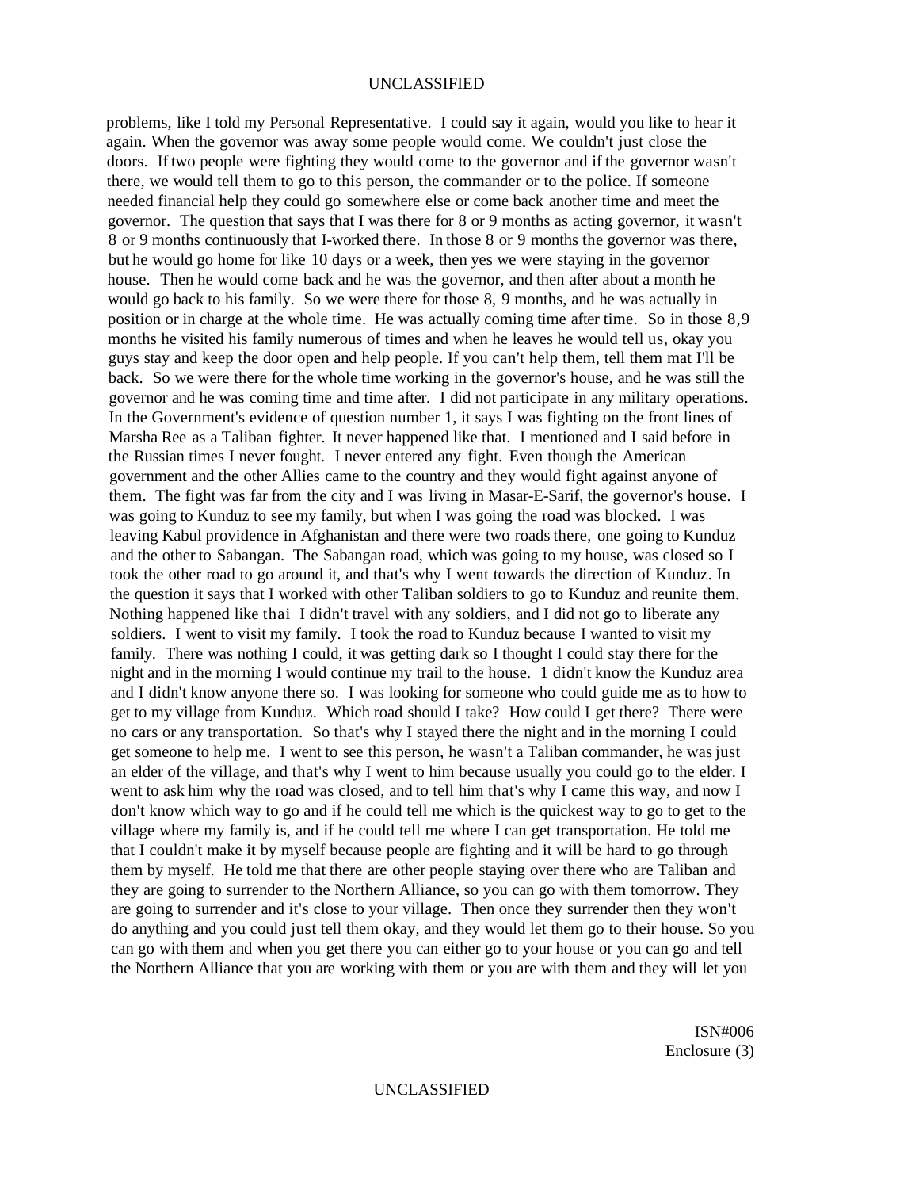problems, like I told my Personal Representative. I could say it again, would you like to hear it again. When the governor was away some people would come. We couldn't just close the doors. If two people were fighting they would come to the governor and if the governor wasn't there, we would tell them to go to this person, the commander or to the police. If someone needed financial help they could go somewhere else or come back another time and meet the governor. The question that says that I was there for 8 or 9 months as acting governor, it wasn't 8 or 9 months continuously that I-worked there. In those 8 or 9 months the governor was there, but he would go home for like 10 days or a week, then yes we were staying in the governor house. Then he would come back and he was the governor, and then after about a month he would go back to his family. So we were there for those 8, 9 months, and he was actually in position or in charge at the whole time. He was actually coming time after time. So in those 8,9 months he visited his family numerous of times and when he leaves he would tell us, okay you guys stay and keep the door open and help people. If you can't help them, tell them mat I'll be back. So we were there for the whole time working in the governor's house, and he was still the governor and he was coming time and time after. I did not participate in any military operations. In the Government's evidence of question number 1, it says I was fighting on the front lines of Marsha Ree as a Taliban fighter. It never happened like that. I mentioned and I said before in the Russian times I never fought. I never entered any fight. Even though the American government and the other Allies came to the country and they would fight against anyone of them. The fight was far from the city and I was living in Masar-E-Sarif, the governor's house. I was going to Kunduz to see my family, but when I was going the road was blocked. I was leaving Kabul providence in Afghanistan and there were two roads there, one going to Kunduz and the other to Sabangan. The Sabangan road, which was going to my house, was closed so I took the other road to go around it, and that's why I went towards the direction of Kunduz. In the question it says that I worked with other Taliban soldiers to go to Kunduz and reunite them. Nothing happened like thai I didn't travel with any soldiers, and I did not go to liberate any soldiers. I went to visit my family. I took the road to Kunduz because I wanted to visit my family. There was nothing I could, it was getting dark so I thought I could stay there for the night and in the morning I would continue my trail to the house. 1 didn't know the Kunduz area and I didn't know anyone there so. I was looking for someone who could guide me as to how to get to my village from Kunduz. Which road should I take? How could I get there? There were no cars or any transportation. So that's why I stayed there the night and in the morning I could get someone to help me. I went to see this person, he wasn't a Taliban commander, he was just an elder of the village, and that's why I went to him because usually you could go to the elder. I went to ask him why the road was closed, and to tell him that's why I came this way, and now I don't know which way to go and if he could tell me which is the quickest way to go to get to the village where my family is, and if he could tell me where I can get transportation. He told me that I couldn't make it by myself because people are fighting and it will be hard to go through them by myself. He told me that there are other people staying over there who are Taliban and they are going to surrender to the Northern Alliance, so you can go with them tomorrow. They are going to surrender and it's close to your village. Then once they surrender then they won't do anything and you could just tell them okay, and they would let them go to their house. So you can go with them and when you get there you can either go to your house or you can go and tell the Northern Alliance that you are working with them or you are with them and they will let you

ISN#006
Enclosure (3)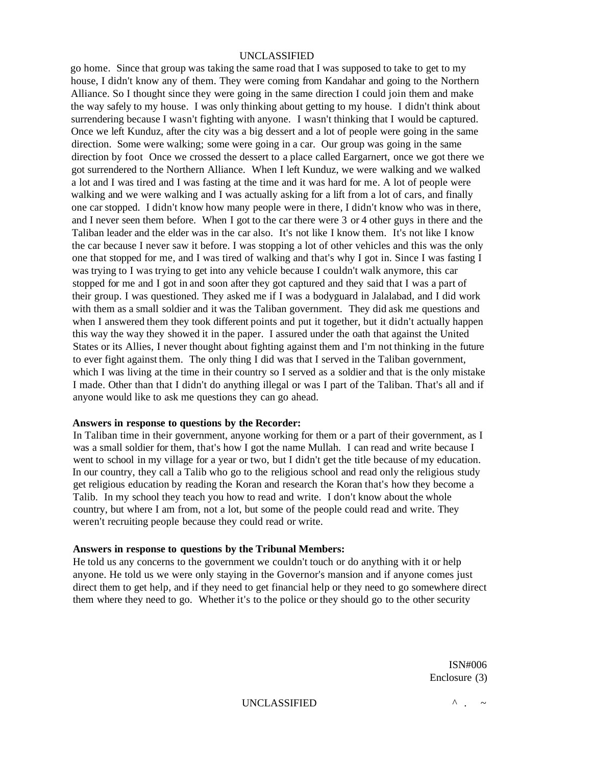go home. Since that group was taking the same road that I was supposed to take to get to my house, I didn't know any of them. They were coming from Kandahar and going to the Northern Alliance. So I thought since they were going in the same direction I could join them and make the way safely to my house. I was only thinking about getting to my house. I didn't think about surrendering because I wasn't fighting with anyone. I wasn't thinking that I would be captured. Once we left Kunduz, after the city was a big dessert and a lot of people were going in the same direction. Some were walking; some were going in a car. Our group was going in the same direction by foot Once we crossed the dessert to a place called Eargarnert, once we got there we got surrendered to the Northern Alliance. When I left Kunduz, we were walking and we walked a lot and I was tired and I was fasting at the time and it was hard for me. A lot of people were walking and we were walking and I was actually asking for a lift from a lot of cars, and finally one car stopped. I didn't know how many people were in there, I didn't know who was in there, and I never seen them before. When I got to the car there were 3 or 4 other guys in there and the Taliban leader and the elder was in the car also. It's not like I know them. It's not like I know the car because I never saw it before. I was stopping a lot of other vehicles and this was the only one that stopped for me, and I was tired of walking and that's why I got in. Since I was fasting I was trying to I was trying to get into any vehicle because I couldn't walk anymore, this car stopped for me and I got in and soon after they got captured and they said that I was a part of their group. I was questioned. They asked me if I was a bodyguard in Jalalabad, and I did work with them as a small soldier and it was the Taliban government. They did ask me questions and when I answered them they took different points and put it together, but it didn't actually happen this way the way they showed it in the paper. I assured under the oath that against the United States or its Allies, I never thought about fighting against them and I'm not thinking in the future to ever fight against them. The only thing I did was that I served in the Taliban government, which I was living at the time in their country so I served as a soldier and that is the only mistake I made. Other than that I didn't do anything illegal or was I part of the Taliban. That's all and if anyone would like to ask me questions they can go ahead.

**Answers in response to questions by the Recorder:**

In Taliban time in their government, anyone working for them or a part of their government, as I was a small soldier for them, that's how I got the name Mullah. I can read and write because I went to school in my village for a year or two, but I didn't get the title because of my education. In our country, they call a Talib who go to the religious school and read only the religious study get religious education by reading the Koran and research the Koran that's how they become a Talib. In my school they teach you how to read and write. I don't know about the whole country, but where I am from, not a lot, but some of the people could read and write. They weren't recruiting people because they could read or write.

**Answers in response to questions by the Tribunal Members:**

He told us any concerns to the government we couldn't touch or do anything with it or help anyone. He told us we were only staying in the Governor's mansion and if anyone comes just direct them to get help, and if they need to get financial help or they need to go somewhere direct them where they need to go. Whether it's to the police or they should go to the other security

ISN#006
Enclosure (3)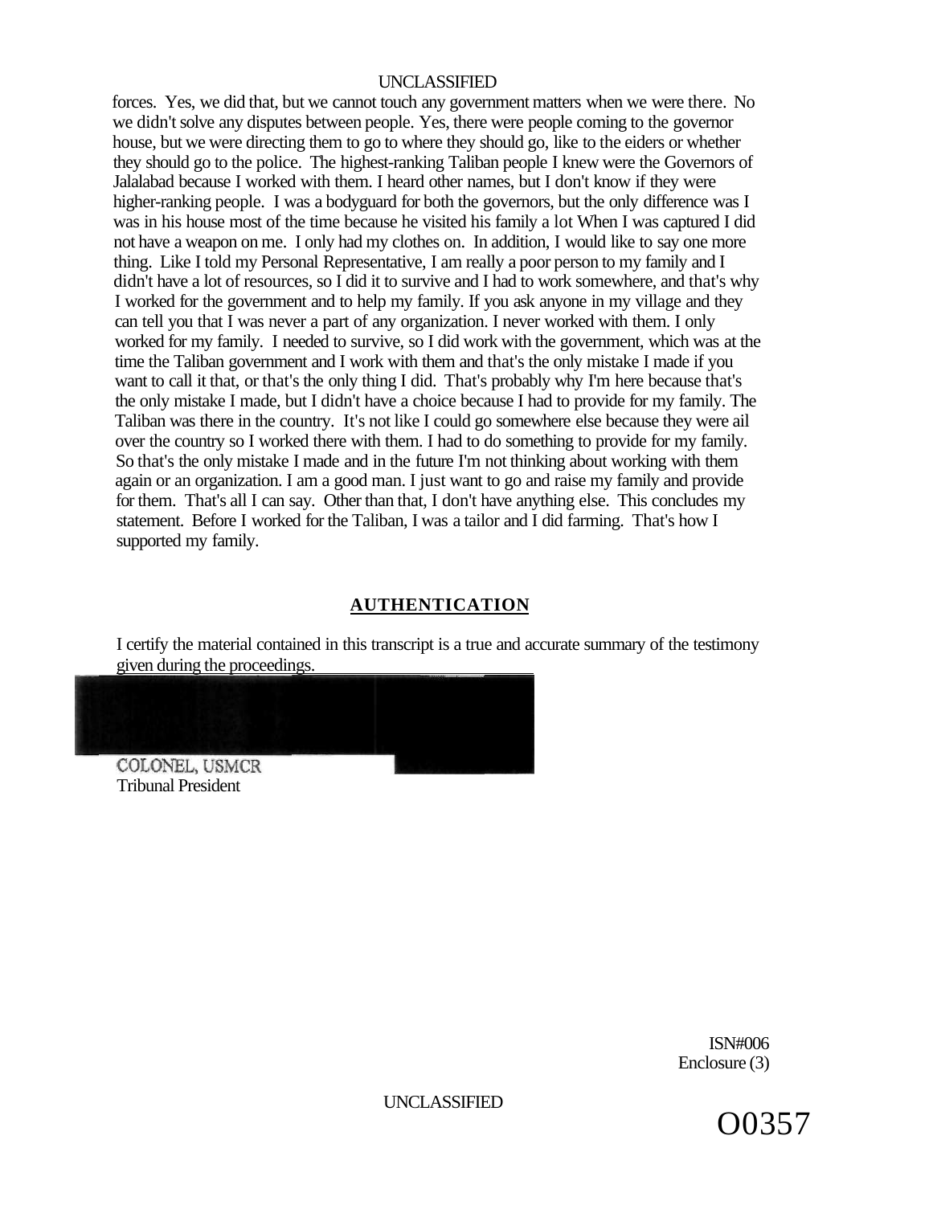forces. Yes, we did that, but we cannot touch any government matters when we were there. No we didn't solve any disputes between people. Yes, there were people coming to the governor house, but we were directing them to go to where they should go, like to the eiders or whether they should go to the police. The highest-ranking Taliban people I knew were the Governors of Jalalabad because I worked with them. I heard other names, but I don't know if they were higher-ranking people. I was a bodyguard for both the governors, but the only difference was I was in his house most of the time because he visited his family a lot When I was captured I did not have a weapon on me. I only had my clothes on. In addition, I would like to say one more thing. Like I told my Personal Representative, I am really a poor person to my family and I didn't have a lot of resources, so I did it to survive and I had to work somewhere, and that's why I worked for the government and to help my family. If you ask anyone in my village and they can tell you that I was never a part of any organization. I never worked with them. I only worked for my family. I needed to survive, so I did work with the government, which was at the time the Taliban government and I work with them and that's the only mistake I made if you want to call it that, or that's the only thing I did. That's probably why I'm here because that's the only mistake I made, but I didn't have a choice because I had to provide for my family. The Taliban was there in the country. It's not like I could go somewhere else because they were ail over the country so I worked there with them. I had to do something to provide for my family. So that's the only mistake I made and in the future I'm not thinking about working with them again or an organization. I am a good man. I just want to go and raise my family and provide for them. That's all I can say. Other than that, I don't have anything else. This concludes my statement. Before I worked for the Taliban, I was a tailor and I did farming. That's how I supported my family.

## AUTHENTICATION

I certify the material contained in this transcript is a true and accurate summary of the testimony given during the proceedings.

COLONEL, USMCR
Tribunal President

ISN#006
Enclosure (3)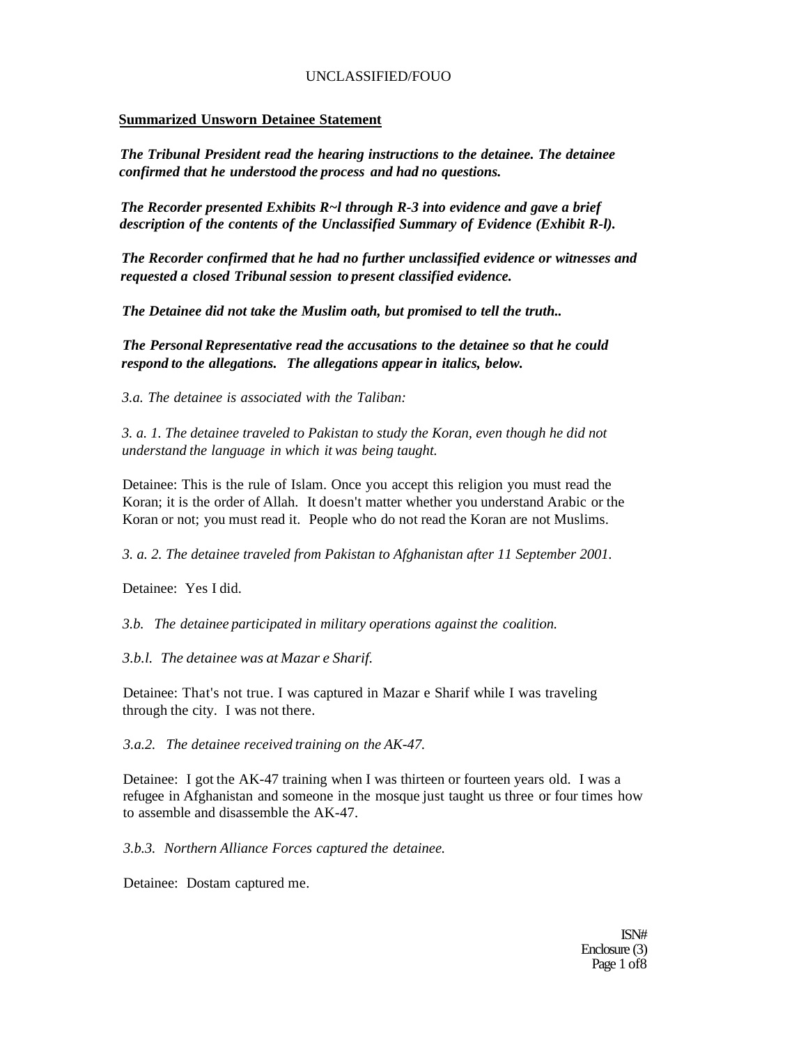**Summarized Unsworn Detainee Statement**

*The Tribunal President read the hearing instructions to the detainee. The detainee confirmed that he understood the process and had no questions.*

*The Recorder presented Exhibits R~l through R-3 into evidence and gave a brief description of the contents of the Unclassified Summary of Evidence (Exhibit R-l).*

*The Recorder confirmed that he had no further unclassified evidence or witnesses and requested a closed Tribunal session to present classified evidence.*

*The Detainee did not take the Muslim oath, but promised to tell the truth..*

*The Personal Representative read the accusations to the detainee so that he could respond to the allegations. The allegations appear in italics, below.*

*3.a. The detainee is associated with the Taliban:*

*3. a. 1. The detainee traveled to Pakistan to study the Koran, even though he did not understand the language in which it was being taught.*

Detainee: This is the rule of Islam. Once you accept this religion you must read the Koran; it is the order of Allah. It doesn't matter whether you understand Arabic or the Koran or not; you must read it. People who do not read the Koran are not Muslims.

*3. a. 2. The detainee traveled from Pakistan to Afghanistan after 11 September 2001.*

Detainee: Yes I did.

*3.b. The detainee participated in military operations against the coalition.*

*3.b.l. The detainee was at Mazar e Sharif.*

Detainee: That's not true. I was captured in Mazar e Sharif while I was traveling through the city. I was not there.

*3.a.2. The detainee received training on the AK-47.*

Detainee: I got the AK-47 training when I was thirteen or fourteen years old. I was a refugee in Afghanistan and someone in the mosque just taught us three or four times how to assemble and disassemble the AK-47.

*3.b.3. Northern Alliance Forces captured the detainee.*

Detainee: Dostam captured me.

ISN#
Enclosure (3)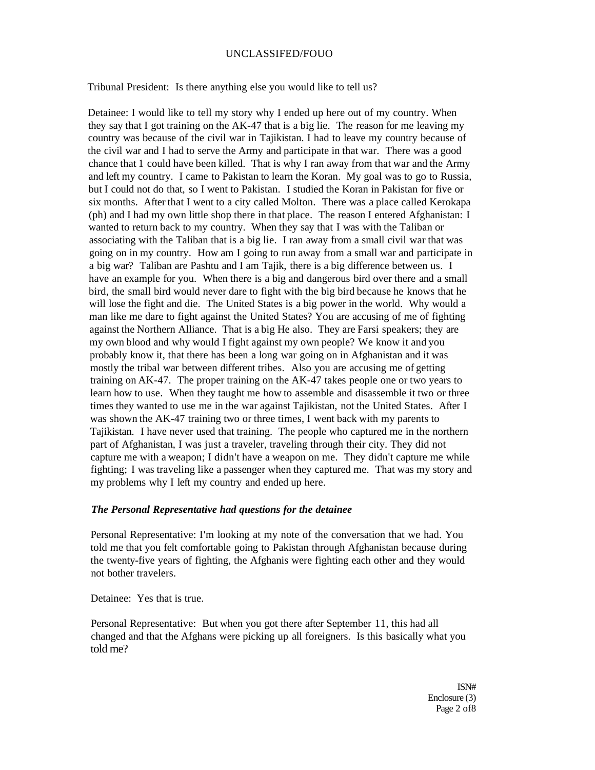Tribunal President: Is there anything else you would like to tell us?

Detainee: I would like to tell my story why I ended up here out of my country. When they say that I got training on the AK-47 that is a big lie. The reason for me leaving my country was because of the civil war in Tajikistan. I had to leave my country because of the civil war and I had to serve the Army and participate in that war. There was a good chance that 1 could have been killed. That is why I ran away from that war and the Army and left my country. I came to Pakistan to learn the Koran. My goal was to go to Russia, but I could not do that, so I went to Pakistan. I studied the Koran in Pakistan for five or six months. After that I went to a city called Molton. There was a place called Kerokapa (ph) and I had my own little shop there in that place. The reason I entered Afghanistan: I wanted to return back to my country. When they say that I was with the Taliban or associating with the Taliban that is a big lie. I ran away from a small civil war that was going on in my country. How am I going to run away from a small war and participate in a big war? Taliban are Pashtu and I am Tajik, there is a big difference between us. I have an example for you. When there is a big and dangerous bird over there and a small bird, the small bird would never dare to fight with the big bird because he knows that he will lose the fight and die. The United States is a big power in the world. Why would a man like me dare to fight against the United States? You are accusing of me of fighting against the Northern Alliance. That is a big He also. They are Farsi speakers; they are my own blood and why would I fight against my own people? We know it and you probably know it, that there has been a long war going on in Afghanistan and it was mostly the tribal war between different tribes. Also you are accusing me of getting training on AK-47. The proper training on the AK-47 takes people one or two years to learn how to use. When they taught me how to assemble and disassemble it two or three times they wanted to use me in the war against Tajikistan, not the United States. After I was shown the AK-47 training two or three times, I went back with my parents to Tajikistan. I have never used that training. The people who captured me in the northern part of Afghanistan, I was just a traveler, traveling through their city. They did not capture me with a weapon; I didn't have a weapon on me. They didn't capture me while fighting; I was traveling like a passenger when they captured me. That was my story and my problems why I left my country and ended up here.

***The Personal Representative had questions for the detainee***

Personal Representative: I'm looking at my note of the conversation that we had. You told me that you felt comfortable going to Pakistan through Afghanistan because during the twenty-five years of fighting, the Afghanis were fighting each other and they would not bother travelers.

Detainee: Yes that is true.

Personal Representative: But when you got there after September 11, this had all changed and that the Afghans were picking up all foreigners. Is this basically what you told me?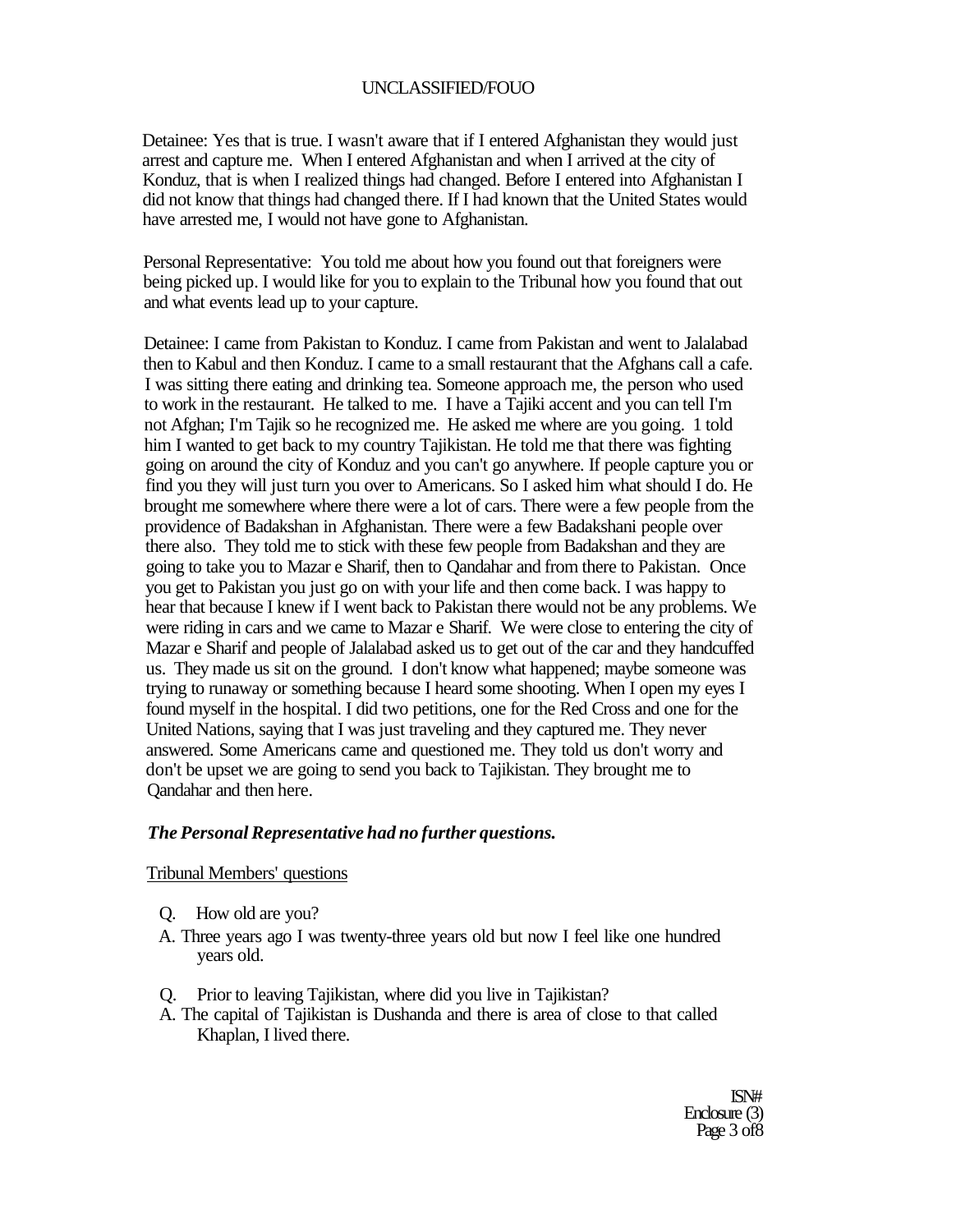Detainee: Yes that is true. I wasn't aware that if I entered Afghanistan they would just arrest and capture me. When I entered Afghanistan and when I arrived at the city of Konduz, that is when I realized things had changed. Before I entered into Afghanistan I did not know that things had changed there. If I had known that the United States would have arrested me, I would not have gone to Afghanistan.

Personal Representative: You told me about how you found out that foreigners were being picked up. I would like for you to explain to the Tribunal how you found that out and what events lead up to your capture.

Detainee: I came from Pakistan to Konduz. I came from Pakistan and went to Jalalabad then to Kabul and then Konduz. I came to a small restaurant that the Afghans call a cafe. I was sitting there eating and drinking tea. Someone approach me, the person who used to work in the restaurant. He talked to me. I have a Tajiki accent and you can tell I'm not Afghan; I'm Tajik so he recognized me. He asked me where are you going. 1 told him I wanted to get back to my country Tajikistan. He told me that there was fighting going on around the city of Konduz and you can't go anywhere. If people capture you or find you they will just turn you over to Americans. So I asked him what should I do. He brought me somewhere where there were a lot of cars. There were a few people from the providence of Badakshan in Afghanistan. There were a few Badakshani people over there also. They told me to stick with these few people from Badakshan and they are going to take you to Mazar e Sharif, then to Qandahar and from there to Pakistan. Once you get to Pakistan you just go on with your life and then come back. I was happy to hear that because I knew if I went back to Pakistan there would not be any problems. We were riding in cars and we came to Mazar e Sharif. We were close to entering the city of Mazar e Sharif and people of Jalalabad asked us to get out of the car and they handcuffed us. They made us sit on the ground. I don't know what happened; maybe someone was trying to runaway or something because I heard some shooting. When I open my eyes I found myself in the hospital. I did two petitions, one for the Red Cross and one for the United Nations, saying that I was just traveling and they captured me. They never answered. Some Americans came and questioned me. They told us don't worry and don't be upset we are going to send you back to Tajikistan. They brought me to Qandahar and then here.

***The Personal Representative had no further questions.***

Tribunal Members' questions

Q. How old are you?

A. Three years ago I was twenty-three years old but now I feel like one hundred years old.

Q. Prior to leaving Tajikistan, where did you live in Tajikistan?

A. The capital of Tajikistan is Dushanda and there is area of close to that called Khaplan, I lived there.

ISN#
Enclosure (3)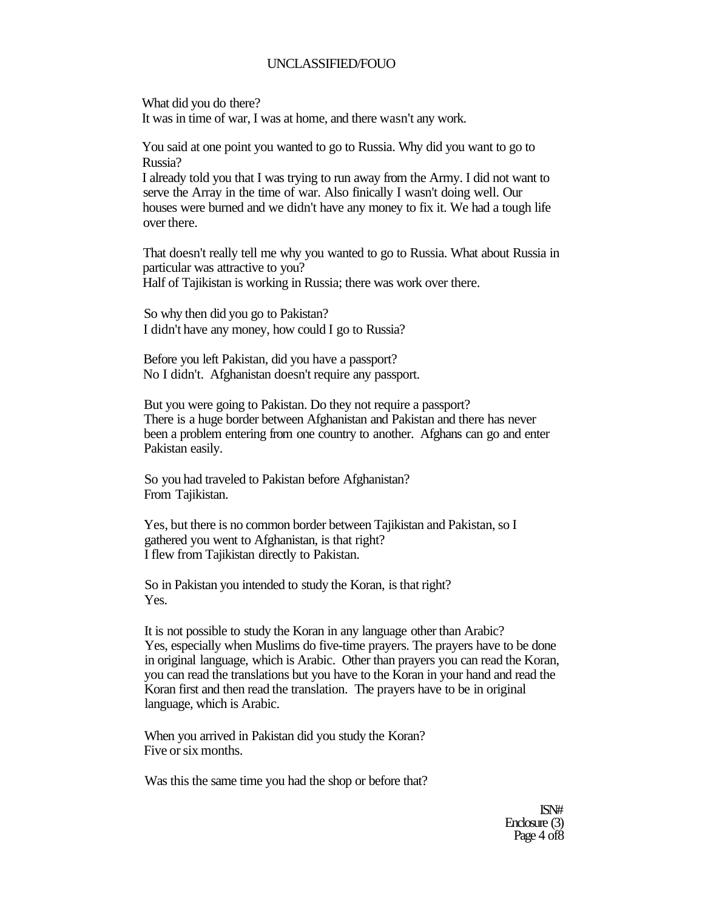What did you do there?
It was in time of war, I was at home, and there wasn't any work.

You said at one point you wanted to go to Russia. Why did you want to go to Russia?
I already told you that I was trying to run away from the Army. I did not want to serve the Array in the time of war. Also finically I wasn't doing well. Our houses were burned and we didn't have any money to fix it. We had a tough life over there.

That doesn't really tell me why you wanted to go to Russia. What about Russia in particular was attractive to you?
Half of Tajikistan is working in Russia; there was work over there.

So why then did you go to Pakistan?
I didn't have any money, how could I go to Russia?

Before you left Pakistan, did you have a passport?
No I didn't. Afghanistan doesn't require any passport.

But you were going to Pakistan. Do they not require a passport?
There is a huge border between Afghanistan and Pakistan and there has never been a problem entering from one country to another. Afghans can go and enter Pakistan easily.

So you had traveled to Pakistan before Afghanistan?
From Tajikistan.

Yes, but there is no common border between Tajikistan and Pakistan, so I gathered you went to Afghanistan, is that right?
I flew from Tajikistan directly to Pakistan.

So in Pakistan you intended to study the Koran, is that right?
Yes.

It is not possible to study the Koran in any language other than Arabic?
Yes, especially when Muslims do five-time prayers. The prayers have to be done in original language, which is Arabic. Other than prayers you can read the Koran, you can read the translations but you have to the Koran in your hand and read the Koran first and then read the translation. The prayers have to be in original language, which is Arabic.

When you arrived in Pakistan did you study the Koran?
Five or six months.

Was this the same time you had the shop or before that?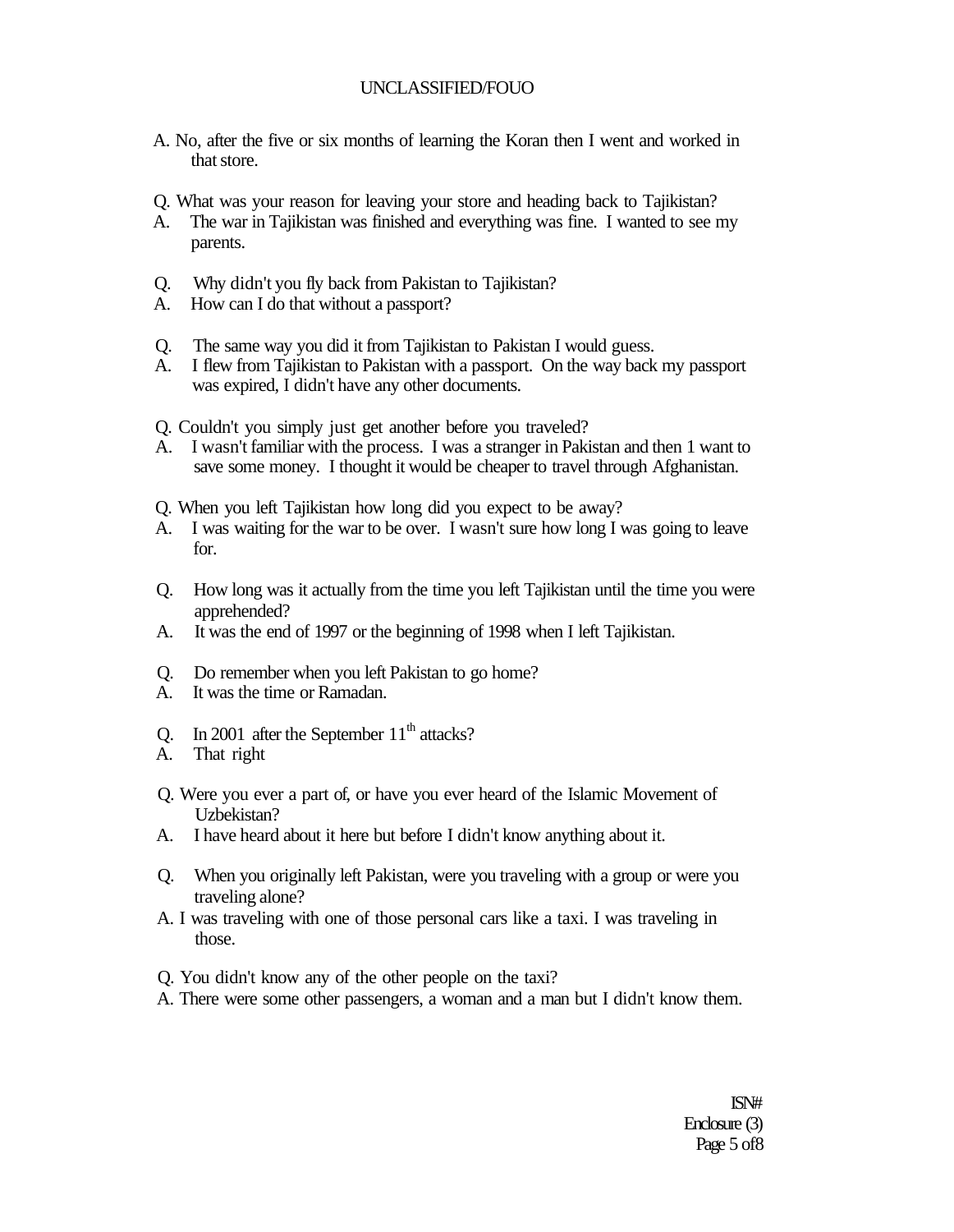A. No, after the five or six months of learning the Koran then I went and worked in that store.

Q. What was your reason for leaving your store and heading back to Tajikistan?
A. The war in Tajikistan was finished and everything was fine. I wanted to see my parents.

Q. Why didn't you fly back from Pakistan to Tajikistan?
A. How can I do that without a passport?

Q. The same way you did it from Tajikistan to Pakistan I would guess.
A. I flew from Tajikistan to Pakistan with a passport. On the way back my passport was expired, I didn't have any other documents.

Q. Couldn't you simply just get another before you traveled?
A. I wasn't familiar with the process. I was a stranger in Pakistan and then 1 want to save some money. I thought it would be cheaper to travel through Afghanistan.

Q. When you left Tajikistan how long did you expect to be away?
A. I was waiting for the war to be over. I wasn't sure how long I was going to leave for.

Q. How long was it actually from the time you left Tajikistan until the time you were apprehended?
A. It was the end of 1997 or the beginning of 1998 when I left Tajikistan.

Q. Do remember when you left Pakistan to go home?
A. It was the time or Ramadan.

Q. In 2001 after the September 11th attacks?
A. That right

Q. Were you ever a part of, or have you ever heard of the Islamic Movement of Uzbekistan?
A. I have heard about it here but before I didn't know anything about it.

Q. When you originally left Pakistan, were you traveling with a group or were you traveling alone?
A. I was traveling with one of those personal cars like a taxi. I was traveling in those.

Q. You didn't know any of the other people on the taxi?
A. There were some other passengers, a woman and a man but I didn't know them.

ISN#
Enclosure (3)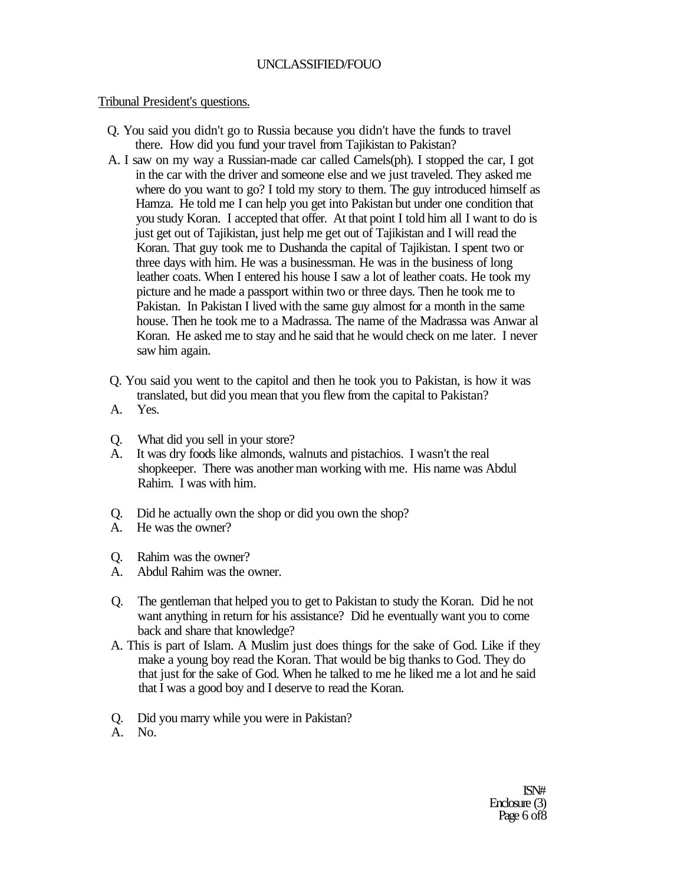Tribunal President's questions.

Q. You said you didn't go to Russia because you didn't have the funds to travel there. How did you fund your travel from Tajikistan to Pakistan?

A. I saw on my way a Russian-made car called Camels(ph). I stopped the car, I got in the car with the driver and someone else and we just traveled. They asked me where do you want to go? I told my story to them. The guy introduced himself as Hamza. He told me I can help you get into Pakistan but under one condition that you study Koran. I accepted that offer. At that point I told him all I want to do is just get out of Tajikistan, just help me get out of Tajikistan and I will read the Koran. That guy took me to Dushanda the capital of Tajikistan. I spent two or three days with him. He was a businessman. He was in the business of long leather coats. When I entered his house I saw a lot of leather coats. He took my picture and he made a passport within two or three days. Then he took me to Pakistan. In Pakistan I lived with the same guy almost for a month in the same house. Then he took me to a Madrassa. The name of the Madrassa was Anwar al Koran. He asked me to stay and he said that he would check on me later. I never saw him again.

Q. You said you went to the capitol and then he took you to Pakistan, is how it was translated, but did you mean that you flew from the capital to Pakistan?

A. Yes.

Q. What did you sell in your store?

A. It was dry foods like almonds, walnuts and pistachios. I wasn't the real shopkeeper. There was another man working with me. His name was Abdul Rahim. I was with him.

Q. Did he actually own the shop or did you own the shop?

A. He was the owner?

Q. Rahim was the owner?

A. Abdul Rahim was the owner.

Q. The gentleman that helped you to get to Pakistan to study the Koran. Did he not want anything in return for his assistance? Did he eventually want you to come back and share that knowledge?

A. This is part of Islam. A Muslim just does things for the sake of God. Like if they make a young boy read the Koran. That would be big thanks to God. They do that just for the sake of God. When he talked to me he liked me a lot and he said that I was a good boy and I deserve to read the Koran.

Q. Did you marry while you were in Pakistan?

A. No.

ISN#
Enclosure (3)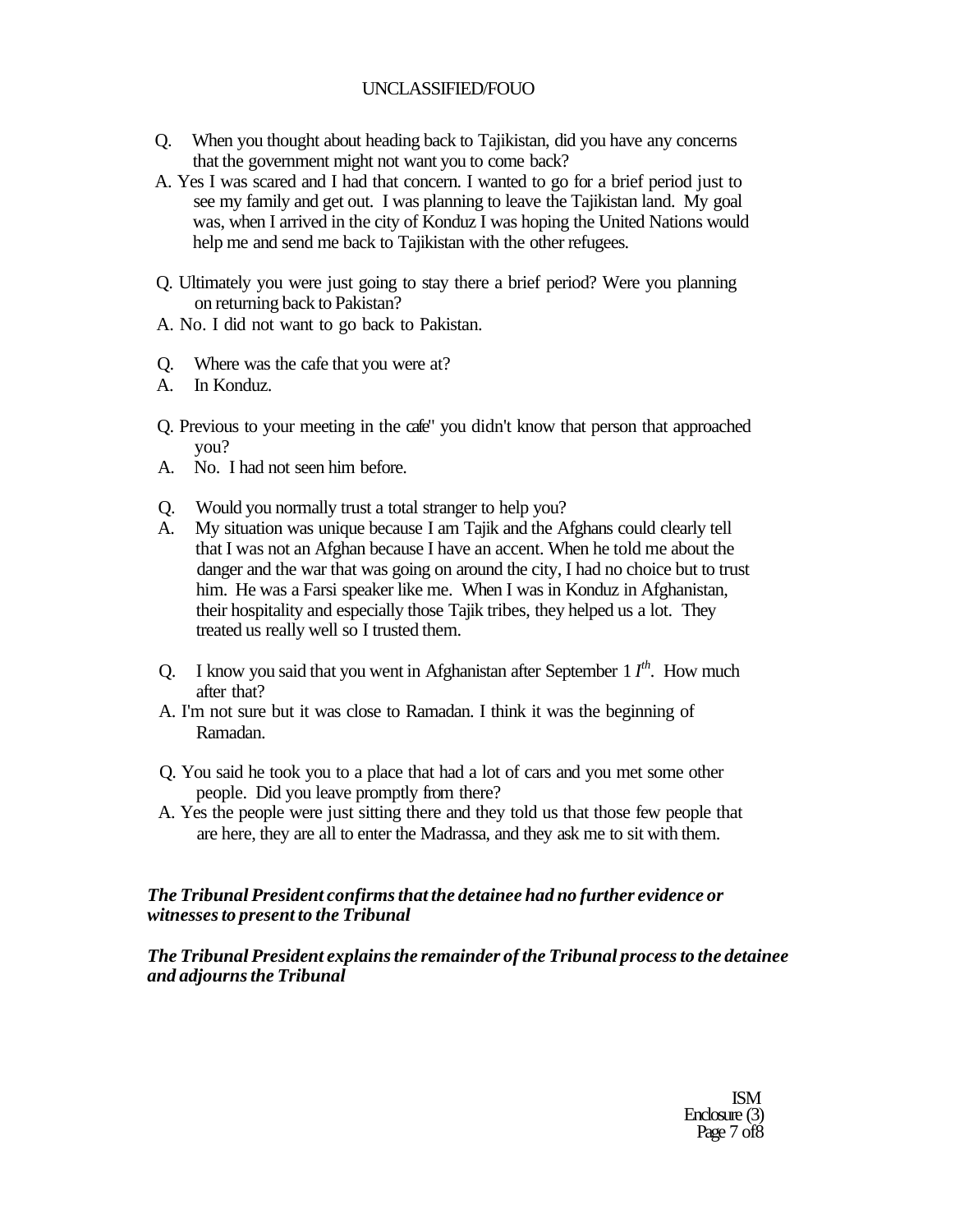Q. When you thought about heading back to Tajikistan, did you have any concerns that the government might not want you to come back?

A. Yes I was scared and I had that concern. I wanted to go for a brief period just to see my family and get out. I was planning to leave the Tajikistan land. My goal was, when I arrived in the city of Konduz I was hoping the United Nations would help me and send me back to Tajikistan with the other refugees.

Q. Ultimately you were just going to stay there a brief period? Were you planning on returning back to Pakistan?

A. No. I did not want to go back to Pakistan.

Q. Where was the cafe that you were at?

A. In Konduz.

Q. Previous to your meeting in the cafe" you didn't know that person that approached you?

A. No. I had not seen him before.

Q. Would you normally trust a total stranger to help you?

A. My situation was unique because I am Tajik and the Afghans could clearly tell that I was not an Afghan because I have an accent. When he told me about the danger and the war that was going on around the city, I had no choice but to trust him. He was a Farsi speaker like me. When I was in Konduz in Afghanistan, their hospitality and especially those Tajik tribes, they helped us a lot. They treated us really well so I trusted them.

Q. I know you said that you went in Afghanistan after September 1 $I^{th}$. How much after that?

A. I'm not sure but it was close to Ramadan. I think it was the beginning of Ramadan.

Q. You said he took you to a place that had a lot of cars and you met some other people. Did you leave promptly from there?

A. Yes the people were just sitting there and they told us that those few people that are here, they are all to enter the Madrassa, and they ask me to sit with them.

***The Tribunal President confirms that the detainee had no further evidence or witnesses to present to the Tribunal***

***The Tribunal President explains the remainder of the Tribunal process to the detainee and adjourns the Tribunal***

ISM
Enclosure (3)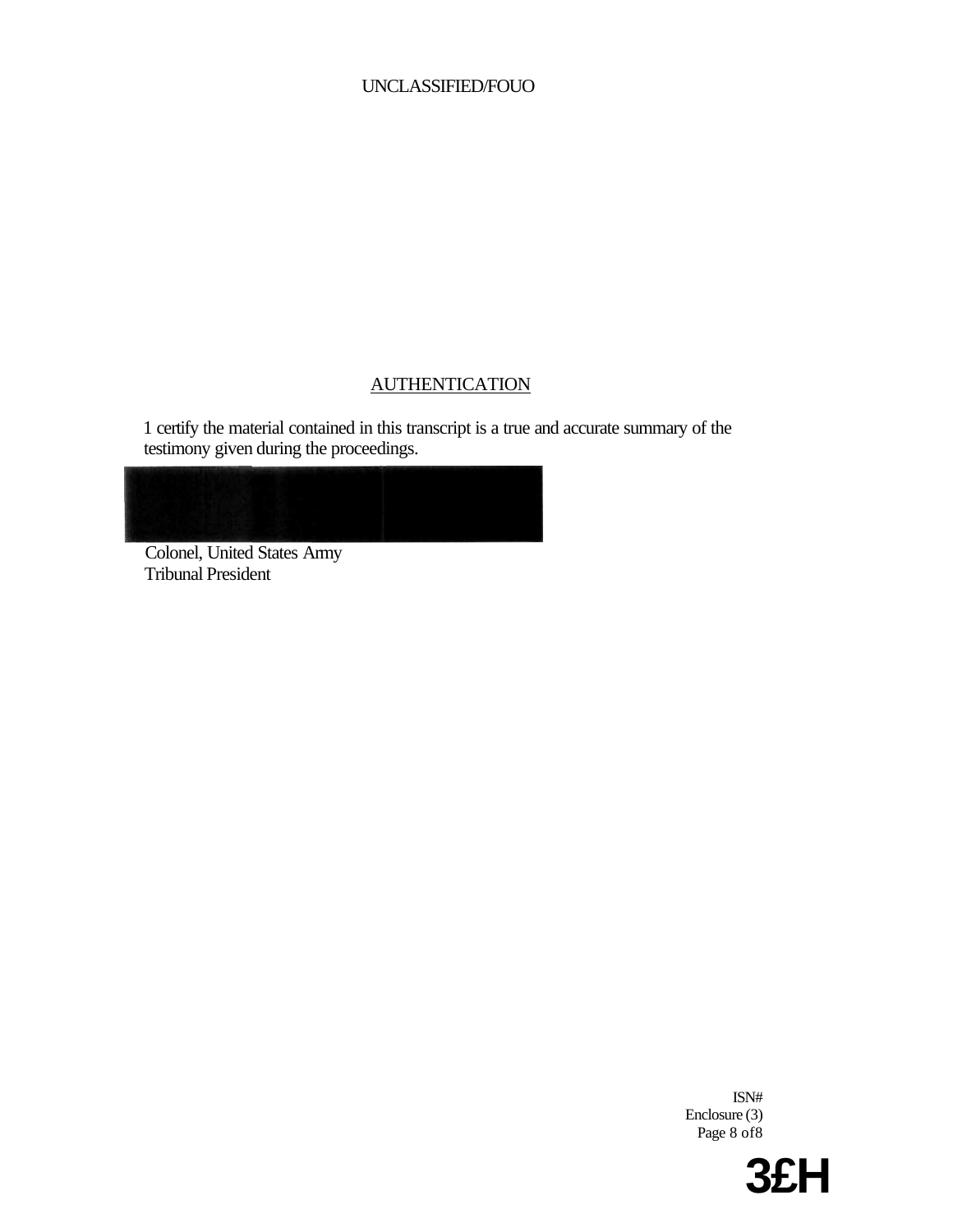## AUTHENTICATION

1 certify the material contained in this transcript is a true and accurate summary of the testimony given during the proceedings.

Colonel, United States Army
Tribunal President

ISN#
Enclosure (3)
Page 8 of8

3£H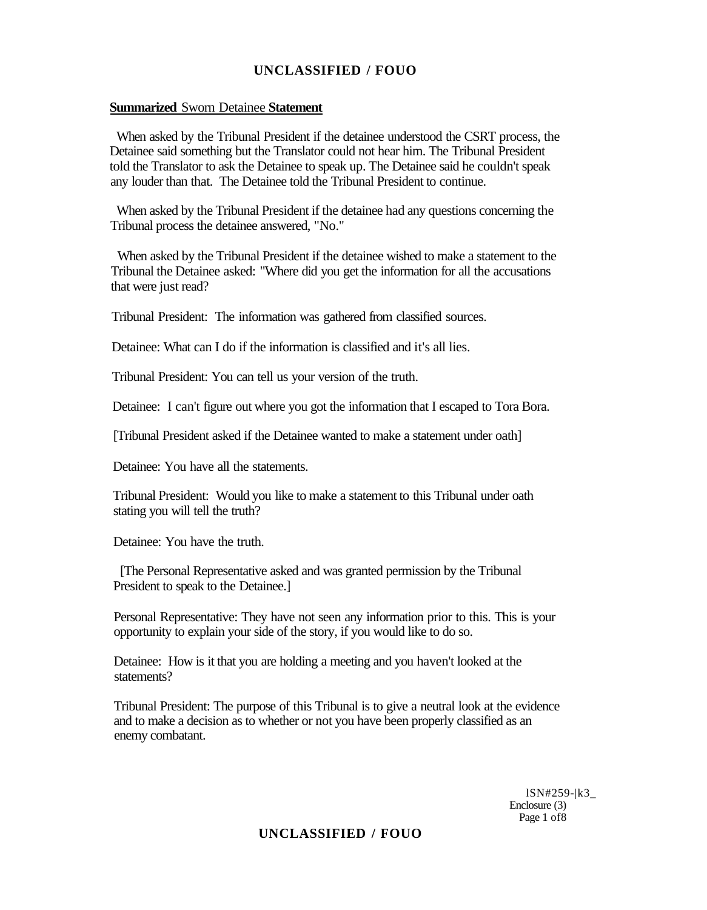**Summarized** Sworn Detainee **Statement**

When asked by the Tribunal President if the detainee understood the CSRT process, the Detainee said something but the Translator could not hear him. The Tribunal President told the Translator to ask the Detainee to speak up. The Detainee said he couldn't speak any louder than that. The Detainee told the Tribunal President to continue.

When asked by the Tribunal President if the detainee had any questions concerning the Tribunal process the detainee answered, "No."

When asked by the Tribunal President if the detainee wished to make a statement to the Tribunal the Detainee asked: "Where did you get the information for all the accusations that were just read?

Tribunal President: The information was gathered from classified sources.

Detainee: What can I do if the information is classified and it's all lies.

Tribunal President: You can tell us your version of the truth.

Detainee: I can't figure out where you got the information that I escaped to Tora Bora.

[Tribunal President asked if the Detainee wanted to make a statement under oath]

Detainee: You have all the statements.

Tribunal President: Would you like to make a statement to this Tribunal under oath stating you will tell the truth?

Detainee: You have the truth.

[The Personal Representative asked and was granted permission by the Tribunal President to speak to the Detainee.]

Personal Representative: They have not seen any information prior to this. This is your opportunity to explain your side of the story, if you would like to do so.

Detainee: How is it that you are holding a meeting and you haven't looked at the statements?

Tribunal President: The purpose of this Tribunal is to give a neutral look at the evidence and to make a decision as to whether or not you have been properly classified as an enemy combatant.

lSN#259-|k3_
Enclosure (3)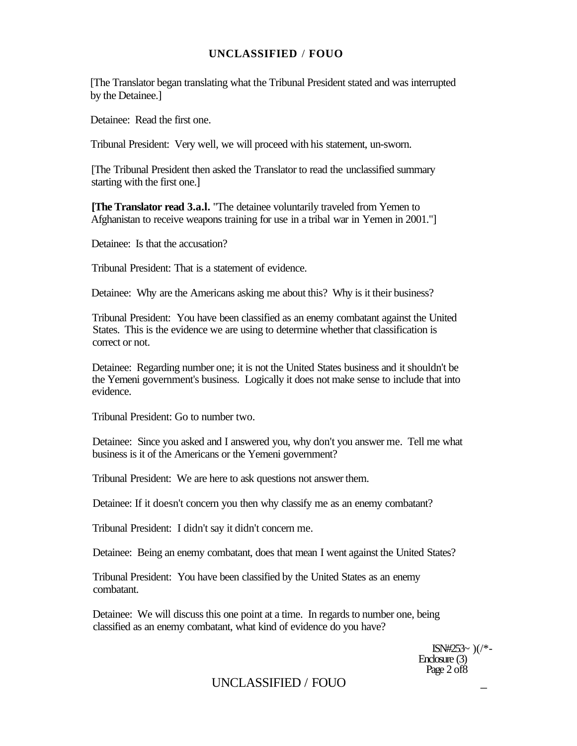[The Translator began translating what the Tribunal President stated and was interrupted by the Detainee.]

Detainee: Read the first one.

Tribunal President: Very well, we will proceed with his statement, un-sworn.

[The Tribunal President then asked the Translator to read the unclassified summary starting with the first one.]

**[The Translator read 3.a.l.** "The detainee voluntarily traveled from Yemen to Afghanistan to receive weapons training for use in a tribal war in Yemen in 2001."]

Detainee: Is that the accusation?

Tribunal President: That is a statement of evidence.

Detainee: Why are the Americans asking me about this? Why is it their business?

Tribunal President: You have been classified as an enemy combatant against the United States. This is the evidence we are using to determine whether that classification is correct or not.

Detainee: Regarding number one; it is not the United States business and it shouldn't be the Yemeni government's business. Logically it does not make sense to include that into evidence.

Tribunal President: Go to number two.

Detainee: Since you asked and I answered you, why don't you answer me. Tell me what business is it of the Americans or the Yemeni government?

Tribunal President: We are here to ask questions not answer them.

Detainee: If it doesn't concern you then why classify me as an enemy combatant?

Tribunal President: I didn't say it didn't concern me.

Detainee: Being an enemy combatant, does that mean I went against the United States?

Tribunal President: You have been classified by the United States as an enemy combatant.

Detainee: We will discuss this one point at a time. In regards to number one, being classified as an enemy combatant, what kind of evidence do you have?

ISN#253~ )(/*-
Enclosure (3)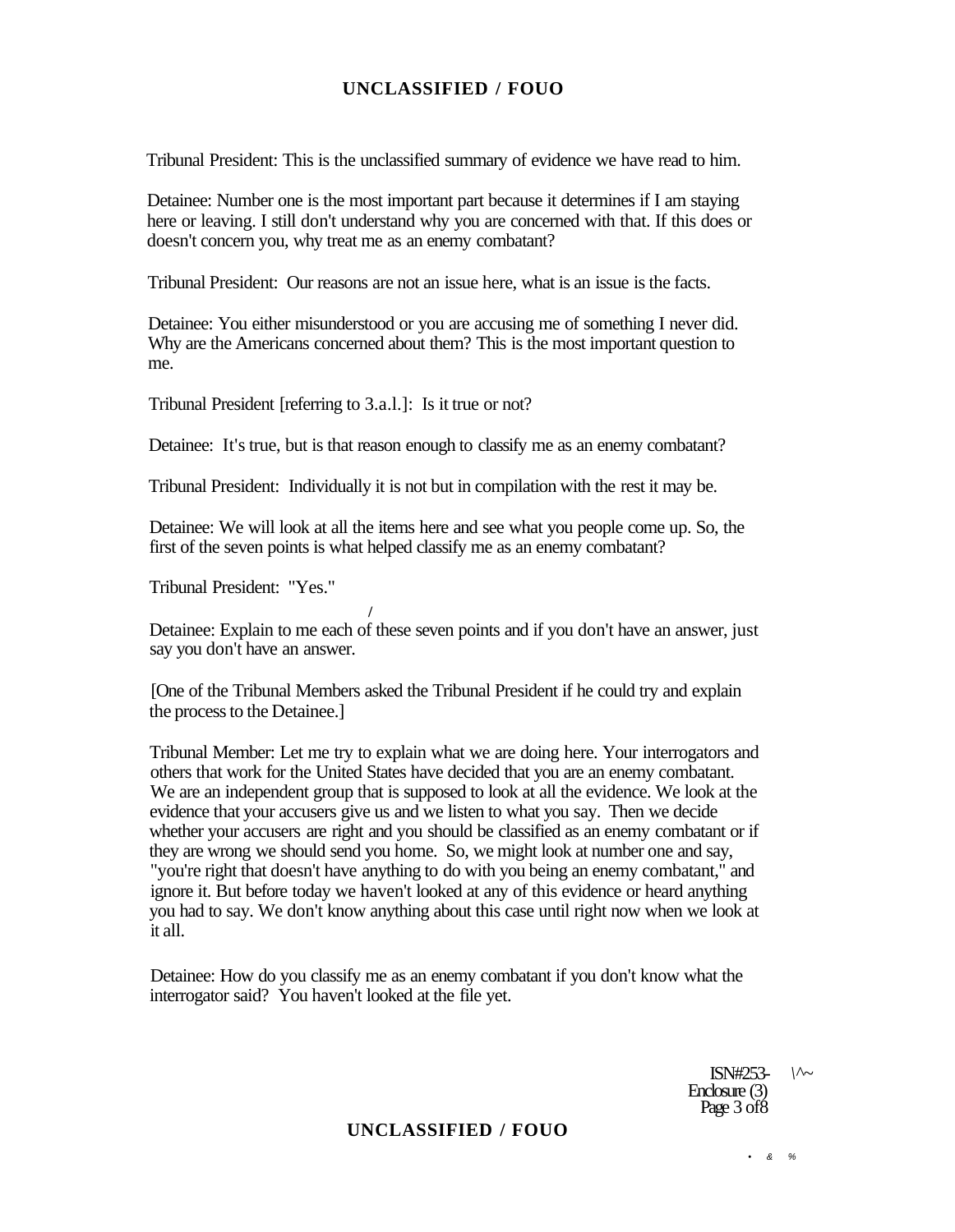Tribunal President: This is the unclassified summary of evidence we have read to him.

Detainee: Number one is the most important part because it determines if I am staying here or leaving. I still don't understand why you are concerned with that. If this does or doesn't concern you, why treat me as an enemy combatant?

Tribunal President: Our reasons are not an issue here, what is an issue is the facts.

Detainee: You either misunderstood or you are accusing me of something I never did. Why are the Americans concerned about them? This is the most important question to me.

Tribunal President [referring to 3.a.l.]: Is it true or not?

Detainee: It's true, but is that reason enough to classify me as an enemy combatant?

Tribunal President: Individually it is not but in compilation with the rest it may be.

Detainee: We will look at all the items here and see what you people come up. So, the first of the seven points is what helped classify me as an enemy combatant?

Tribunal President: "Yes."

Detainee: Explain to me each of these seven points and if you don't have an answer, just say you don't have an answer.

[One of the Tribunal Members asked the Tribunal President if he could try and explain the process to the Detainee.]

Tribunal Member: Let me try to explain what we are doing here. Your interrogators and others that work for the United States have decided that you are an enemy combatant. We are an independent group that is supposed to look at all the evidence. We look at the evidence that your accusers give us and we listen to what you say. Then we decide whether your accusers are right and you should be classified as an enemy combatant or if they are wrong we should send you home. So, we might look at number one and say, "you're right that doesn't have anything to do with you being an enemy combatant," and ignore it. But before today we haven't looked at any of this evidence or heard anything you had to say. We don't know anything about this case until right now when we look at it all.

Detainee: How do you classify me as an enemy combatant if you don't know what the interrogator said? You haven't looked at the file yet.

ISN#253-
Enclosure (3)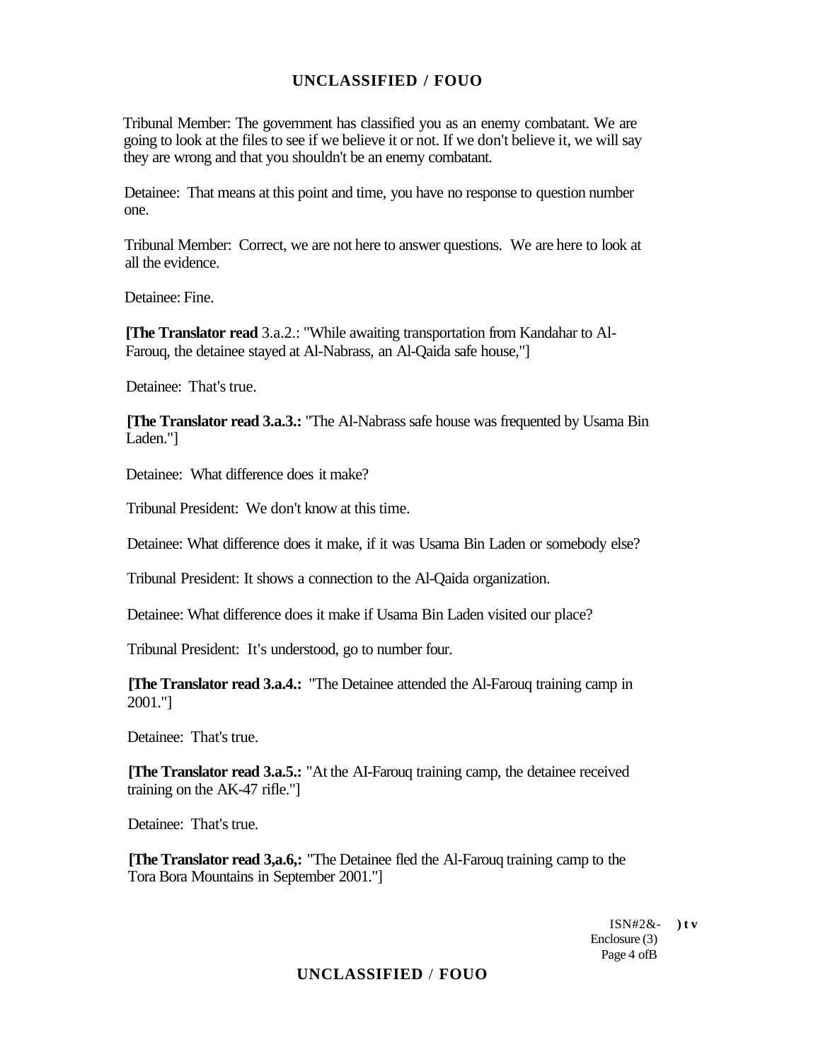Tribunal Member: The government has classified you as an enemy combatant. We are going to look at the files to see if we believe it or not. If we don't believe it, we will say they are wrong and that you shouldn't be an enemy combatant.

Detainee: That means at this point and time, you have no response to question number one.

Tribunal Member: Correct, we are not here to answer questions. We are here to look at all the evidence.

Detainee: Fine.

**[The Translator read** 3.a.2.: "While awaiting transportation from Kandahar to Al-Farouq, the detainee stayed at Al-Nabrass, an Al-Qaida safe house,"]

Detainee: That's true.

**[The Translator read 3.a.3.:** "The Al-Nabrass safe house was frequented by Usama Bin Laden."]

Detainee: What difference does it make?

Tribunal President: We don't know at this time.

Detainee: What difference does it make, if it was Usama Bin Laden or somebody else?

Tribunal President: It shows a connection to the Al-Qaida organization.

Detainee: What difference does it make if Usama Bin Laden visited our place?

Tribunal President: It's understood, go to number four.

**[The Translator read 3.a.4.:** "The Detainee attended the Al-Farouq training camp in 2001."]

Detainee: That's true.

**[The Translator read 3.a.5.:** "At the AI-Farouq training camp, the detainee received training on the AK-47 rifle."]

Detainee: That's true.

**[The Translator read 3,a.6,:** "The Detainee fled the Al-Farouq training camp to the Tora Bora Mountains in September 2001."]

ISN#2&- ) t v
Enclosure (3)
Page 4 ofB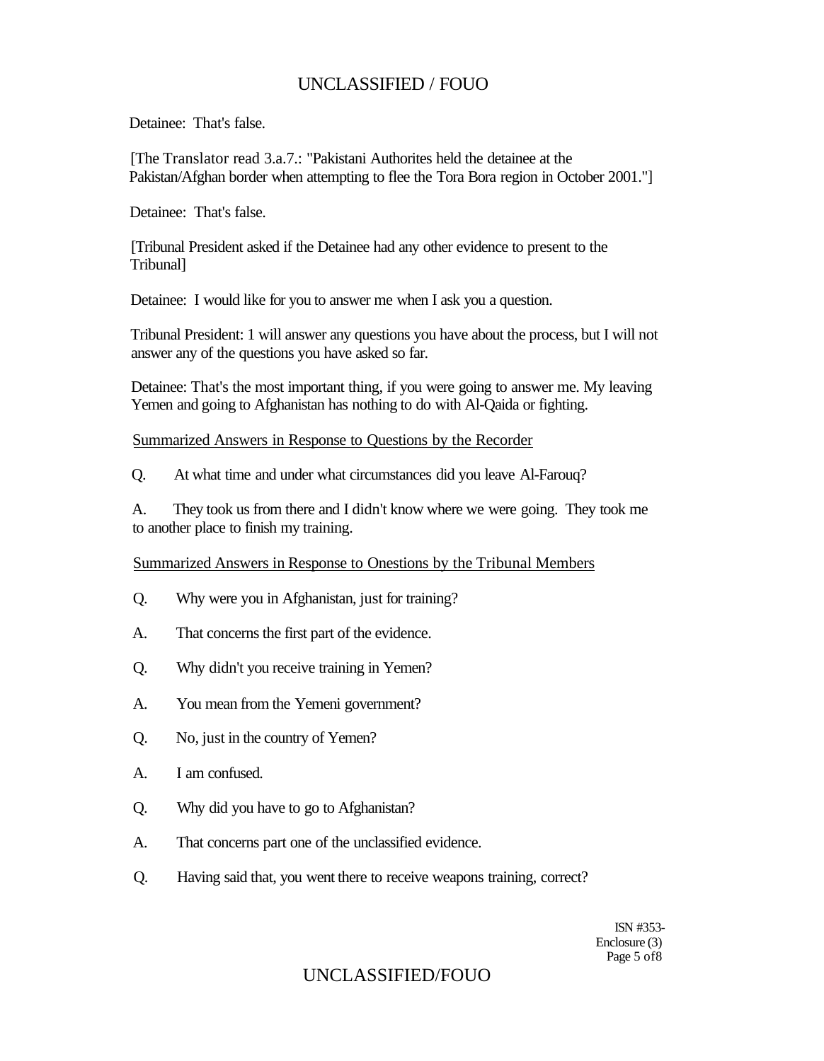Detainee: That's false.

[The Translator read 3.a.7.: "Pakistani Authorites held the detainee at the Pakistan/Afghan border when attempting to flee the Tora Bora region in October 2001."]

Detainee: That's false.

[Tribunal President asked if the Detainee had any other evidence to present to the Tribunal]

Detainee: I would like for you to answer me when I ask you a question.

Tribunal President: 1 will answer any questions you have about the process, but I will not answer any of the questions you have asked so far.

Detainee: That's the most important thing, if you were going to answer me. My leaving Yemen and going to Afghanistan has nothing to do with Al-Qaida or fighting.

Summarized Answers in Response to Questions by the Recorder

Q. At what time and under what circumstances did you leave Al-Farouq?

A. They took us from there and I didn't know where we were going. They took me to another place to finish my training.

Summarized Answers in Response to Onestions by the Tribunal Members

Q. Why were you in Afghanistan, just for training?

A. That concerns the first part of the evidence.

Q. Why didn't you receive training in Yemen?

A. You mean from the Yemeni government?

Q. No, just in the country of Yemen?

A. I am confused.

Q. Why did you have to go to Afghanistan?

A. That concerns part one of the unclassified evidence.

Q. Having said that, you went there to receive weapons training, correct?

ISN #353-
Enclosure (3)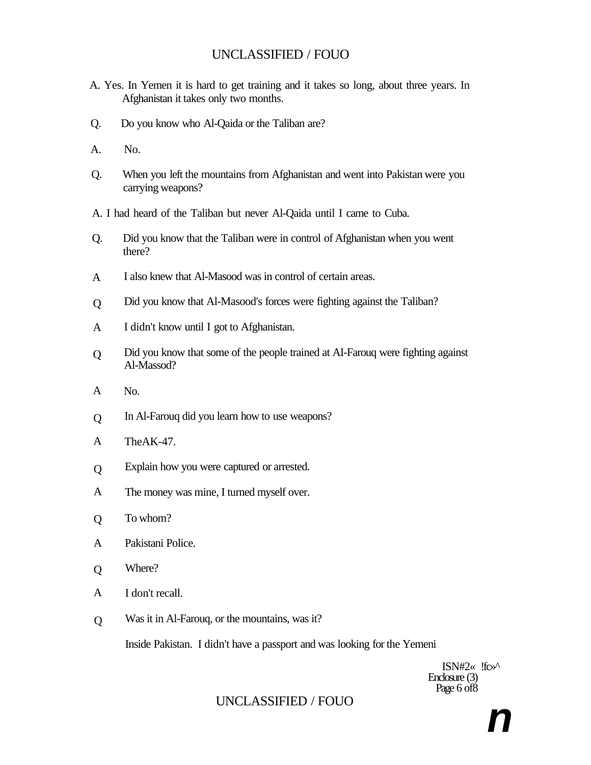A. Yes. In Yemen it is hard to get training and it takes so long, about three years. In Afghanistan it takes only two months.

Q. Do you know who Al-Qaida or the Taliban are?

A. No.

Q. When you left the mountains from Afghanistan and went into Pakistan were you carrying weapons?

A. I had heard of the Taliban but never Al-Qaida until I came to Cuba.

Q. Did you know that the Taliban were in control of Afghanistan when you went there?

A I also knew that Al-Masood was in control of certain areas.

Q Did you know that Al-Masood's forces were fighting against the Taliban?

A I didn't know until I got to Afghanistan.

Q Did you know that some of the people trained at AI-Farouq were fighting against Al-Massod?

A No.

Q In Al-Farouq did you learn how to use weapons?

A TheAK-47.

Q Explain how you were captured or arrested.

A The money was mine, I turned myself over.

Q To whom?

A Pakistani Police.

Q Where?

A I don't recall.

Q Was it in Al-Farouq, or the mountains, was it?

Inside Pakistan. I didn't have a passport and was looking for the Yemeni

ISN#2« !fo»^
Enclosure (3)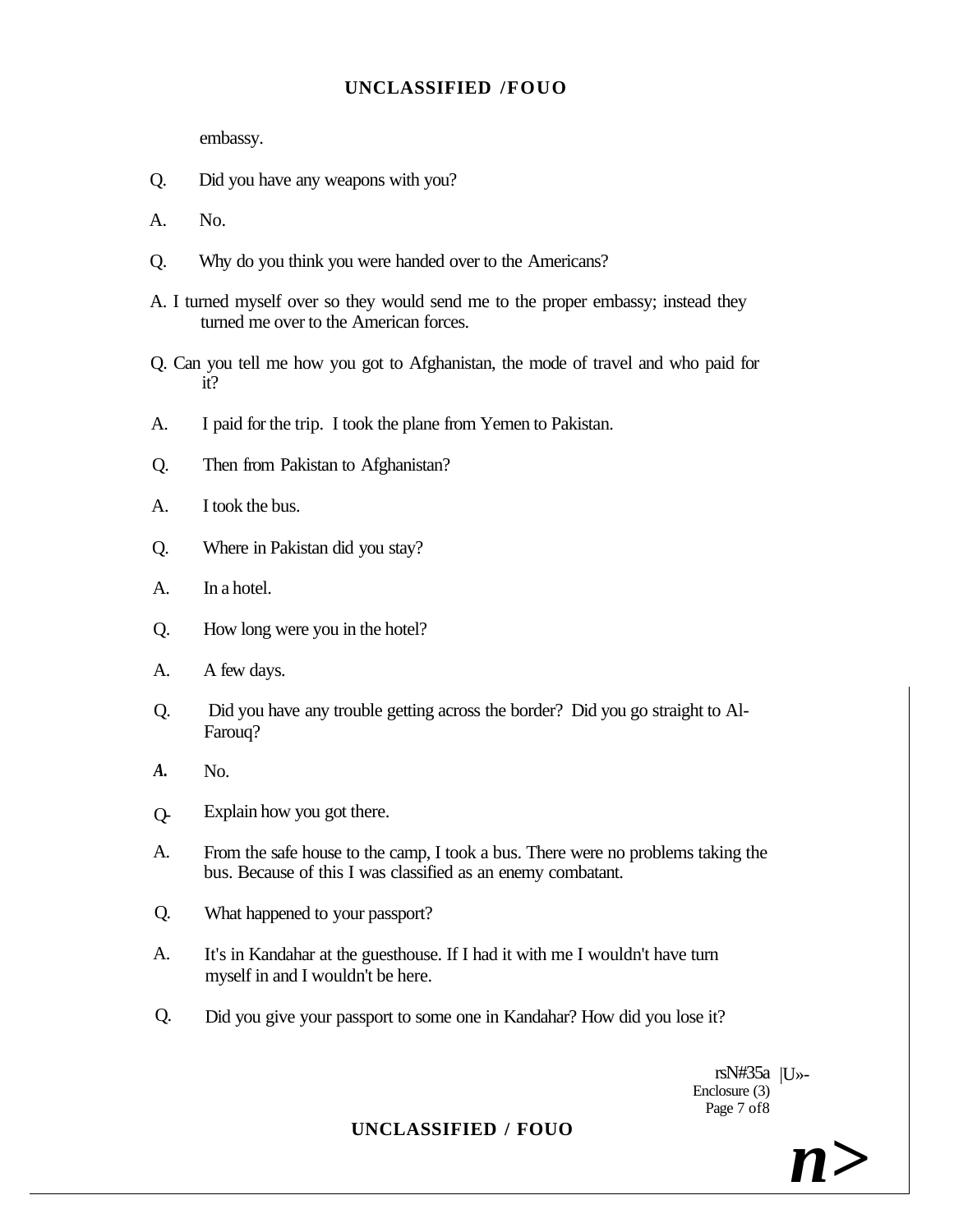embassy.

Q. Did you have any weapons with you?

A. No.

Q. Why do you think you were handed over to the Americans?

A. I turned myself over so they would send me to the proper embassy; instead they turned me over to the American forces.

Q. Can you tell me how you got to Afghanistan, the mode of travel and who paid for it?

A. I paid for the trip. I took the plane from Yemen to Pakistan.

Q. Then from Pakistan to Afghanistan?

A. I took the bus.

Q. Where in Pakistan did you stay?

A. In a hotel.

Q. How long were you in the hotel?

A. A few days.

Q. Did you have any trouble getting across the border? Did you go straight to Al-Farouq?

*A.* No.

Q- Explain how you got there.

A. From the safe house to the camp, I took a bus. There were no problems taking the bus. Because of this I was classified as an enemy combatant.

Q. What happened to your passport?

A. It's in Kandahar at the guesthouse. If I had it with me I wouldn't have turn myself in and I wouldn't be here.

Q. Did you give your passport to some one in Kandahar? How did you lose it?

rsN#35a |U»-
Enclosure (3)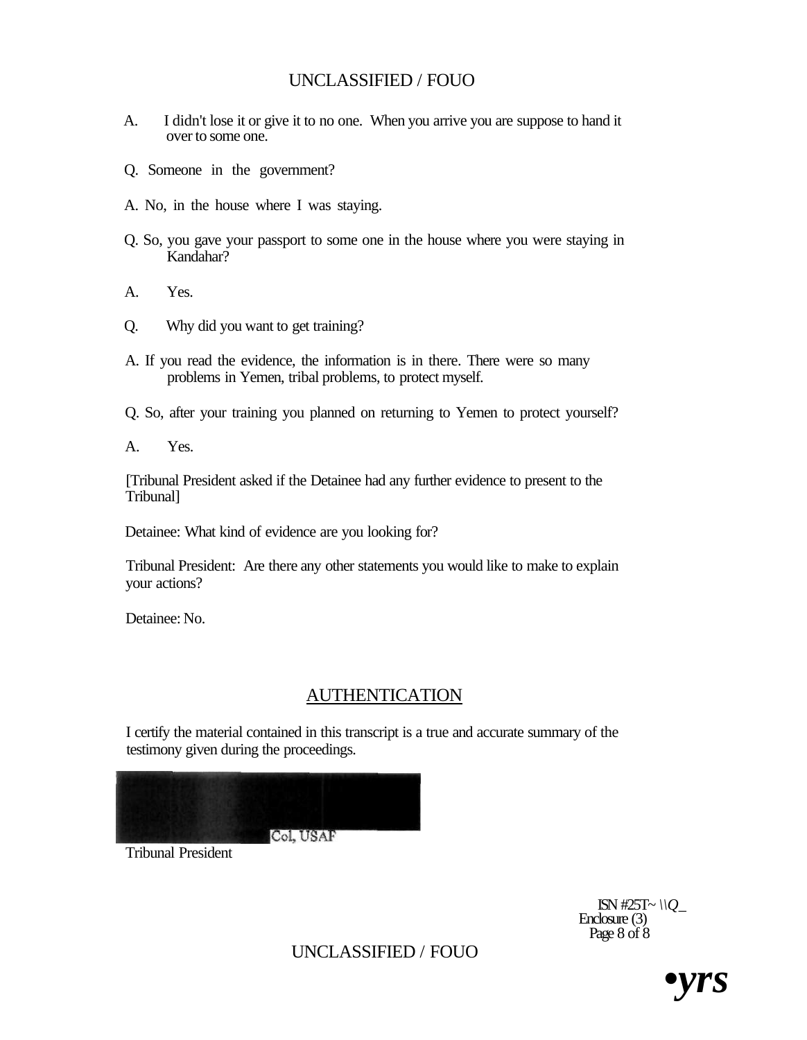A. I didn't lose it or give it to no one. When you arrive you are suppose to hand it over to some one.

Q. Someone in the government?

A. No, in the house where I was staying.

Q. So, you gave your passport to some one in the house where you were staying in Kandahar?

A. Yes.

Q. Why did you want to get training?

A. If you read the evidence, the information is in there. There were so many problems in Yemen, tribal problems, to protect myself.

Q. So, after your training you planned on returning to Yemen to protect yourself?

A. Yes.

[Tribunal President asked if the Detainee had any further evidence to present to the Tribunal]

Detainee: What kind of evidence are you looking for?

Tribunal President: Are there any other statements you would like to make to explain your actions?

Detainee: No.

## AUTHENTICATION

I certify the material contained in this transcript is a true and accurate summary of the testimony given during the proceedings.

Col, USAF

Tribunal President

ISN #25T~ \\Q_
Enclosure (3)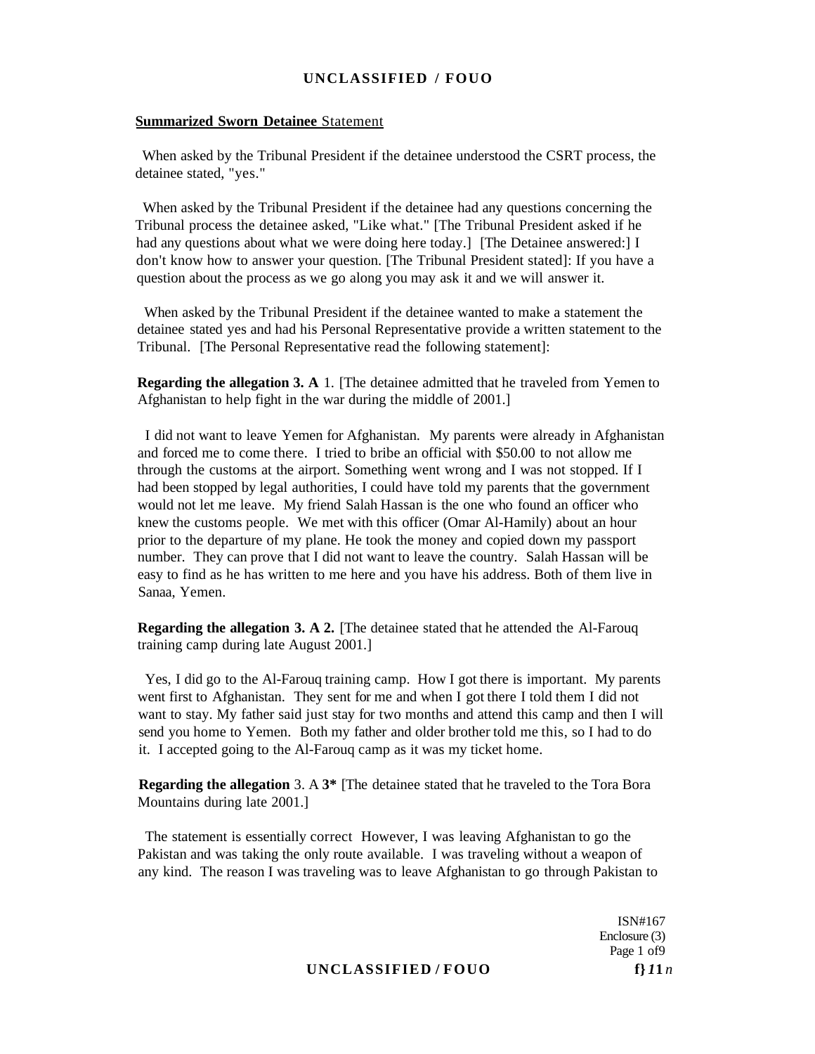**Summarized Sworn Detainee Statement**

When asked by the Tribunal President if the detainee understood the CSRT process, the detainee stated, "yes."

When asked by the Tribunal President if the detainee had any questions concerning the Tribunal process the detainee asked, "Like what." [The Tribunal President asked if he had any questions about what we were doing here today.] [The Detainee answered:] I don't know how to answer your question. [The Tribunal President stated]: If you have a question about the process as we go along you may ask it and we will answer it.

When asked by the Tribunal President if the detainee wanted to make a statement the detainee stated yes and had his Personal Representative provide a written statement to the Tribunal. [The Personal Representative read the following statement]:

**Regarding the allegation 3. A** 1. [The detainee admitted that he traveled from Yemen to Afghanistan to help fight in the war during the middle of 2001.]

I did not want to leave Yemen for Afghanistan. My parents were already in Afghanistan and forced me to come there. I tried to bribe an official with $50.00 to not allow me through the customs at the airport. Something went wrong and I was not stopped. If I had been stopped by legal authorities, I could have told my parents that the government would not let me leave. My friend Salah Hassan is the one who found an officer who knew the customs people. We met with this officer (Omar Al-Hamily) about an hour prior to the departure of my plane. He took the money and copied down my passport number. They can prove that I did not want to leave the country. Salah Hassan will be easy to find as he has written to me here and you have his address. Both of them live in Sanaa, Yemen.

**Regarding the allegation 3. A 2.** [The detainee stated that he attended the Al-Farouq training camp during late August 2001.]

Yes, I did go to the Al-Farouq training camp. How I got there is important. My parents went first to Afghanistan. They sent for me and when I got there I told them I did not want to stay. My father said just stay for two months and attend this camp and then I will send you home to Yemen. Both my father and older brother told me this, so I had to do it. I accepted going to the Al-Farouq camp as it was my ticket home.

**Regarding the allegation** 3. A **3*** [The detainee stated that he traveled to the Tora Bora Mountains during late 2001.]

The statement is essentially correct However, I was leaving Afghanistan to go the Pakistan and was taking the only route available. I was traveling without a weapon of any kind. The reason I was traveling was to leave Afghanistan to go through Pakistan to

ISN#167
Enclosure (3)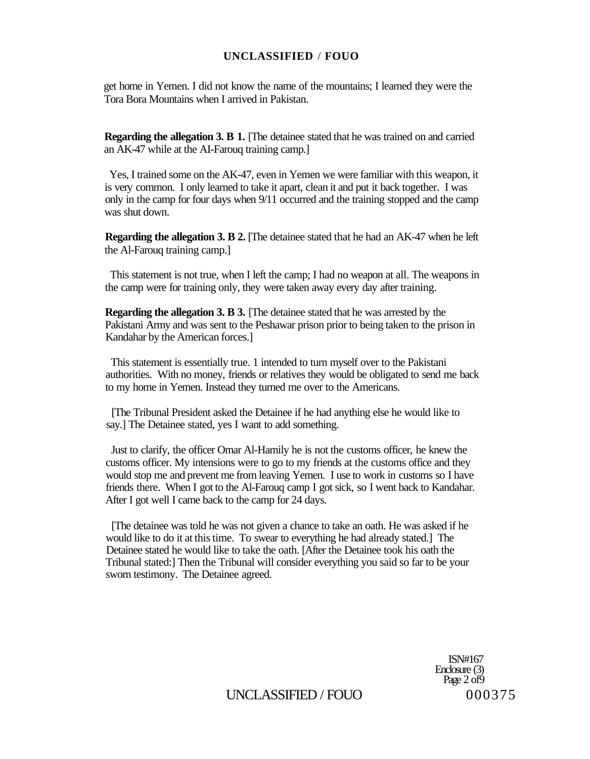get home in Yemen. I did not know the name of the mountains; I learned they were the Tora Bora Mountains when I arrived in Pakistan.

**Regarding the allegation 3. B 1.** [The detainee stated that he was trained on and carried an AK-47 while at the AI-Farouq training camp.]

Yes, I trained some on the AK-47, even in Yemen we were familiar with this weapon, it is very common. I only learned to take it apart, clean it and put it back together. I was only in the camp for four days when 9/11 occurred and the training stopped and the camp was shut down.

**Regarding the allegation 3. B 2.** [The detainee stated that he had an AK-47 when he left the Al-Farouq training camp.]

This statement is not true, when I left the camp; I had no weapon at all. The weapons in the camp were for training only, they were taken away every day after training.

**Regarding the allegation 3. B 3.** [The detainee stated that he was arrested by the Pakistani Army and was sent to the Peshawar prison prior to being taken to the prison in Kandahar by the American forces.]

This statement is essentially true. 1 intended to turn myself over to the Pakistani authorities. With no money, friends or relatives they would be obligated to send me back to my home in Yemen. Instead they turned me over to the Americans.

[The Tribunal President asked the Detainee if he had anything else he would like to say.] The Detainee stated, yes I want to add something.

Just to clarify, the officer Omar Al-Hamily he is not the customs officer, he knew the customs officer. My intensions were to go to my friends at the customs office and they would stop me and prevent me from leaving Yemen. I use to work in customs so I have friends there. When I got to the Al-Farouq camp I got sick, so I went back to Kandahar. After I got well I came back to the camp for 24 days.

[The detainee was told he was not given a chance to take an oath. He was asked if he would like to do it at this time. To swear to everything he had already stated.] The Detainee stated he would like to take the oath. [After the Detainee took his oath the Tribunal stated:] Then the Tribunal will consider everything you said so far to be your sworn testimony. The Detainee agreed.

ISN#167
Enclosure (3)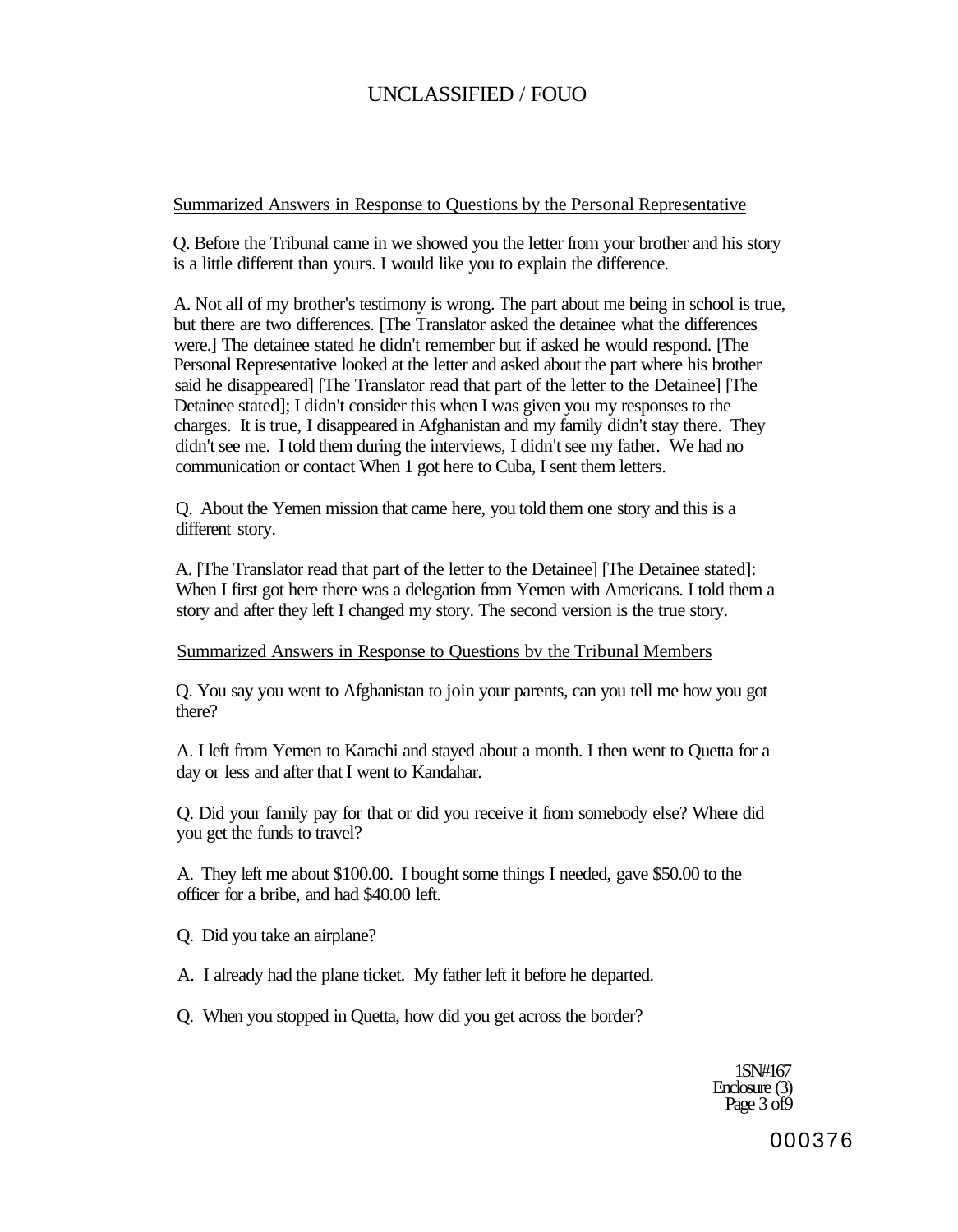Summarized Answers in Response to Questions by the Personal Representative

Q. Before the Tribunal came in we showed you the letter from your brother and his story is a little different than yours. I would like you to explain the difference.

A. Not all of my brother's testimony is wrong. The part about me being in school is true, but there are two differences. [The Translator asked the detainee what the differences were.] The detainee stated he didn't remember but if asked he would respond. [The Personal Representative looked at the letter and asked about the part where his brother said he disappeared] [The Translator read that part of the letter to the Detainee] [The Detainee stated]; I didn't consider this when I was given you my responses to the charges. It is true, I disappeared in Afghanistan and my family didn't stay there. They didn't see me. I told them during the interviews, I didn't see my father. We had no communication or contact When 1 got here to Cuba, I sent them letters.

Q. About the Yemen mission that came here, you told them one story and this is a different story.

A. [The Translator read that part of the letter to the Detainee] [The Detainee stated]: When I first got here there was a delegation from Yemen with Americans. I told them a story and after they left I changed my story. The second version is the true story.

Summarized Answers in Response to Questions bv the Tribunal Members

Q. You say you went to Afghanistan to join your parents, can you tell me how you got there?

A. I left from Yemen to Karachi and stayed about a month. I then went to Quetta for a day or less and after that I went to Kandahar.

Q. Did your family pay for that or did you receive it from somebody else? Where did you get the funds to travel?

A. They left me about $100.00. I bought some things I needed, gave $50.00 to the officer for a bribe, and had $40.00 left.

Q. Did you take an airplane?

A. I already had the plane ticket. My father left it before he departed.

Q. When you stopped in Quetta, how did you get across the border?

1SN#167
Enclosure (3)
Page 3 of9

000376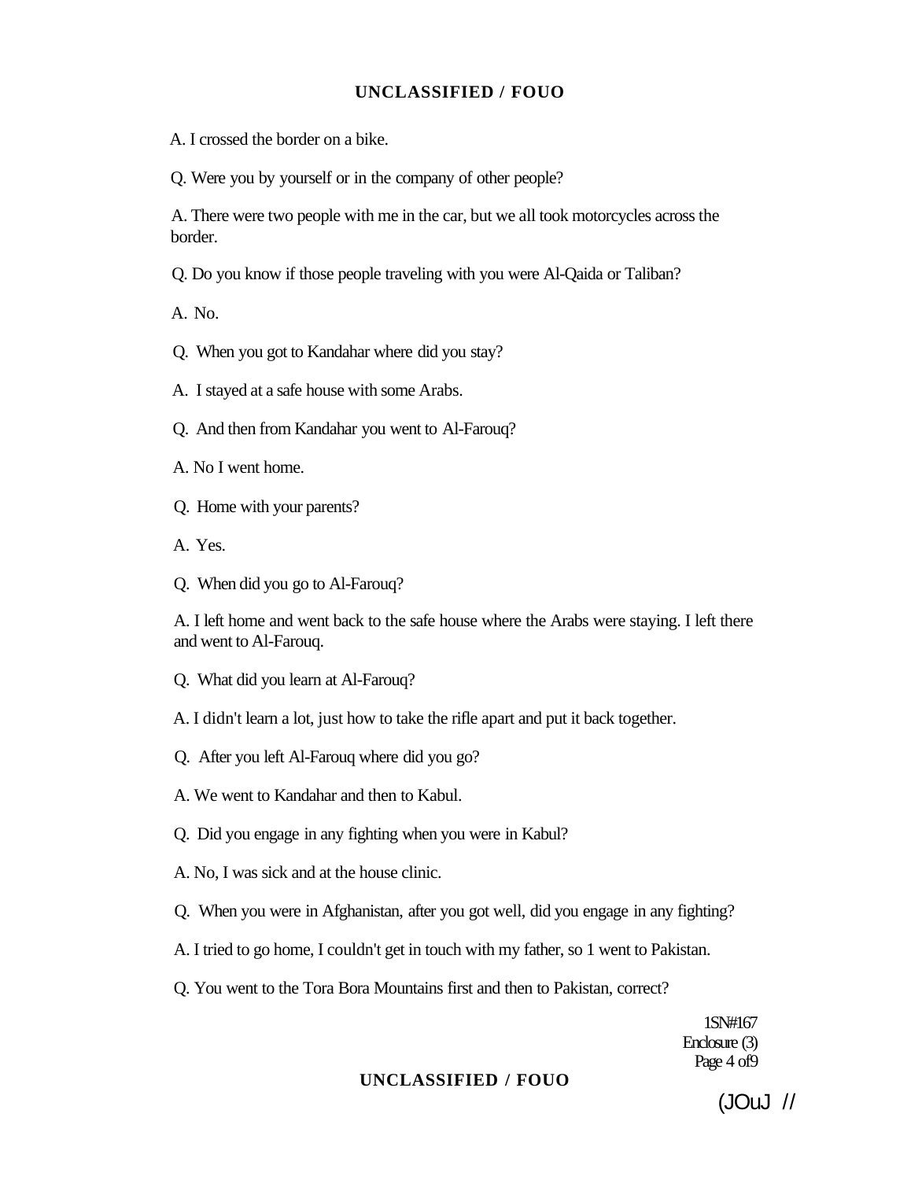A. I crossed the border on a bike.

Q. Were you by yourself or in the company of other people?

A. There were two people with me in the car, but we all took motorcycles across the border.

Q. Do you know if those people traveling with you were Al-Qaida or Taliban?

A. No.

Q. When you got to Kandahar where did you stay?

A. I stayed at a safe house with some Arabs.

Q. And then from Kandahar you went to Al-Farouq?

A. No I went home.

Q. Home with your parents?

A. Yes.

Q. When did you go to Al-Farouq?

A. I left home and went back to the safe house where the Arabs were staying. I left there and went to Al-Farouq.

Q. What did you learn at Al-Farouq?

A. I didn't learn a lot, just how to take the rifle apart and put it back together.

Q. After you left Al-Farouq where did you go?

A. We went to Kandahar and then to Kabul.

Q. Did you engage in any fighting when you were in Kabul?

A. No, I was sick and at the house clinic.

Q. When you were in Afghanistan, after you got well, did you engage in any fighting?

A. I tried to go home, I couldn't get in touch with my father, so 1 went to Pakistan.

Q. You went to the Tora Bora Mountains first and then to Pakistan, correct?

1SN#167
Enclosure (3)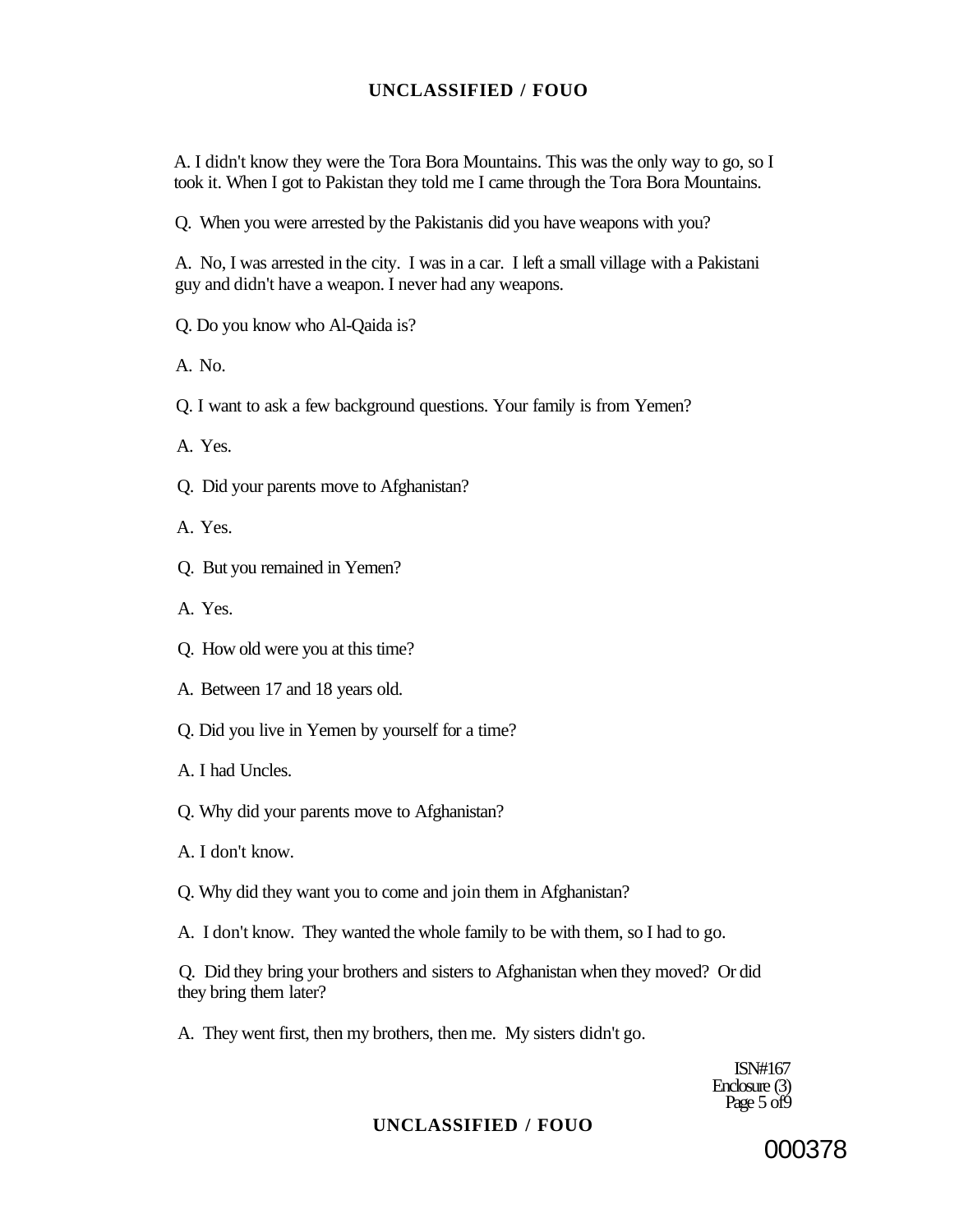A. I didn't know they were the Tora Bora Mountains. This was the only way to go, so I took it. When I got to Pakistan they told me I came through the Tora Bora Mountains.

Q. When you were arrested by the Pakistanis did you have weapons with you?

A. No, I was arrested in the city. I was in a car. I left a small village with a Pakistani guy and didn't have a weapon. I never had any weapons.

Q. Do you know who Al-Qaida is?

A. No.

Q. I want to ask a few background questions. Your family is from Yemen?

A. Yes.

Q. Did your parents move to Afghanistan?

A. Yes.

Q. But you remained in Yemen?

A. Yes.

Q. How old were you at this time?

A. Between 17 and 18 years old.

Q. Did you live in Yemen by yourself for a time?

A. I had Uncles.

Q. Why did your parents move to Afghanistan?

A. I don't know.

Q. Why did they want you to come and join them in Afghanistan?

A. I don't know. They wanted the whole family to be with them, so I had to go.

Q. Did they bring your brothers and sisters to Afghanistan when they moved? Or did they bring them later?

A. They went first, then my brothers, then me. My sisters didn't go.

ISN#167
Enclosure (3)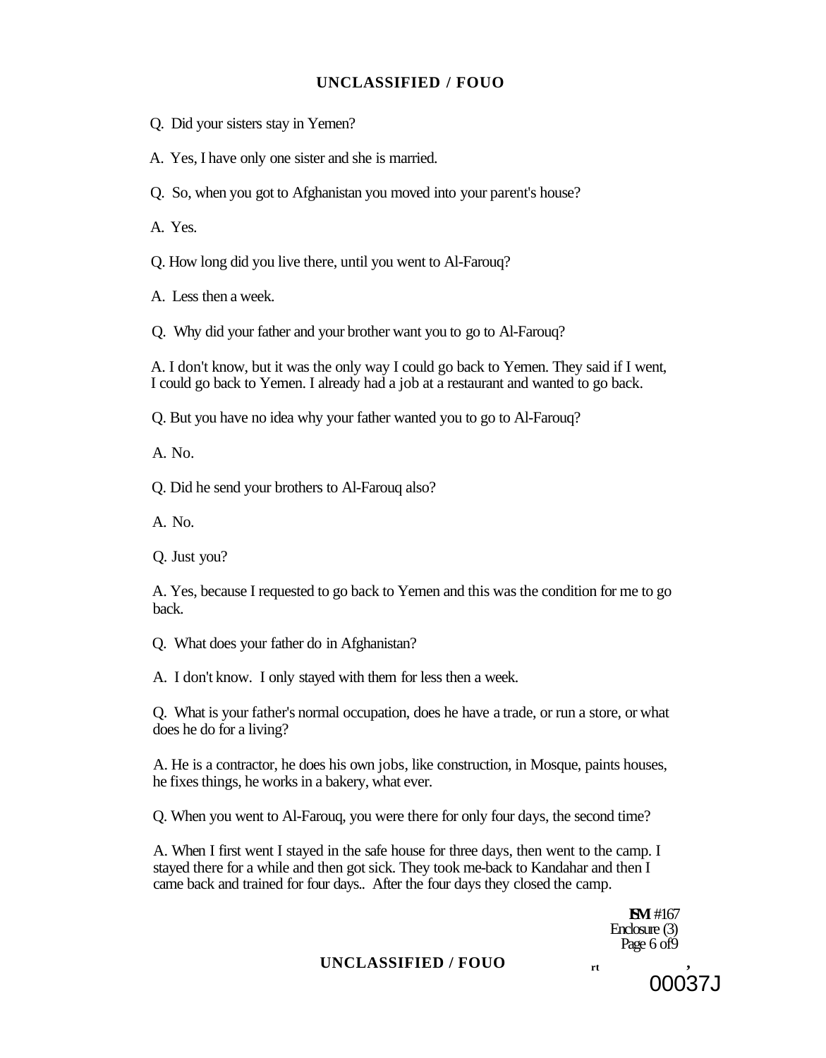Q. Did your sisters stay in Yemen?

A. Yes, I have only one sister and she is married.

Q. So, when you got to Afghanistan you moved into your parent's house?

A. Yes.

Q. How long did you live there, until you went to Al-Farouq?

A. Less then a week.

Q. Why did your father and your brother want you to go to Al-Farouq?

A. I don't know, but it was the only way I could go back to Yemen. They said if I went, I could go back to Yemen. I already had a job at a restaurant and wanted to go back.

Q. But you have no idea why your father wanted you to go to Al-Farouq?

A. No.

Q. Did he send your brothers to Al-Farouq also?

A. No.

Q. Just you?

A. Yes, because I requested to go back to Yemen and this was the condition for me to go back.

Q. What does your father do in Afghanistan?

A. I don't know. I only stayed with them for less then a week.

Q. What is your father's normal occupation, does he have a trade, or run a store, or what does he do for a living?

A. He is a contractor, he does his own jobs, like construction, in Mosque, paints houses, he fixes things, he works in a bakery, what ever.

Q. When you went to Al-Farouq, you were there for only four days, the second time?

A. When I first went I stayed in the safe house for three days, then went to the camp. I stayed there for a while and then got sick. They took me-back to Kandahar and then I came back and trained for four days.. After the four days they closed the camp.

ISN #167
Enclosure (3)
Page 6 of 9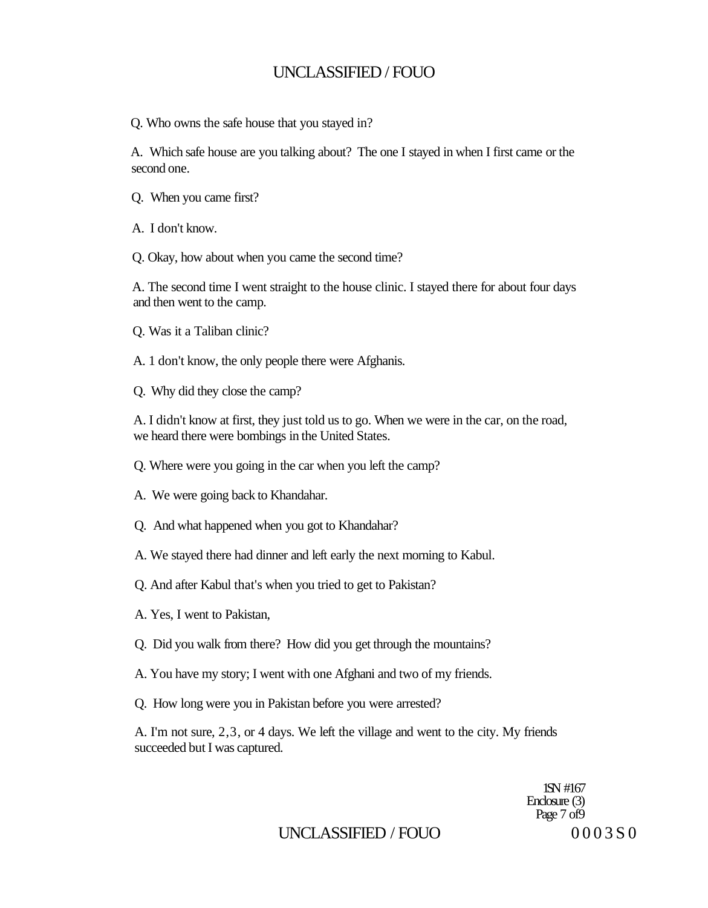Q. Who owns the safe house that you stayed in?

A. Which safe house are you talking about? The one I stayed in when I first came or the second one.

Q. When you came first?

A. I don't know.

Q. Okay, how about when you came the second time?

A. The second time I went straight to the house clinic. I stayed there for about four days and then went to the camp.

Q. Was it a Taliban clinic?

A. 1 don't know, the only people there were Afghanis.

Q. Why did they close the camp?

A. I didn't know at first, they just told us to go. When we were in the car, on the road, we heard there were bombings in the United States.

Q. Where were you going in the car when you left the camp?

A. We were going back to Khandahar.

Q. And what happened when you got to Khandahar?

A. We stayed there had dinner and left early the next morning to Kabul.

Q. And after Kabul that's when you tried to get to Pakistan?

A. Yes, I went to Pakistan,

Q. Did you walk from there? How did you get through the mountains?

A. You have my story; I went with one Afghani and two of my friends.

Q. How long were you in Pakistan before you were arrested?

A. I'm not sure, 2,3, or 4 days. We left the village and went to the city. My friends succeeded but I was captured.

1SN #167
Enclosure (3)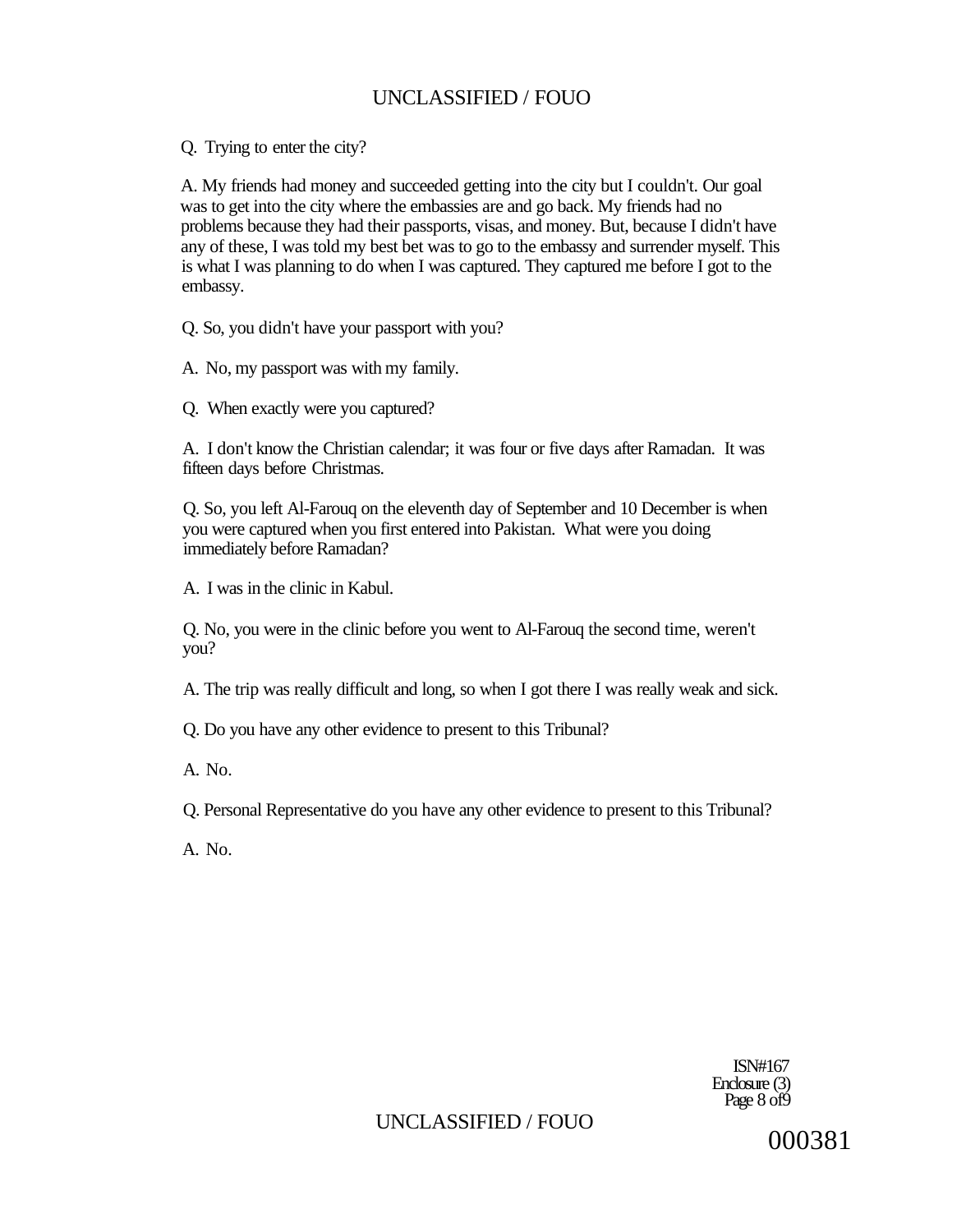Q. Trying to enter the city?

A. My friends had money and succeeded getting into the city but I couldn't. Our goal was to get into the city where the embassies are and go back. My friends had no problems because they had their passports, visas, and money. But, because I didn't have any of these, I was told my best bet was to go to the embassy and surrender myself. This is what I was planning to do when I was captured. They captured me before I got to the embassy.

Q. So, you didn't have your passport with you?

A. No, my passport was with my family.

Q. When exactly were you captured?

A. I don't know the Christian calendar; it was four or five days after Ramadan. It was fifteen days before Christmas.

Q. So, you left Al-Farouq on the eleventh day of September and 10 December is when you were captured when you first entered into Pakistan. What were you doing immediately before Ramadan?

A. I was in the clinic in Kabul.

Q. No, you were in the clinic before you went to Al-Farouq the second time, weren't you?

A. The trip was really difficult and long, so when I got there I was really weak and sick.

Q. Do you have any other evidence to present to this Tribunal?

A. No.

Q. Personal Representative do you have any other evidence to present to this Tribunal?

A. No.

ISN#167
Enclosure (3)
Page 8 of 9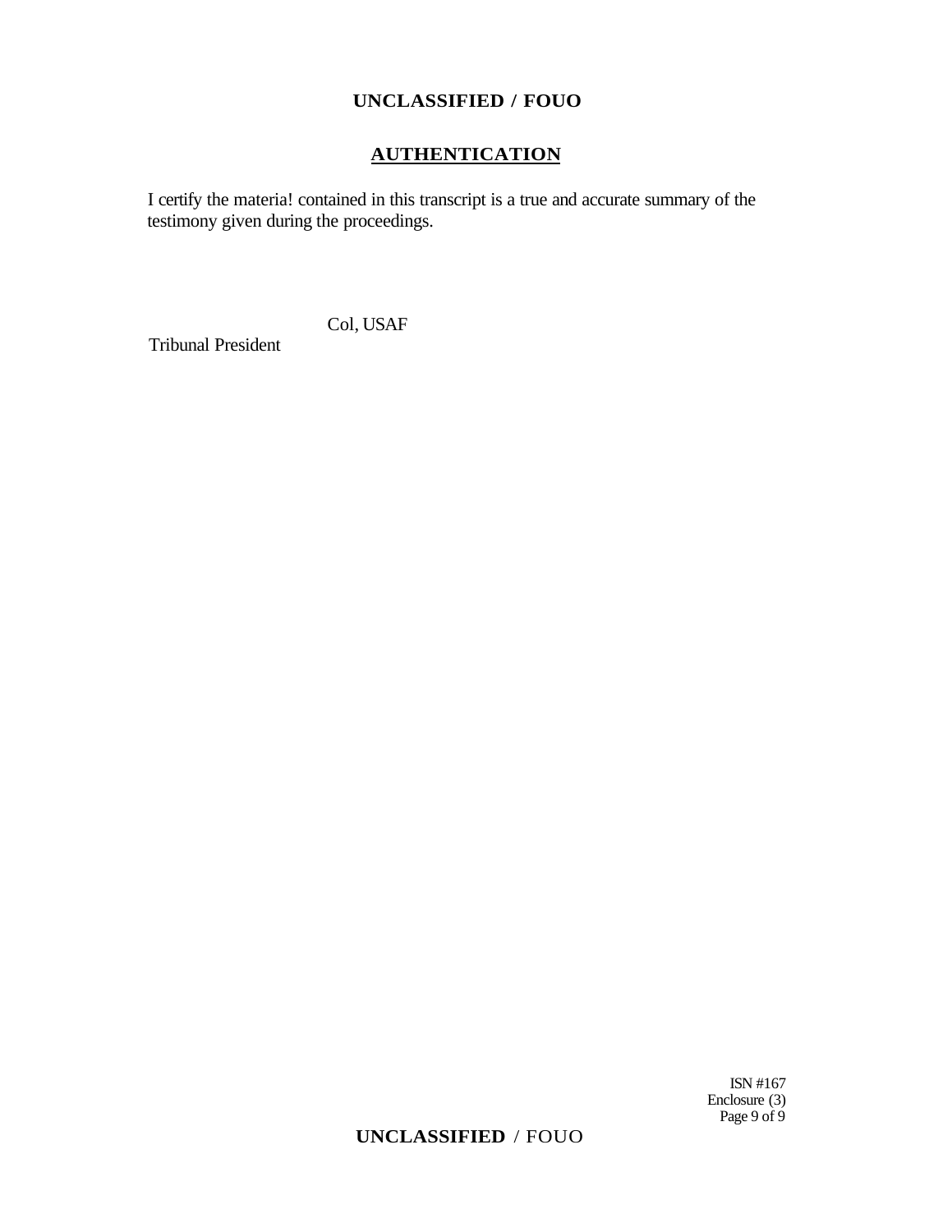## AUTHENTICATION

I certify the materia! contained in this transcript is a true and accurate summary of the testimony given during the proceedings.

Col, USAF

Tribunal President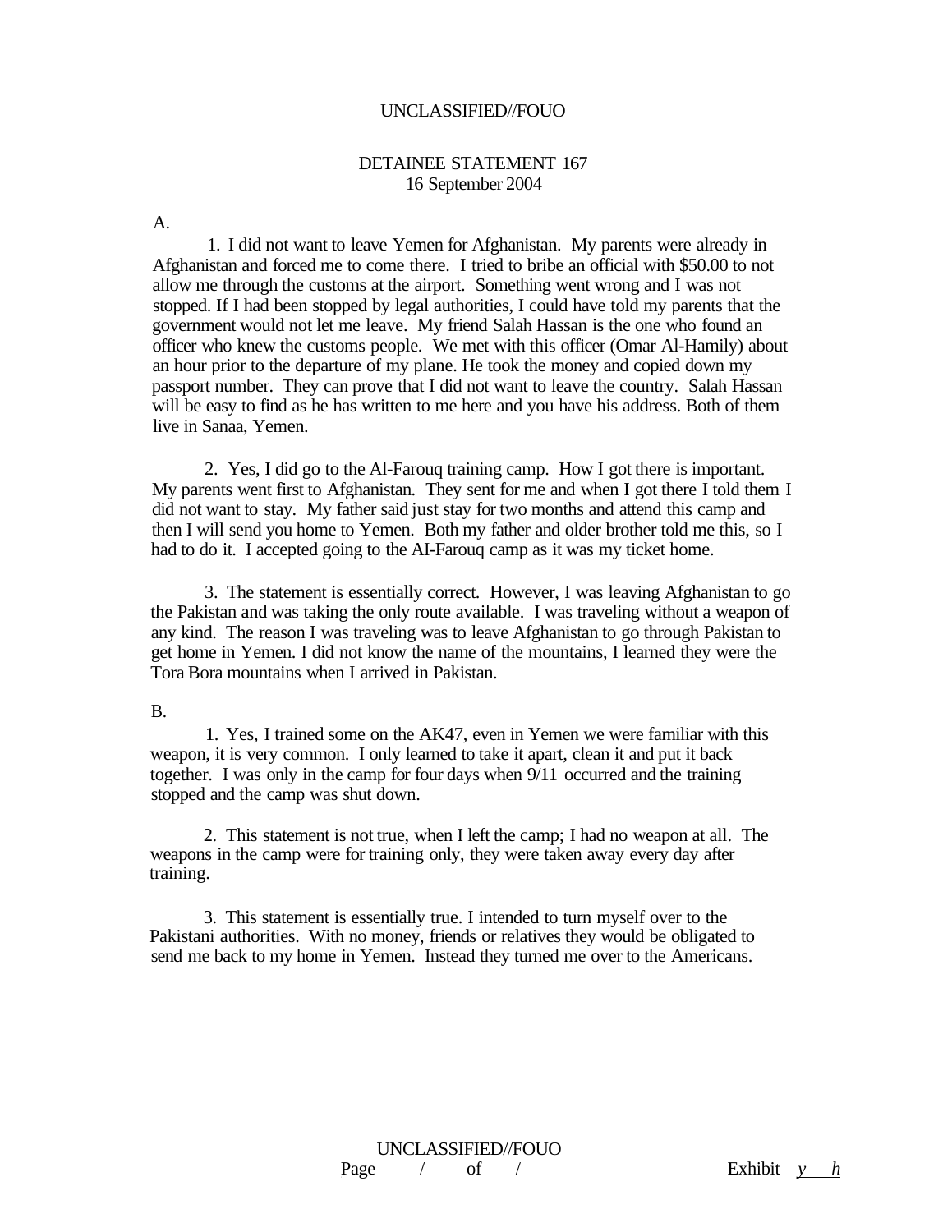UNCLASSIFIED//FOUO

# DETAINEE STATEMENT 167
16 September 2004

A.

1. I did not want to leave Yemen for Afghanistan. My parents were already in Afghanistan and forced me to come there. I tried to bribe an official with $50.00 to not allow me through the customs at the airport. Something went wrong and I was not stopped. If I had been stopped by legal authorities, I could have told my parents that the government would not let me leave. My friend Salah Hassan is the one who found an officer who knew the customs people. We met with this officer (Omar Al-Hamily) about an hour prior to the departure of my plane. He took the money and copied down my passport number. They can prove that I did not want to leave the country. Salah Hassan will be easy to find as he has written to me here and you have his address. Both of them live in Sanaa, Yemen.

2. Yes, I did go to the Al-Farouq training camp. How I got there is important. My parents went first to Afghanistan. They sent for me and when I got there I told them I did not want to stay. My father said just stay for two months and attend this camp and then I will send you home to Yemen. Both my father and older brother told me this, so I had to do it. I accepted going to the AI-Farouq camp as it was my ticket home.

3. The statement is essentially correct. However, I was leaving Afghanistan to go the Pakistan and was taking the only route available. I was traveling without a weapon of any kind. The reason I was traveling was to leave Afghanistan to go through Pakistan to get home in Yemen. I did not know the name of the mountains, I learned they were the Tora Bora mountains when I arrived in Pakistan.

B.

1. Yes, I trained some on the AK47, even in Yemen we were familiar with this weapon, it is very common. I only learned to take it apart, clean it and put it back together. I was only in the camp for four days when 9/11 occurred and the training stopped and the camp was shut down.

2. This statement is not true, when I left the camp; I had no weapon at all. The weapons in the camp were for training only, they were taken away every day after training.

3. This statement is essentially true. I intended to turn myself over to the Pakistani authorities. With no money, friends or relatives they would be obligated to send me back to my home in Yemen. Instead they turned me over to the Americans.

UNCLASSIFIED//FOUO

Exhibit *y h*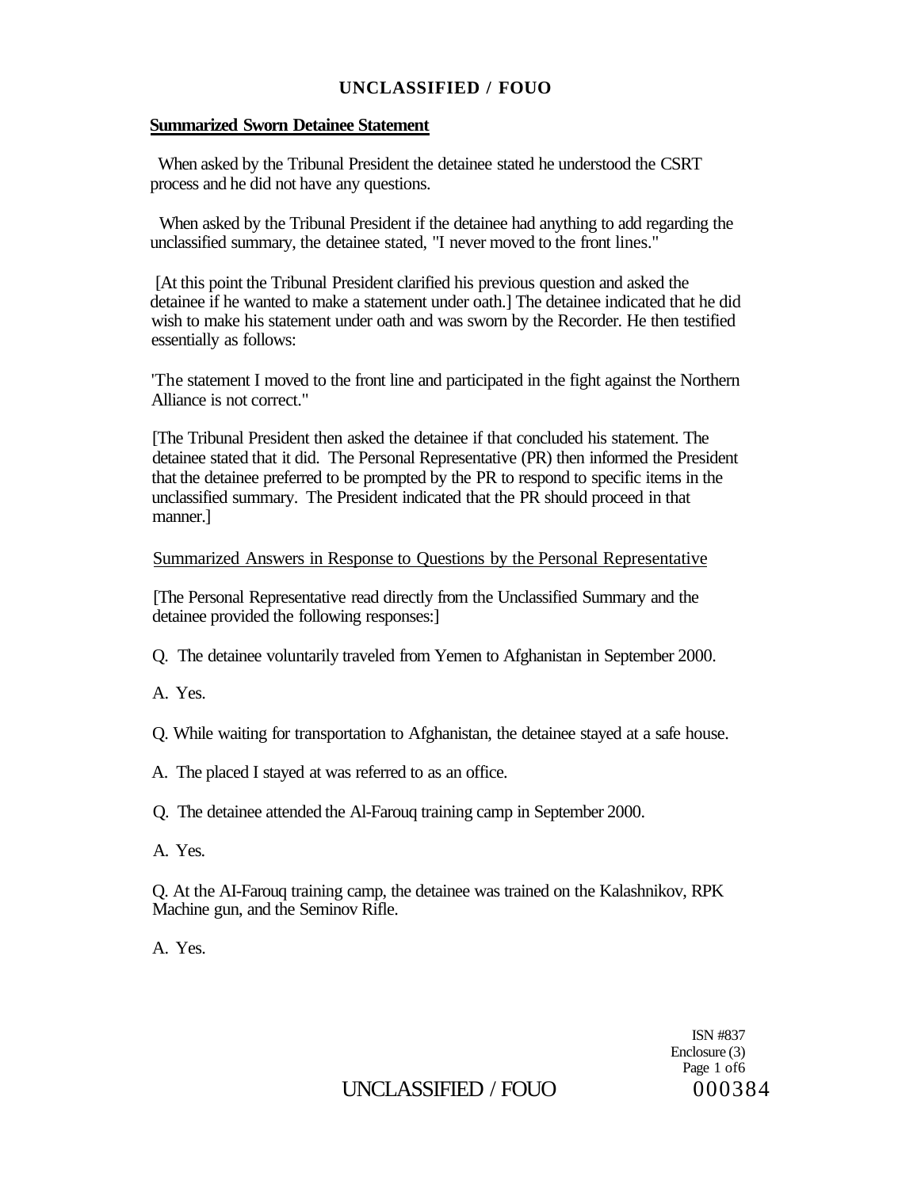**Summarized Sworn Detainee Statement**

When asked by the Tribunal President the detainee stated he understood the CSRT process and he did not have any questions.

When asked by the Tribunal President if the detainee had anything to add regarding the unclassified summary, the detainee stated, "I never moved to the front lines."

[At this point the Tribunal President clarified his previous question and asked the detainee if he wanted to make a statement under oath.] The detainee indicated that he did wish to make his statement under oath and was sworn by the Recorder. He then testified essentially as follows:

'The statement I moved to the front line and participated in the fight against the Northern Alliance is not correct."

[The Tribunal President then asked the detainee if that concluded his statement. The detainee stated that it did. The Personal Representative (PR) then informed the President that the detainee preferred to be prompted by the PR to respond to specific items in the unclassified summary. The President indicated that the PR should proceed in that manner.]

Summarized Answers in Response to Questions by the Personal Representative

[The Personal Representative read directly from the Unclassified Summary and the detainee provided the following responses:]

Q. The detainee voluntarily traveled from Yemen to Afghanistan in September 2000.

A. Yes.

Q. While waiting for transportation to Afghanistan, the detainee stayed at a safe house.

A. The placed I stayed at was referred to as an office.

Q. The detainee attended the Al-Farouq training camp in September 2000.

A. Yes.

Q. At the AI-Farouq training camp, the detainee was trained on the Kalashnikov, RPK Machine gun, and the Seminov Rifle.

A. Yes.

ISN #837
Enclosure (3)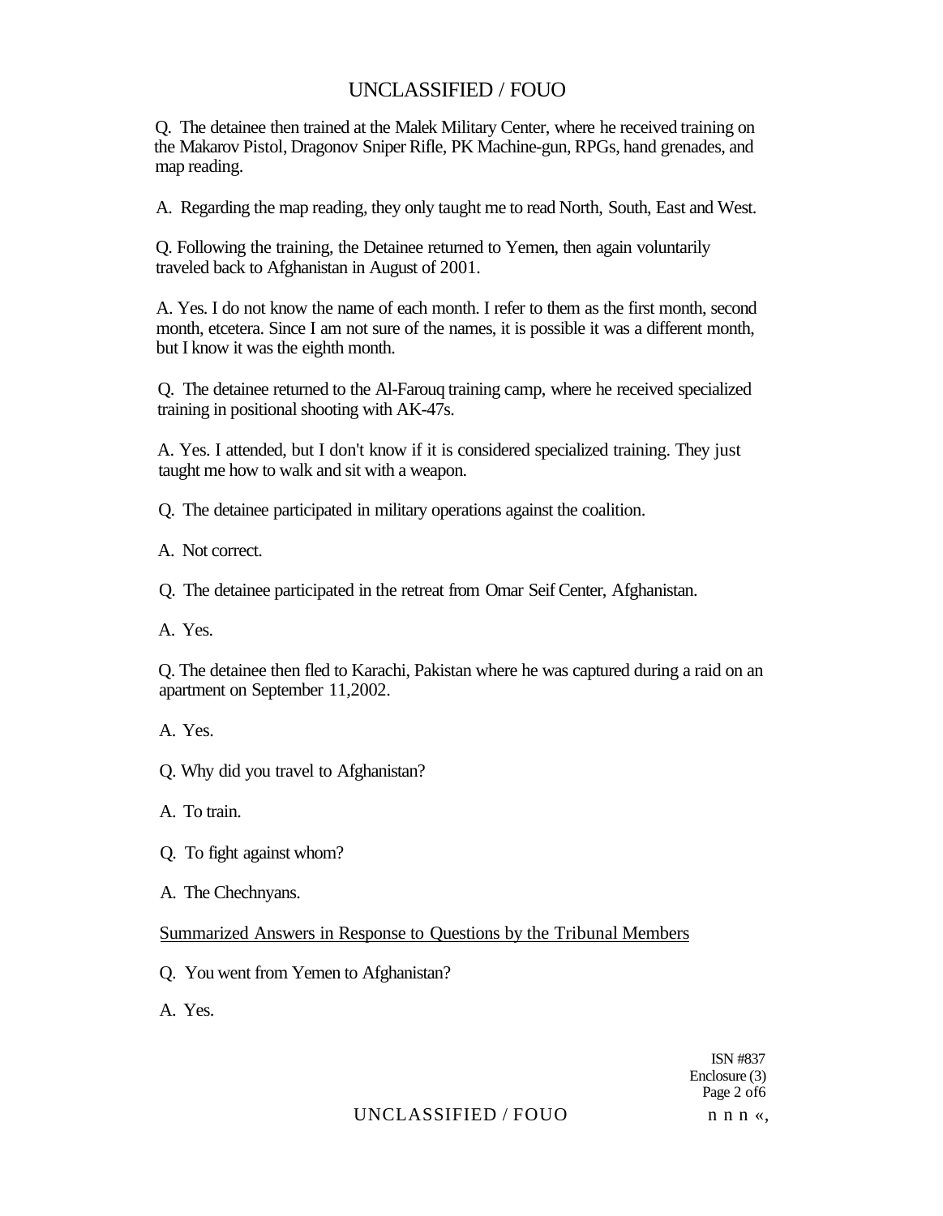Q. The detainee then trained at the Malek Military Center, where he received training on the Makarov Pistol, Dragonov Sniper Rifle, PK Machine-gun, RPGs, hand grenades, and map reading.

A. Regarding the map reading, they only taught me to read North, South, East and West.

Q. Following the training, the Detainee returned to Yemen, then again voluntarily traveled back to Afghanistan in August of 2001.

A. Yes. I do not know the name of each month. I refer to them as the first month, second month, etcetera. Since I am not sure of the names, it is possible it was a different month, but I know it was the eighth month.

Q. The detainee returned to the Al-Farouq training camp, where he received specialized training in positional shooting with AK-47s.

A. Yes. I attended, but I don't know if it is considered specialized training. They just taught me how to walk and sit with a weapon.

Q. The detainee participated in military operations against the coalition.

A. Not correct.

Q. The detainee participated in the retreat from Omar Seif Center, Afghanistan.

A. Yes.

Q. The detainee then fled to Karachi, Pakistan where he was captured during a raid on an apartment on September 11,2002.

A. Yes.

Q. Why did you travel to Afghanistan?

A. To train.

Q. To fight against whom?

A. The Chechnyans.

Summarized Answers in Response to Questions by the Tribunal Members

Q. You went from Yemen to Afghanistan?

A. Yes.

ISN #837
Enclosure (3)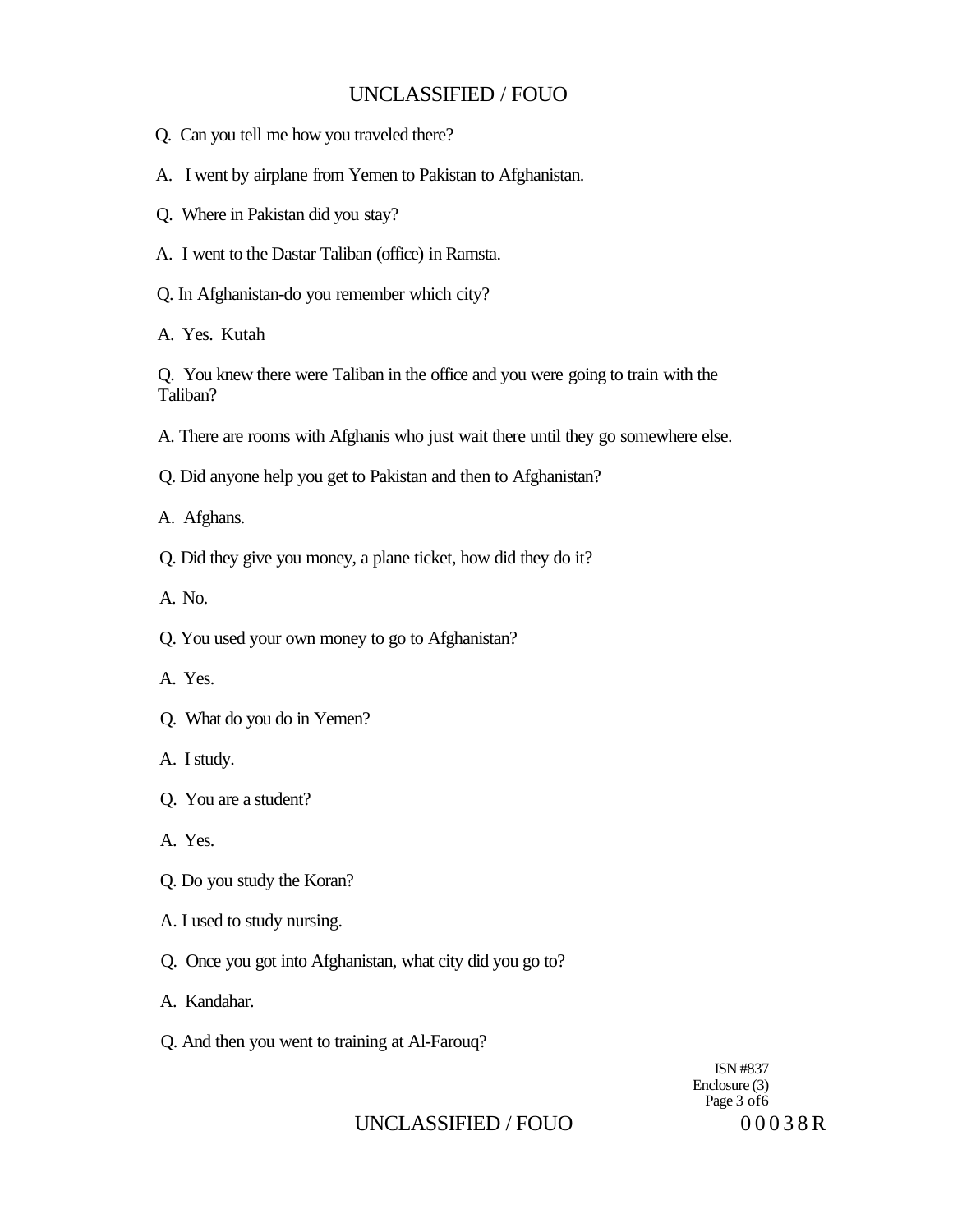Q. Can you tell me how you traveled there?

A. I went by airplane from Yemen to Pakistan to Afghanistan.

Q. Where in Pakistan did you stay?

A. I went to the Dastar Taliban (office) in Ramsta.

Q. In Afghanistan-do you remember which city?

A. Yes. Kutah

Q. You knew there were Taliban in the office and you were going to train with the Taliban?

A. There are rooms with Afghanis who just wait there until they go somewhere else.

Q. Did anyone help you get to Pakistan and then to Afghanistan?

A. Afghans.

Q. Did they give you money, a plane ticket, how did they do it?

A. No.

Q. You used your own money to go to Afghanistan?

A. Yes.

Q. What do you do in Yemen?

A. I study.

Q. You are a student?

A. Yes.

Q. Do you study the Koran?

A. I used to study nursing.

Q. Once you got into Afghanistan, what city did you go to?

A. Kandahar.

Q. And then you went to training at Al-Farouq?

ISN #837
Enclosure (3)
Page 3 of 6

00038R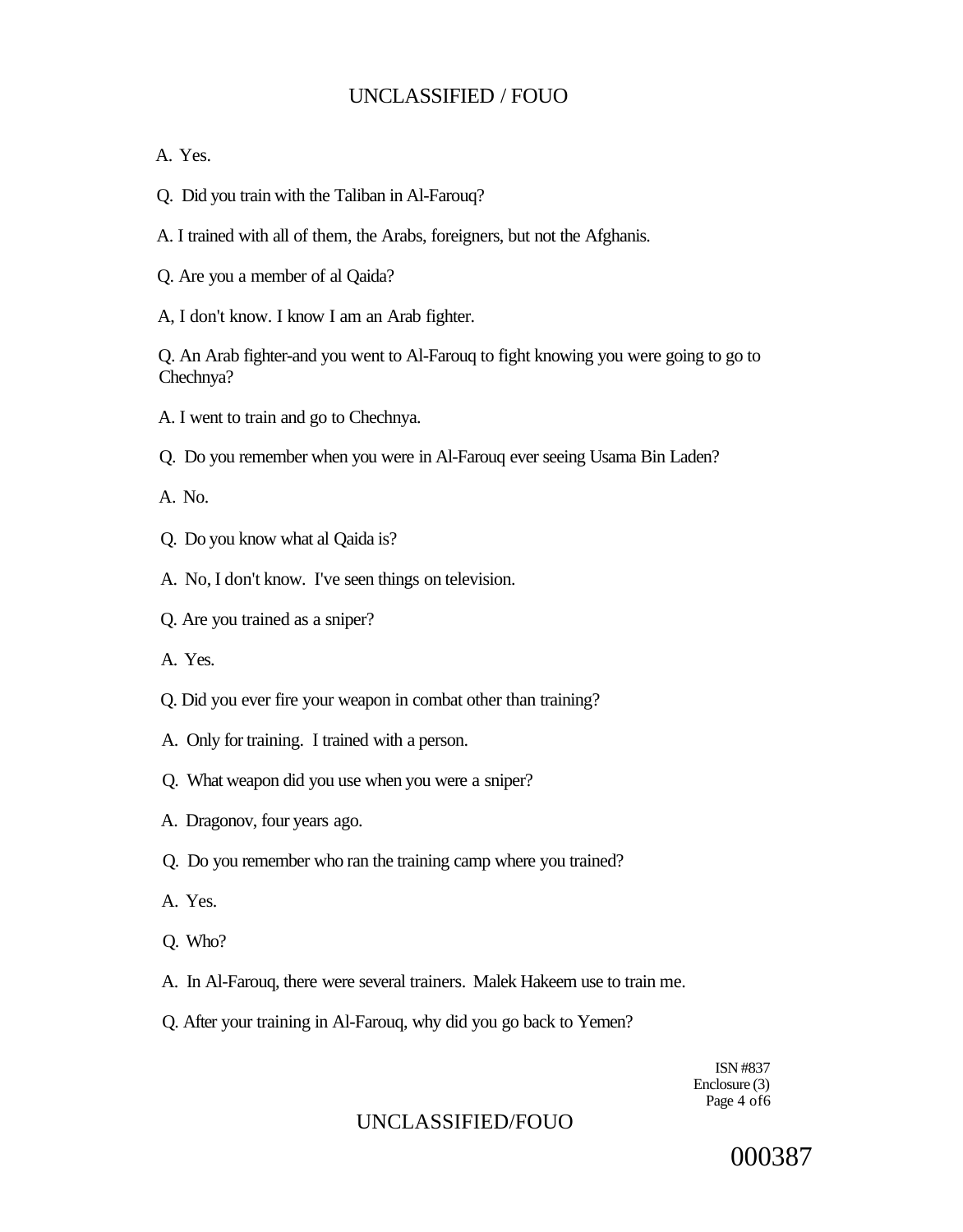A. Yes.

Q. Did you train with the Taliban in Al-Farouq?

A. I trained with all of them, the Arabs, foreigners, but not the Afghanis.

Q. Are you a member of al Qaida?

A, I don't know. I know I am an Arab fighter.

Q. An Arab fighter-and you went to Al-Farouq to fight knowing you were going to go to Chechnya?

A. I went to train and go to Chechnya.

Q. Do you remember when you were in Al-Farouq ever seeing Usama Bin Laden?

A. No.

Q. Do you know what al Qaida is?

A. No, I don't know. I've seen things on television.

Q. Are you trained as a sniper?

A. Yes.

Q. Did you ever fire your weapon in combat other than training?

A. Only for training. I trained with a person.

Q. What weapon did you use when you were a sniper?

A. Dragonov, four years ago.

Q. Do you remember who ran the training camp where you trained?

A. Yes.

Q. Who?

A. In Al-Farouq, there were several trainers. Malek Hakeem use to train me.

Q. After your training in Al-Farouq, why did you go back to Yemen?

ISN #837
Enclosure (3)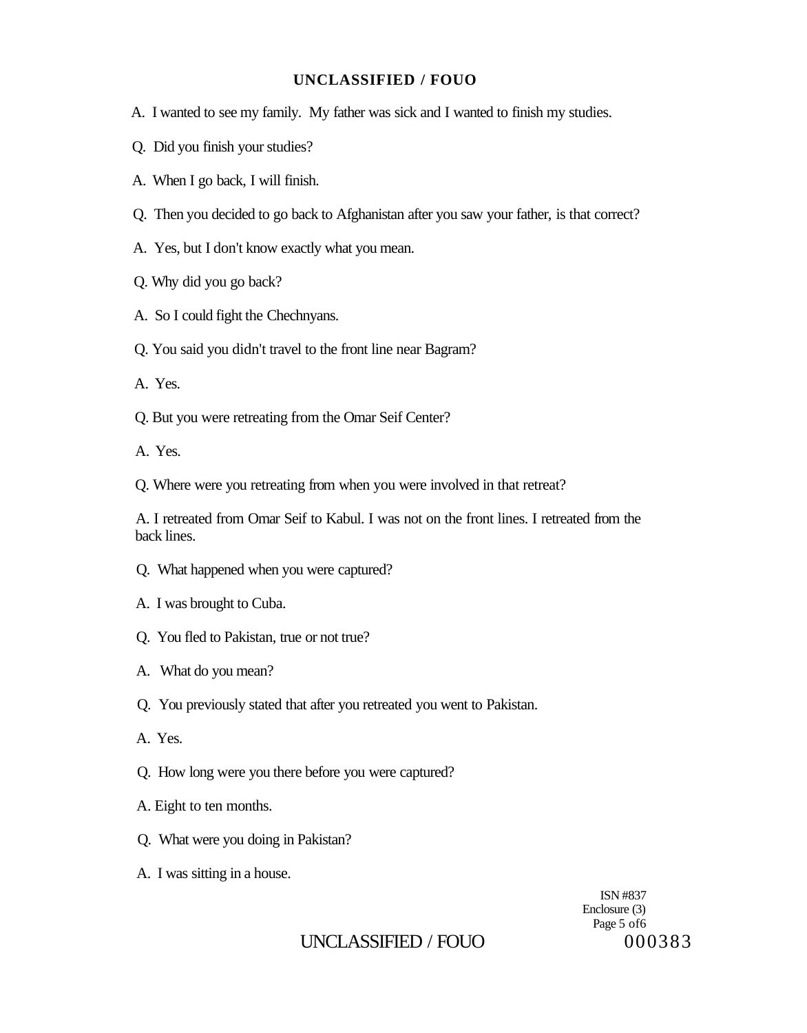A. I wanted to see my family. My father was sick and I wanted to finish my studies.

Q. Did you finish your studies?

A. When I go back, I will finish.

Q. Then you decided to go back to Afghanistan after you saw your father, is that correct?

A. Yes, but I don't know exactly what you mean.

Q. Why did you go back?

A. So I could fight the Chechnyans.

Q. You said you didn't travel to the front line near Bagram?

A. Yes.

Q. But you were retreating from the Omar Seif Center?

A. Yes.

Q. Where were you retreating from when you were involved in that retreat?

A. I retreated from Omar Seif to Kabul. I was not on the front lines. I retreated from the back lines.

Q. What happened when you were captured?

A. I was brought to Cuba.

Q. You fled to Pakistan, true or not true?

A. What do you mean?

Q. You previously stated that after you retreated you went to Pakistan.

A. Yes.

Q. How long were you there before you were captured?

A. Eight to ten months.

Q. What were you doing in Pakistan?

A. I was sitting in a house.

ISN #837
Enclosure (3)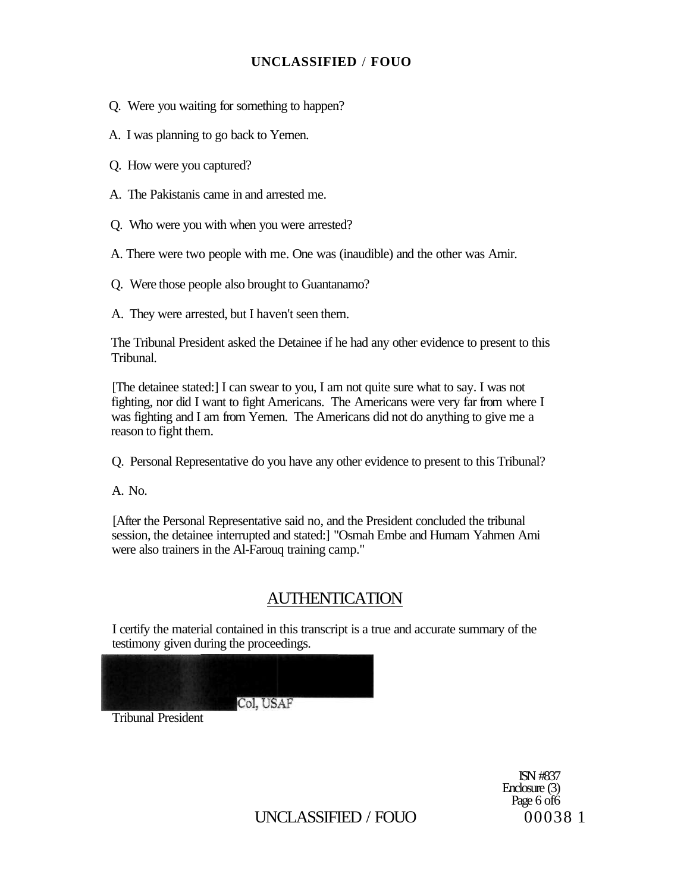Q. Were you waiting for something to happen?

A. I was planning to go back to Yemen.

Q. How were you captured?

A. The Pakistanis came in and arrested me.

Q. Who were you with when you were arrested?

A. There were two people with me. One was (inaudible) and the other was Amir.

Q. Were those people also brought to Guantanamo?

A. They were arrested, but I haven't seen them.

The Tribunal President asked the Detainee if he had any other evidence to present to this Tribunal.

[The detainee stated:] I can swear to you, I am not quite sure what to say. I was not fighting, nor did I want to fight Americans. The Americans were very far from where I was fighting and I am from Yemen. The Americans did not do anything to give me a reason to fight them.

Q. Personal Representative do you have any other evidence to present to this Tribunal?

A. No.

[After the Personal Representative said no, and the President concluded the tribunal session, the detainee interrupted and stated:] "Osmah Embe and Humam Yahmen Ami were also trainers in the Al-Farouq training camp."

## AUTHENTICATION

I certify the material contained in this transcript is a true and accurate summary of the testimony given during the proceedings.

Col, USAF

Tribunal President

ISN #837
Enclosure (3)
Page 6 of 6

000381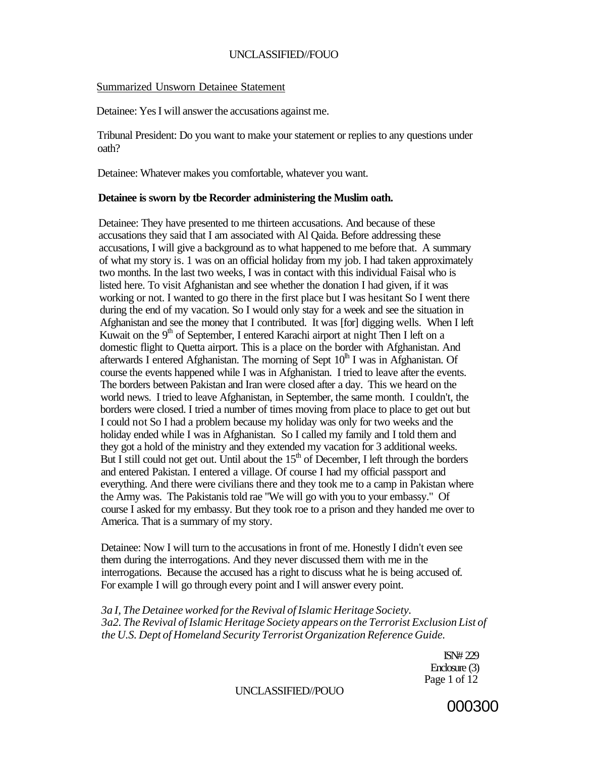Summarized Unsworn Detainee Statement

Detainee: Yes I will answer the accusations against me.

Tribunal President: Do you want to make your statement or replies to any questions under oath?

Detainee: Whatever makes you comfortable, whatever you want.

**Detainee is sworn by tbe Recorder administering the Muslim oath.**

Detainee: They have presented to me thirteen accusations. And because of these accusations they said that I am associated with Al Qaida. Before addressing these accusations, I will give a background as to what happened to me before that. A summary of what my story is. 1 was on an official holiday from my job. I had taken approximately two months. In the last two weeks, I was in contact with this individual Faisal who is listed here. To visit Afghanistan and see whether the donation I had given, if it was working or not. I wanted to go there in the first place but I was hesitant So I went there during the end of my vacation. So I would only stay for a week and see the situation in Afghanistan and see the money that I contributed. It was [for] digging wells. When I left Kuwait on the 9th of September, I entered Karachi airport at night Then I left on a domestic flight to Quetta airport. This is a place on the border with Afghanistan. And afterwards I entered Afghanistan. The morning of Sept 10lh I was in Afghanistan. Of course the events happened while I was in Afghanistan. I tried to leave after the events. The borders between Pakistan and Iran were closed after a day. This we heard on the world news. I tried to leave Afghanistan, in September, the same month. I couldn't, the borders were closed. I tried a number of times moving from place to place to get out but I could not So I had a problem because my holiday was only for two weeks and the holiday ended while I was in Afghanistan. So I called my family and I told them and they got a hold of the ministry and they extended my vacation for 3 additional weeks. But I still could not get out. Until about the 15th of December, I left through the borders and entered Pakistan. I entered a village. Of course I had my official passport and everything. And there were civilians there and they took me to a camp in Pakistan where the Army was. The Pakistanis told rae "We will go with you to your embassy." Of course I asked for my embassy. But they took roe to a prison and they handed me over to America. That is a summary of my story.

Detainee: Now I will turn to the accusations in front of me. Honestly I didn't even see them during the interrogations. And they never discussed them with me in the interrogations. Because the accused has a right to discuss what he is being accused of. For example I will go through every point and I will answer every point.

*3a I, The Detainee worked for the Revival of Islamic Heritage Society.*
*3a2. The Revival of Islamic Heritage Society appears on the Terrorist Exclusion List of the U.S. Dept of Homeland Security Terrorist Organization Reference Guide.*

ISN# 229
Enclosure (3)

000300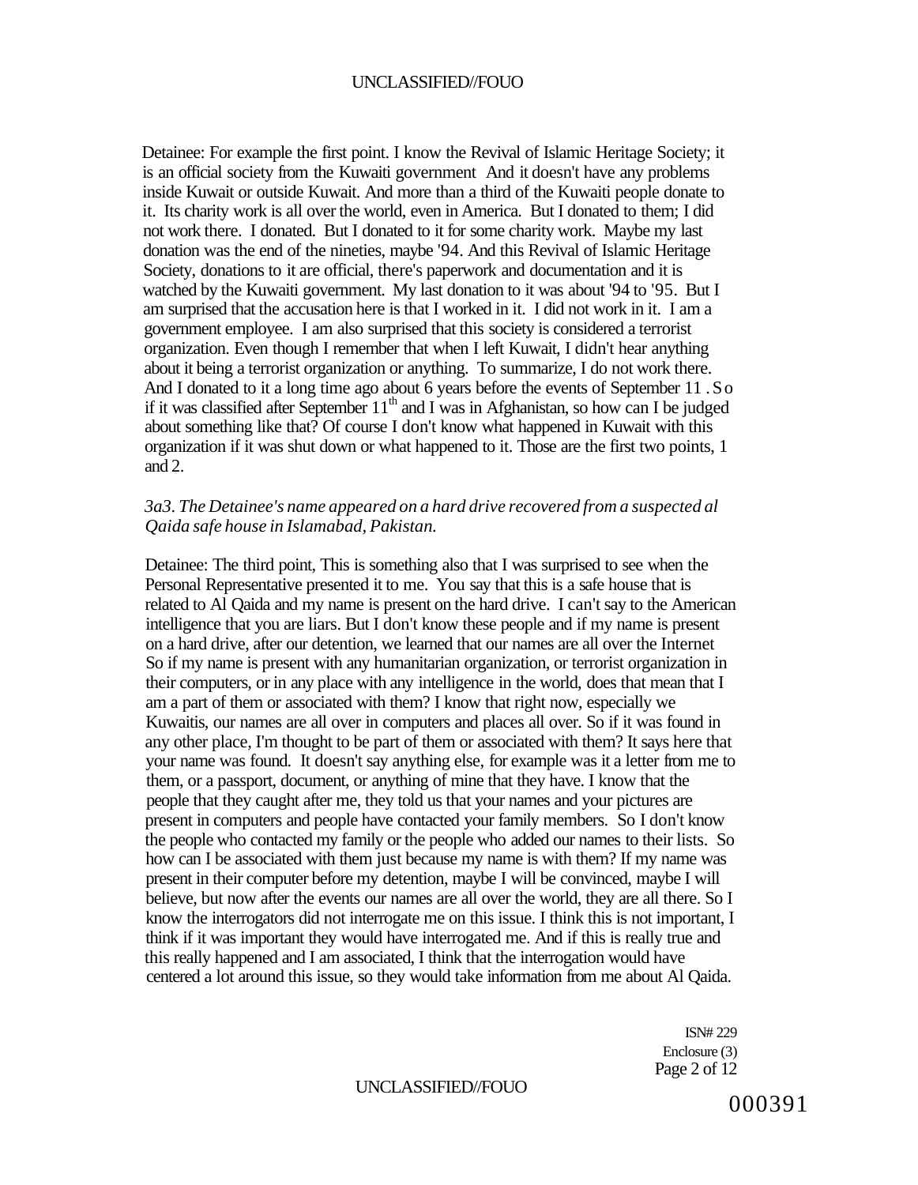Detainee: For example the first point. I know the Revival of Islamic Heritage Society; it is an official society from the Kuwaiti government And it doesn't have any problems inside Kuwait or outside Kuwait. And more than a third of the Kuwaiti people donate to it. Its charity work is all over the world, even in America. But I donated to them; I did not work there. I donated. But I donated to it for some charity work. Maybe my last donation was the end of the nineties, maybe '94. And this Revival of Islamic Heritage Society, donations to it are official, there's paperwork and documentation and it is watched by the Kuwaiti government. My last donation to it was about '94 to '95. But I am surprised that the accusation here is that I worked in it. I did not work in it. I am a government employee. I am also surprised that this society is considered a terrorist organization. Even though I remember that when I left Kuwait, I didn't hear anything about it being a terrorist organization or anything. To summarize, I do not work there. And I donated to it a long time ago about 6 years before the events of September 11 . So if it was classified after September 11th and I was in Afghanistan, so how can I be judged about something like that? Of course I don't know what happened in Kuwait with this organization if it was shut down or what happened to it. Those are the first two points, 1 and 2.

*3a3. The Detainee's name appeared on a hard drive recovered from a suspected al Qaida safe house in Islamabad, Pakistan.*

Detainee: The third point, This is something also that I was surprised to see when the Personal Representative presented it to me. You say that this is a safe house that is related to Al Qaida and my name is present on the hard drive. I can't say to the American intelligence that you are liars. But I don't know these people and if my name is present on a hard drive, after our detention, we learned that our names are all over the Internet So if my name is present with any humanitarian organization, or terrorist organization in their computers, or in any place with any intelligence in the world, does that mean that I am a part of them or associated with them? I know that right now, especially we Kuwaitis, our names are all over in computers and places all over. So if it was found in any other place, I'm thought to be part of them or associated with them? It says here that your name was found. It doesn't say anything else, for example was it a letter from me to them, or a passport, document, or anything of mine that they have. I know that the people that they caught after me, they told us that your names and your pictures are present in computers and people have contacted your family members. So I don't know the people who contacted my family or the people who added our names to their lists. So how can I be associated with them just because my name is with them? If my name was present in their computer before my detention, maybe I will be convinced, maybe I will believe, but now after the events our names are all over the world, they are all there. So I know the interrogators did not interrogate me on this issue. I think this is not important, I think if it was important they would have interrogated me. And if this is really true and this really happened and I am associated, I think that the interrogation would have centered a lot around this issue, so they would take information from me about Al Qaida.

ISN# 229
Enclosure (3)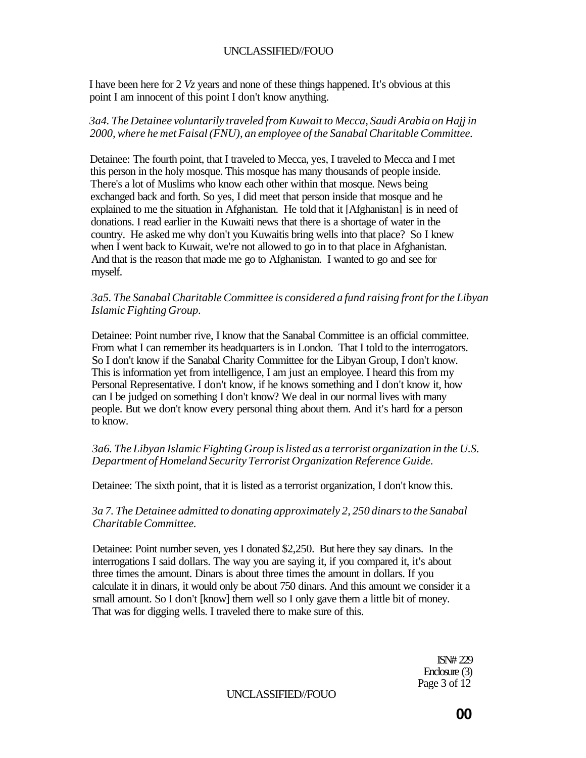I have been here for 2 *Vz* years and none of these things happened. It's obvious at this point I am innocent of this point I don't know anything.

*3a4. The Detainee voluntarily traveled from Kuwait to Mecca, Saudi Arabia on Hajj in 2000, where he met Faisal (FNU), an employee of the Sanabal Charitable Committee.*

Detainee: The fourth point, that I traveled to Mecca, yes, I traveled to Mecca and I met this person in the holy mosque. This mosque has many thousands of people inside. There's a lot of Muslims who know each other within that mosque. News being exchanged back and forth. So yes, I did meet that person inside that mosque and he explained to me the situation in Afghanistan. He told that it [Afghanistan] is in need of donations. I read earlier in the Kuwaiti news that there is a shortage of water in the country. He asked me why don't you Kuwaitis bring wells into that place? So I knew when I went back to Kuwait, we're not allowed to go in to that place in Afghanistan. And that is the reason that made me go to Afghanistan. I wanted to go and see for myself.

*3a5. The Sanabal Charitable Committee is considered a fund raising front for the Libyan Islamic Fighting Group.*

Detainee: Point number rive, I know that the Sanabal Committee is an official committee. From what I can remember its headquarters is in London. That I told to the interrogators. So I don't know if the Sanabal Charity Committee for the Libyan Group, I don't know. This is information yet from intelligence, I am just an employee. I heard this from my Personal Representative. I don't know, if he knows something and I don't know it, how can I be judged on something I don't know? We deal in our normal lives with many people. But we don't know every personal thing about them. And it's hard for a person to know.

*3a6. The Libyan Islamic Fighting Group is listed as a terrorist organization in the U.S. Department of Homeland Security Terrorist Organization Reference Guide.*

Detainee: The sixth point, that it is listed as a terrorist organization, I don't know this.

*3a 7. The Detainee admitted to donating approximately 2, 250 dinars to the Sanabal Charitable Committee.*

Detainee: Point number seven, yes I donated $2,250. But here they say dinars. In the interrogations I said dollars. The way you are saying it, if you compared it, it's about three times the amount. Dinars is about three times the amount in dollars. If you calculate it in dinars, it would only be about 750 dinars. And this amount we consider it a small amount. So I don't [know] them well so I only gave them a little bit of money. That was for digging wells. I traveled there to make sure of this.

ISN# 229
Enclosure (3)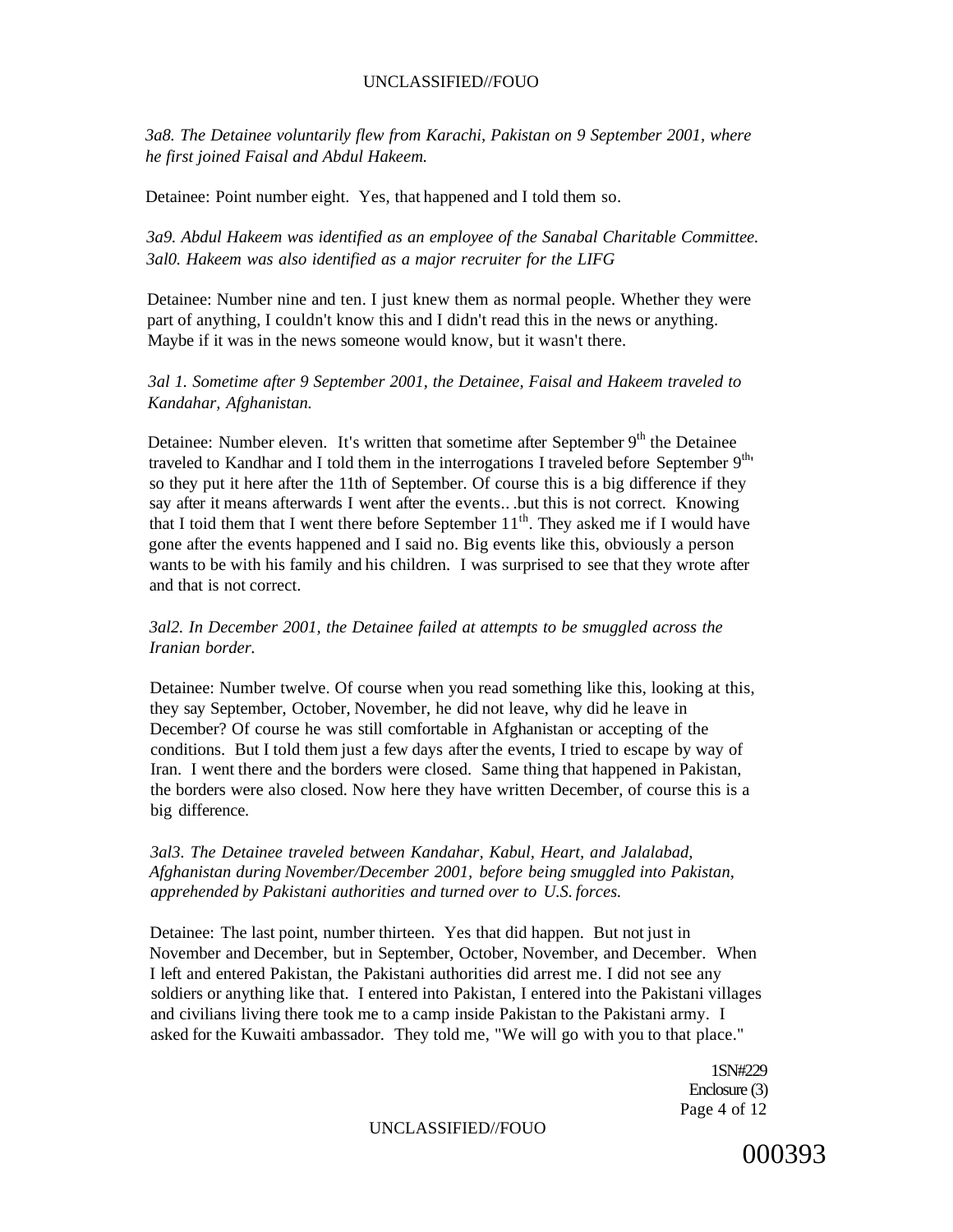*3a8. The Detainee voluntarily flew from Karachi, Pakistan on 9 September 2001, where he first joined Faisal and Abdul Hakeem.*

Detainee: Point number eight. Yes, that happened and I told them so.

*3a9. Abdul Hakeem was identified as an employee of the Sanabal Charitable Committee.*
*3al0. Hakeem was also identified as a major recruiter for the LIFG*

Detainee: Number nine and ten. I just knew them as normal people. Whether they were part of anything, I couldn't know this and I didn't read this in the news or anything. Maybe if it was in the news someone would know, but it wasn't there.

*3al 1. Sometime after 9 September 2001, the Detainee, Faisal and Hakeem traveled to Kandahar, Afghanistan.*

Detainee: Number eleven. It's written that sometime after September 9th the Detainee traveled to Kandhar and I told them in the interrogations I traveled before September 9th, so they put it here after the 11th of September. Of course this is a big difference if they say after it means afterwards I went after the events…but this is not correct. Knowing that I toid them that I went there before September 11th. They asked me if I would have gone after the events happened and I said no. Big events like this, obviously a person wants to be with his family and his children. I was surprised to see that they wrote after and that is not correct.

*3al2. In December 2001, the Detainee failed at attempts to be smuggled across the Iranian border.*

Detainee: Number twelve. Of course when you read something like this, looking at this, they say September, October, November, he did not leave, why did he leave in December? Of course he was still comfortable in Afghanistan or accepting of the conditions. But I told them just a few days after the events, I tried to escape by way of Iran. I went there and the borders were closed. Same thing that happened in Pakistan, the borders were also closed. Now here they have written December, of course this is a big difference.

*3al3. The Detainee traveled between Kandahar, Kabul, Heart, and Jalalabad, Afghanistan during November/December 2001, before being smuggled into Pakistan, apprehended by Pakistani authorities and turned over to U.S. forces.*

Detainee: The last point, number thirteen. Yes that did happen. But not just in November and December, but in September, October, November, and December. When I left and entered Pakistan, the Pakistani authorities did arrest me. I did not see any soldiers or anything like that. I entered into Pakistan, I entered into the Pakistani villages and civilians living there took me to a camp inside Pakistan to the Pakistani army. I asked for the Kuwaiti ambassador. They told me, "We will go with you to that place."

1SN#229
Enclosure (3)

000393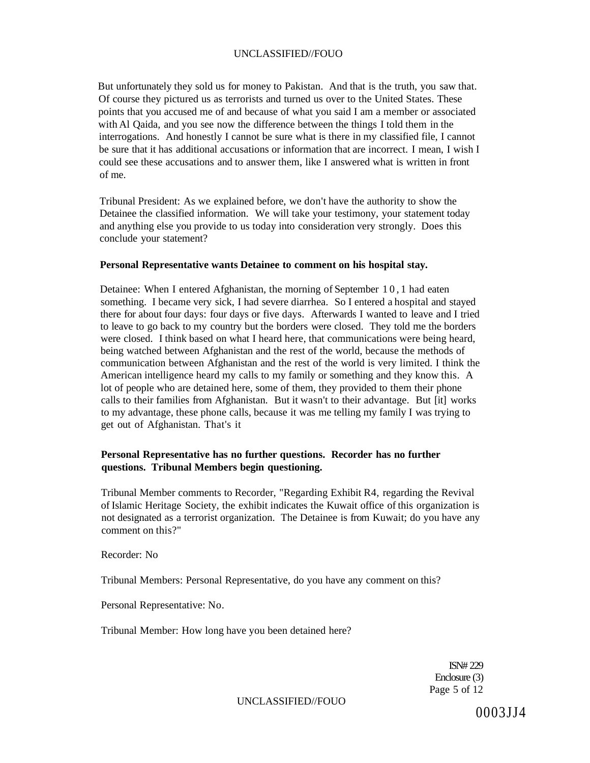But unfortunately they sold us for money to Pakistan. And that is the truth, you saw that. Of course they pictured us as terrorists and turned us over to the United States. These points that you accused me of and because of what you said I am a member or associated with Al Qaida, and you see now the difference between the things I told them in the interrogations. And honestly I cannot be sure what is there in my classified file, I cannot be sure that it has additional accusations or information that are incorrect. I mean, I wish I could see these accusations and to answer them, like I answered what is written in front of me.

Tribunal President: As we explained before, we don't have the authority to show the Detainee the classified information. We will take your testimony, your statement today and anything else you provide to us today into consideration very strongly. Does this conclude your statement?

**Personal Representative wants Detainee to comment on his hospital stay.**

Detainee: When I entered Afghanistan, the morning of September 10, I had eaten something. I became very sick, I had severe diarrhea. So I entered a hospital and stayed there for about four days: four days or five days. Afterwards I wanted to leave and I tried to leave to go back to my country but the borders were closed. They told me the borders were closed. I think based on what I heard here, that communications were being heard, being watched between Afghanistan and the rest of the world, because the methods of communication between Afghanistan and the rest of the world is very limited. I think the American intelligence heard my calls to my family or something and they know this. A lot of people who are detained here, some of them, they provided to them their phone calls to their families from Afghanistan. But it wasn't to their advantage. But [it] works to my advantage, these phone calls, because it was me telling my family I was trying to get out of Afghanistan. That's it

**Personal Representative has no further questions. Recorder has no further questions. Tribunal Members begin questioning.**

Tribunal Member comments to Recorder, "Regarding Exhibit R4, regarding the Revival of Islamic Heritage Society, the exhibit indicates the Kuwait office of this organization is not designated as a terrorist organization. The Detainee is from Kuwait; do you have any comment on this?"

Recorder: No

Tribunal Members: Personal Representative, do you have any comment on this?

Personal Representative: No.

Tribunal Member: How long have you been detained here?

ISN# 229
Enclosure (3)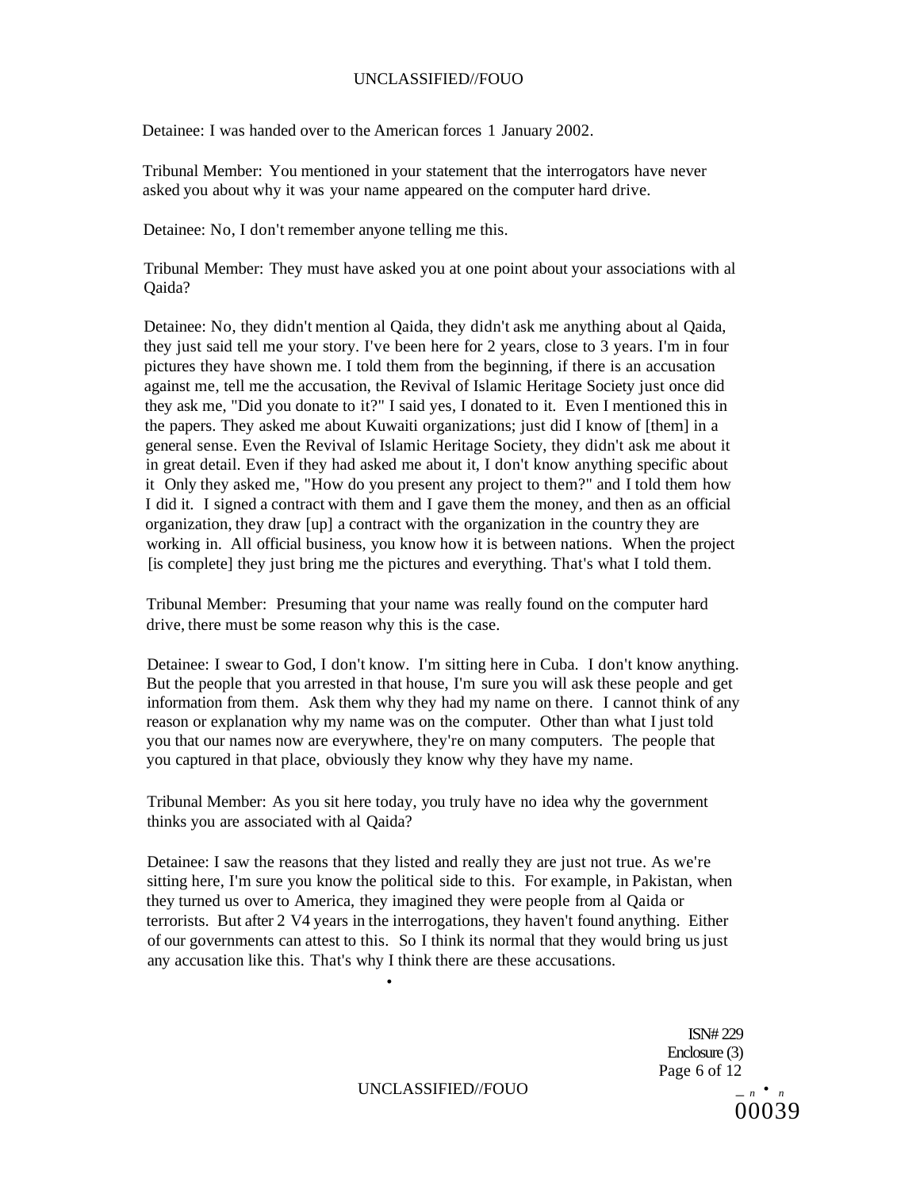Detainee: I was handed over to the American forces 1 January 2002.

Tribunal Member: You mentioned in your statement that the interrogators have never asked you about why it was your name appeared on the computer hard drive.

Detainee: No, I don't remember anyone telling me this.

Tribunal Member: They must have asked you at one point about your associations with al Qaida?

Detainee: No, they didn't mention al Qaida, they didn't ask me anything about al Qaida, they just said tell me your story. I've been here for 2 years, close to 3 years. I'm in four pictures they have shown me. I told them from the beginning, if there is an accusation against me, tell me the accusation, the Revival of Islamic Heritage Society just once did they ask me, "Did you donate to it?" I said yes, I donated to it. Even I mentioned this in the papers. They asked me about Kuwaiti organizations; just did I know of [them] in a general sense. Even the Revival of Islamic Heritage Society, they didn't ask me about it in great detail. Even if they had asked me about it, I don't know anything specific about it Only they asked me, "How do you present any project to them?" and I told them how I did it. I signed a contract with them and I gave them the money, and then as an official organization, they draw [up] a contract with the organization in the country they are working in. All official business, you know how it is between nations. When the project [is complete] they just bring me the pictures and everything. That's what I told them.

Tribunal Member: Presuming that your name was really found on the computer hard drive, there must be some reason why this is the case.

Detainee: I swear to God, I don't know. I'm sitting here in Cuba. I don't know anything. But the people that you arrested in that house, I'm sure you will ask these people and get information from them. Ask them why they had my name on there. I cannot think of any reason or explanation why my name was on the computer. Other than what I just told you that our names now are everywhere, they're on many computers. The people that you captured in that place, obviously they know why they have my name.

Tribunal Member: As you sit here today, you truly have no idea why the government thinks you are associated with al Qaida?

Detainee: I saw the reasons that they listed and really they are just not true. As we're sitting here, I'm sure you know the political side to this. For example, in Pakistan, when they turned us over to America, they imagined they were people from al Qaida or terrorists. But after 2 V4 years in the interrogations, they haven't found anything. Either of our governments can attest to this. So I think its normal that they would bring us just any accusation like this. That's why I think there are these accusations.

ISN# 229
Enclosure (3)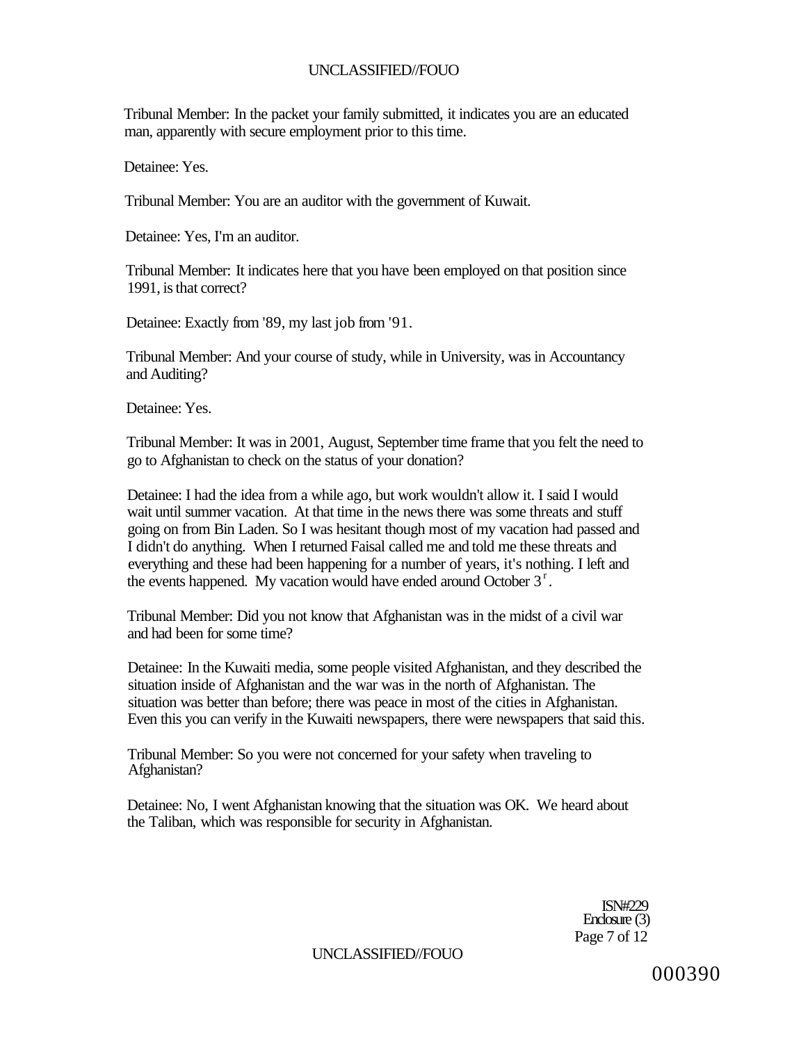Tribunal Member: In the packet your family submitted, it indicates you are an educated man, apparently with secure employment prior to this time.

Detainee: Yes.

Tribunal Member: You are an auditor with the government of Kuwait.

Detainee: Yes, I'm an auditor.

Tribunal Member: It indicates here that you have been employed on that position since 1991, is that correct?

Detainee: Exactly from '89, my last job from '91.

Tribunal Member: And your course of study, while in University, was in Accountancy and Auditing?

Detainee: Yes.

Tribunal Member: It was in 2001, August, September time frame that you felt the need to go to Afghanistan to check on the status of your donation?

Detainee: I had the idea from a while ago, but work wouldn't allow it. I said I would wait until summer vacation. At that time in the news there was some threats and stuff going on from Bin Laden. So I was hesitant though most of my vacation had passed and I didn't do anything. When I returned Faisal called me and told me these threats and everything and these had been happening for a number of years, it's nothing. I left and the events happened. My vacation would have ended around October 3r.

Tribunal Member: Did you not know that Afghanistan was in the midst of a civil war and had been for some time?

Detainee: In the Kuwaiti media, some people visited Afghanistan, and they described the situation inside of Afghanistan and the war was in the north of Afghanistan. The situation was better than before; there was peace in most of the cities in Afghanistan. Even this you can verify in the Kuwaiti newspapers, there were newspapers that said this.

Tribunal Member: So you were not concerned for your safety when traveling to Afghanistan?

Detainee: No, I went Afghanistan knowing that the situation was OK. We heard about the Taliban, which was responsible for security in Afghanistan.

ISN#229
Enclosure (3)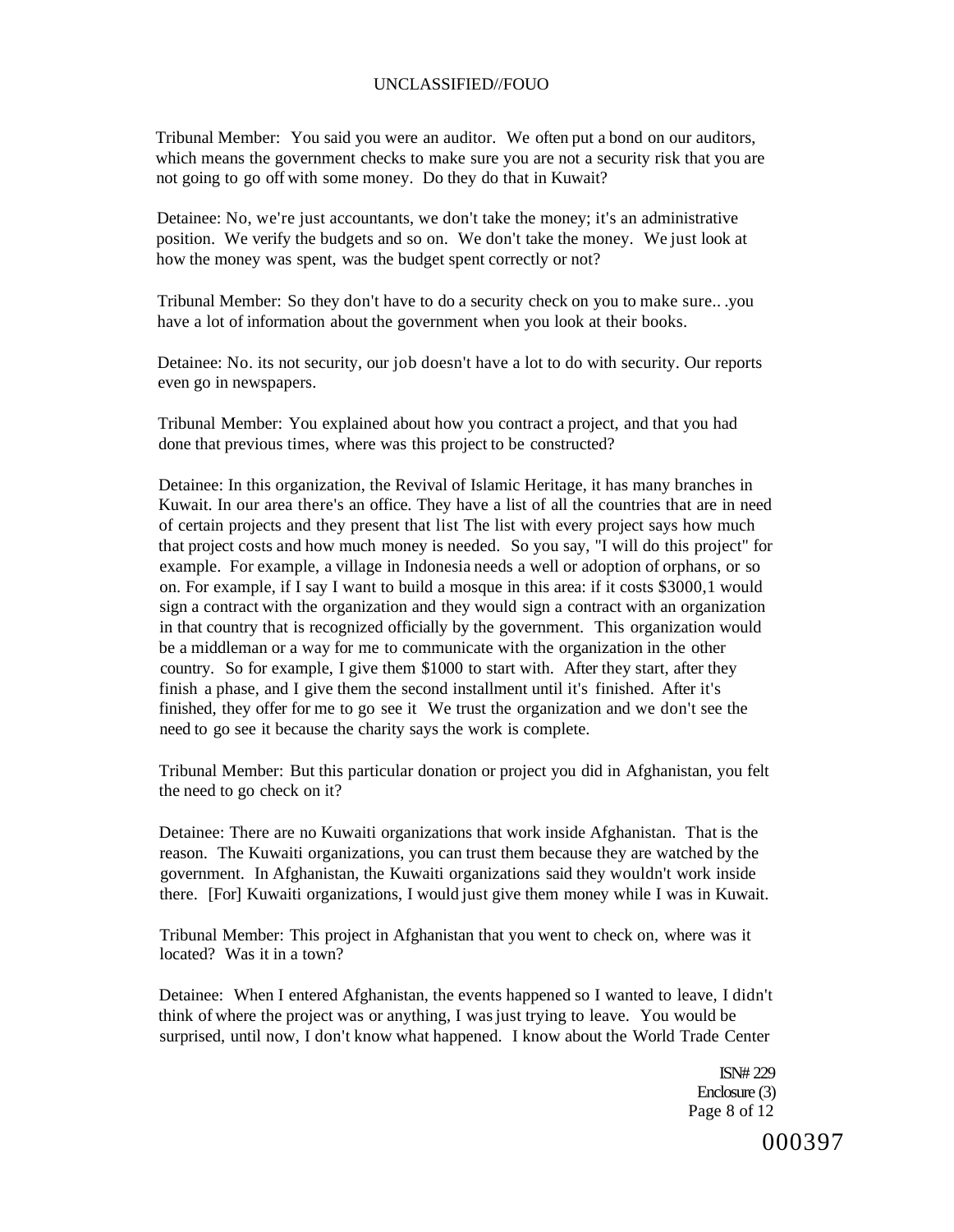Tribunal Member: You said you were an auditor. We often put a bond on our auditors, which means the government checks to make sure you are not a security risk that you are not going to go off with some money. Do they do that in Kuwait?

Detainee: No, we're just accountants, we don't take the money; it's an administrative position. We verify the budgets and so on. We don't take the money. We just look at how the money was spent, was the budget spent correctly or not?

Tribunal Member: So they don't have to do a security check on you to make sure.. .you have a lot of information about the government when you look at their books.

Detainee: No. its not security, our job doesn't have a lot to do with security. Our reports even go in newspapers.

Tribunal Member: You explained about how you contract a project, and that you had done that previous times, where was this project to be constructed?

Detainee: In this organization, the Revival of Islamic Heritage, it has many branches in Kuwait. In our area there's an office. They have a list of all the countries that are in need of certain projects and they present that list The list with every project says how much that project costs and how much money is needed. So you say, "I will do this project" for example. For example, a village in Indonesia needs a well or adoption of orphans, or so on. For example, if I say I want to build a mosque in this area: if it costs $3000,1 would sign a contract with the organization and they would sign a contract with an organization in that country that is recognized officially by the government. This organization would be a middleman or a way for me to communicate with the organization in the other country. So for example, I give them $1000 to start with. After they start, after they finish a phase, and I give them the second installment until it's finished. After it's finished, they offer for me to go see it We trust the organization and we don't see the need to go see it because the charity says the work is complete.

Tribunal Member: But this particular donation or project you did in Afghanistan, you felt the need to go check on it?

Detainee: There are no Kuwaiti organizations that work inside Afghanistan. That is the reason. The Kuwaiti organizations, you can trust them because they are watched by the government. In Afghanistan, the Kuwaiti organizations said they wouldn't work inside there. [For] Kuwaiti organizations, I would just give them money while I was in Kuwait.

Tribunal Member: This project in Afghanistan that you went to check on, where was it located? Was it in a town?

Detainee: When I entered Afghanistan, the events happened so I wanted to leave, I didn't think of where the project was or anything, I was just trying to leave. You would be surprised, until now, I don't know what happened. I know about the World Trade Center

ISN# 229
Enclosure (3)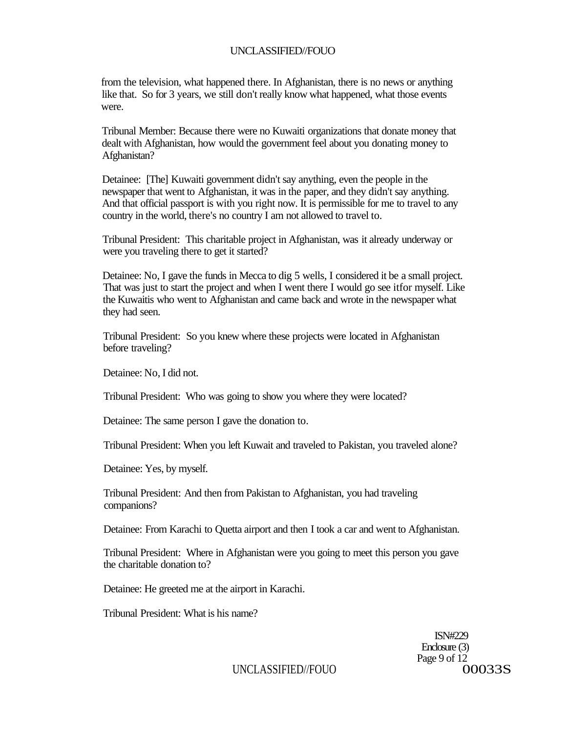from the television, what happened there. In Afghanistan, there is no news or anything like that. So for 3 years, we still don't really know what happened, what those events were.

Tribunal Member: Because there were no Kuwaiti organizations that donate money that dealt with Afghanistan, how would the government feel about you donating money to Afghanistan?

Detainee: [The] Kuwaiti government didn't say anything, even the people in the newspaper that went to Afghanistan, it was in the paper, and they didn't say anything. And that official passport is with you right now. It is permissible for me to travel to any country in the world, there's no country I am not allowed to travel to.

Tribunal President: This charitable project in Afghanistan, was it already underway or were you traveling there to get it started?

Detainee: No, I gave the funds in Mecca to dig 5 wells, I considered it be a small project. That was just to start the project and when I went there I would go see itfor myself. Like the Kuwaitis who went to Afghanistan and came back and wrote in the newspaper what they had seen.

Tribunal President: So you knew where these projects were located in Afghanistan before traveling?

Detainee: No, I did not.

Tribunal President: Who was going to show you where they were located?

Detainee: The same person I gave the donation to.

Tribunal President: When you left Kuwait and traveled to Pakistan, you traveled alone?

Detainee: Yes, by myself.

Tribunal President: And then from Pakistan to Afghanistan, you had traveling companions?

Detainee: From Karachi to Quetta airport and then I took a car and went to Afghanistan.

Tribunal President: Where in Afghanistan were you going to meet this person you gave the charitable donation to?

Detainee: He greeted me at the airport in Karachi.

Tribunal President: What is his name?

ISN#229
Enclosure (3)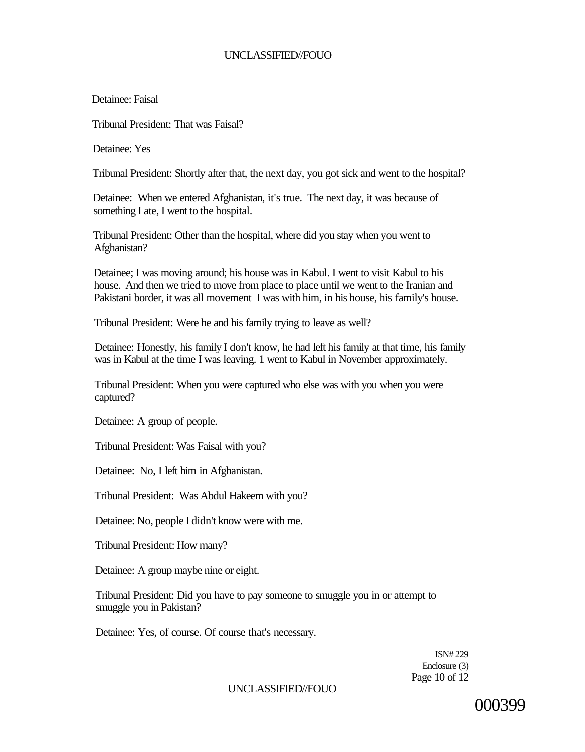Detainee: Faisal

Tribunal President: That was Faisal?

Detainee: Yes

Tribunal President: Shortly after that, the next day, you got sick and went to the hospital?

Detainee: When we entered Afghanistan, it's true. The next day, it was because of something I ate, I went to the hospital.

Tribunal President: Other than the hospital, where did you stay when you went to Afghanistan?

Detainee; I was moving around; his house was in Kabul. I went to visit Kabul to his house. And then we tried to move from place to place until we went to the Iranian and Pakistani border, it was all movement I was with him, in his house, his family's house.

Tribunal President: Were he and his family trying to leave as well?

Detainee: Honestly, his family I don't know, he had left his family at that time, his family was in Kabul at the time I was leaving. 1 went to Kabul in November approximately.

Tribunal President: When you were captured who else was with you when you were captured?

Detainee: A group of people.

Tribunal President: Was Faisal with you?

Detainee: No, I left him in Afghanistan.

Tribunal President: Was Abdul Hakeem with you?

Detainee: No, people I didn't know were with me.

Tribunal President: How many?

Detainee: A group maybe nine or eight.

Tribunal President: Did you have to pay someone to smuggle you in or attempt to smuggle you in Pakistan?

Detainee: Yes, of course. Of course that's necessary.

ISN# 229
Enclosure (3)

000399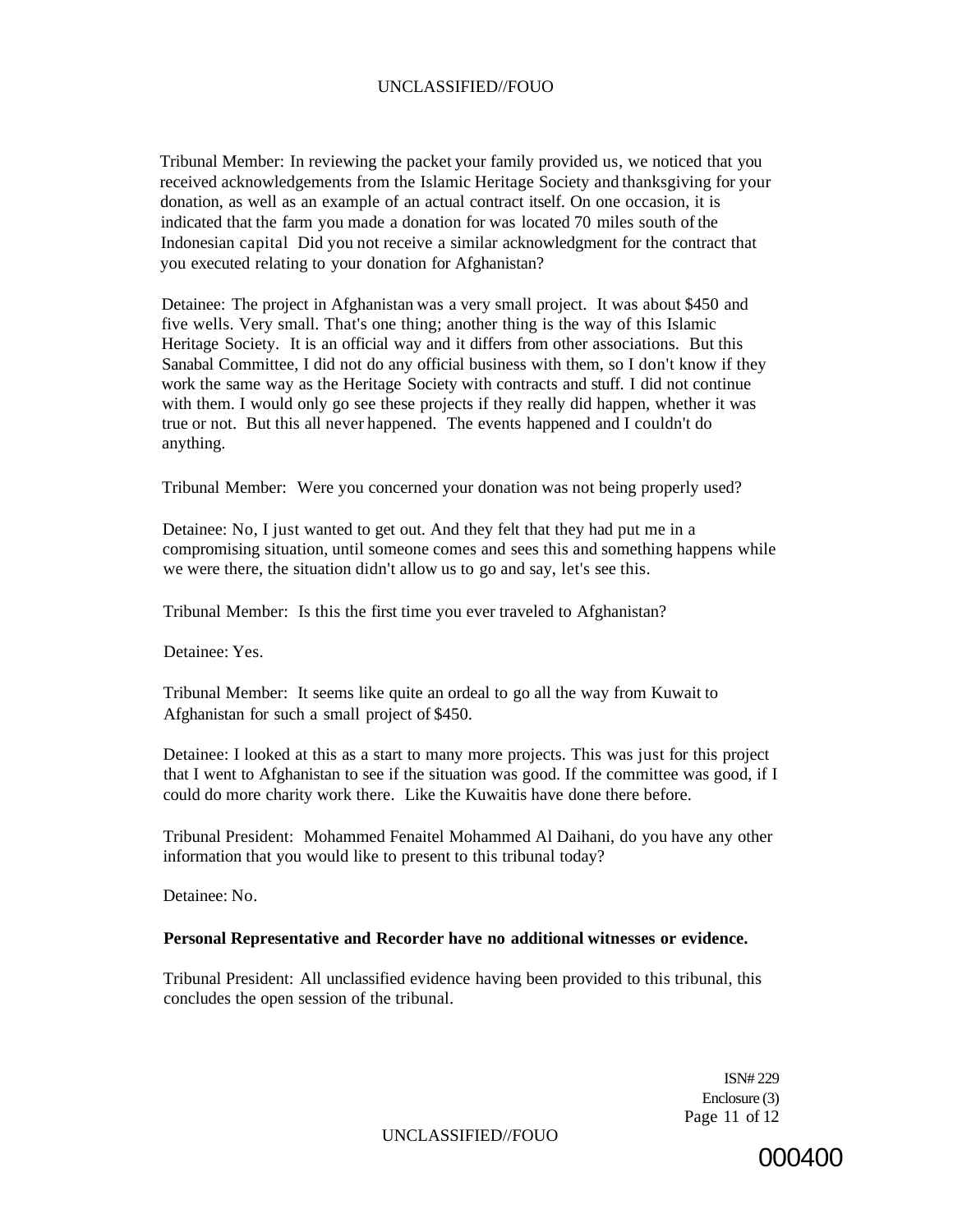Tribunal Member: In reviewing the packet your family provided us, we noticed that you received acknowledgements from the Islamic Heritage Society and thanksgiving for your donation, as well as an example of an actual contract itself. On one occasion, it is indicated that the farm you made a donation for was located 70 miles south of the Indonesian capital Did you not receive a similar acknowledgment for the contract that you executed relating to your donation for Afghanistan?

Detainee: The project in Afghanistan was a very small project. It was about $450 and five wells. Very small. That's one thing; another thing is the way of this Islamic Heritage Society. It is an official way and it differs from other associations. But this Sanabal Committee, I did not do any official business with them, so I don't know if they work the same way as the Heritage Society with contracts and stuff. I did not continue with them. I would only go see these projects if they really did happen, whether it was true or not. But this all never happened. The events happened and I couldn't do anything.

Tribunal Member: Were you concerned your donation was not being properly used?

Detainee: No, I just wanted to get out. And they felt that they had put me in a compromising situation, until someone comes and sees this and something happens while we were there, the situation didn't allow us to go and say, let's see this.

Tribunal Member: Is this the first time you ever traveled to Afghanistan?

Detainee: Yes.

Tribunal Member: It seems like quite an ordeal to go all the way from Kuwait to Afghanistan for such a small project of $450.

Detainee: I looked at this as a start to many more projects. This was just for this project that I went to Afghanistan to see if the situation was good. If the committee was good, if I could do more charity work there. Like the Kuwaitis have done there before.

Tribunal President: Mohammed Fenaitel Mohammed Al Daihani, do you have any other information that you would like to present to this tribunal today?

Detainee: No.

**Personal Representative and Recorder have no additional witnesses or evidence.**

Tribunal President: All unclassified evidence having been provided to this tribunal, this concludes the open session of the tribunal.

ISN# 229
Enclosure (3)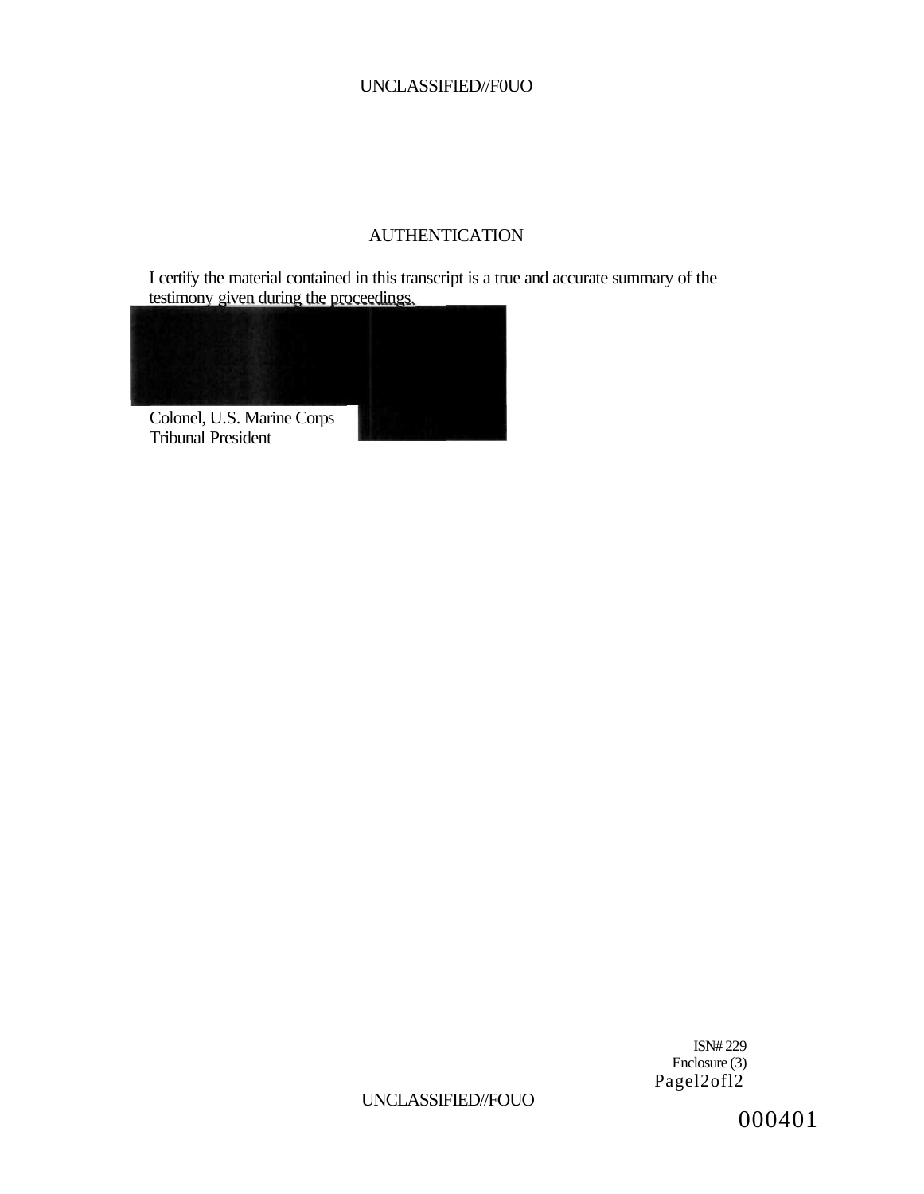# AUTHENTICATION

I certify the material contained in this transcript is a true and accurate summary of the testimony given during the proceedings.

Colonel, U.S. Marine Corps
Tribunal President

ISN# 229
Enclosure (3)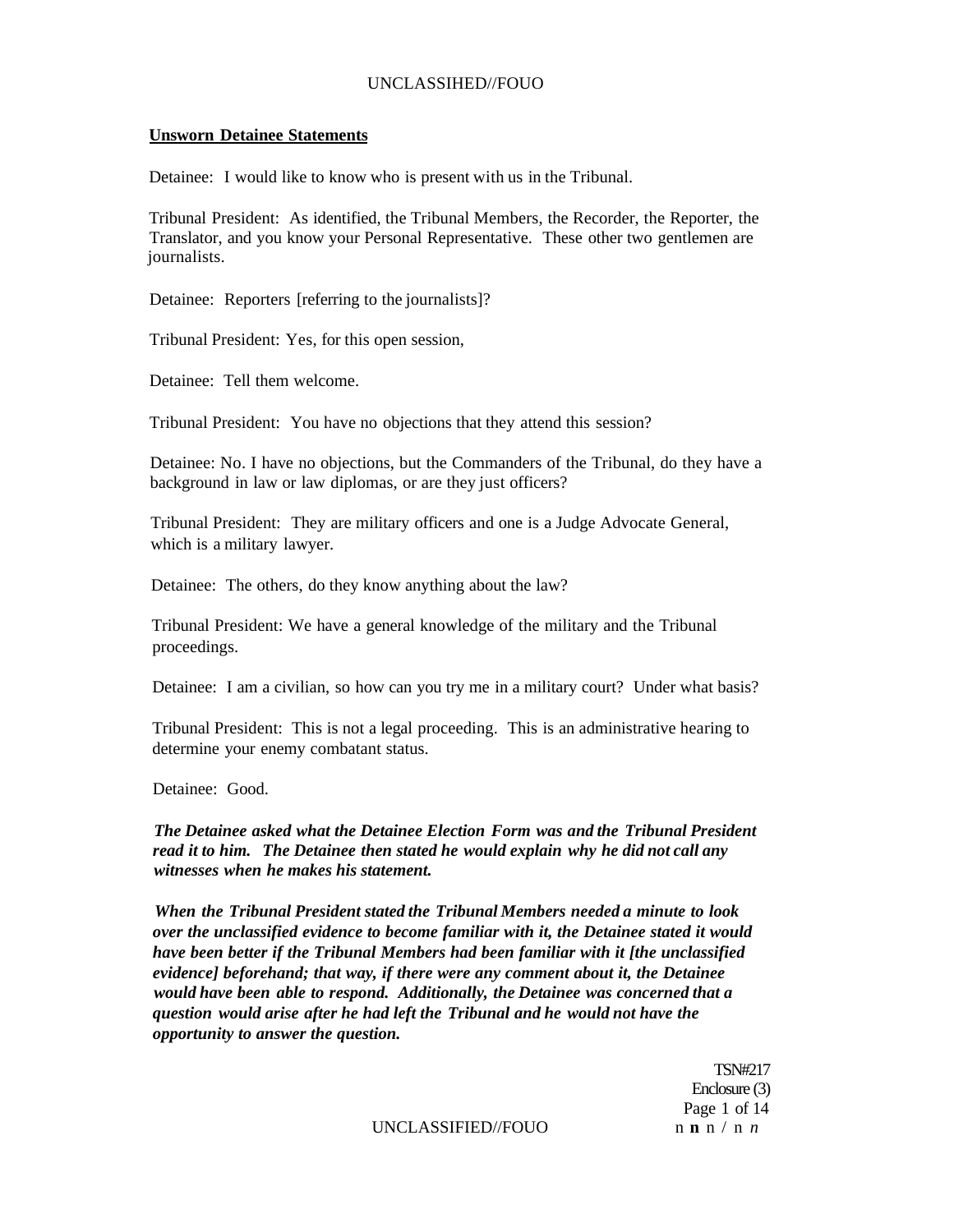**Unsworn Detainee Statements**

Detainee: I would like to know who is present with us in the Tribunal.

Tribunal President: As identified, the Tribunal Members, the Recorder, the Reporter, the Translator, and you know your Personal Representative. These other two gentlemen are journalists.

Detainee: Reporters [referring to the journalists]?

Tribunal President: Yes, for this open session,

Detainee: Tell them welcome.

Tribunal President: You have no objections that they attend this session?

Detainee: No. I have no objections, but the Commanders of the Tribunal, do they have a background in law or law diplomas, or are they just officers?

Tribunal President: They are military officers and one is a Judge Advocate General, which is a military lawyer.

Detainee: The others, do they know anything about the law?

Tribunal President: We have a general knowledge of the military and the Tribunal proceedings.

Detainee: I am a civilian, so how can you try me in a military court? Under what basis?

Tribunal President: This is not a legal proceeding. This is an administrative hearing to determine your enemy combatant status.

Detainee: Good.

***The Detainee asked what the Detainee Election Form was and the Tribunal President read it to him. The Detainee then stated he would explain why he did not call any witnesses when he makes his statement.***

***When the Tribunal President stated the Tribunal Members needed a minute to look over the unclassified evidence to become familiar with it, the Detainee stated it would have been better if the Tribunal Members had been familiar with it [the unclassified evidence] beforehand; that way, if there were any comment about it, the Detainee would have been able to respond. Additionally, the Detainee was concerned that a question would arise after he had left the Tribunal and he would not have the opportunity to answer the question.***

TSN#217
Enclosure (3)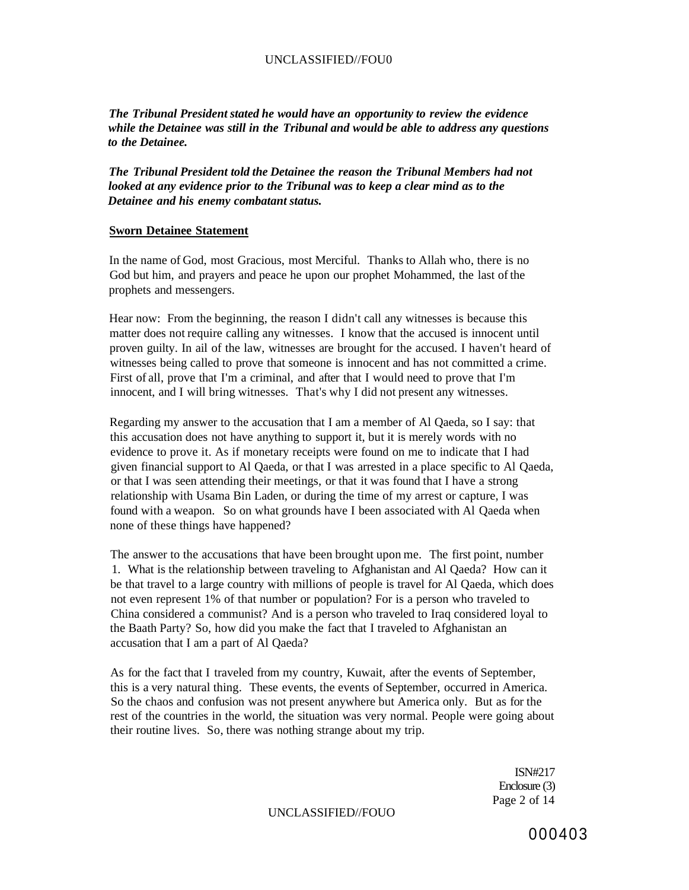***The Tribunal President stated he would have an opportunity to review the evidence while the Detainee was still in the Tribunal and would be able to address any questions to the Detainee.***

***The Tribunal President told the Detainee the reason the Tribunal Members had not looked at any evidence prior to the Tribunal was to keep a clear mind as to the Detainee and his enemy combatant status.***

**Sworn Detainee Statement**

In the name of God, most Gracious, most Merciful. Thanks to Allah who, there is no God but him, and prayers and peace he upon our prophet Mohammed, the last of the prophets and messengers.

Hear now: From the beginning, the reason I didn't call any witnesses is because this matter does not require calling any witnesses. I know that the accused is innocent until proven guilty. In ail of the law, witnesses are brought for the accused. I haven't heard of witnesses being called to prove that someone is innocent and has not committed a crime. First of all, prove that I'm a criminal, and after that I would need to prove that I'm innocent, and I will bring witnesses. That's why I did not present any witnesses.

Regarding my answer to the accusation that I am a member of Al Qaeda, so I say: that this accusation does not have anything to support it, but it is merely words with no evidence to prove it. As if monetary receipts were found on me to indicate that I had given financial support to Al Qaeda, or that I was arrested in a place specific to Al Qaeda, or that I was seen attending their meetings, or that it was found that I have a strong relationship with Usama Bin Laden, or during the time of my arrest or capture, I was found with a weapon. So on what grounds have I been associated with Al Qaeda when none of these things have happened?

The answer to the accusations that have been brought upon me. The first point, number 1. What is the relationship between traveling to Afghanistan and Al Qaeda? How can it be that travel to a large country with millions of people is travel for Al Qaeda, which does not even represent 1% of that number or population? For is a person who traveled to China considered a communist? And is a person who traveled to Iraq considered loyal to the Baath Party? So, how did you make the fact that I traveled to Afghanistan an accusation that I am a part of Al Qaeda?

As for the fact that I traveled from my country, Kuwait, after the events of September, this is a very natural thing. These events, the events of September, occurred in America. So the chaos and confusion was not present anywhere but America only. But as for the rest of the countries in the world, the situation was very normal. People were going about their routine lives. So, there was nothing strange about my trip.

ISN#217
Enclosure (3)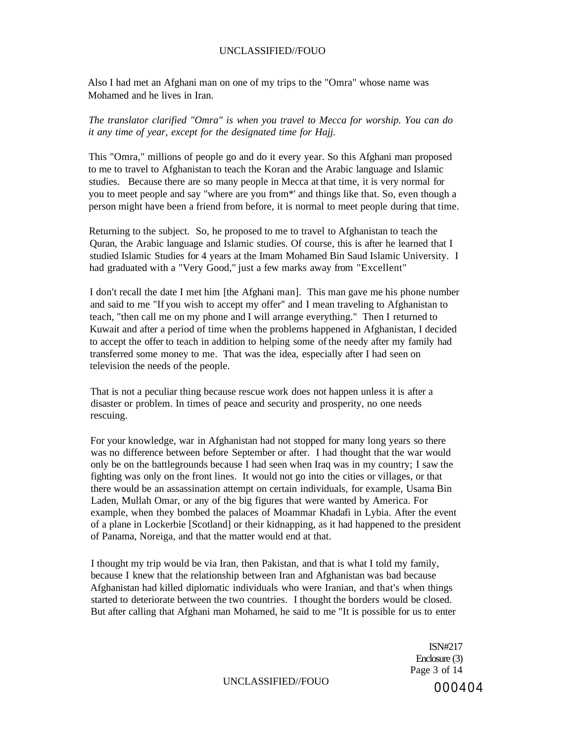Also I had met an Afghani man on one of my trips to the "Omra" whose name was Mohamed and he lives in Iran.

*The translator clarified "Omra" is when you travel to Mecca for worship. You can do it any time of year, except for the designated time for Hajj.*

This "Omra," millions of people go and do it every year. So this Afghani man proposed to me to travel to Afghanistan to teach the Koran and the Arabic language and Islamic studies. Because there are so many people in Mecca at that time, it is very normal for you to meet people and say "where are you from*' and things like that. So, even though a person might have been a friend from before, it is normal to meet people during that time.

Returning to the subject. So, he proposed to me to travel to Afghanistan to teach the Quran, the Arabic language and Islamic studies. Of course, this is after he learned that I studied Islamic Studies for 4 years at the Imam Mohamed Bin Saud Islamic University. I had graduated with a "Very Good," just a few marks away from "Excellent"

I don't recall the date I met him [the Afghani man]. This man gave me his phone number and said to me "If you wish to accept my offer" and I mean traveling to Afghanistan to teach, "then call me on my phone and I will arrange everything." Then I returned to Kuwait and after a period of time when the problems happened in Afghanistan, I decided to accept the offer to teach in addition to helping some of the needy after my family had transferred some money to me. That was the idea, especially after I had seen on television the needs of the people.

That is not a peculiar thing because rescue work does not happen unless it is after a disaster or problem. In times of peace and security and prosperity, no one needs rescuing.

For your knowledge, war in Afghanistan had not stopped for many long years so there was no difference between before September or after. I had thought that the war would only be on the battlegrounds because I had seen when Iraq was in my country; I saw the fighting was only on the front lines. It would not go into the cities or villages, or that there would be an assassination attempt on certain individuals, for example, Usama Bin Laden, Mullah Omar, or any of the big figures that were wanted by America. For example, when they bombed the palaces of Moammar Khadafi in Lybia. After the event of a plane in Lockerbie [Scotland] or their kidnapping, as it had happened to the president of Panama, Noreiga, and that the matter would end at that.

I thought my trip would be via Iran, then Pakistan, and that is what I told my family, because I knew that the relationship between Iran and Afghanistan was bad because Afghanistan had killed diplomatic individuals who were Iranian, and that's when things started to deteriorate between the two countries. I thought the borders would be closed. But after calling that Afghani man Mohamed, he said to me "It is possible for us to enter

ISN#217
Enclosure (3)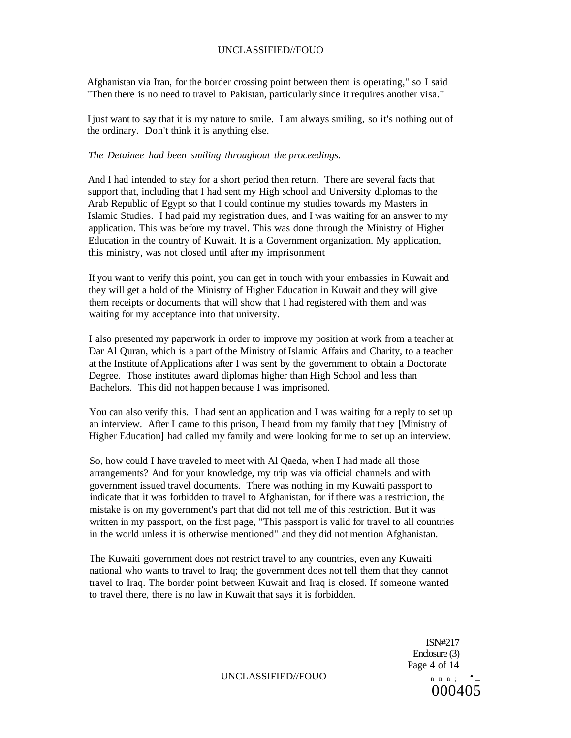Afghanistan via Iran, for the border crossing point between them is operating," so I said "Then there is no need to travel to Pakistan, particularly since it requires another visa."

I just want to say that it is my nature to smile. I am always smiling, so it's nothing out of the ordinary. Don't think it is anything else.

*The Detainee had been smiling throughout the proceedings.*

And I had intended to stay for a short period then return. There are several facts that support that, including that I had sent my High school and University diplomas to the Arab Republic of Egypt so that I could continue my studies towards my Masters in Islamic Studies. I had paid my registration dues, and I was waiting for an answer to my application. This was before my travel. This was done through the Ministry of Higher Education in the country of Kuwait. It is a Government organization. My application, this ministry, was not closed until after my imprisonment

If you want to verify this point, you can get in touch with your embassies in Kuwait and they will get a hold of the Ministry of Higher Education in Kuwait and they will give them receipts or documents that will show that I had registered with them and was waiting for my acceptance into that university.

I also presented my paperwork in order to improve my position at work from a teacher at Dar Al Quran, which is a part of the Ministry of Islamic Affairs and Charity, to a teacher at the Institute of Applications after I was sent by the government to obtain a Doctorate Degree. Those institutes award diplomas higher than High School and less than Bachelors. This did not happen because I was imprisoned.

You can also verify this. I had sent an application and I was waiting for a reply to set up an interview. After I came to this prison, I heard from my family that they [Ministry of Higher Education] had called my family and were looking for me to set up an interview.

So, how could I have traveled to meet with Al Qaeda, when I had made all those arrangements? And for your knowledge, my trip was via official channels and with government issued travel documents. There was nothing in my Kuwaiti passport to indicate that it was forbidden to travel to Afghanistan, for if there was a restriction, the mistake is on my government's part that did not tell me of this restriction. But it was written in my passport, on the first page, "This passport is valid for travel to all countries in the world unless it is otherwise mentioned" and they did not mention Afghanistan.

The Kuwaiti government does not restrict travel to any countries, even any Kuwaiti national who wants to travel to Iraq; the government does not tell them that they cannot travel to Iraq. The border point between Kuwait and Iraq is closed. If someone wanted to travel there, there is no law in Kuwait that says it is forbidden.

ISN#217
Enclosure (3)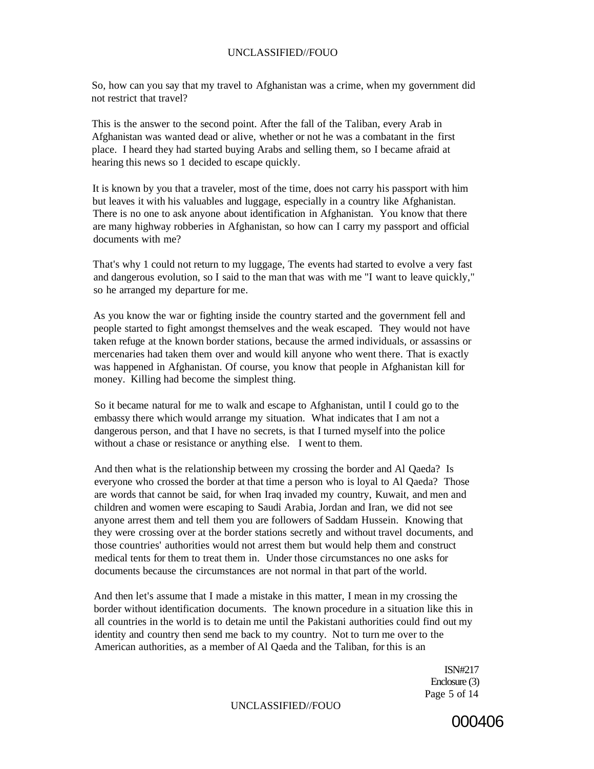So, how can you say that my travel to Afghanistan was a crime, when my government did not restrict that travel?

This is the answer to the second point. After the fall of the Taliban, every Arab in Afghanistan was wanted dead or alive, whether or not he was a combatant in the first place. I heard they had started buying Arabs and selling them, so I became afraid at hearing this news so 1 decided to escape quickly.

It is known by you that a traveler, most of the time, does not carry his passport with him but leaves it with his valuables and luggage, especially in a country like Afghanistan. There is no one to ask anyone about identification in Afghanistan. You know that there are many highway robberies in Afghanistan, so how can I carry my passport and official documents with me?

That's why 1 could not return to my luggage, The events had started to evolve a very fast and dangerous evolution, so I said to the man that was with me "I want to leave quickly," so he arranged my departure for me.

As you know the war or fighting inside the country started and the government fell and people started to fight amongst themselves and the weak escaped. They would not have taken refuge at the known border stations, because the armed individuals, or assassins or mercenaries had taken them over and would kill anyone who went there. That is exactly was happened in Afghanistan. Of course, you know that people in Afghanistan kill for money. Killing had become the simplest thing.

So it became natural for me to walk and escape to Afghanistan, until I could go to the embassy there which would arrange my situation. What indicates that I am not a dangerous person, and that I have no secrets, is that I turned myself into the police without a chase or resistance or anything else. I went to them.

And then what is the relationship between my crossing the border and Al Qaeda? Is everyone who crossed the border at that time a person who is loyal to Al Qaeda? Those are words that cannot be said, for when Iraq invaded my country, Kuwait, and men and children and women were escaping to Saudi Arabia, Jordan and Iran, we did not see anyone arrest them and tell them you are followers of Saddam Hussein. Knowing that they were crossing over at the border stations secretly and without travel documents, and those countries' authorities would not arrest them but would help them and construct medical tents for them to treat them in. Under those circumstances no one asks for documents because the circumstances are not normal in that part of the world.

And then let's assume that I made a mistake in this matter, I mean in my crossing the border without identification documents. The known procedure in a situation like this in all countries in the world is to detain me until the Pakistani authorities could find out my identity and country then send me back to my country. Not to turn me over to the American authorities, as a member of Al Qaeda and the Taliban, for this is an

ISN#217
Enclosure (3)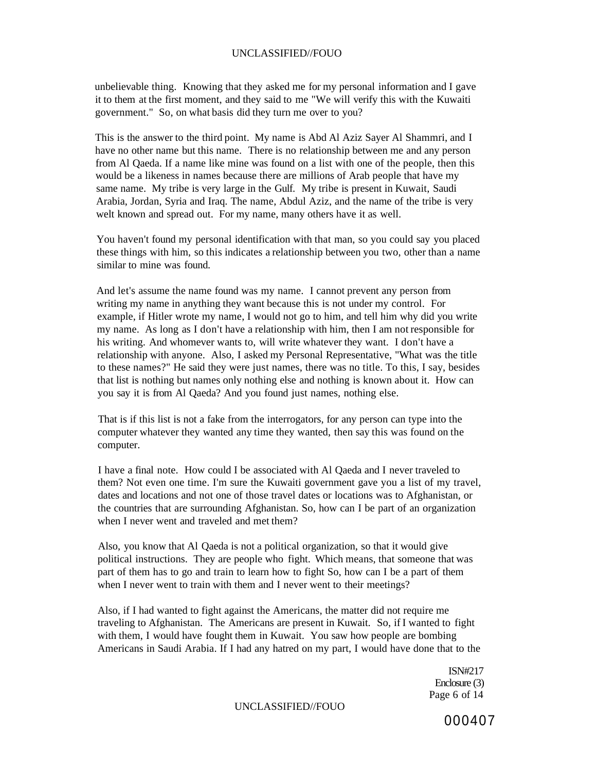unbelievable thing. Knowing that they asked me for my personal information and I gave it to them at the first moment, and they said to me "We will verify this with the Kuwaiti government." So, on what basis did they turn me over to you?

This is the answer to the third point. My name is Abd Al Aziz Sayer Al Shammri, and I have no other name but this name. There is no relationship between me and any person from Al Qaeda. If a name like mine was found on a list with one of the people, then this would be a likeness in names because there are millions of Arab people that have my same name. My tribe is very large in the Gulf. My tribe is present in Kuwait, Saudi Arabia, Jordan, Syria and Iraq. The name, Abdul Aziz, and the name of the tribe is very welt known and spread out. For my name, many others have it as well.

You haven't found my personal identification with that man, so you could say you placed these things with him, so this indicates a relationship between you two, other than a name similar to mine was found.

And let's assume the name found was my name. I cannot prevent any person from writing my name in anything they want because this is not under my control. For example, if Hitler wrote my name, I would not go to him, and tell him why did you write my name. As long as I don't have a relationship with him, then I am not responsible for his writing. And whomever wants to, will write whatever they want. I don't have a relationship with anyone. Also, I asked my Personal Representative, "What was the title to these names?" He said they were just names, there was no title. To this, I say, besides that list is nothing but names only nothing else and nothing is known about it. How can you say it is from Al Qaeda? And you found just names, nothing else.

That is if this list is not a fake from the interrogators, for any person can type into the computer whatever they wanted any time they wanted, then say this was found on the computer.

I have a final note. How could I be associated with Al Qaeda and I never traveled to them? Not even one time. I'm sure the Kuwaiti government gave you a list of my travel, dates and locations and not one of those travel dates or locations was to Afghanistan, or the countries that are surrounding Afghanistan. So, how can I be part of an organization when I never went and traveled and met them?

Also, you know that Al Qaeda is not a political organization, so that it would give political instructions. They are people who fight. Which means, that someone that was part of them has to go and train to learn how to fight So, how can I be a part of them when I never went to train with them and I never went to their meetings?

Also, if I had wanted to fight against the Americans, the matter did not require me traveling to Afghanistan. The Americans are present in Kuwait. So, if I wanted to fight with them, I would have fought them in Kuwait. You saw how people are bombing Americans in Saudi Arabia. If I had any hatred on my part, I would have done that to the

ISN#217
Enclosure (3)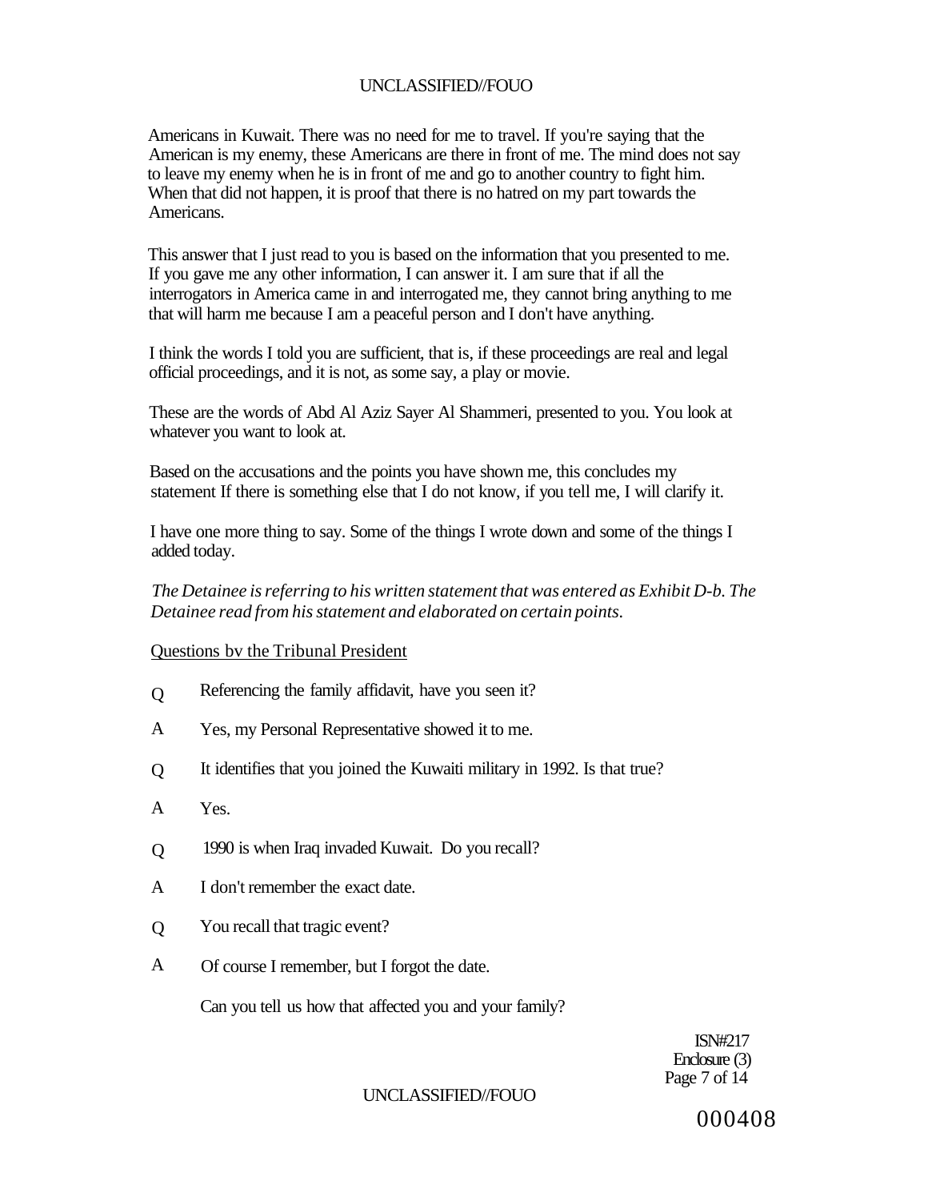Americans in Kuwait. There was no need for me to travel. If you're saying that the American is my enemy, these Americans are there in front of me. The mind does not say to leave my enemy when he is in front of me and go to another country to fight him. When that did not happen, it is proof that there is no hatred on my part towards the Americans.

This answer that I just read to you is based on the information that you presented to me. If you gave me any other information, I can answer it. I am sure that if all the interrogators in America came in and interrogated me, they cannot bring anything to me that will harm me because I am a peaceful person and I don't have anything.

I think the words I told you are sufficient, that is, if these proceedings are real and legal official proceedings, and it is not, as some say, a play or movie.

These are the words of Abd Al Aziz Sayer Al Shammeri, presented to you. You look at whatever you want to look at.

Based on the accusations and the points you have shown me, this concludes my statement If there is something else that I do not know, if you tell me, I will clarify it.

I have one more thing to say. Some of the things I wrote down and some of the things I added today.

*The Detainee is referring to his written statement that was entered as Exhibit D-b. The Detainee read from his statement and elaborated on certain points.*

Questions bv the Tribunal President

Q Referencing the family affidavit, have you seen it?

A Yes, my Personal Representative showed it to me.

Q It identifies that you joined the Kuwaiti military in 1992. Is that true?

A Yes.

Q 1990 is when Iraq invaded Kuwait. Do you recall?

A I don't remember the exact date.

Q You recall that tragic event?

A Of course I remember, but I forgot the date.

Can you tell us how that affected you and your family?

ISN#217
Enclosure (3)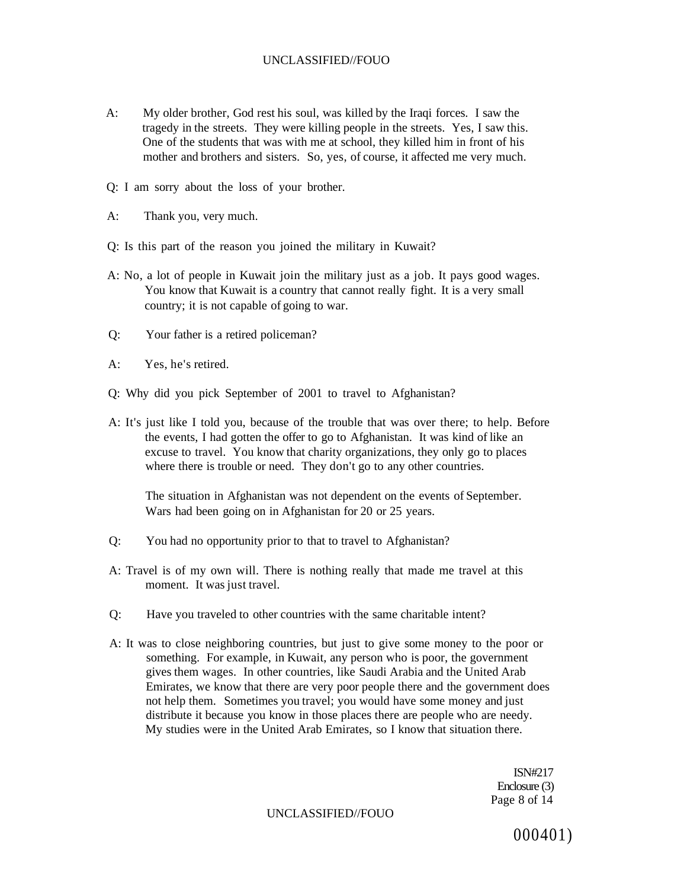A: My older brother, God rest his soul, was killed by the Iraqi forces. I saw the tragedy in the streets. They were killing people in the streets. Yes, I saw this. One of the students that was with me at school, they killed him in front of his mother and brothers and sisters. So, yes, of course, it affected me very much.

Q: I am sorry about the loss of your brother.

A: Thank you, very much.

Q: Is this part of the reason you joined the military in Kuwait?

A: No, a lot of people in Kuwait join the military just as a job. It pays good wages. You know that Kuwait is a country that cannot really fight. It is a very small country; it is not capable of going to war.

Q: Your father is a retired policeman?

A: Yes, he's retired.

Q: Why did you pick September of 2001 to travel to Afghanistan?

A: It's just like I told you, because of the trouble that was over there; to help. Before the events, I had gotten the offer to go to Afghanistan. It was kind of like an excuse to travel. You know that charity organizations, they only go to places where there is trouble or need. They don't go to any other countries.

The situation in Afghanistan was not dependent on the events of September. Wars had been going on in Afghanistan for 20 or 25 years.

Q: You had no opportunity prior to that to travel to Afghanistan?

A: Travel is of my own will. There is nothing really that made me travel at this moment. It was just travel.

Q: Have you traveled to other countries with the same charitable intent?

A: It was to close neighboring countries, but just to give some money to the poor or something. For example, in Kuwait, any person who is poor, the government gives them wages. In other countries, like Saudi Arabia and the United Arab Emirates, we know that there are very poor people there and the government does not help them. Sometimes you travel; you would have some money and just distribute it because you know in those places there are people who are needy. My studies were in the United Arab Emirates, so I know that situation there.

ISN#217
Enclosure (3)

000401)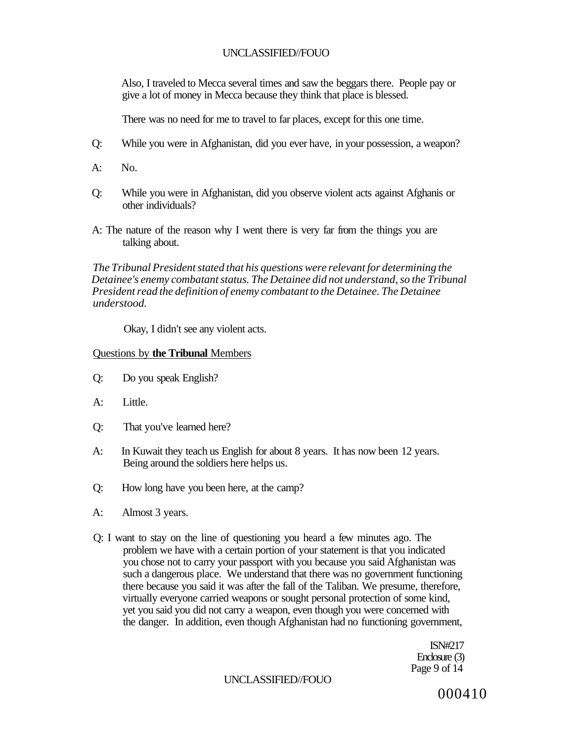Also, I traveled to Mecca several times and saw the beggars there. People pay or give a lot of money in Mecca because they think that place is blessed.

There was no need for me to travel to far places, except for this one time.

Q: While you were in Afghanistan, did you ever have, in your possession, a weapon?

A: No.

Q: While you were in Afghanistan, did you observe violent acts against Afghanis or other individuals?

A: The nature of the reason why I went there is very far from the things you are talking about.

*The Tribunal President stated that his questions were relevant for determining the Detainee's enemy combatant status. The Detainee did not understand, so the Tribunal President read the definition of enemy combatant to the Detainee. The Detainee understood.*

Okay, I didn't see any violent acts.

Questions by **the Tribunal** Members

Q: Do you speak English?

A: Little.

Q: That you've learned here?

A: In Kuwait they teach us English for about 8 years. It has now been 12 years. Being around the soldiers here helps us.

Q: How long have you been here, at the camp?

A: Almost 3 years.

Q: I want to stay on the line of questioning you heard a few minutes ago. The problem we have with a certain portion of your statement is that you indicated you chose not to carry your passport with you because you said Afghanistan was such a dangerous place. We understand that there was no government functioning there because you said it was after the fall of the Taliban. We presume, therefore, virtually everyone carried weapons or sought personal protection of some kind, yet you said you did not carry a weapon, even though you were concerned with the danger. In addition, even though Afghanistan had no functioning government,

ISN#217
Enclosure (3)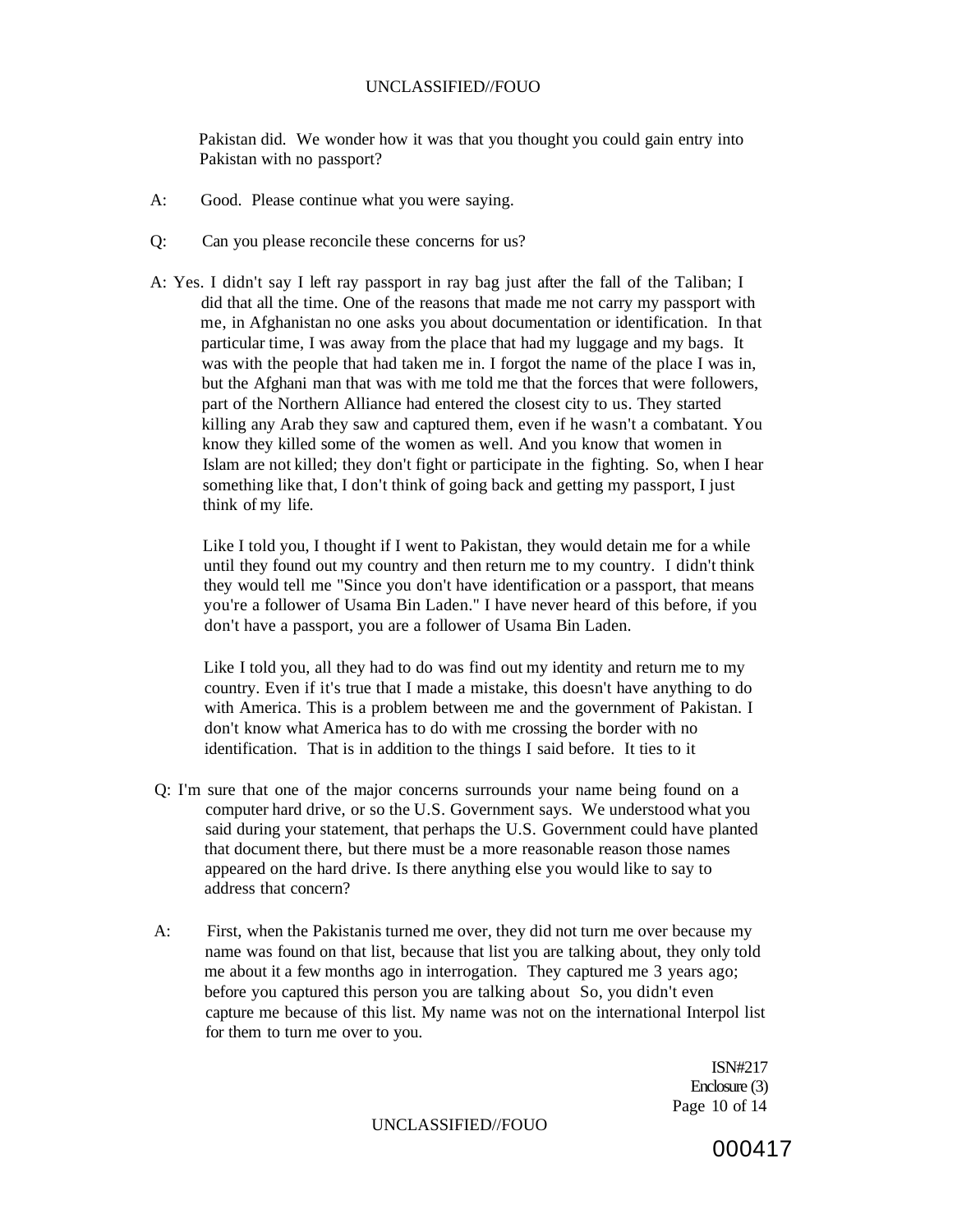Pakistan did. We wonder how it was that you thought you could gain entry into Pakistan with no passport?

A: Good. Please continue what you were saying.

Q: Can you please reconcile these concerns for us?

A: Yes. I didn't say I left ray passport in ray bag just after the fall of the Taliban; I did that all the time. One of the reasons that made me not carry my passport with me, in Afghanistan no one asks you about documentation or identification. In that particular time, I was away from the place that had my luggage and my bags. It was with the people that had taken me in. I forgot the name of the place I was in, but the Afghani man that was with me told me that the forces that were followers, part of the Northern Alliance had entered the closest city to us. They started killing any Arab they saw and captured them, even if he wasn't a combatant. You know they killed some of the women as well. And you know that women in Islam are not killed; they don't fight or participate in the fighting. So, when I hear something like that, I don't think of going back and getting my passport, I just think of my life.

Like I told you, I thought if I went to Pakistan, they would detain me for a while until they found out my country and then return me to my country. I didn't think they would tell me "Since you don't have identification or a passport, that means you're a follower of Usama Bin Laden." I have never heard of this before, if you don't have a passport, you are a follower of Usama Bin Laden.

Like I told you, all they had to do was find out my identity and return me to my country. Even if it's true that I made a mistake, this doesn't have anything to do with America. This is a problem between me and the government of Pakistan. I don't know what America has to do with me crossing the border with no identification. That is in addition to the things I said before. It ties to it

Q: I'm sure that one of the major concerns surrounds your name being found on a computer hard drive, or so the U.S. Government says. We understood what you said during your statement, that perhaps the U.S. Government could have planted that document there, but there must be a more reasonable reason those names appeared on the hard drive. Is there anything else you would like to say to address that concern?

A: First, when the Pakistanis turned me over, they did not turn me over because my name was found on that list, because that list you are talking about, they only told me about it a few months ago in interrogation. They captured me 3 years ago; before you captured this person you are talking about So, you didn't even capture me because of this list. My name was not on the international Interpol list for them to turn me over to you.

ISN#217
Enclosure (3)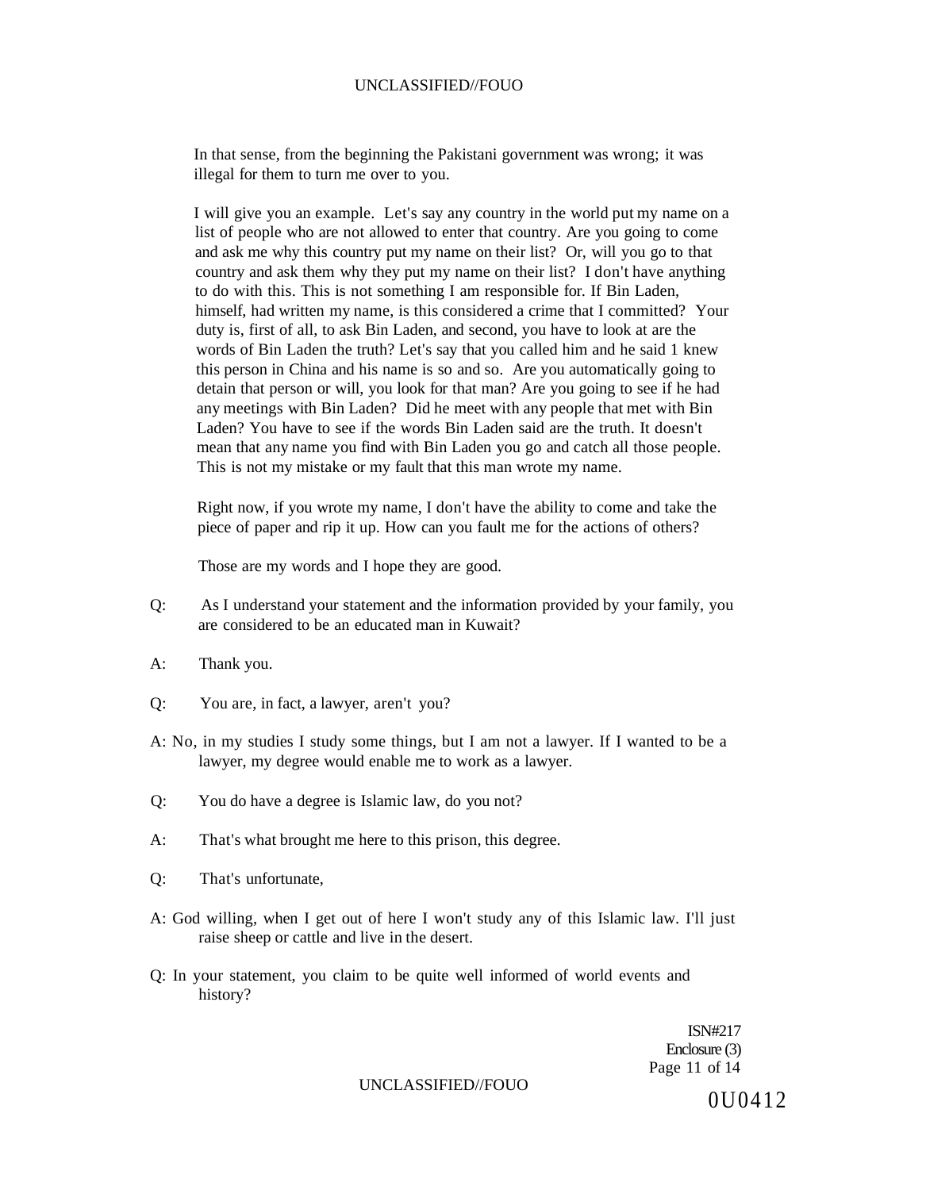In that sense, from the beginning the Pakistani government was wrong; it was illegal for them to turn me over to you.

I will give you an example. Let's say any country in the world put my name on a list of people who are not allowed to enter that country. Are you going to come and ask me why this country put my name on their list? Or, will you go to that country and ask them why they put my name on their list? I don't have anything to do with this. This is not something I am responsible for. If Bin Laden, himself, had written my name, is this considered a crime that I committed? Your duty is, first of all, to ask Bin Laden, and second, you have to look at are the words of Bin Laden the truth? Let's say that you called him and he said 1 knew this person in China and his name is so and so. Are you automatically going to detain that person or will, you look for that man? Are you going to see if he had any meetings with Bin Laden? Did he meet with any people that met with Bin Laden? You have to see if the words Bin Laden said are the truth. It doesn't mean that any name you find with Bin Laden you go and catch all those people. This is not my mistake or my fault that this man wrote my name.

Right now, if you wrote my name, I don't have the ability to come and take the piece of paper and rip it up. How can you fault me for the actions of others?

Those are my words and I hope they are good.

Q: As I understand your statement and the information provided by your family, you are considered to be an educated man in Kuwait?

A: Thank you.

Q: You are, in fact, a lawyer, aren't you?

A: No, in my studies I study some things, but I am not a lawyer. If I wanted to be a lawyer, my degree would enable me to work as a lawyer.

Q: You do have a degree is Islamic law, do you not?

A: That's what brought me here to this prison, this degree.

Q: That's unfortunate,

A: God willing, when I get out of here I won't study any of this Islamic law. I'll just raise sheep or cattle and live in the desert.

Q: In your statement, you claim to be quite well informed of world events and history?

ISN#217
Enclosure (3)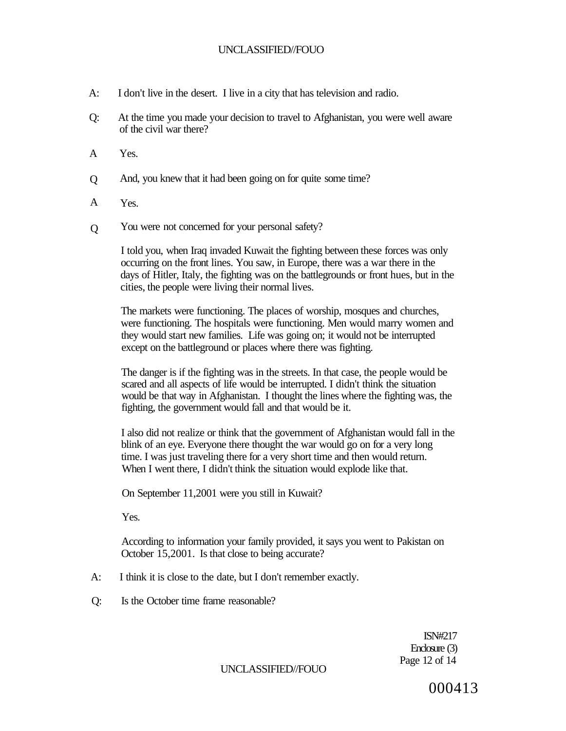A: I don't live in the desert. I live in a city that has television and radio.

Q: At the time you made your decision to travel to Afghanistan, you were well aware of the civil war there?

A Yes.

Q And, you knew that it had been going on for quite some time?

A Yes.

Q You were not concerned for your personal safety?

I told you, when Iraq invaded Kuwait the fighting between these forces was only occurring on the front lines. You saw, in Europe, there was a war there in the days of Hitler, Italy, the fighting was on the battlegrounds or front hues, but in the cities, the people were living their normal lives.

The markets were functioning. The places of worship, mosques and churches, were functioning. The hospitals were functioning. Men would marry women and they would start new families. Life was going on; it would not be interrupted except on the battleground or places where there was fighting.

The danger is if the fighting was in the streets. In that case, the people would be scared and all aspects of life would be interrupted. I didn't think the situation would be that way in Afghanistan. I thought the lines where the fighting was, the fighting, the government would fall and that would be it.

I also did not realize or think that the government of Afghanistan would fall in the blink of an eye. Everyone there thought the war would go on for a very long time. I was just traveling there for a very short time and then would return. When I went there, I didn't think the situation would explode like that.

On September 11,2001 were you still in Kuwait?

Yes.

According to information your family provided, it says you went to Pakistan on October 15,2001. Is that close to being accurate?

A: I think it is close to the date, but I don't remember exactly.

Q: Is the October time frame reasonable?

ISN#217
Enclosure (3)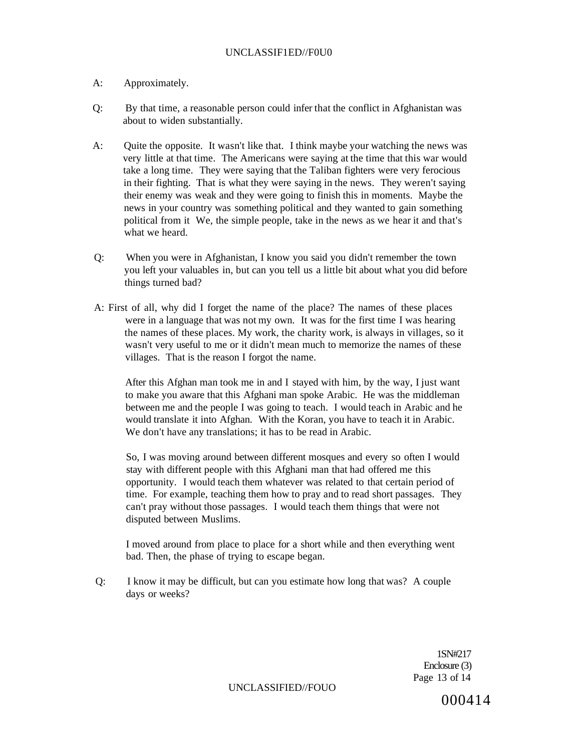A: Approximately.

Q: By that time, a reasonable person could infer that the conflict in Afghanistan was about to widen substantially.

A: Quite the opposite. It wasn't like that. I think maybe your watching the news was very little at that time. The Americans were saying at the time that this war would take a long time. They were saying that the Taliban fighters were very ferocious in their fighting. That is what they were saying in the news. They weren't saying their enemy was weak and they were going to finish this in moments. Maybe the news in your country was something political and they wanted to gain something political from it We, the simple people, take in the news as we hear it and that's what we heard.

Q: When you were in Afghanistan, I know you said you didn't remember the town you left your valuables in, but can you tell us a little bit about what you did before things turned bad?

A: First of all, why did I forget the name of the place? The names of these places were in a language that was not my own. It was for the first time I was hearing the names of these places. My work, the charity work, is always in villages, so it wasn't very useful to me or it didn't mean much to memorize the names of these villages. That is the reason I forgot the name.

After this Afghan man took me in and I stayed with him, by the way, I just want to make you aware that this Afghani man spoke Arabic. He was the middleman between me and the people I was going to teach. I would teach in Arabic and he would translate it into Afghan. With the Koran, you have to teach it in Arabic. We don't have any translations; it has to be read in Arabic.

So, I was moving around between different mosques and every so often I would stay with different people with this Afghani man that had offered me this opportunity. I would teach them whatever was related to that certain period of time. For example, teaching them how to pray and to read short passages. They can't pray without those passages. I would teach them things that were not disputed between Muslims.

I moved around from place to place for a short while and then everything went bad. Then, the phase of trying to escape began.

Q: I know it may be difficult, but can you estimate how long that was? A couple days or weeks?

1SN#217
Enclosure (3)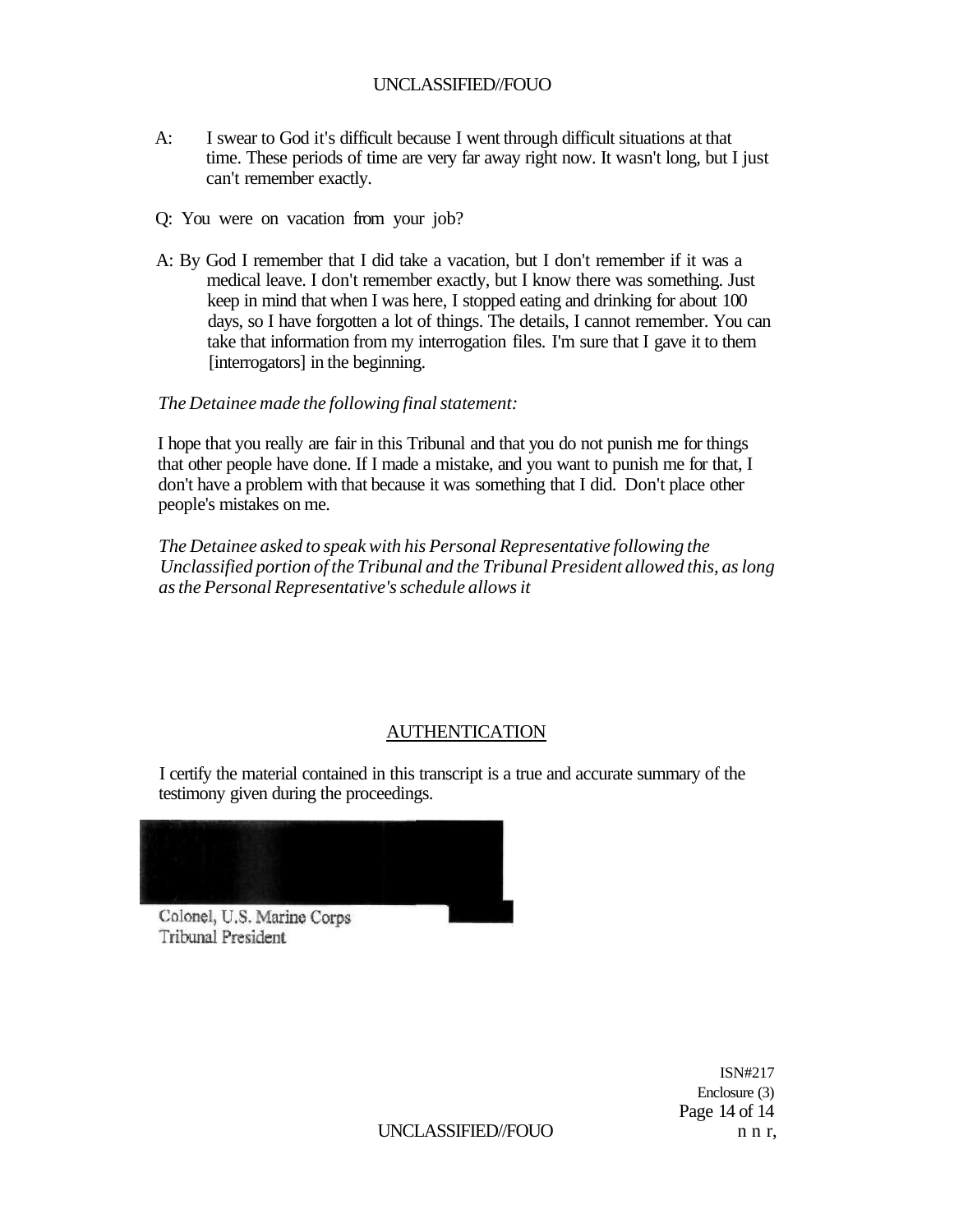A: I swear to God it's difficult because I went through difficult situations at that time. These periods of time are very far away right now. It wasn't long, but I just can't remember exactly.

Q: You were on vacation from your job?

A: By God I remember that I did take a vacation, but I don't remember if it was a medical leave. I don't remember exactly, but I know there was something. Just keep in mind that when I was here, I stopped eating and drinking for about 100 days, so I have forgotten a lot of things. The details, I cannot remember. You can take that information from my interrogation files. I'm sure that I gave it to them [interrogators] in the beginning.

*The Detainee made the following final statement:*

I hope that you really are fair in this Tribunal and that you do not punish me for things that other people have done. If I made a mistake, and you want to punish me for that, I don't have a problem with that because it was something that I did. Don't place other people's mistakes on me.

*The Detainee asked to speak with his Personal Representative following the Unclassified portion of the Tribunal and the Tribunal President allowed this, as long as the Personal Representative's schedule allows it*

## AUTHENTICATION

I certify the material contained in this transcript is a true and accurate summary of the testimony given during the proceedings.

Colonel, U.S. Marine Corps
Tribunal President

ISN#217
Enclosure (3)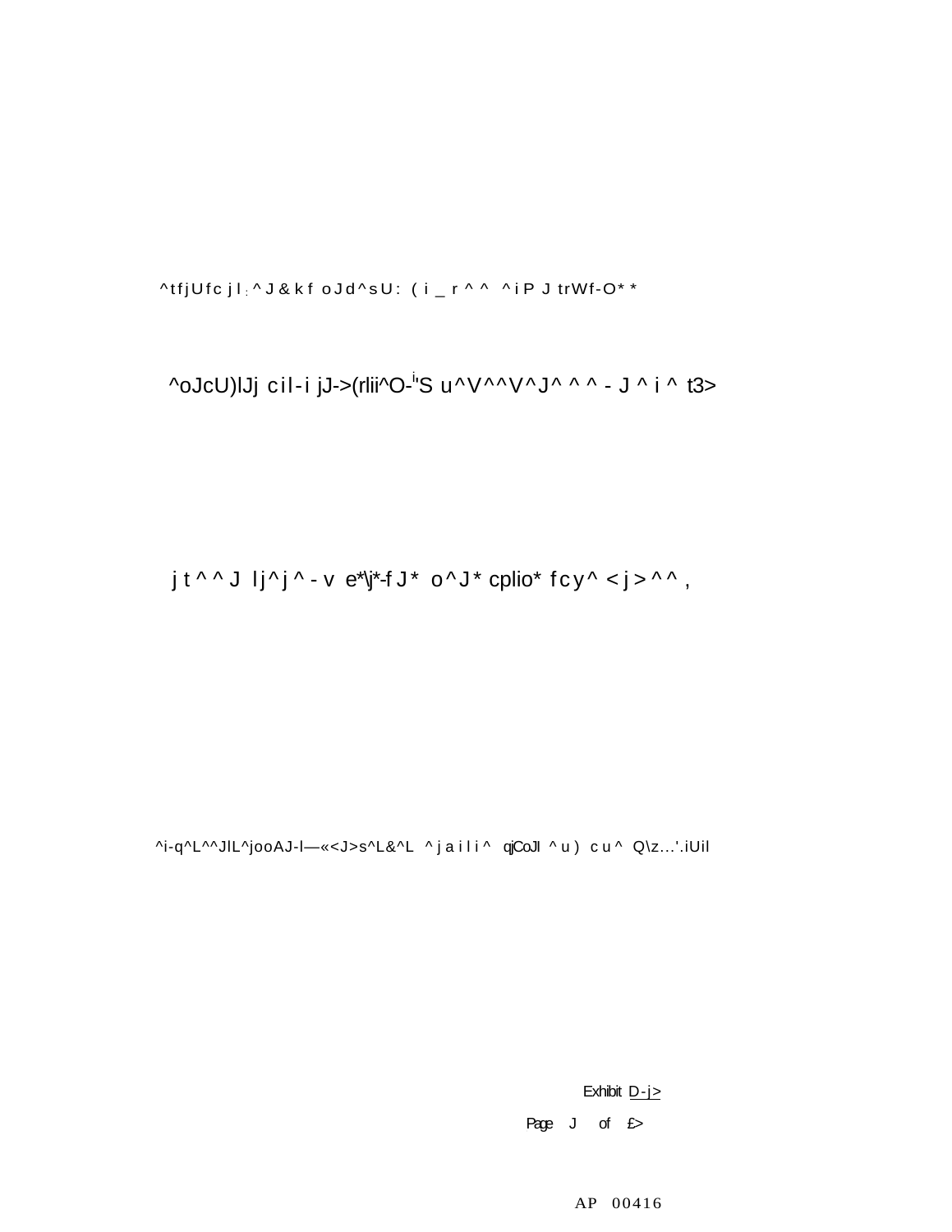^tfjUfcjl:^J&kf oJd^sU: (i_r^^ ^iP J trWf-O**

^oJcU)lJj cil-i jJ->(rlii^O-'i"S u^V^^V^J^ ^ ^ - J ^ i ^ t3>

j t ^ ^ J lj^j^-v e*\j*-fJ* o^J* cplio* fcy^ <j>^^,

^i-q^L^^JlL^jooAJ-l—«<J>s^L&^L ^jaili^ qjCoJl ^u) cu^ Q\z...'.iUil

Exhibit D-j>

Page J of £>

AP 00416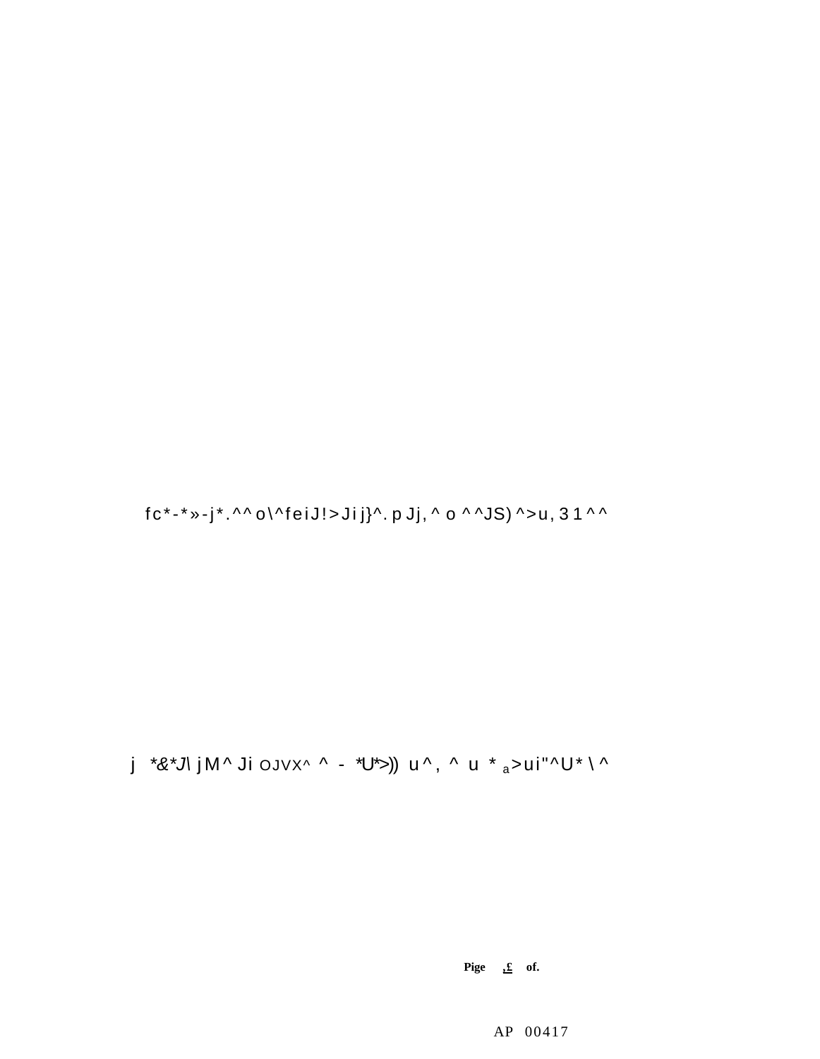fc*-*»-j*.^^o\^feiJ!>Jij}^. pJj, ^ o ^^JS)^>u, 31^^

j *&*J\ jM^ Ji OJVX^ ^ - *U*>)) u^, ^ u * a>ui"^U*\^

Pige ,£ of.

AP 00417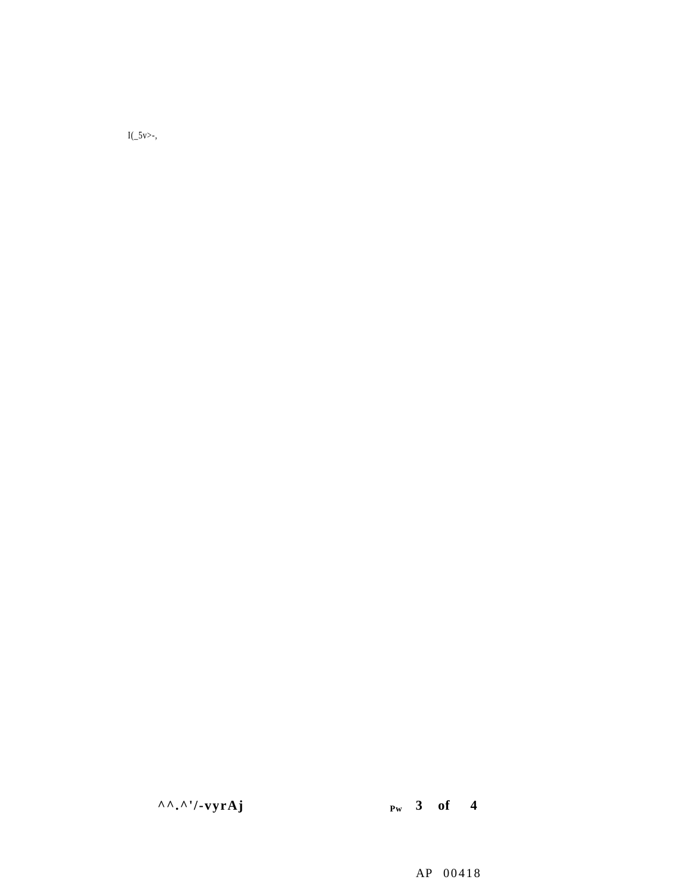I(_5v>-,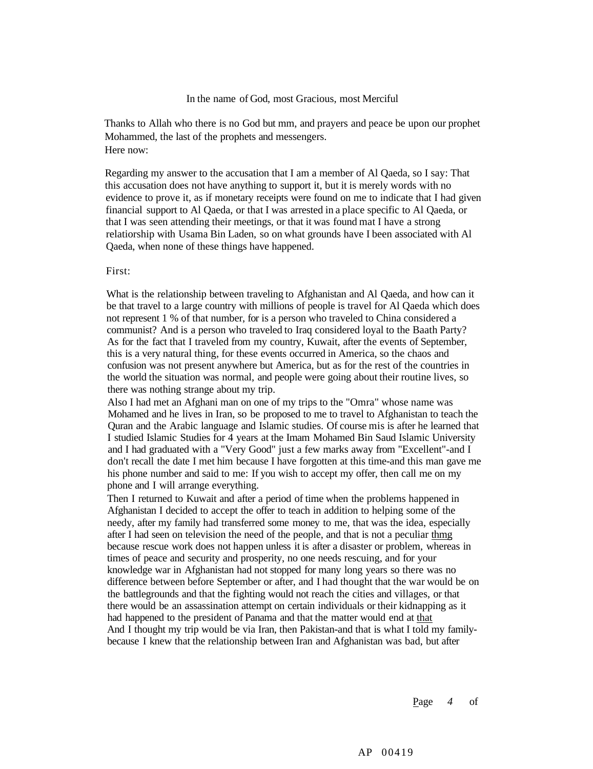In the name of God, most Gracious, most Merciful

Thanks to Allah who there is no God but mm, and prayers and peace be upon our prophet Mohammed, the last of the prophets and messengers.
Here now:

Regarding my answer to the accusation that I am a member of Al Qaeda, so I say: That this accusation does not have anything to support it, but it is merely words with no evidence to prove it, as if monetary receipts were found on me to indicate that I had given financial support to Al Qaeda, or that I was arrested in a place specific to Al Qaeda, or that I was seen attending their meetings, or that it was found mat I have a strong relatiorship with Usama Bin Laden, so on what grounds have I been associated with Al Qaeda, when none of these things have happened.

First:

What is the relationship between traveling to Afghanistan and Al Qaeda, and how can it be that travel to a large country with millions of people is travel for Al Qaeda which does not represent 1 % of that number, for is a person who traveled to China considered a communist? And is a person who traveled to Iraq considered loyal to the Baath Party? As for the fact that I traveled from my country, Kuwait, after the events of September, this is a very natural thing, for these events occurred in America, so the chaos and confusion was not present anywhere but America, but as for the rest of the countries in the world the situation was normal, and people were going about their routine lives, so there was nothing strange about my trip.
Also I had met an Afghani man on one of my trips to the "Omra" whose name was Mohamed and he lives in Iran, so be proposed to me to travel to Afghanistan to teach the Quran and the Arabic language and Islamic studies. Of course mis is after he learned that I studied Islamic Studies for 4 years at the Imam Mohamed Bin Saud Islamic University and I had graduated with a "Very Good" just a few marks away from "Excellent"-and I don't recall the date I met him because I have forgotten at this time-and this man gave me his phone number and said to me: If you wish to accept my offer, then call me on my phone and I will arrange everything.
Then I returned to Kuwait and after a period of time when the problems happened in Afghanistan I decided to accept the offer to teach in addition to helping some of the needy, after my family had transferred some money to me, that was the idea, especially after I had seen on television the need of the people, and that is not a peculiar thmg because rescue work does not happen unless it is after a disaster or problem, whereas in times of peace and security and prosperity, no one needs rescuing, and for your knowledge war in Afghanistan had not stopped for many long years so there was no difference between before September or after, and I had thought that the war would be on the battlegrounds and that the fighting would not reach the cities and villages, or that there would be an assassination attempt on certain individuals or their kidnapping as it had happened to the president of Panama and that the matter would end at that
And I thought my trip would be via Iran, then Pakistan-and that is what I told my family-because I knew that the relationship between Iran and Afghanistan was bad, but after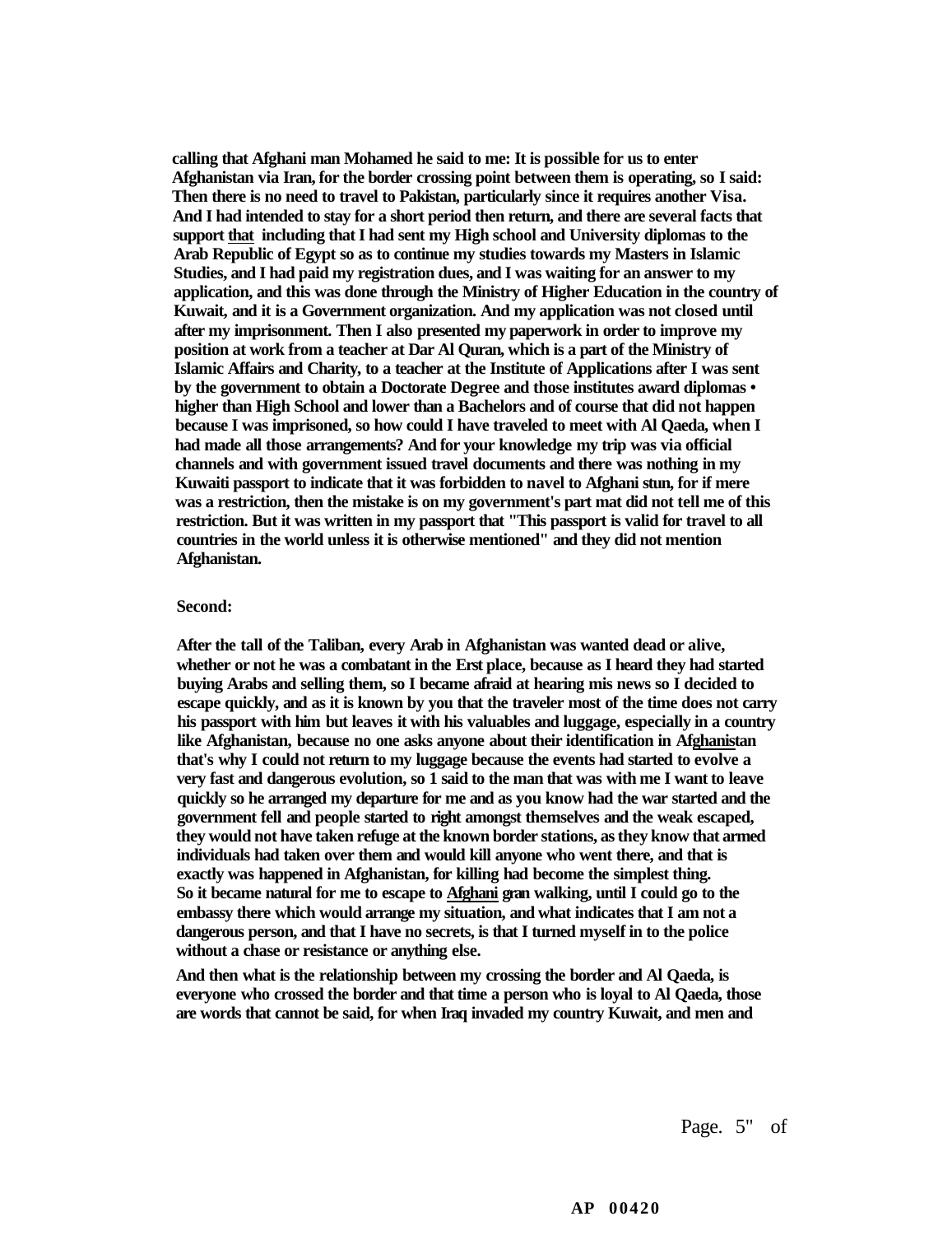calling that Afghani man Mohamed he said to me: It is possible for us to enter Afghanistan via Iran, for the border crossing point between them is operating, so I said: Then there is no need to travel to Pakistan, particularly since it requires another Visa. And I had intended to stay for a short period then return, and there are several facts that support that including that I had sent my High school and University diplomas to the Arab Republic of Egypt so as to continue my studies towards my Masters in Islamic Studies, and I had paid my registration dues, and I was waiting for an answer to my application, and this was done through the Ministry of Higher Education in the country of Kuwait, and it is a Government organization. And my application was not closed until after my imprisonment. Then I also presented my paperwork in order to improve my position at work from a teacher at Dar Al Quran, which is a part of the Ministry of Islamic Affairs and Charity, to a teacher at the Institute of Applications after I was sent by the government to obtain a Doctorate Degree and those institutes award diplomas • higher than High School and lower than a Bachelors and of course that did not happen because I was imprisoned, so how could I have traveled to meet with Al Qaeda, when I had made all those arrangements? And for your knowledge my trip was via official channels and with government issued travel documents and there was nothing in my Kuwaiti passport to indicate that it was forbidden to navel to Afghani stun, for if mere was a restriction, then the mistake is on my government's part mat did not tell me of this restriction. But it was written in my passport that "This passport is valid for travel to all countries in the world unless it is otherwise mentioned" and they did not mention Afghanistan.

Second:

After the tall of the Taliban, every Arab in Afghanistan was wanted dead or alive, whether or not he was a combatant in the Erst place, because as I heard they had started buying Arabs and selling them, so I became afraid at hearing mis news so I decided to escape quickly, and as it is known by you that the traveler most of the time does not carry his passport with him but leaves it with his valuables and luggage, especially in a country like Afghanistan, because no one asks anyone about their identification in Afghanistan that's why I could not return to my luggage because the events had started to evolve a very fast and dangerous evolution, so 1 said to the man that was with me I want to leave quickly so he arranged my departure for me and as you know had the war started and the government fell and people started to right amongst themselves and the weak escaped, they would not have taken refuge at the known border stations, as they know that armed individuals had taken over them and would kill anyone who went there, and that is exactly was happened in Afghanistan, for killing had become the simplest thing. So it became natural for me to escape to Afghani gran walking, until I could go to the embassy there which would arrange my situation, and what indicates that I am not a dangerous person, and that I have no secrets, is that I turned myself in to the police without a chase or resistance or anything else.

And then what is the relationship between my crossing the border and Al Qaeda, is everyone who crossed the border and that time a person who is loyal to Al Qaeda, those are words that cannot be said, for when Iraq invaded my country Kuwait, and men and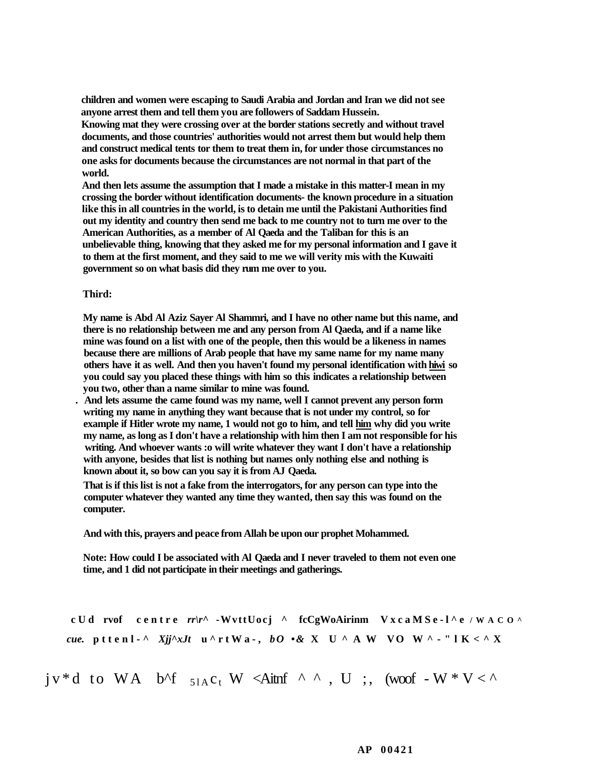children and women were escaping to Saudi Arabia and Jordan and Iran we did not see anyone arrest them and tell them you are followers of Saddam Hussein.

Knowing mat they were crossing over at the border stations secretly and without travel documents, and those countries' authorities would not arrest them but would help them and construct medical tents tor them to treat them in, for under those circumstances no one asks for documents because the circumstances are not normal in that part of the world.

And then lets assume the assumption that I made a mistake in this matter-I mean in my crossing the border without identification documents- the known procedure in a situation like this in all countries in the world, is to detain me until the Pakistani Authorities find out my identity and country then send me back to me country not to turn me over to the American Authorities, as a member of Al Qaeda and the Taliban for this is an unbelievable thing, knowing that they asked me for my personal information and I gave it to them at the first moment, and they said to me we will verity mis with the Kuwaiti government so on what basis did they rum me over to you.

**Third:**

My name is Abd Al Aziz Sayer Al Shammri, and I have no other name but this name, and there is no relationship between me and any person from Al Qaeda, and if a name like mine was found on a list with one of the people, then this would be a likeness in names because there are millions of Arab people that have my same name for my name many others have it as well. And then you haven't found my personal identification with hiwi so you could say you placed these things with him so this indicates a relationship between you two, other than a name similar to mine was found.

And lets assume the came found was my name, well I cannot prevent any person form writing my name in anything they want because that is not under my control, so for example if Hitler wrote my name, 1 would not go to him, and tell him why did you write my name, as long as I don't have a relationship with him then I am not responsible for his writing. And whoever wants :o will write whatever they want I don't have a relationship with anyone, besides that list is nothing but names only nothing else and nothing is known about it, so bow can you say it is from AJ Qaeda.

That is if this list is not a fake from the interrogators, for any person can type into the computer whatever they wanted any time they wanted, then say this was found on the computer.

And with this, prayers and peace from Allah be upon our prophet Mohammed.

Note: How could I be associated with Al Qaeda and I never traveled to them not even one time, and 1 did not participate in their meetings and gatherings.

AP 00421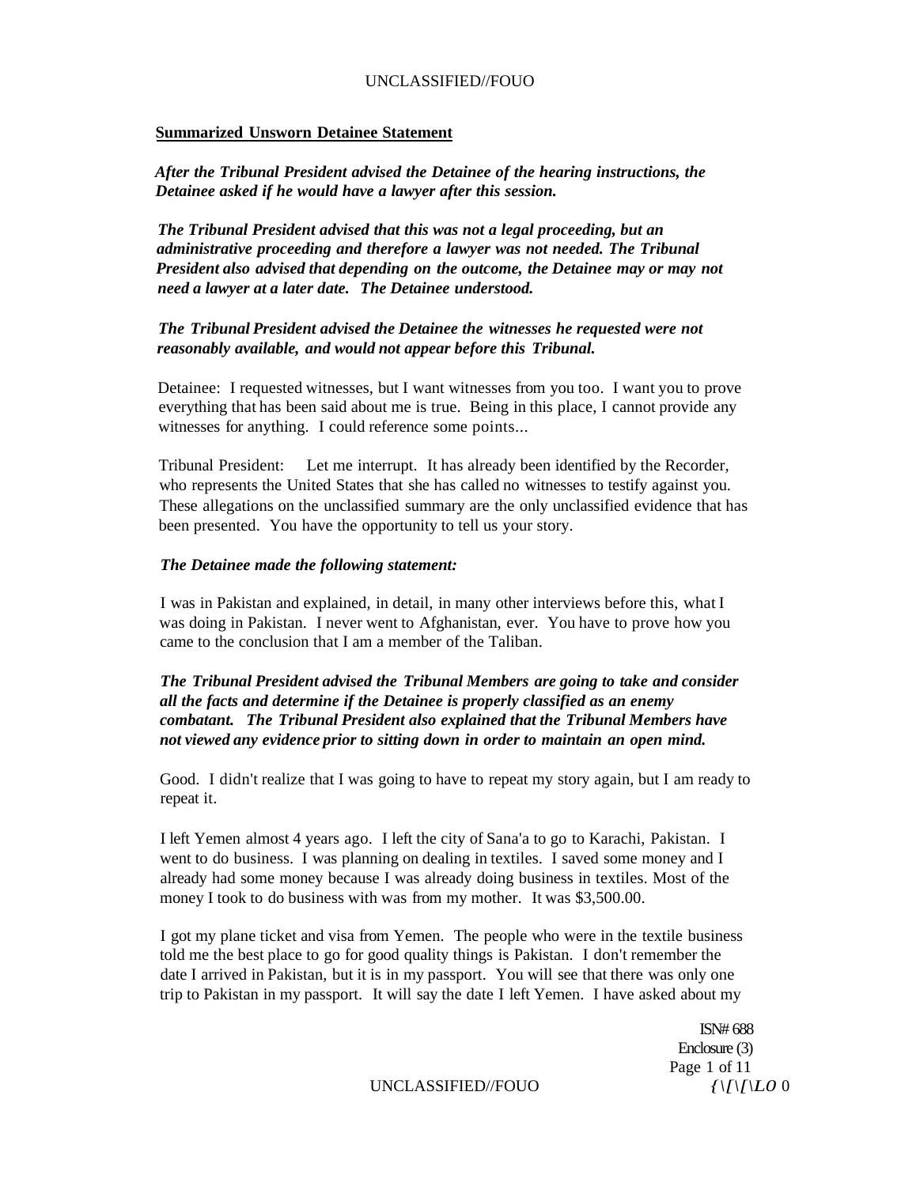**Summarized Unsworn Detainee Statement**

***After the Tribunal President advised the Detainee of the hearing instructions, the Detainee asked if he would have a lawyer after this session.***

***The Tribunal President advised that this was not a legal proceeding, but an administrative proceeding and therefore a lawyer was not needed. The Tribunal President also advised that depending on the outcome, the Detainee may or may not need a lawyer at a later date. The Detainee understood.***

***The Tribunal President advised the Detainee the witnesses he requested were not reasonably available, and would not appear before this Tribunal.***

Detainee: I requested witnesses, but I want witnesses from you too. I want you to prove everything that has been said about me is true. Being in this place, I cannot provide any witnesses for anything. I could reference some points...

Tribunal President: Let me interrupt. It has already been identified by the Recorder, who represents the United States that she has called no witnesses to testify against you. These allegations on the unclassified summary are the only unclassified evidence that has been presented. You have the opportunity to tell us your story.

***The Detainee made the following statement:***

I was in Pakistan and explained, in detail, in many other interviews before this, what I was doing in Pakistan. I never went to Afghanistan, ever. You have to prove how you came to the conclusion that I am a member of the Taliban.

***The Tribunal President advised the Tribunal Members are going to take and consider all the facts and determine if the Detainee is properly classified as an enemy combatant. The Tribunal President also explained that the Tribunal Members have not viewed any evidence prior to sitting down in order to maintain an open mind.***

Good. I didn't realize that I was going to have to repeat my story again, but I am ready to repeat it.

I left Yemen almost 4 years ago. I left the city of Sana'a to go to Karachi, Pakistan. I went to do business. I was planning on dealing in textiles. I saved some money and I already had some money because I was already doing business in textiles. Most of the money I took to do business with was from my mother. It was $3,500.00.

I got my plane ticket and visa from Yemen. The people who were in the textile business told me the best place to go for good quality things is Pakistan. I don't remember the date I arrived in Pakistan, but it is in my passport. You will see that there was only one trip to Pakistan in my passport. It will say the date I left Yemen. I have asked about my

ISN# 688
Enclosure (3)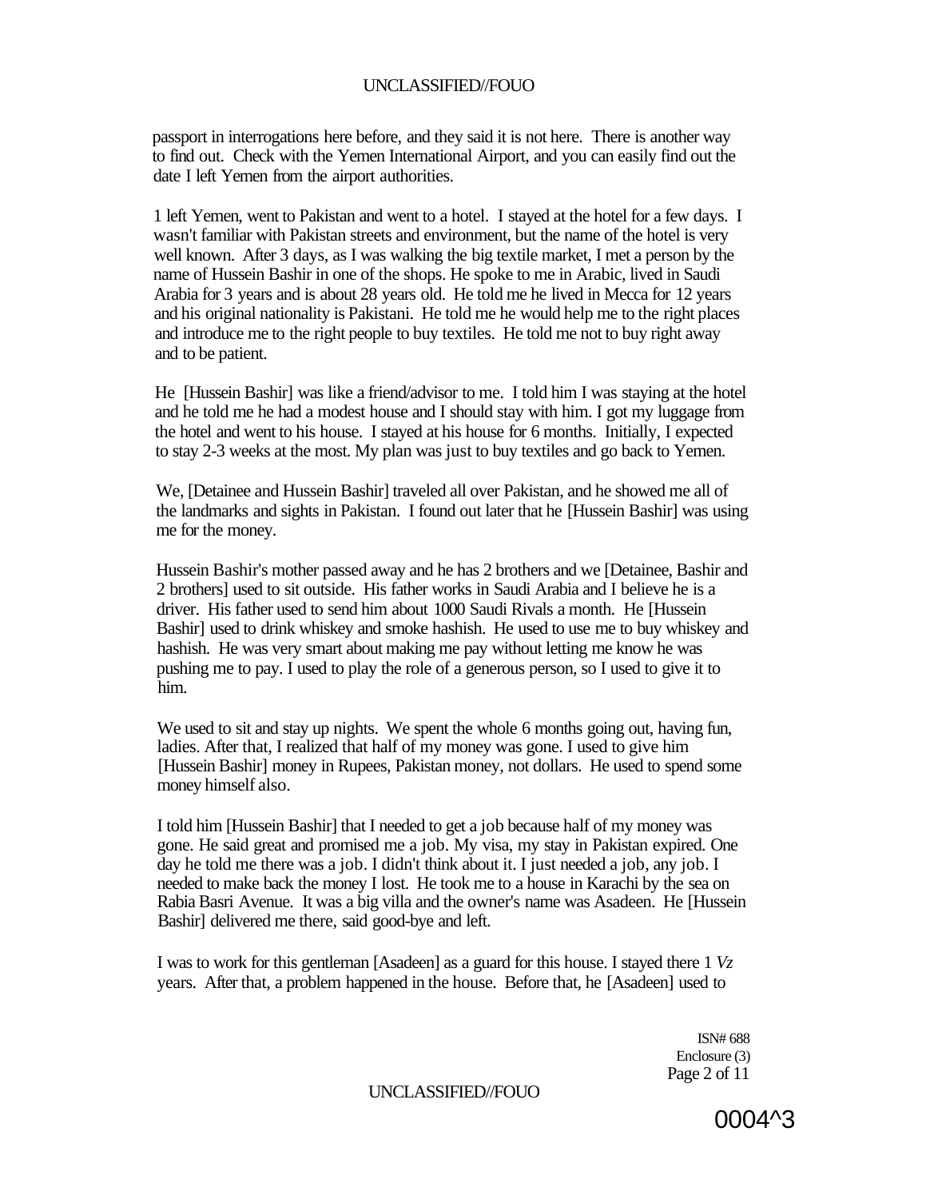passport in interrogations here before, and they said it is not here. There is another way to find out. Check with the Yemen International Airport, and you can easily find out the date I left Yemen from the airport authorities.

1 left Yemen, went to Pakistan and went to a hotel. I stayed at the hotel for a few days. I wasn't familiar with Pakistan streets and environment, but the name of the hotel is very well known. After 3 days, as I was walking the big textile market, I met a person by the name of Hussein Bashir in one of the shops. He spoke to me in Arabic, lived in Saudi Arabia for 3 years and is about 28 years old. He told me he lived in Mecca for 12 years and his original nationality is Pakistani. He told me he would help me to the right places and introduce me to the right people to buy textiles. He told me not to buy right away and to be patient.

He [Hussein Bashir] was like a friend/advisor to me. I told him I was staying at the hotel and he told me he had a modest house and I should stay with him. I got my luggage from the hotel and went to his house. I stayed at his house for 6 months. Initially, I expected to stay 2-3 weeks at the most. My plan was just to buy textiles and go back to Yemen.

We, [Detainee and Hussein Bashir] traveled all over Pakistan, and he showed me all of the landmarks and sights in Pakistan. I found out later that he [Hussein Bashir] was using me for the money.

Hussein Bashir's mother passed away and he has 2 brothers and we [Detainee, Bashir and 2 brothers] used to sit outside. His father works in Saudi Arabia and I believe he is a driver. His father used to send him about 1000 Saudi Rivals a month. He [Hussein Bashir] used to drink whiskey and smoke hashish. He used to use me to buy whiskey and hashish. He was very smart about making me pay without letting me know he was pushing me to pay. I used to play the role of a generous person, so I used to give it to him.

We used to sit and stay up nights. We spent the whole 6 months going out, having fun, ladies. After that, I realized that half of my money was gone. I used to give him [Hussein Bashir] money in Rupees, Pakistan money, not dollars. He used to spend some money himself also.

I told him [Hussein Bashir] that I needed to get a job because half of my money was gone. He said great and promised me a job. My visa, my stay in Pakistan expired. One day he told me there was a job. I didn't think about it. I just needed a job, any job. I needed to make back the money I lost. He took me to a house in Karachi by the sea on Rabia Basri Avenue. It was a big villa and the owner's name was Asadeen. He [Hussein Bashir] delivered me there, said good-bye and left.

I was to work for this gentleman [Asadeen] as a guard for this house. I stayed there 1 *Vz* years. After that, a problem happened in the house. Before that, he [Asadeen] used to

ISN# 688
Enclosure (3)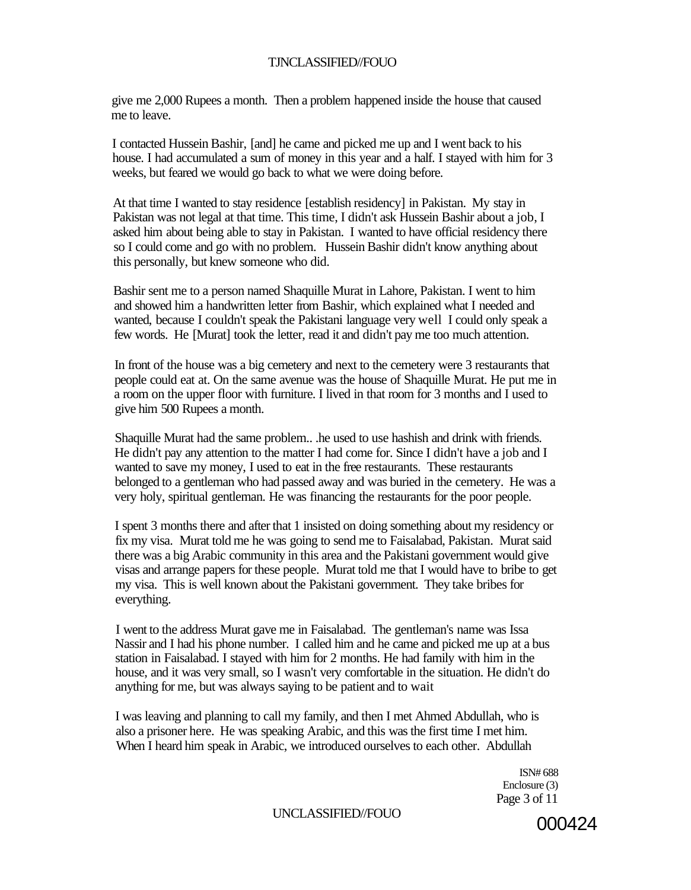give me 2,000 Rupees a month. Then a problem happened inside the house that caused me to leave.

I contacted Hussein Bashir, [and] he came and picked me up and I went back to his house. I had accumulated a sum of money in this year and a half. I stayed with him for 3 weeks, but feared we would go back to what we were doing before.

At that time I wanted to stay residence [establish residency] in Pakistan. My stay in Pakistan was not legal at that time. This time, I didn't ask Hussein Bashir about a job, I asked him about being able to stay in Pakistan. I wanted to have official residency there so I could come and go with no problem. Hussein Bashir didn't know anything about this personally, but knew someone who did.

Bashir sent me to a person named Shaquille Murat in Lahore, Pakistan. I went to him and showed him a handwritten letter from Bashir, which explained what I needed and wanted, because I couldn't speak the Pakistani language very well I could only speak a few words. He [Murat] took the letter, read it and didn't pay me too much attention.

In front of the house was a big cemetery and next to the cemetery were 3 restaurants that people could eat at. On the same avenue was the house of Shaquille Murat. He put me in a room on the upper floor with furniture. I lived in that room for 3 months and I used to give him 500 Rupees a month.

Shaquille Murat had the same problem.. .he used to use hashish and drink with friends. He didn't pay any attention to the matter I had come for. Since I didn't have a job and I wanted to save my money, I used to eat in the free restaurants. These restaurants belonged to a gentleman who had passed away and was buried in the cemetery. He was a very holy, spiritual gentleman. He was financing the restaurants for the poor people.

I spent 3 months there and after that 1 insisted on doing something about my residency or fix my visa. Murat told me he was going to send me to Faisalabad, Pakistan. Murat said there was a big Arabic community in this area and the Pakistani government would give visas and arrange papers for these people. Murat told me that I would have to bribe to get my visa. This is well known about the Pakistani government. They take bribes for everything.

I went to the address Murat gave me in Faisalabad. The gentleman's name was Issa Nassir and I had his phone number. I called him and he came and picked me up at a bus station in Faisalabad. I stayed with him for 2 months. He had family with him in the house, and it was very small, so I wasn't very comfortable in the situation. He didn't do anything for me, but was always saying to be patient and to wait

I was leaving and planning to call my family, and then I met Ahmed Abdullah, who is also a prisoner here. He was speaking Arabic, and this was the first time I met him. When I heard him speak in Arabic, we introduced ourselves to each other. Abdullah

ISN# 688
Enclosure (3)

000424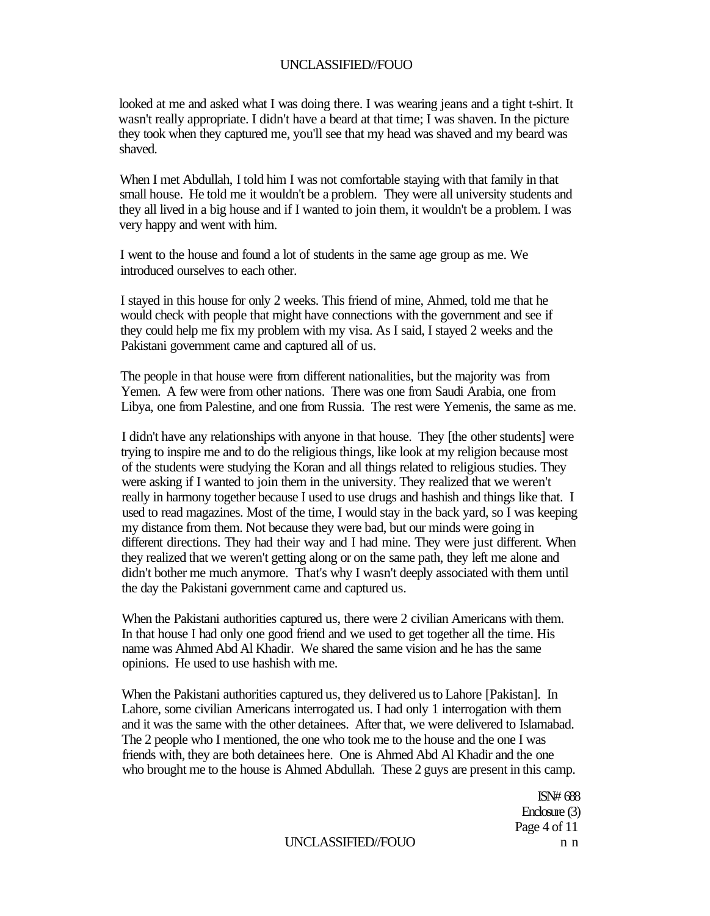looked at me and asked what I was doing there. I was wearing jeans and a tight t-shirt. It wasn't really appropriate. I didn't have a beard at that time; I was shaven. In the picture they took when they captured me, you'll see that my head was shaved and my beard was shaved.

When I met Abdullah, I told him I was not comfortable staying with that family in that small house. He told me it wouldn't be a problem. They were all university students and they all lived in a big house and if I wanted to join them, it wouldn't be a problem. I was very happy and went with him.

I went to the house and found a lot of students in the same age group as me. We introduced ourselves to each other.

I stayed in this house for only 2 weeks. This friend of mine, Ahmed, told me that he would check with people that might have connections with the government and see if they could help me fix my problem with my visa. As I said, I stayed 2 weeks and the Pakistani government came and captured all of us.

The people in that house were from different nationalities, but the majority was from Yemen. A few were from other nations. There was one from Saudi Arabia, one from Libya, one from Palestine, and one from Russia. The rest were Yemenis, the same as me.

I didn't have any relationships with anyone in that house. They [the other students] were trying to inspire me and to do the religious things, like look at my religion because most of the students were studying the Koran and all things related to religious studies. They were asking if I wanted to join them in the university. They realized that we weren't really in harmony together because I used to use drugs and hashish and things like that. I used to read magazines. Most of the time, I would stay in the back yard, so I was keeping my distance from them. Not because they were bad, but our minds were going in different directions. They had their way and I had mine. They were just different. When they realized that we weren't getting along or on the same path, they left me alone and didn't bother me much anymore. That's why I wasn't deeply associated with them until the day the Pakistani government came and captured us.

When the Pakistani authorities captured us, there were 2 civilian Americans with them. In that house I had only one good friend and we used to get together all the time. His name was Ahmed Abd Al Khadir. We shared the same vision and he has the same opinions. He used to use hashish with me.

When the Pakistani authorities captured us, they delivered us to Lahore [Pakistan]. In Lahore, some civilian Americans interrogated us. I had only 1 interrogation with them and it was the same with the other detainees. After that, we were delivered to Islamabad. The 2 people who I mentioned, the one who took me to the house and the one I was friends with, they are both detainees here. One is Ahmed Abd Al Khadir and the one who brought me to the house is Ahmed Abdullah. These 2 guys are present in this camp.

ISN# 688
Enclosure (3)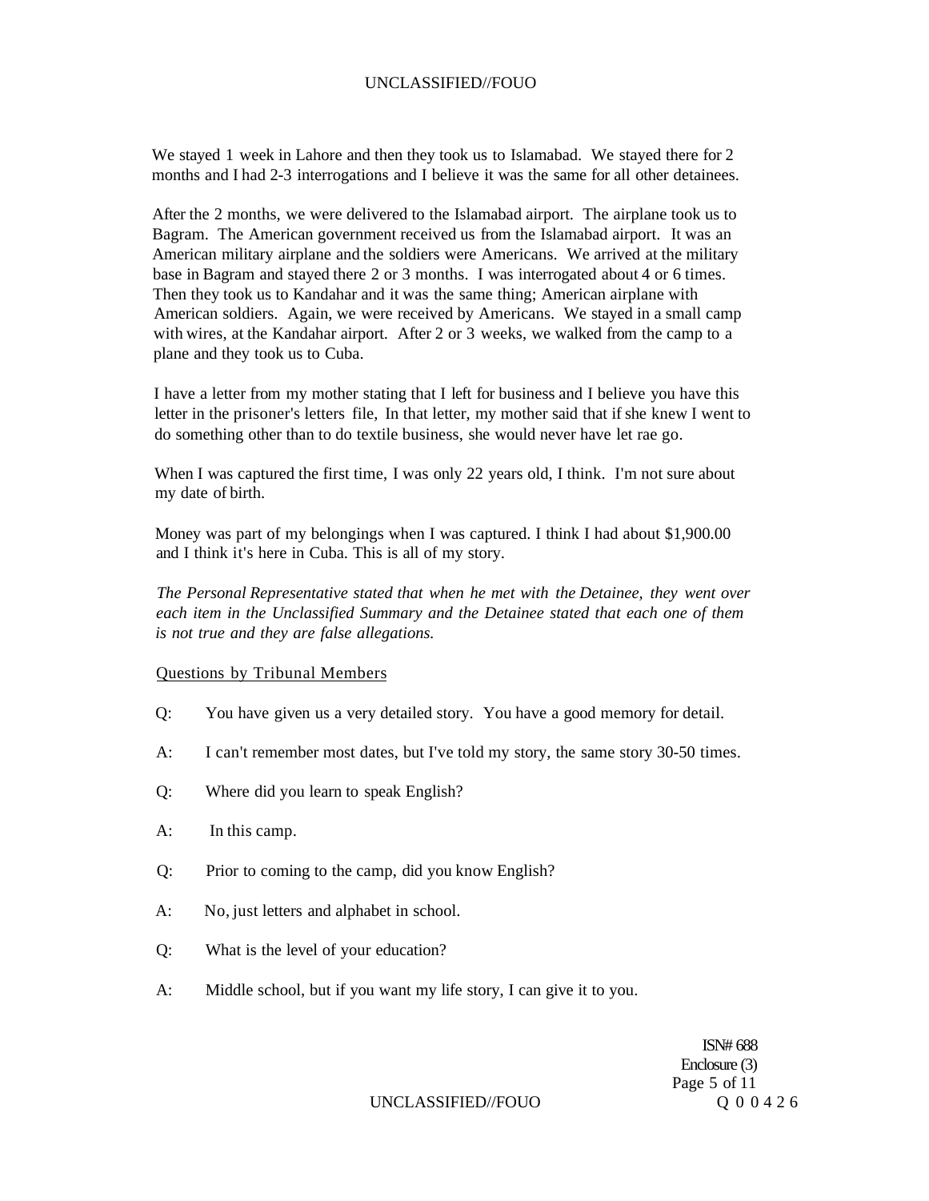We stayed 1 week in Lahore and then they took us to Islamabad. We stayed there for 2 months and I had 2-3 interrogations and I believe it was the same for all other detainees.

After the 2 months, we were delivered to the Islamabad airport. The airplane took us to Bagram. The American government received us from the Islamabad airport. It was an American military airplane and the soldiers were Americans. We arrived at the military base in Bagram and stayed there 2 or 3 months. I was interrogated about 4 or 6 times. Then they took us to Kandahar and it was the same thing; American airplane with American soldiers. Again, we were received by Americans. We stayed in a small camp with wires, at the Kandahar airport. After 2 or 3 weeks, we walked from the camp to a plane and they took us to Cuba.

I have a letter from my mother stating that I left for business and I believe you have this letter in the prisoner's letters file, In that letter, my mother said that if she knew I went to do something other than to do textile business, she would never have let rae go.

When I was captured the first time, I was only 22 years old, I think. I'm not sure about my date of birth.

Money was part of my belongings when I was captured. I think I had about $1,900.00 and I think it's here in Cuba. This is all of my story.

*The Personal Representative stated that when he met with the Detainee, they went over each item in the Unclassified Summary and the Detainee stated that each one of them is not true and they are false allegations.*

Questions by Tribunal Members

Q: You have given us a very detailed story. You have a good memory for detail.

A: I can't remember most dates, but I've told my story, the same story 30-50 times.

Q: Where did you learn to speak English?

A: In this camp.

Q: Prior to coming to the camp, did you know English?

A: No, just letters and alphabet in school.

Q: What is the level of your education?

A: Middle school, but if you want my life story, I can give it to you.

ISN# 688
Enclosure (3)
Page 5 of 11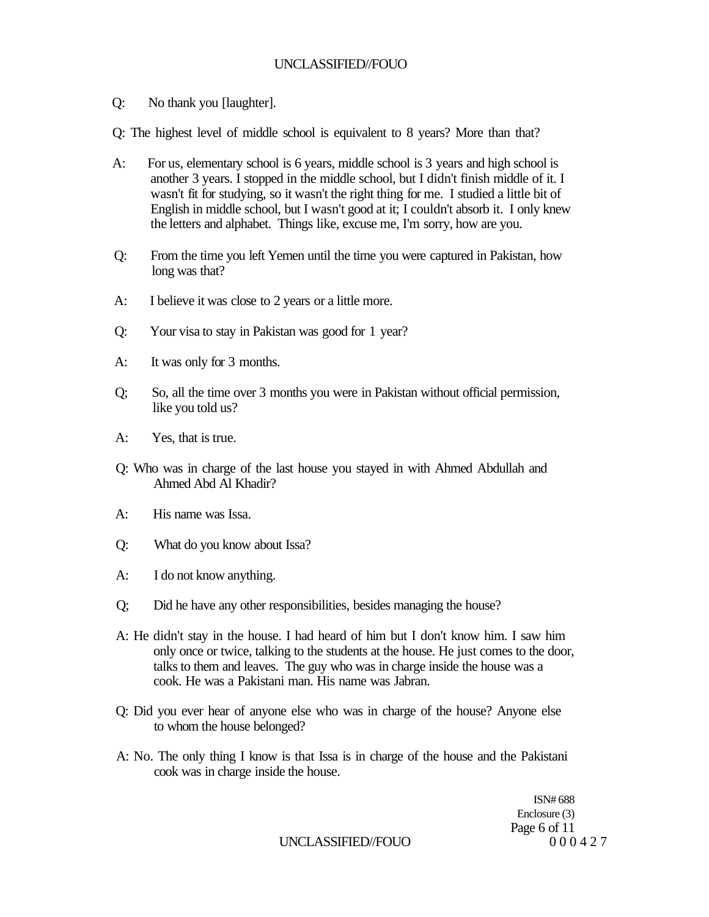Q: No thank you [laughter].

Q: The highest level of middle school is equivalent to 8 years? More than that?

A: For us, elementary school is 6 years, middle school is 3 years and high school is another 3 years. I stopped in the middle school, but I didn't finish middle of it. I wasn't fit for studying, so it wasn't the right thing for me. I studied a little bit of English in middle school, but I wasn't good at it; I couldn't absorb it. I only knew the letters and alphabet. Things like, excuse me, I'm sorry, how are you.

Q: From the time you left Yemen until the time you were captured in Pakistan, how long was that?

A: I believe it was close to 2 years or a little more.

Q: Your visa to stay in Pakistan was good for 1 year?

A: It was only for 3 months.

Q; So, all the time over 3 months you were in Pakistan without official permission, like you told us?

A: Yes, that is true.

Q: Who was in charge of the last house you stayed in with Ahmed Abdullah and Ahmed Abd Al Khadir?

A: His name was Issa.

Q: What do you know about Issa?

A: I do not know anything.

Q; Did he have any other responsibilities, besides managing the house?

A: He didn't stay in the house. I had heard of him but I don't know him. I saw him only once or twice, talking to the students at the house. He just comes to the door, talks to them and leaves. The guy who was in charge inside the house was a cook. He was a Pakistani man. His name was Jabran.

Q: Did you ever hear of anyone else who was in charge of the house? Anyone else to whom the house belonged?

A: No. The only thing I know is that Issa is in charge of the house and the Pakistani cook was in charge inside the house.

ISN# 688
Enclosure (3)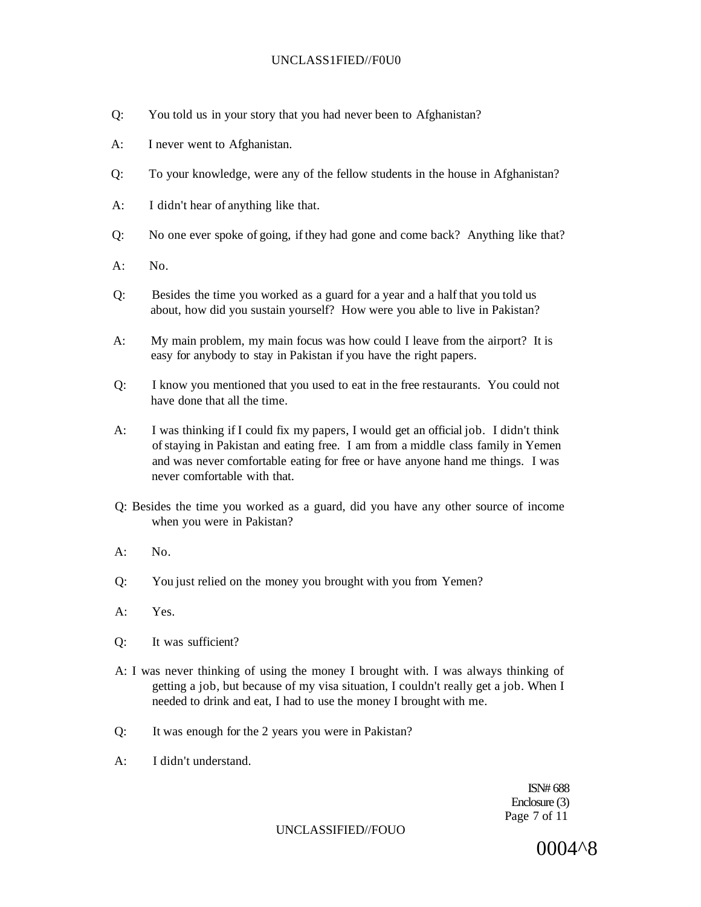Q: You told us in your story that you had never been to Afghanistan?

A: I never went to Afghanistan.

Q: To your knowledge, were any of the fellow students in the house in Afghanistan?

A: I didn't hear of anything like that.

Q: No one ever spoke of going, if they had gone and come back? Anything like that?

A: No.

Q: Besides the time you worked as a guard for a year and a half that you told us about, how did you sustain yourself? How were you able to live in Pakistan?

A: My main problem, my main focus was how could I leave from the airport? It is easy for anybody to stay in Pakistan if you have the right papers.

Q: I know you mentioned that you used to eat in the free restaurants. You could not have done that all the time.

A: I was thinking if I could fix my papers, I would get an official job. I didn't think of staying in Pakistan and eating free. I am from a middle class family in Yemen and was never comfortable eating for free or have anyone hand me things. I was never comfortable with that.

Q: Besides the time you worked as a guard, did you have any other source of income when you were in Pakistan?

A: No.

Q: You just relied on the money you brought with you from Yemen?

A: Yes.

Q: It was sufficient?

A: I was never thinking of using the money I brought with. I was always thinking of getting a job, but because of my visa situation, I couldn't really get a job. When I needed to drink and eat, I had to use the money I brought with me.

Q: It was enough for the 2 years you were in Pakistan?

A: I didn't understand.

ISN# 688
Enclosure (3)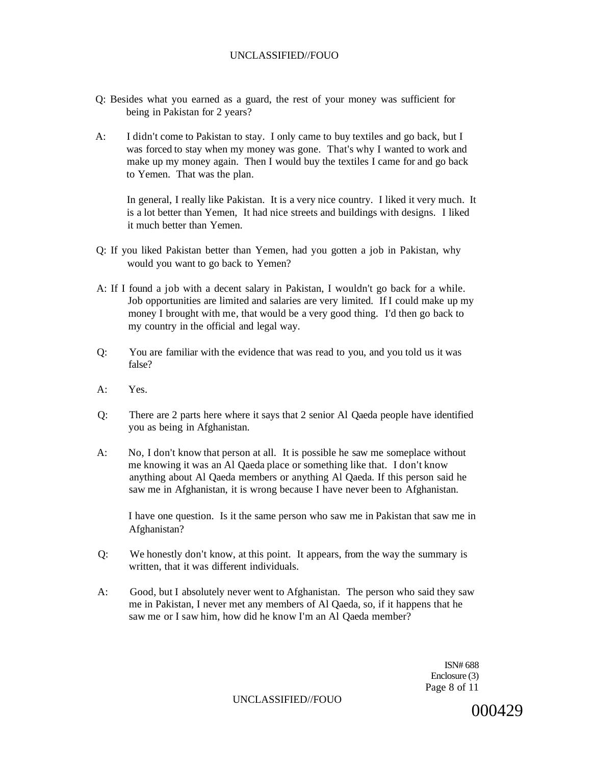Q: Besides what you earned as a guard, the rest of your money was sufficient for being in Pakistan for 2 years?

A: I didn't come to Pakistan to stay. I only came to buy textiles and go back, but I was forced to stay when my money was gone. That's why I wanted to work and make up my money again. Then I would buy the textiles I came for and go back to Yemen. That was the plan.

In general, I really like Pakistan. It is a very nice country. I liked it very much. It is a lot better than Yemen, It had nice streets and buildings with designs. I liked it much better than Yemen.

Q: If you liked Pakistan better than Yemen, had you gotten a job in Pakistan, why would you want to go back to Yemen?

A: If I found a job with a decent salary in Pakistan, I wouldn't go back for a while. Job opportunities are limited and salaries are very limited. If I could make up my money I brought with me, that would be a very good thing. I'd then go back to my country in the official and legal way.

Q: You are familiar with the evidence that was read to you, and you told us it was false?

A: Yes.

Q: There are 2 parts here where it says that 2 senior Al Qaeda people have identified you as being in Afghanistan.

A: No, I don't know that person at all. It is possible he saw me someplace without me knowing it was an Al Qaeda place or something like that. I don't know anything about Al Qaeda members or anything Al Qaeda. If this person said he saw me in Afghanistan, it is wrong because I have never been to Afghanistan.

I have one question. Is it the same person who saw me in Pakistan that saw me in Afghanistan?

Q: We honestly don't know, at this point. It appears, from the way the summary is written, that it was different individuals.

A: Good, but I absolutely never went to Afghanistan. The person who said they saw me in Pakistan, I never met any members of Al Qaeda, so, if it happens that he saw me or I saw him, how did he know I'm an Al Qaeda member?

ISN# 688
Enclosure (3)

000429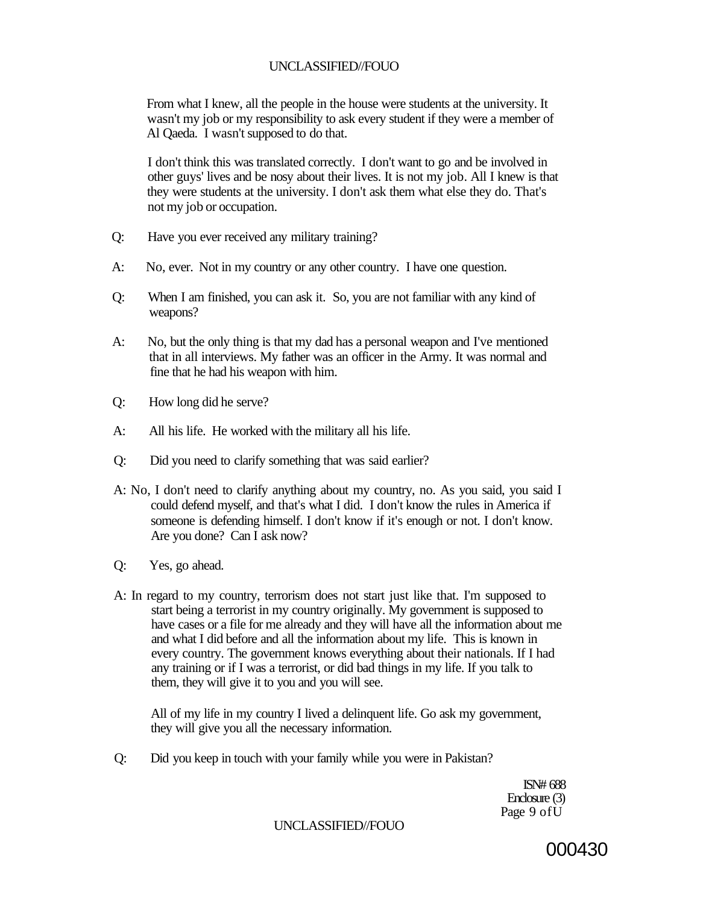From what I knew, all the people in the house were students at the university. It wasn't my job or my responsibility to ask every student if they were a member of Al Qaeda. I wasn't supposed to do that.

I don't think this was translated correctly. I don't want to go and be involved in other guys' lives and be nosy about their lives. It is not my job. All I knew is that they were students at the university. I don't ask them what else they do. That's not my job or occupation.

Q: Have you ever received any military training?

A: No, ever. Not in my country or any other country. I have one question.

Q: When I am finished, you can ask it. So, you are not familiar with any kind of weapons?

A: No, but the only thing is that my dad has a personal weapon and I've mentioned that in all interviews. My father was an officer in the Army. It was normal and fine that he had his weapon with him.

Q: How long did he serve?

A: All his life. He worked with the military all his life.

Q: Did you need to clarify something that was said earlier?

A: No, I don't need to clarify anything about my country, no. As you said, you said I could defend myself, and that's what I did. I don't know the rules in America if someone is defending himself. I don't know if it's enough or not. I don't know. Are you done? Can I ask now?

Q: Yes, go ahead.

A: In regard to my country, terrorism does not start just like that. I'm supposed to start being a terrorist in my country originally. My government is supposed to have cases or a file for me already and they will have all the information about me and what I did before and all the information about my life. This is known in every country. The government knows everything about their nationals. If I had any training or if I was a terrorist, or did bad things in my life. If you talk to them, they will give it to you and you will see.

All of my life in my country I lived a delinquent life. Go ask my government, they will give you all the necessary information.

Q: Did you keep in touch with your family while you were in Pakistan?

ISN# 688
Enclosure (3)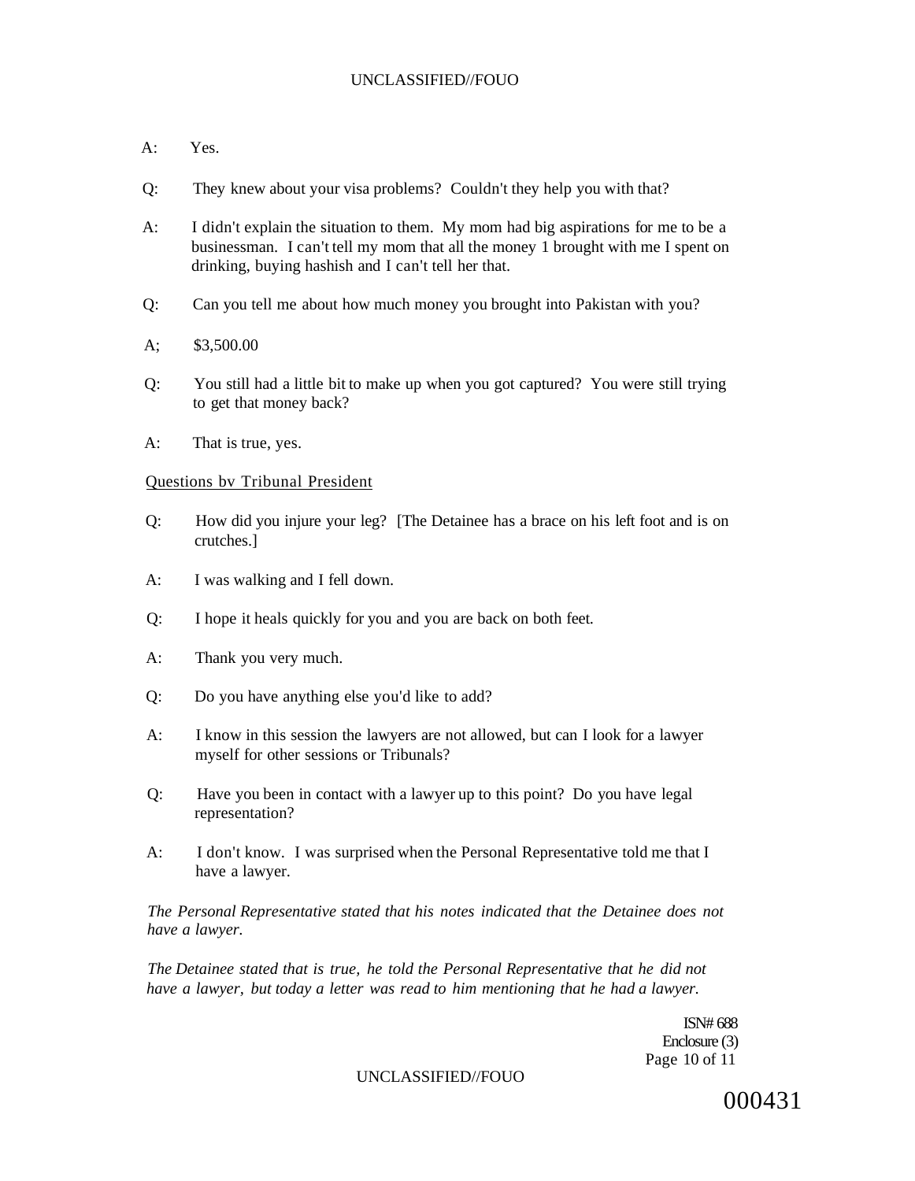A: Yes.

Q: They knew about your visa problems? Couldn't they help you with that?

A: I didn't explain the situation to them. My mom had big aspirations for me to be a businessman. I can't tell my mom that all the money 1 brought with me I spent on drinking, buying hashish and I can't tell her that.

Q: Can you tell me about how much money you brought into Pakistan with you?

A; $3,500.00

Q: You still had a little bit to make up when you got captured? You were still trying to get that money back?

A: That is true, yes.

Questions bv Tribunal President

Q: How did you injure your leg? [The Detainee has a brace on his left foot and is on crutches.]

A: I was walking and I fell down.

Q: I hope it heals quickly for you and you are back on both feet.

A: Thank you very much.

Q: Do you have anything else you'd like to add?

A: I know in this session the lawyers are not allowed, but can I look for a lawyer myself for other sessions or Tribunals?

Q: Have you been in contact with a lawyer up to this point? Do you have legal representation?

A: I don't know. I was surprised when the Personal Representative told me that I have a lawyer.

*The Personal Representative stated that his notes indicated that the Detainee does not have a lawyer.*

*The Detainee stated that is true, he told the Personal Representative that he did not have a lawyer, but today a letter was read to him mentioning that he had a lawyer.*

ISN# 688
Enclosure (3)

000431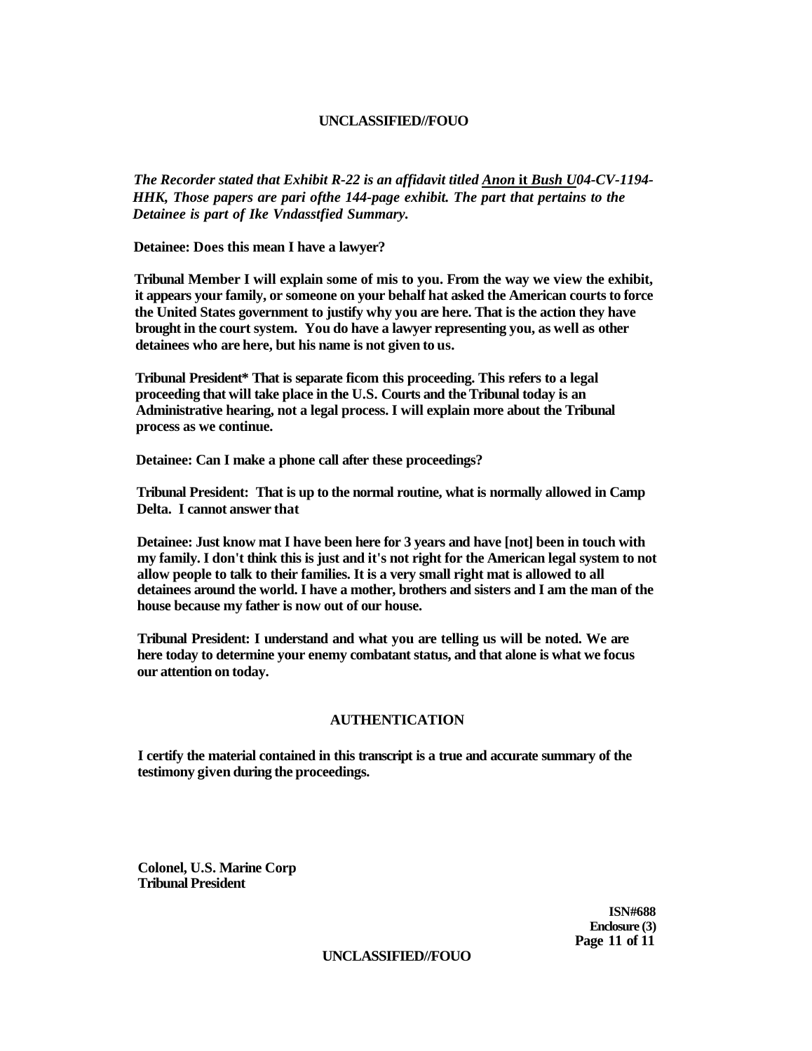*The Recorder stated that Exhibit R-22 is an affidavit titled* ***Anon* it *Bush U****04-CV-1194-HHK, Those papers are pari ofthe 144-page exhibit. The part that pertains to the Detainee is part of Ike Vndasstfied Summary.*

**Detainee: Does this mean I have a lawyer?**

**Tribunal Member I will explain some of mis to you. From the way we view the exhibit, it appears your family, or someone on your behalf hat asked the American courts to force the United States government to justify why you are here. That is the action they have brought in the court system. You do have a lawyer representing you, as well as other detainees who are here, but his name is not given to us.**

**Tribunal President* That is separate ficom this proceeding. This refers to a legal proceeding that will take place in the U.S. Courts and the Tribunal today is an Administrative hearing, not a legal process. I will explain more about the Tribunal process as we continue.**

**Detainee: Can I make a phone call after these proceedings?**

**Tribunal President: That is up to the normal routine, what is normally allowed in Camp Delta. I cannot answer that**

**Detainee: Just know mat I have been here for 3 years and have [not] been in touch with my family. I don't think this is just and it's not right for the American legal system to not allow people to talk to their families. It is a very small right mat is allowed to all detainees around the world. I have a mother, brothers and sisters and I am the man of the house because my father is now out of our house.**

**Tribunal President: I understand and what you are telling us will be noted. We are here today to determine your enemy combatant status, and that alone is what we focus our attention on today.**

## AUTHENTICATION

**I certify the material contained in this transcript is a true and accurate summary of the testimony given during the proceedings.**

**Colonel, U.S. Marine Corp**
**Tribunal President**

**ISN#688**
**Enclosure (3)**
**Page 11 of 11**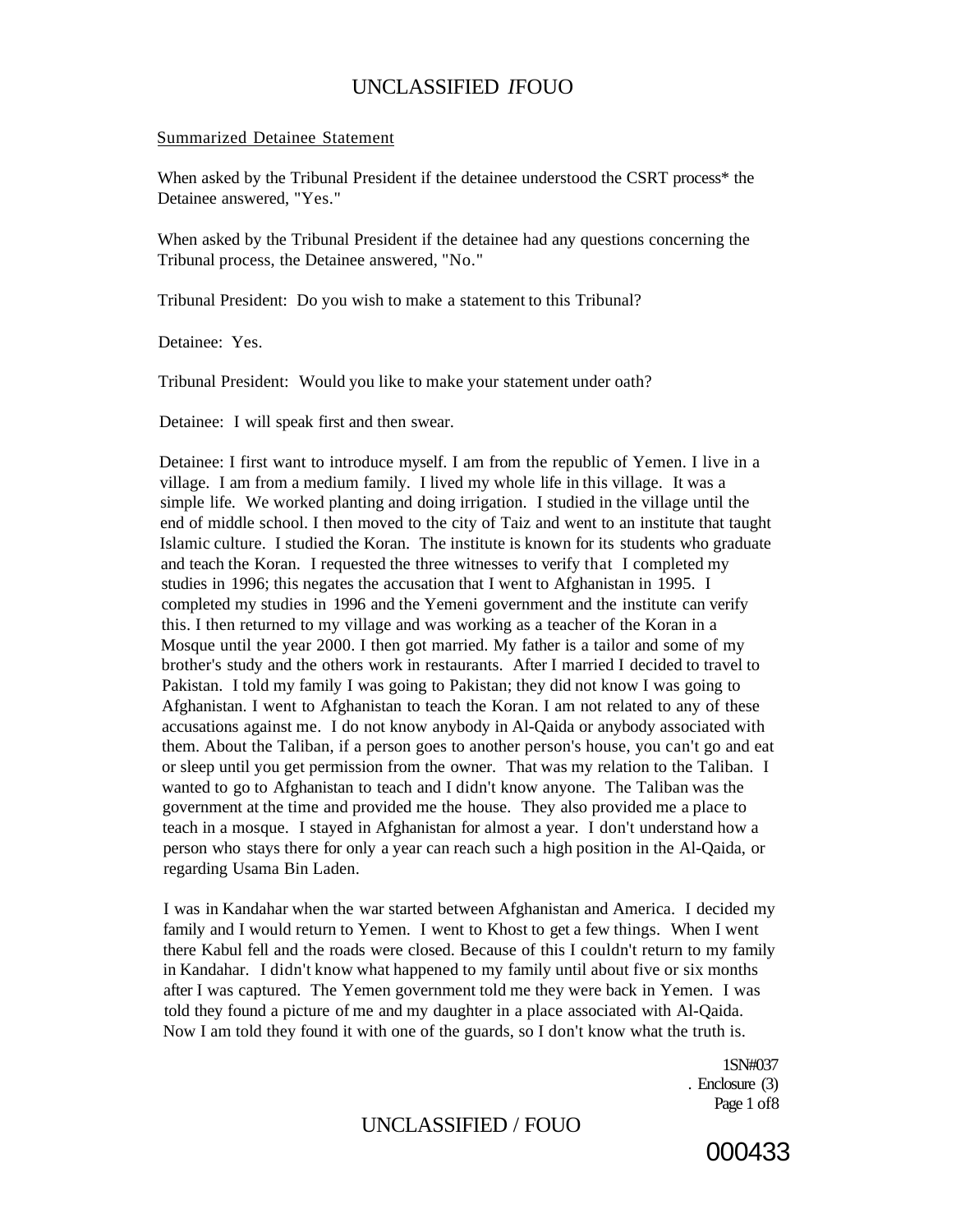Summarized Detainee Statement

When asked by the Tribunal President if the detainee understood the CSRT process* the Detainee answered, "Yes."

When asked by the Tribunal President if the detainee had any questions concerning the Tribunal process, the Detainee answered, "No."

Tribunal President: Do you wish to make a statement to this Tribunal?

Detainee: Yes.

Tribunal President: Would you like to make your statement under oath?

Detainee: I will speak first and then swear.

Detainee: I first want to introduce myself. I am from the republic of Yemen. I live in a village. I am from a medium family. I lived my whole life in this village. It was a simple life. We worked planting and doing irrigation. I studied in the village until the end of middle school. I then moved to the city of Taiz and went to an institute that taught Islamic culture. I studied the Koran. The institute is known for its students who graduate and teach the Koran. I requested the three witnesses to verify that I completed my studies in 1996; this negates the accusation that I went to Afghanistan in 1995. I completed my studies in 1996 and the Yemeni government and the institute can verify this. I then returned to my village and was working as a teacher of the Koran in a Mosque until the year 2000. I then got married. My father is a tailor and some of my brother's study and the others work in restaurants. After I married I decided to travel to Pakistan. I told my family I was going to Pakistan; they did not know I was going to Afghanistan. I went to Afghanistan to teach the Koran. I am not related to any of these accusations against me. I do not know anybody in Al-Qaida or anybody associated with them. About the Taliban, if a person goes to another person's house, you can't go and eat or sleep until you get permission from the owner. That was my relation to the Taliban. I wanted to go to Afghanistan to teach and I didn't know anyone. The Taliban was the government at the time and provided me the house. They also provided me a place to teach in a mosque. I stayed in Afghanistan for almost a year. I don't understand how a person who stays there for only a year can reach such a high position in the Al-Qaida, or regarding Usama Bin Laden.

I was in Kandahar when the war started between Afghanistan and America. I decided my family and I would return to Yemen. I went to Khost to get a few things. When I went there Kabul fell and the roads were closed. Because of this I couldn't return to my family in Kandahar. I didn't know what happened to my family until about five or six months after I was captured. The Yemen government told me they were back in Yemen. I was told they found a picture of me and my daughter in a place associated with Al-Qaida. Now I am told they found it with one of the guards, so I don't know what the truth is.

1SN#037
. Enclosure (3)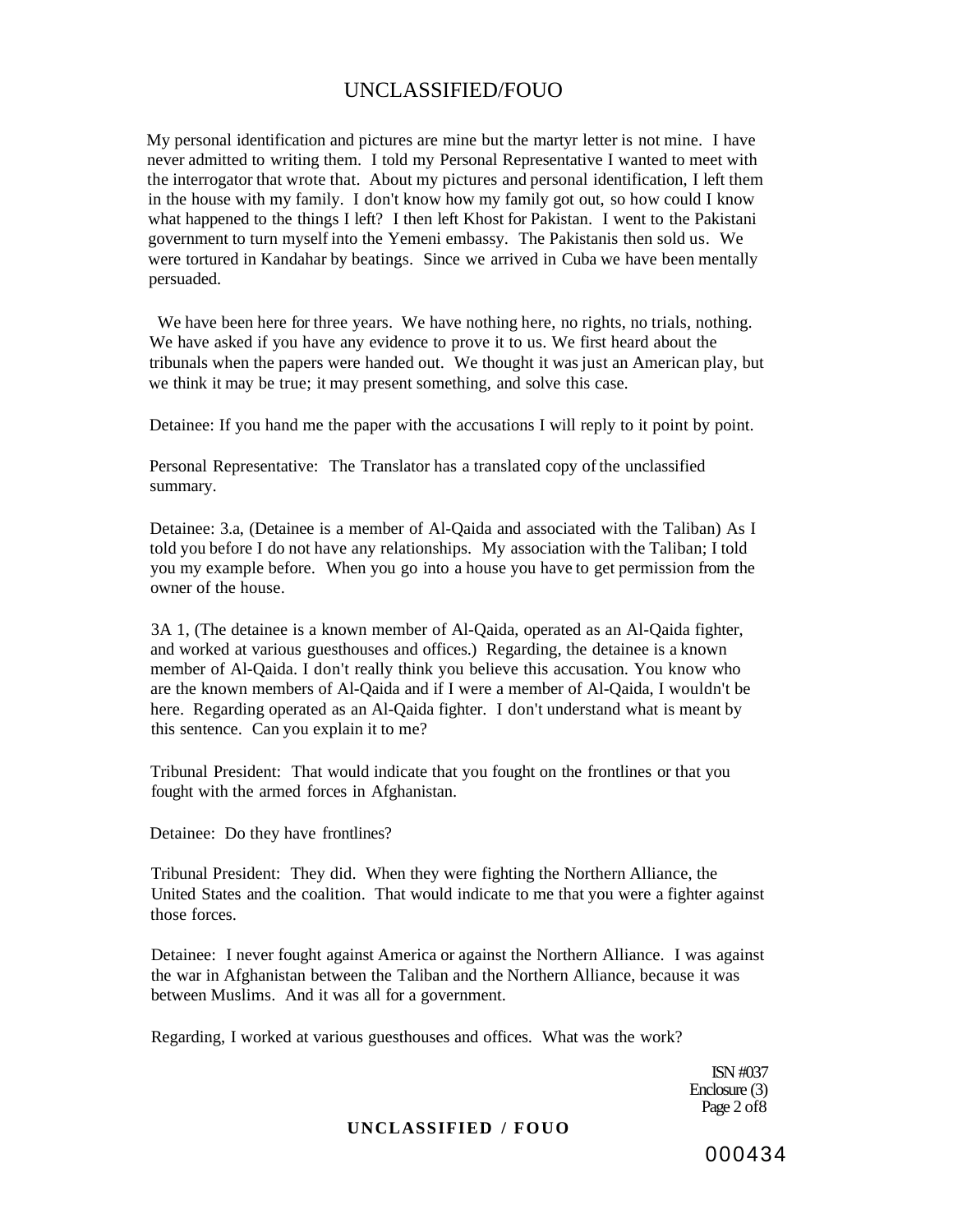My personal identification and pictures are mine but the martyr letter is not mine. I have never admitted to writing them. I told my Personal Representative I wanted to meet with the interrogator that wrote that. About my pictures and personal identification, I left them in the house with my family. I don't know how my family got out, so how could I know what happened to the things I left? I then left Khost for Pakistan. I went to the Pakistani government to turn myself into the Yemeni embassy. The Pakistanis then sold us. We were tortured in Kandahar by beatings. Since we arrived in Cuba we have been mentally persuaded.

We have been here for three years. We have nothing here, no rights, no trials, nothing. We have asked if you have any evidence to prove it to us. We first heard about the tribunals when the papers were handed out. We thought it was just an American play, but we think it may be true; it may present something, and solve this case.

Detainee: If you hand me the paper with the accusations I will reply to it point by point.

Personal Representative: The Translator has a translated copy of the unclassified summary.

Detainee: 3.a, (Detainee is a member of Al-Qaida and associated with the Taliban) As I told you before I do not have any relationships. My association with the Taliban; I told you my example before. When you go into a house you have to get permission from the owner of the house.

3A 1, (The detainee is a known member of Al-Qaida, operated as an Al-Qaida fighter, and worked at various guesthouses and offices.) Regarding, the detainee is a known member of Al-Qaida. I don't really think you believe this accusation. You know who are the known members of Al-Qaida and if I were a member of Al-Qaida, I wouldn't be here. Regarding operated as an Al-Qaida fighter. I don't understand what is meant by this sentence. Can you explain it to me?

Tribunal President: That would indicate that you fought on the frontlines or that you fought with the armed forces in Afghanistan.

Detainee: Do they have frontlines?

Tribunal President: They did. When they were fighting the Northern Alliance, the United States and the coalition. That would indicate to me that you were a fighter against those forces.

Detainee: I never fought against America or against the Northern Alliance. I was against the war in Afghanistan between the Taliban and the Northern Alliance, because it was between Muslims. And it was all for a government.

Regarding, I worked at various guesthouses and offices. What was the work?

ISN #037
Enclosure (3)
Page 2 of 8

000434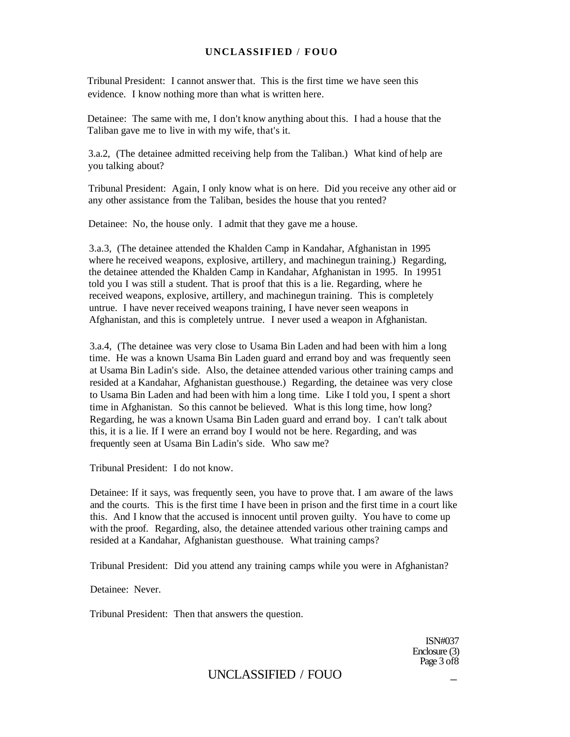Tribunal President: I cannot answer that. This is the first time we have seen this evidence. I know nothing more than what is written here.

Detainee: The same with me, I don't know anything about this. I had a house that the Taliban gave me to live in with my wife, that's it.

3.a.2, (The detainee admitted receiving help from the Taliban.) What kind of help are you talking about?

Tribunal President: Again, I only know what is on here. Did you receive any other aid or any other assistance from the Taliban, besides the house that you rented?

Detainee: No, the house only. I admit that they gave me a house.

3.a.3, (The detainee attended the Khalden Camp in Kandahar, Afghanistan in 1995 where he received weapons, explosive, artillery, and machinegun training.) Regarding, the detainee attended the Khalden Camp in Kandahar, Afghanistan in 1995. In 19951 told you I was still a student. That is proof that this is a lie. Regarding, where he received weapons, explosive, artillery, and machinegun training. This is completely untrue. I have never received weapons training, I have never seen weapons in Afghanistan, and this is completely untrue. I never used a weapon in Afghanistan.

3.a.4, (The detainee was very close to Usama Bin Laden and had been with him a long time. He was a known Usama Bin Laden guard and errand boy and was frequently seen at Usama Bin Ladin's side. Also, the detainee attended various other training camps and resided at a Kandahar, Afghanistan guesthouse.) Regarding, the detainee was very close to Usama Bin Laden and had been with him a long time. Like I told you, I spent a short time in Afghanistan. So this cannot be believed. What is this long time, how long? Regarding, he was a known Usama Bin Laden guard and errand boy. I can't talk about this, it is a lie. If I were an errand boy I would not be here. Regarding, and was frequently seen at Usama Bin Ladin's side. Who saw me?

Tribunal President: I do not know.

Detainee: If it says, was frequently seen, you have to prove that. I am aware of the laws and the courts. This is the first time I have been in prison and the first time in a court like this. And I know that the accused is innocent until proven guilty. You have to come up with the proof. Regarding, also, the detainee attended various other training camps and resided at a Kandahar, Afghanistan guesthouse. What training camps?

Tribunal President: Did you attend any training camps while you were in Afghanistan?

Detainee: Never.

Tribunal President: Then that answers the question.

ISN#037
Enclosure (3)
Page 3 of8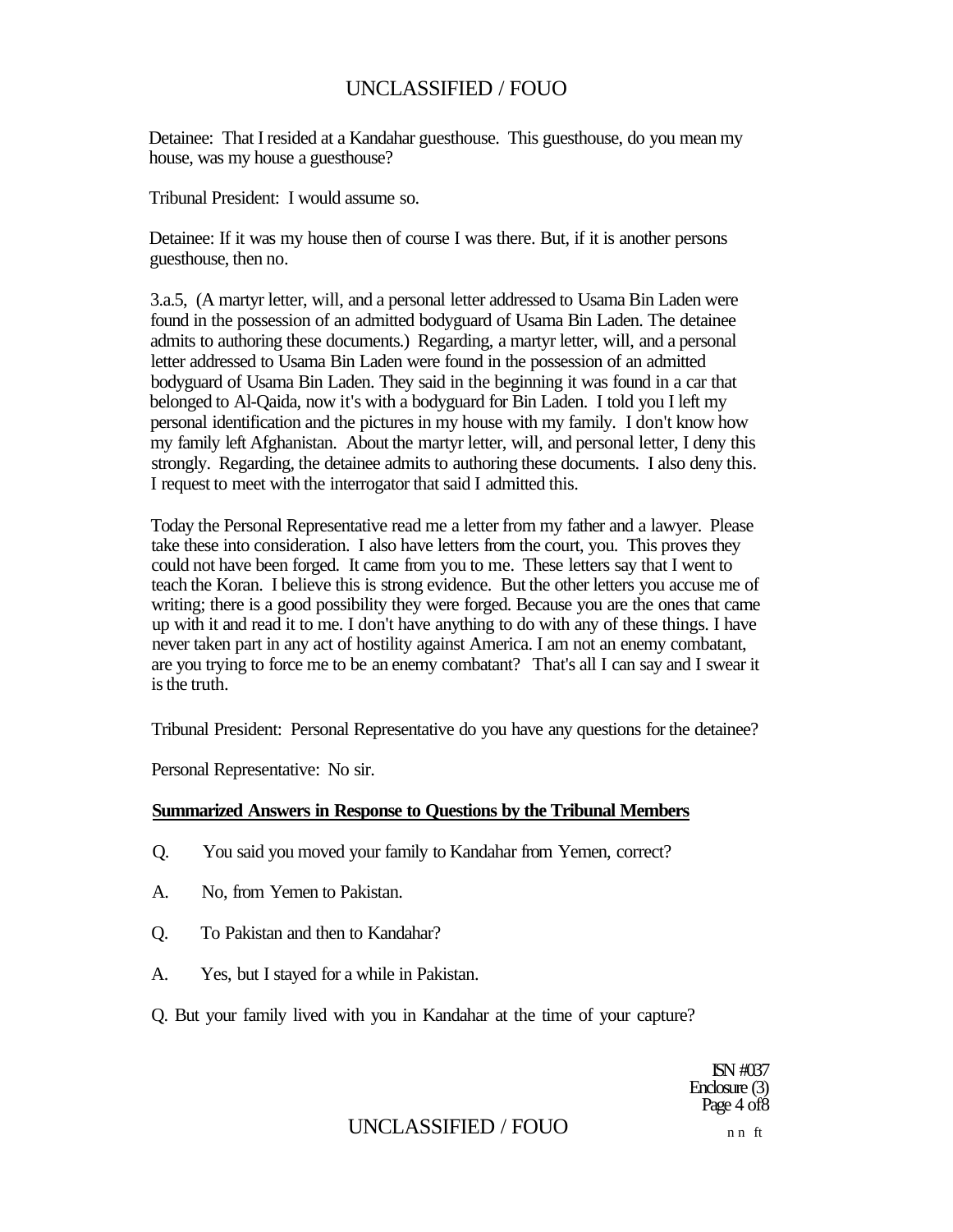Detainee: That I resided at a Kandahar guesthouse. This guesthouse, do you mean my house, was my house a guesthouse?

Tribunal President: I would assume so.

Detainee: If it was my house then of course I was there. But, if it is another persons guesthouse, then no.

3.a.5, (A martyr letter, will, and a personal letter addressed to Usama Bin Laden were found in the possession of an admitted bodyguard of Usama Bin Laden. The detainee admits to authoring these documents.) Regarding, a martyr letter, will, and a personal letter addressed to Usama Bin Laden were found in the possession of an admitted bodyguard of Usama Bin Laden. They said in the beginning it was found in a car that belonged to Al-Qaida, now it's with a bodyguard for Bin Laden. I told you I left my personal identification and the pictures in my house with my family. I don't know how my family left Afghanistan. About the martyr letter, will, and personal letter, I deny this strongly. Regarding, the detainee admits to authoring these documents. I also deny this. I request to meet with the interrogator that said I admitted this.

Today the Personal Representative read me a letter from my father and a lawyer. Please take these into consideration. I also have letters from the court, you. This proves they could not have been forged. It came from you to me. These letters say that I went to teach the Koran. I believe this is strong evidence. But the other letters you accuse me of writing; there is a good possibility they were forged. Because you are the ones that came up with it and read it to me. I don't have anything to do with any of these things. I have never taken part in any act of hostility against America. I am not an enemy combatant, are you trying to force me to be an enemy combatant? That's all I can say and I swear it is the truth.

Tribunal President: Personal Representative do you have any questions for the detainee?

Personal Representative: No sir.

**Summarized Answers in Response to Questions by the Tribunal Members**

Q. You said you moved your family to Kandahar from Yemen, correct?

A. No, from Yemen to Pakistan.

Q. To Pakistan and then to Kandahar?

A. Yes, but I stayed for a while in Pakistan.

Q. But your family lived with you in Kandahar at the time of your capture?

ISN #037
Enclosure (3)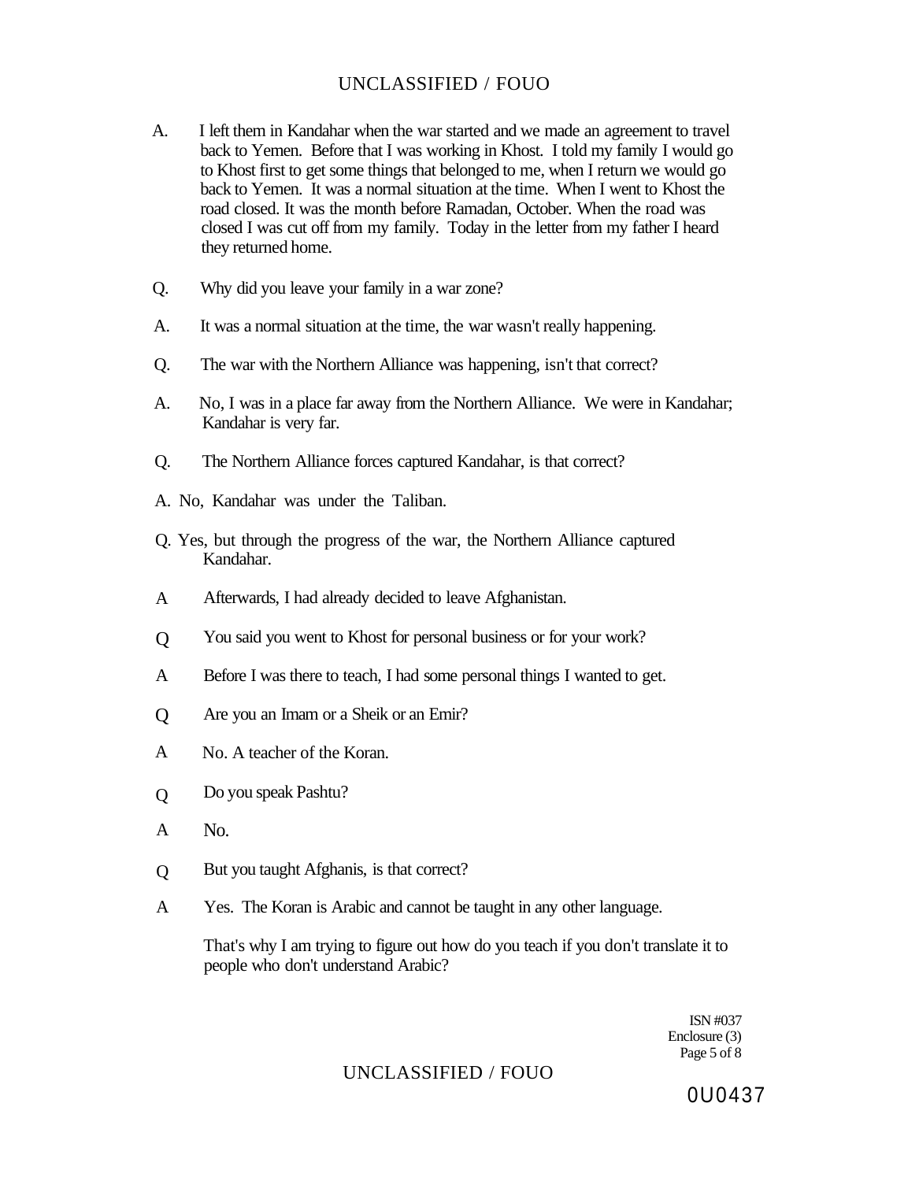A. I left them in Kandahar when the war started and we made an agreement to travel back to Yemen. Before that I was working in Khost. I told my family I would go to Khost first to get some things that belonged to me, when I return we would go back to Yemen. It was a normal situation at the time. When I went to Khost the road closed. It was the month before Ramadan, October. When the road was closed I was cut off from my family. Today in the letter from my father I heard they returned home.

Q. Why did you leave your family in a war zone?

A. It was a normal situation at the time, the war wasn't really happening.

Q. The war with the Northern Alliance was happening, isn't that correct?

A. No, I was in a place far away from the Northern Alliance. We were in Kandahar; Kandahar is very far.

Q. The Northern Alliance forces captured Kandahar, is that correct?

A. No, Kandahar was under the Taliban.

Q. Yes, but through the progress of the war, the Northern Alliance captured Kandahar.

A Afterwards, I had already decided to leave Afghanistan.

Q You said you went to Khost for personal business or for your work?

A Before I was there to teach, I had some personal things I wanted to get.

Q Are you an Imam or a Sheik or an Emir?

A No. A teacher of the Koran.

Q Do you speak Pashtu?

A No.

Q But you taught Afghanis, is that correct?

A Yes. The Koran is Arabic and cannot be taught in any other language.

That's why I am trying to figure out how do you teach if you don't translate it to people who don't understand Arabic?

ISN #037
Enclosure (3)

0U0437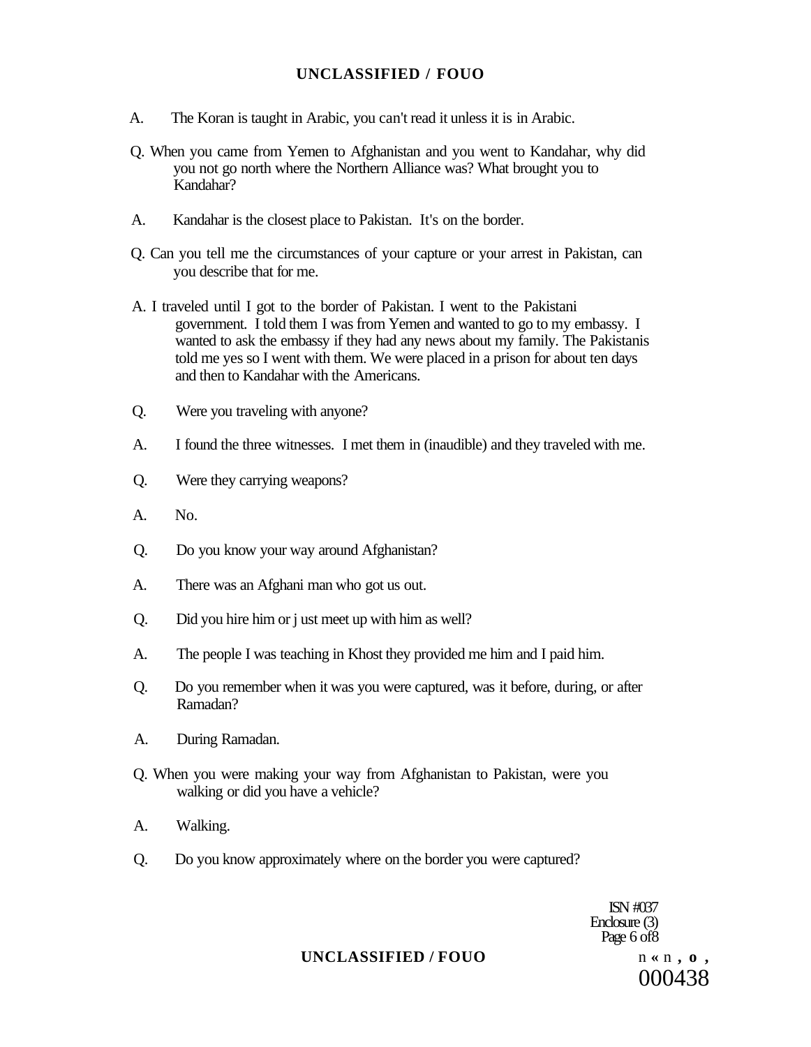A. The Koran is taught in Arabic, you can't read it unless it is in Arabic.

Q. When you came from Yemen to Afghanistan and you went to Kandahar, why did you not go north where the Northern Alliance was? What brought you to Kandahar?

A. Kandahar is the closest place to Pakistan. It's on the border.

Q. Can you tell me the circumstances of your capture or your arrest in Pakistan, can you describe that for me.

A. I traveled until I got to the border of Pakistan. I went to the Pakistani government. I told them I was from Yemen and wanted to go to my embassy. I wanted to ask the embassy if they had any news about my family. The Pakistanis told me yes so I went with them. We were placed in a prison for about ten days and then to Kandahar with the Americans.

Q. Were you traveling with anyone?

A. I found the three witnesses. I met them in (inaudible) and they traveled with me.

Q. Were they carrying weapons?

A. No.

Q. Do you know your way around Afghanistan?

A. There was an Afghani man who got us out.

Q. Did you hire him or j ust meet up with him as well?

A. The people I was teaching in Khost they provided me him and I paid him.

Q. Do you remember when it was you were captured, was it before, during, or after Ramadan?

A. During Ramadan.

Q. When you were making your way from Afghanistan to Pakistan, were you walking or did you have a vehicle?

A. Walking.

Q. Do you know approximately where on the border you were captured?

ISN #037
Enclosure (3)
Page 6 of 8

000438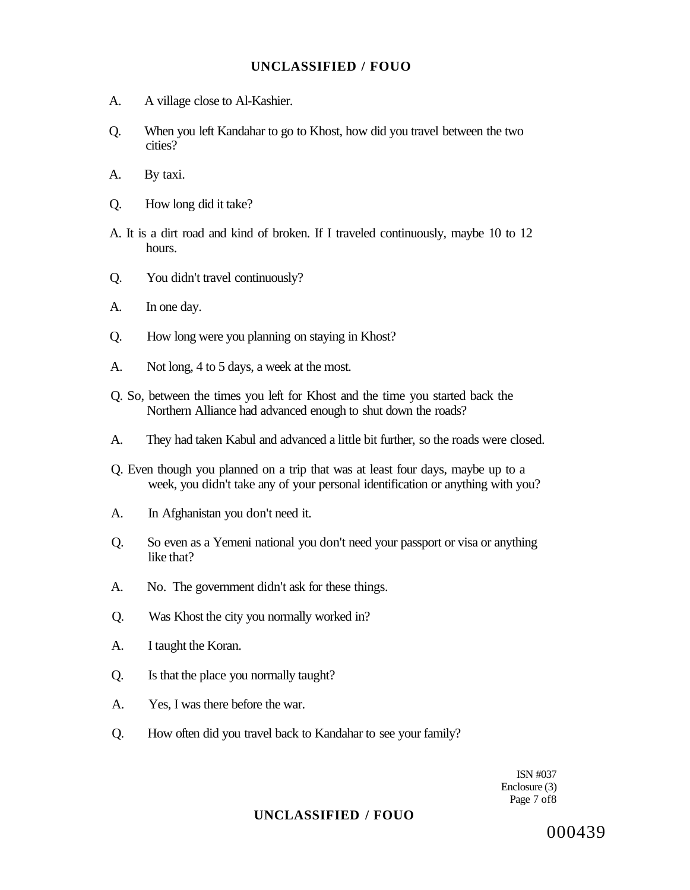A. A village close to Al-Kashier.

Q. When you left Kandahar to go to Khost, how did you travel between the two cities?

A. By taxi.

Q. How long did it take?

A. It is a dirt road and kind of broken. If I traveled continuously, maybe 10 to 12 hours.

Q. You didn't travel continuously?

A. In one day.

Q. How long were you planning on staying in Khost?

A. Not long, 4 to 5 days, a week at the most.

Q. So, between the times you left for Khost and the time you started back the Northern Alliance had advanced enough to shut down the roads?

A. They had taken Kabul and advanced a little bit further, so the roads were closed.

Q. Even though you planned on a trip that was at least four days, maybe up to a week, you didn't take any of your personal identification or anything with you?

A. In Afghanistan you don't need it.

Q. So even as a Yemeni national you don't need your passport or visa or anything like that?

A. No. The government didn't ask for these things.

Q. Was Khost the city you normally worked in?

A. I taught the Koran.

Q. Is that the place you normally taught?

A. Yes, I was there before the war.

Q. How often did you travel back to Kandahar to see your family?

ISN #037
Enclosure (3)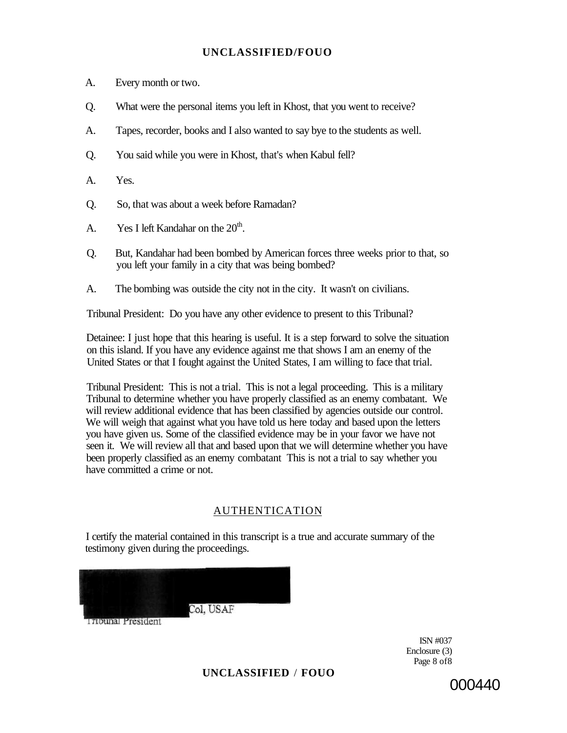A. Every month or two.

Q. What were the personal items you left in Khost, that you went to receive?

A. Tapes, recorder, books and I also wanted to say bye to the students as well.

Q. You said while you were in Khost, that's when Kabul fell?

A. Yes.

Q. So, that was about a week before Ramadan?

A. Yes I left Kandahar on the 20th.

Q. But, Kandahar had been bombed by American forces three weeks prior to that, so you left your family in a city that was being bombed?

A. The bombing was outside the city not in the city. It wasn't on civilians.

Tribunal President: Do you have any other evidence to present to this Tribunal?

Detainee: I just hope that this hearing is useful. It is a step forward to solve the situation on this island. If you have any evidence against me that shows I am an enemy of the United States or that I fought against the United States, I am willing to face that trial.

Tribunal President: This is not a trial. This is not a legal proceeding. This is a military Tribunal to determine whether you have properly classified as an enemy combatant. We will review additional evidence that has been classified by agencies outside our control. We will weigh that against what you have told us here today and based upon the letters you have given us. Some of the classified evidence may be in your favor we have not seen it. We will review all that and based upon that we will determine whether you have been properly classified as an enemy combatant This is not a trial to say whether you have committed a crime or not.

## AUTHENTICATION

I certify the material contained in this transcript is a true and accurate summary of the testimony given during the proceedings.

[REDACTED] Col, USAF
Tribunal President

ISN #037
Enclosure (3)
Page 8 of 8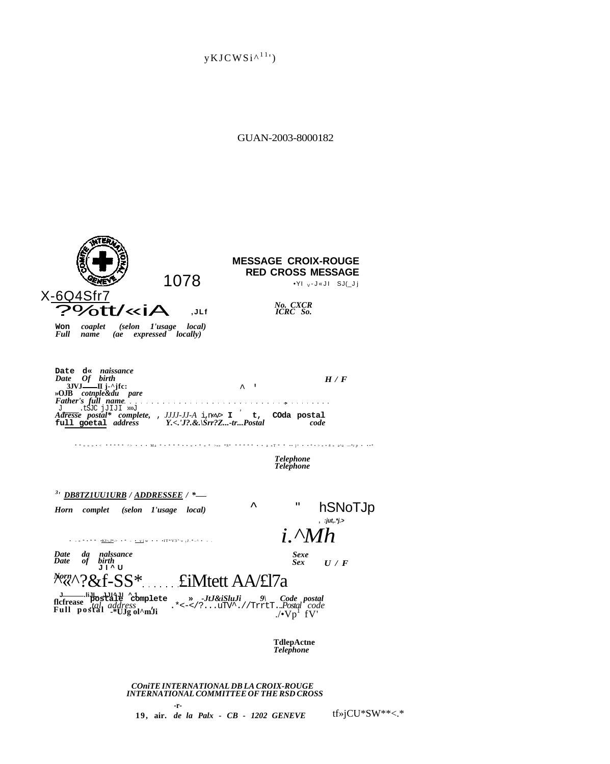yKJCWSi^11')

GUAN-2003-8000182

**MESSAGE CROIX-ROUGE**
**RED CROSS MESSAGE**

1078

•YI v-J«JI SJ(_Jj

X-6Q4Sfr7

?%tt/«iA ,JLf

*No. CXCR*
*ICRC So.*

**Won** *coaplet (selon 1'usage local)*
*Full name (ae expressed locally)*

**Date d«** *naissance*
*Date Of birth* *H / F*
3JVJ——II j-^jfc: ^ '
»OJB *cotnple&du pare*
*Father's full name*
J .tSJC jJIJI »»J
*Adresse postal* complete,* , *JJJJ-JJ-A* i,n«v> I t, **COda postal**
**full goetal** *address* *Y.<.'J?.&.\Srr?Z...-tr...Postal code*

*Telephone*
*Telephone*

^3' *DB8TZ1UU1URB / ADDRESSEE / *—*

*Horn complet (selon 1'usage local)* ^ " hSNoTJp
, :jut,.*j.>

*i.^Mh*

*Date da nalssance* *Sexe*
*Date of birth* *Sex* *U / F*
J I ^ U

*Norn* ^«^?&f-SS* £iMtett AA/£l7a

J——.liJL .1J!^JI ^1
**flcfrease postale complete** » *-JtJ&iSluJi* 9\ *Code postal*
**Full postal** *address* -*UJg ol^mJi .*<-</?...uTV^.//TrrtT...Postal code*
./•Vp[1] fV'

**TdlepActne**
*Telephone*

*COniTE INTERNATIONAL DB LA CROIX-ROUGE*
*INTERNATIONAL COMMITTEE OF THE RSD CROSS*

-r-
**19, air.** *de la Palx - CB - 1202 GENEVE* tf»jCU*SW**<.*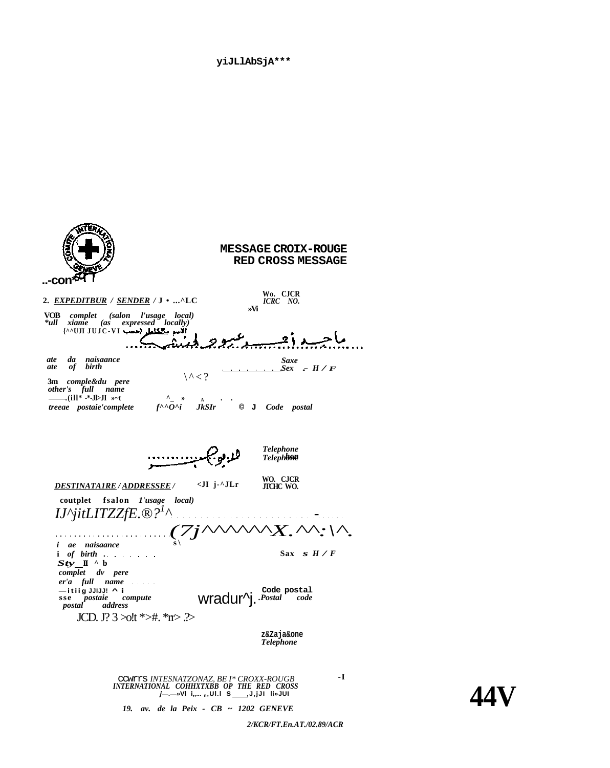yiJLlAbSjA***

..-con*5 ٩٦

# MESSAGE CROIX-ROUGE
# RED CROSS MESSAGE

**2. *EXPEDITBUR / SENDER* / J • ...^LC**

**Wo. CJCR**
***ICRC NO.***
**»Vi**

**VOB** *complet (salon l'usage local)*
***ull** *xiame (as expressed locally)*
{^^UJI JUJC-VI **الاسم بالكامل حسب**

ماجد زحسين عبود الجنش

*ate da naisaance*
*ate of birth*

\^<?

*Saxe*
*Sex* .- *H / F*

**3m** *comple&du pere*
*other's full name*
——.(ill* -*-Jl>JI »~t ^_ » A . .

*treeae postaie'complete* *f^^O^i* *JkSIr* © J *Code postal*

الديوانية

*Telephone*
*Telephone*

***DESTINATA1RE / ADDRESSEE /*** <JI j-^JLr

**WO. CJCR**
**JTCHC WO.**

**coutplet fsalon** *1'usage local)*

*IJ^jitLITZZfE.®?[1]^*

*(7j^^^^^^X.^^:\^.*

*i ae naisaance*
**i** *of birth* .

**Sax** *s H / F*

***Sty*__II ^ b**
*complet dv pere*
*er'a full name*
—itiig JJIJJ! ^ i
**sse** *postaie compute*
*postal address*

wradur^j.

**Code postal**
*Postal code*

JCD. J? 3 >o!t *>#. *n> .?>

**z&Zaja&one**
*Telephone*

CCWrrS *INTESNATZONAZ, BE I* CROXX-ROUGB*
***INTERNATIONAL COHHXTXBB OP THE RED CROSS***

*19. av. de la Peix - CB ~ 1202 GENEVE*

-I

**44V**

*2/KCR/FT.En.AT./02.89/ACR*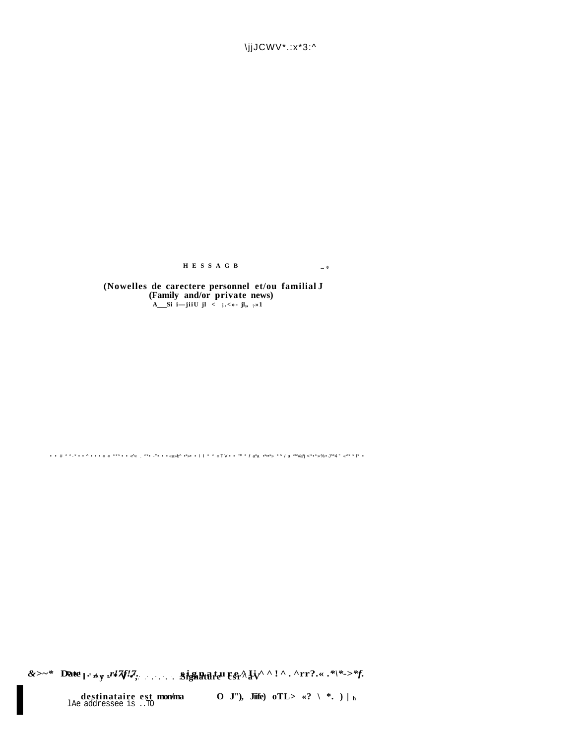\jjJCWV*.:x*3:^

**HESSAGB** _ 0

**(Nowelles de carectere personnel et/ou familial J**
**(Family and/or private news)**
**A__Si i—jiiU jl < ;.<»- jl„ ?»1**

• • # * *-* • • ^ • • • « « *** • • «^« . **• -"• • • «a»b^ •*»• • I I * * « T V • • ™ * f a^a •*••*» * ^ / a ***Va*j <*•*»%• J^^4 " «^* * I* •

&>~* Date l·'»y -*V*;. .r!7f!7. . . . . . . .Signature csr^aV signature^Ui^ ^ ! ^ . ^rr?.« .*\*->*f.

destinataire est mon/ma O J"), Jiife) oTL> «? \ *. ) | h
lAe addressee is ..TO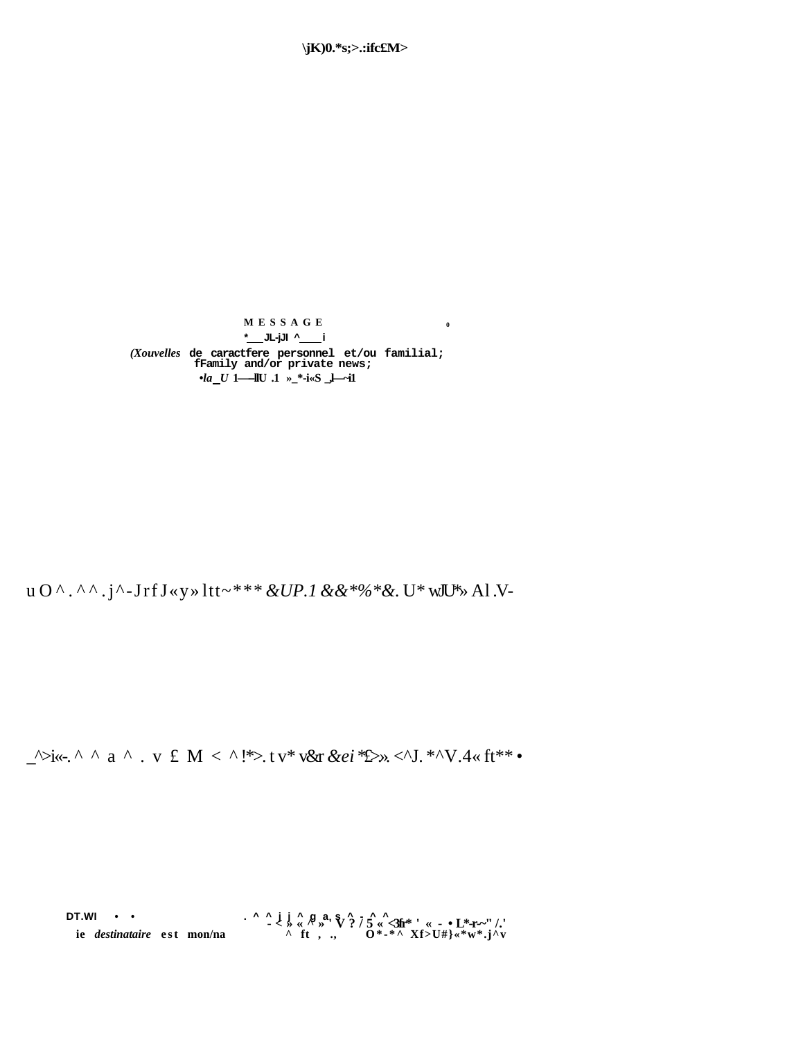\jK)0.*s;>.:ifc£M>

M E S S A G E

*___JL-jJl ^____i

*(Xouvelles* de caractfere personnel et/ou familial;
fFamily and/or private news;

•*la_U* 1—-llU .1 »_*-i«S _l—~i1

u O ^ . ^ ^ . j^-JrfJ«y»ltt~*** *&UP.1 &&*%*&.* U* wJU*» Al .V-

_^>i«-. ^ ^ a ^ . v £ M < ^!*>. tv* v&r *&ei* *£>». <^J. *^V.4« ft** •

DT.WI • • . ^ ^ j j ^ g a, s ^ - ^ ^ - < » « ^ » ' V ? / 5 « <3fr* ' « - • L*-r~" /.'

ie *destinataire* est mon/na ^ ft , ., O*-*^ Xf>U#}«*w*.j^v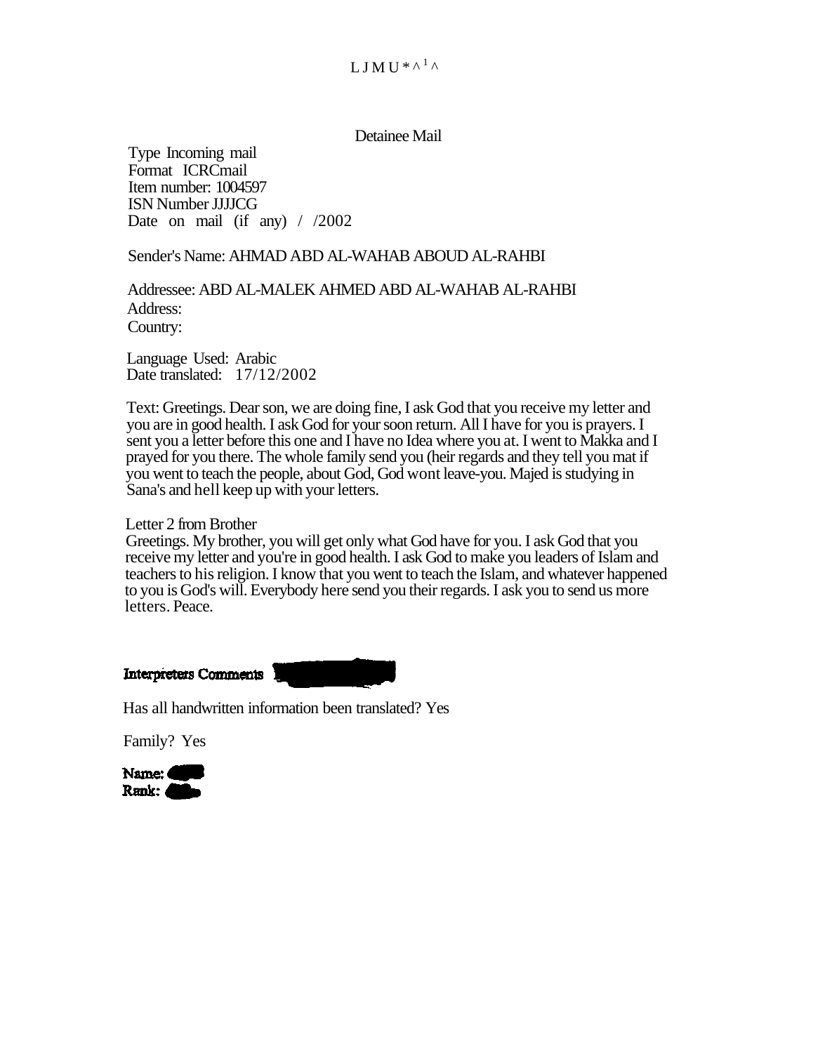L J M U * ^ 1 ^

Detainee Mail

Type Incoming mail
Format ICRCmail
Item number: 1004597
ISN Number JJJJCG
Date on mail (if any) / /2002

Sender's Name: AHMAD ABD AL-WAHAB ABOUD AL-RAHBI

Addressee: ABD AL-MALEK AHMED ABD AL-WAHAB AL-RAHBI
Address:
Country:

Language Used: Arabic
Date translated: 17/12/2002

Text: Greetings. Dear son, we are doing fine, I ask God that you receive my letter and you are in good health. I ask God for your soon return. All I have for you is prayers. I sent you a letter before this one and I have no Idea where you at. I went to Makka and I prayed for you there. The whole family send you (heir regards and they tell you mat if you went to teach the people, about God, God wont leave-you. Majed is studying in Sana's and hell keep up with your letters.

Letter 2 from Brother
Greetings. My brother, you will get only what God have for you. I ask God that you receive my letter and you're in good health. I ask God to make you leaders of Islam and teachers to his religion. I know that you went to teach the Islam, and whatever happened to you is God's will. Everybody here send you their regards. I ask you to send us more letters. Peace.

**Interpreters Comments**

Has all handwritten information been translated? Yes

Family? Yes

**Name:**
**Rank:**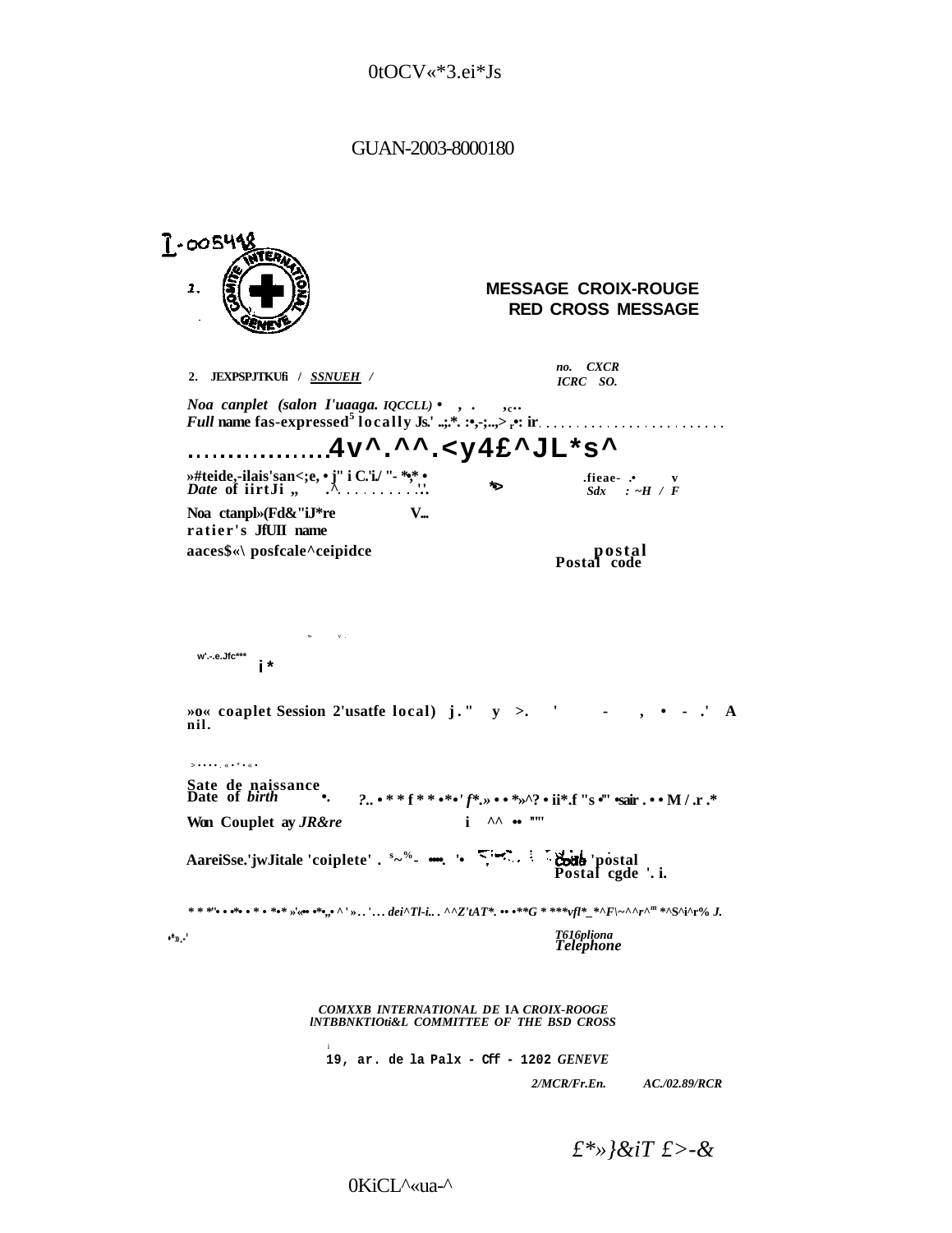0tOCV«*3.ei*Js

GUAN-2003-8000180

I-005498

1.

# MESSAGE CROIX-ROUGE
# RED CROSS MESSAGE

2. JEXPSPJTKUfi / SSNUEH /

*no. CXCR*
*ICRC SO.*

*Noa canplet (salon I'uaaga. IQCCLL)* • , . ,c..
*Full* name fas-expressed[5] locally Js.' ..;.*. :•,-;..,> r•: ir........................

................4v^.^^.<y4£^JL*s^

»#teide,-ilais'san<;e, • j" i C.'i./ "- *•;* •
*Date* of iirtJi „ .^..........'..

*•>

.fieae- .• v
*Sdx : ~H / F*

Noa ctanpl»(Fd&"i.J*re V...
ratier's JfUII name

aaces$«\ posfcale^ceipidce

postal
Postal code

w'.-.e.Jfc***

i *

»o« coaplet Session 2'usatfe local) j." y >. ' - , • - .' A nil.

>•••••.«•*•«•

Sate de naissance
Date of *birth* •. ?.. • * * f * * •*• ' *f*.» • • *»^? • ii*.f "s •"' •sair . • • M / .r .*

Won Couplet ay *JR&re* i ^^ •• ""

AareiSse.'jwJitale 'coiplete' . s~%- •••. '• Code 'postal
Postal cgde '. i.

* * *'• • •*• • * • *•* »'«•• •*•„• ^ ' »..'... *dei^Tl-i..* . ^^Z'tAT*. •• •**G * ***vfl*_*^F\~^^r^"' *^S^i^r% J.*

•*».-'

*T616pliona*
*Telephone*

*COMXXB INTERNATIONAL DE* IA *CROIX-ROOGE*
*lNTBBNKTIOti&L COMMITTEE OF THE BSD CROSS*

19, ar. de la Palx - Cff - 1202 *GENEVE*

*2/MCR/Fr.En.* *AC./02.89/RCR*

*£*»}&iT £>-&*

0KiCL^«ua-^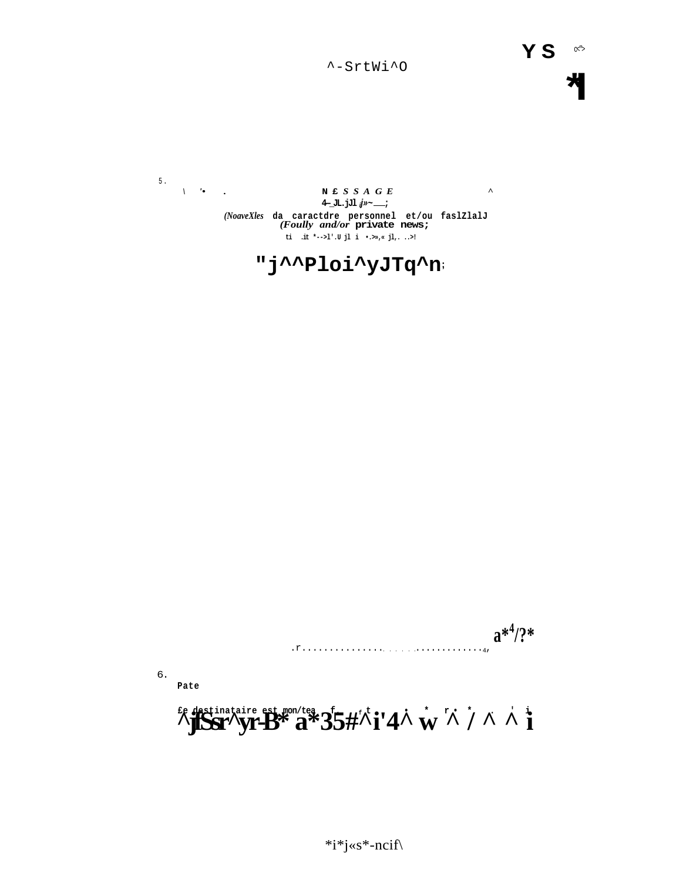^-SrtWi^O

YS

5.

MESSAGE

(Nouvelles de caractère personnel et/ou familial)
(Family and/or private news)

"j^^Ploi^yJTq^n

a*4/?*

6.
Date

Le destinataire est mon/ma

^jfSsr^yr-B* a*35#^i'4^ w ^ / ^ ^ i

*i*j«s*-ncif\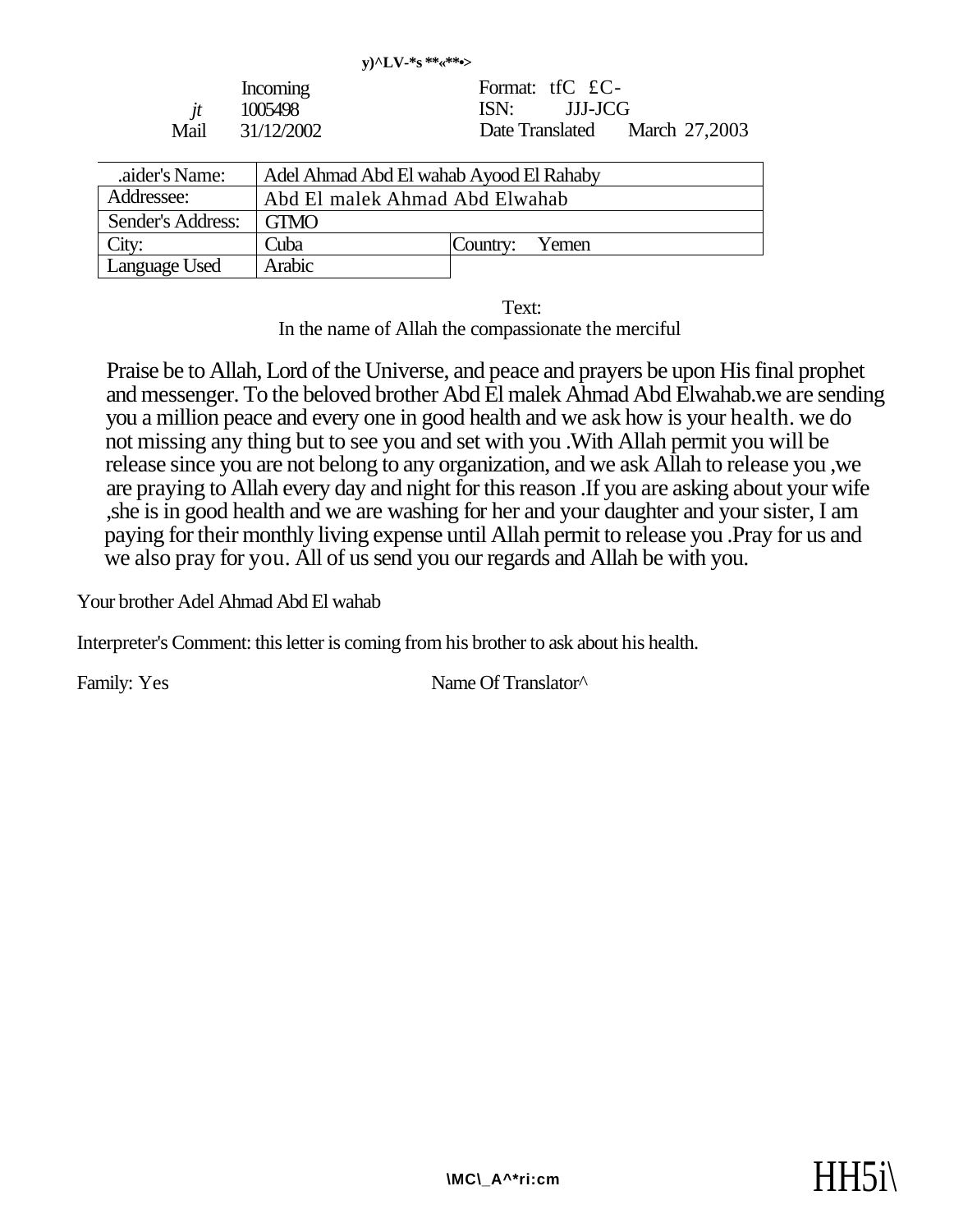y)^LV-*s **«**•>

| | Incoming | Format: tfC £C- |
|---|---|---|
| *jt* | 1005498 | ISN: JJJ-JCG |
| Mail | 31/12/2002 | Date Translated March 27,2003 |

| .aider's Name: | Adel Ahmad Abd El wahab Ayood El Rahaby | |
|---|---|---|
| Addressee: | Abd El malek Ahmad Abd Elwahab | |
| Sender's Address: | GTMO | |
| City: | Cuba | Country: Yemen |
| Language Used | Arabic | |

Text:

In the name of Allah the compassionate the merciful

Praise be to Allah, Lord of the Universe, and peace and prayers be upon His final prophet and messenger. To the beloved brother Abd El malek Ahmad Abd Elwahab.we are sending you a million peace and every one in good health and we ask how is your health. we do not missing any thing but to see you and set with you .With Allah permit you will be release since you are not belong to any organization, and we ask Allah to release you ,we are praying to Allah every day and night for this reason .If you are asking about your wife ,she is in good health and we are washing for her and your daughter and your sister, I am paying for their monthly living expense until Allah permit to release you .Pray for us and we also pray for you. All of us send you our regards and Allah be with you.

Your brother Adel Ahmad Abd El wahab

Interpreter's Comment: this letter is coming from his brother to ask about his health.

Family: Yes Name Of Translator^

\MC\_A^*ri:cm HH5i\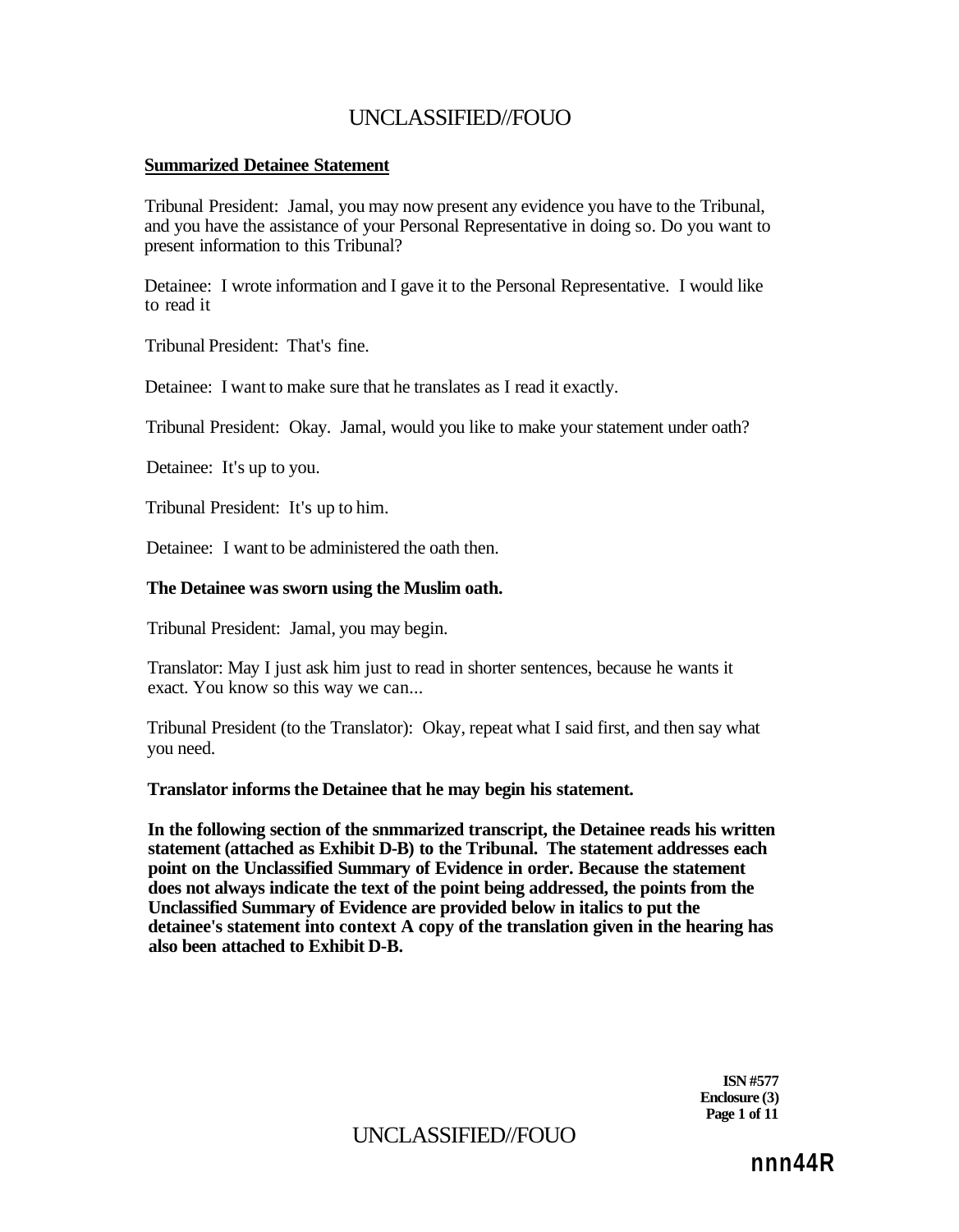**Summarized Detainee Statement**

Tribunal President: Jamal, you may now present any evidence you have to the Tribunal, and you have the assistance of your Personal Representative in doing so. Do you want to present information to this Tribunal?

Detainee: I wrote information and I gave it to the Personal Representative. I would like to read it

Tribunal President: That's fine.

Detainee: I want to make sure that he translates as I read it exactly.

Tribunal President: Okay. Jamal, would you like to make your statement under oath?

Detainee: It's up to you.

Tribunal President: It's up to him.

Detainee: I want to be administered the oath then.

**The Detainee was sworn using the Muslim oath.**

Tribunal President: Jamal, you may begin.

Translator: May I just ask him just to read in shorter sentences, because he wants it exact. You know so this way we can...

Tribunal President (to the Translator): Okay, repeat what I said first, and then say what you need.

**Translator informs the Detainee that he may begin his statement.**

**In the following section of the snmmarized transcript, the Detainee reads his written statement (attached as Exhibit D-B) to the Tribunal. The statement addresses each point on the Unclassified Summary of Evidence in order. Because the statement does not always indicate the text of the point being addressed, the points from the Unclassified Summary of Evidence are provided below in italics to put the detainee's statement into context A copy of the translation given in the hearing has also been attached to Exhibit D-B.**

**ISN #577**
**Enclosure (3)**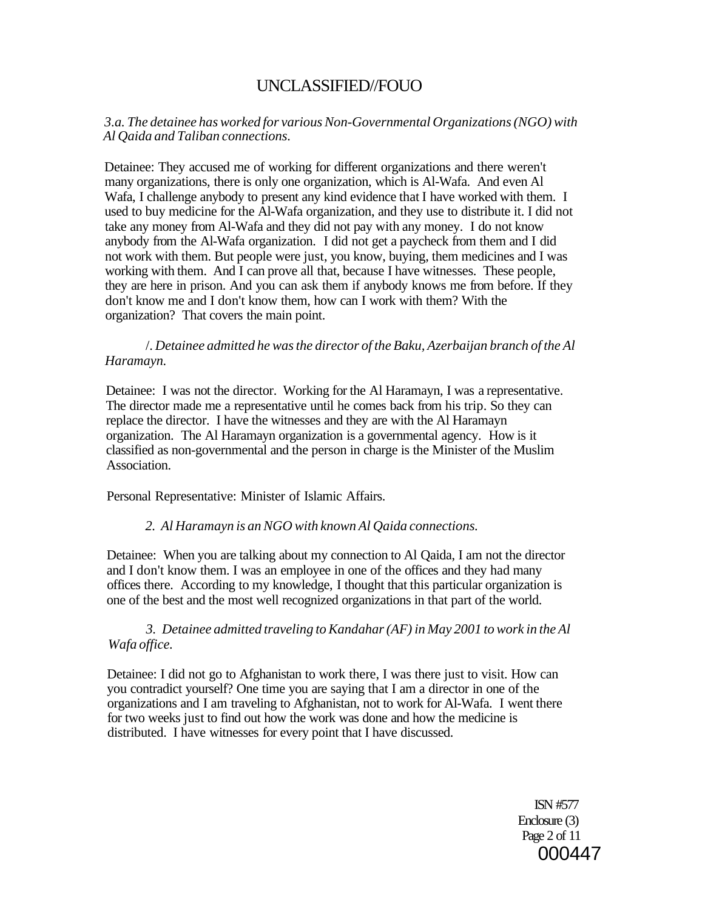UNCLASSIFIED//FOUO

*3.a. The detainee has worked for various Non-Governmental Organizations (NGO) with Al Qaida and Taliban connections.*

Detainee: They accused me of working for different organizations and there weren't many organizations, there is only one organization, which is Al-Wafa. And even Al Wafa, I challenge anybody to present any kind evidence that I have worked with them. I used to buy medicine for the Al-Wafa organization, and they use to distribute it. I did not take any money from Al-Wafa and they did not pay with any money. I do not know anybody from the Al-Wafa organization. I did not get a paycheck from them and I did not work with them. But people were just, you know, buying, them medicines and I was working with them. And I can prove all that, because I have witnesses. These people, they are here in prison. And you can ask them if anybody knows me from before. If they don't know me and I don't know them, how can I work with them? With the organization? That covers the main point.

*/. Detainee admitted he was the director of the Baku, Azerbaijan branch of the Al Haramayn.*

Detainee: I was not the director. Working for the Al Haramayn, I was a representative. The director made me a representative until he comes back from his trip. So they can replace the director. I have the witnesses and they are with the Al Haramayn organization. The Al Haramayn organization is a governmental agency. How is it classified as non-governmental and the person in charge is the Minister of the Muslim Association.

Personal Representative: Minister of Islamic Affairs.

*2. Al Haramayn is an NGO with known Al Qaida connections.*

Detainee: When you are talking about my connection to Al Qaida, I am not the director and I don't know them. I was an employee in one of the offices and they had many offices there. According to my knowledge, I thought that this particular organization is one of the best and the most well recognized organizations in that part of the world.

*3. Detainee admitted traveling to Kandahar (AF) in May 2001 to work in the Al Wafa office.*

Detainee: I did not go to Afghanistan to work there, I was there just to visit. How can you contradict yourself? One time you are saying that I am a director in one of the organizations and I am traveling to Afghanistan, not to work for Al-Wafa. I went there for two weeks just to find out how the work was done and how the medicine is distributed. I have witnesses for every point that I have discussed.

ISN #577
Enclosure (3)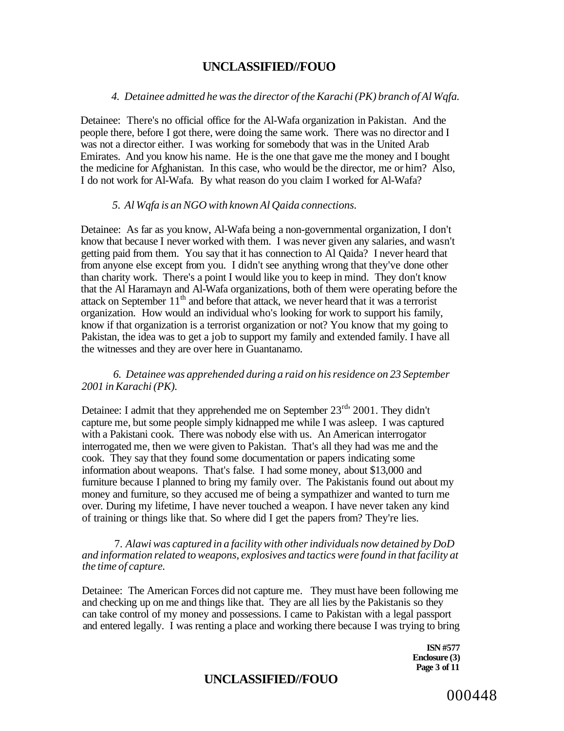*4. Detainee admitted he was the director of the Karachi (PK) branch of Al Wqfa.*

Detainee: There's no official office for the Al-Wafa organization in Pakistan. And the people there, before I got there, were doing the same work. There was no director and I was not a director either. I was working for somebody that was in the United Arab Emirates. And you know his name. He is the one that gave me the money and I bought the medicine for Afghanistan. In this case, who would be the director, me or him? Also, I do not work for Al-Wafa. By what reason do you claim I worked for Al-Wafa?

*5. Al Wqfa is an NGO with known Al Qaida connections.*

Detainee: As far as you know, Al-Wafa being a non-governmental organization, I don't know that because I never worked with them. I was never given any salaries, and wasn't getting paid from them. You say that it has connection to Al Qaida? I never heard that from anyone else except from you. I didn't see anything wrong that they've done other than charity work. There's a point I would like you to keep in mind. They don't know that the Al Haramayn and Al-Wafa organizations, both of them were operating before the attack on September 11th and before that attack, we never heard that it was a terrorist organization. How would an individual who's looking for work to support his family, know if that organization is a terrorist organization or not? You know that my going to Pakistan, the idea was to get a job to support my family and extended family. I have all the witnesses and they are over here in Guantanamo.

*6. Detainee was apprehended during a raid on his residence on 23 September 2001 in Karachi (PK).*

Detainee: I admit that they apprehended me on September 23rd' 2001. They didn't capture me, but some people simply kidnapped me while I was asleep. I was captured with a Pakistani cook. There was nobody else with us. An American interrogator interrogated me, then we were given to Pakistan. That's all they had was me and the cook. They say that they found some documentation or papers indicating some information about weapons. That's false. I had some money, about $13,000 and furniture because I planned to bring my family over. The Pakistanis found out about my money and furniture, so they accused me of being a sympathizer and wanted to turn me over. During my lifetime, I have never touched a weapon. I have never taken any kind of training or things like that. So where did I get the papers from? They're lies.

7. *Alawi was captured in a facility with other individuals now detained by DoD and information related to weapons, explosives and tactics were found in that facility at the time of capture.*

Detainee: The American Forces did not capture me. They must have been following me and checking up on me and things like that. They are all lies by the Pakistanis so they can take control of my money and possessions. I came to Pakistan with a legal passport and entered legally. I was renting a place and working there because I was trying to bring

**ISN #577**
**Enclosure (3)**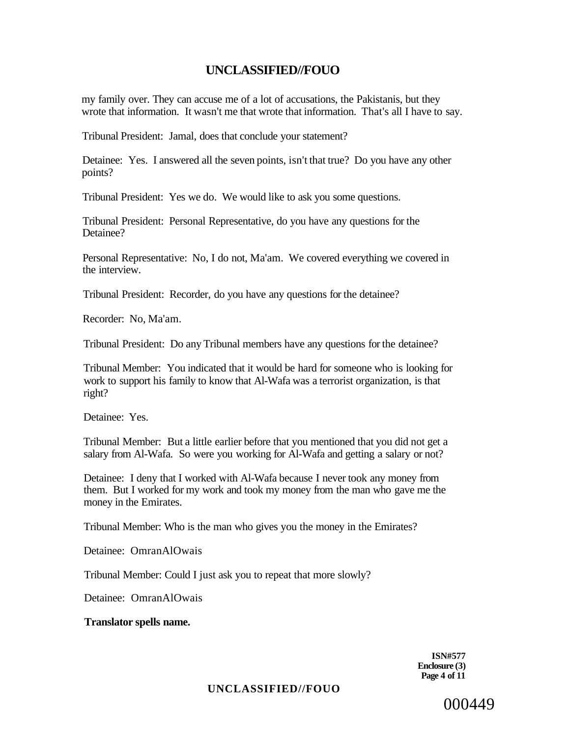my family over. They can accuse me of a lot of accusations, the Pakistanis, but they wrote that information. It wasn't me that wrote that information. That's all I have to say.

Tribunal President: Jamal, does that conclude your statement?

Detainee: Yes. I answered all the seven points, isn't that true? Do you have any other points?

Tribunal President: Yes we do. We would like to ask you some questions.

Tribunal President: Personal Representative, do you have any questions for the Detainee?

Personal Representative: No, I do not, Ma'am. We covered everything we covered in the interview.

Tribunal President: Recorder, do you have any questions for the detainee?

Recorder: No, Ma'am.

Tribunal President: Do any Tribunal members have any questions for the detainee?

Tribunal Member: You indicated that it would be hard for someone who is looking for work to support his family to know that Al-Wafa was a terrorist organization, is that right?

Detainee: Yes.

Tribunal Member: But a little earlier before that you mentioned that you did not get a salary from Al-Wafa. So were you working for Al-Wafa and getting a salary or not?

Detainee: I deny that I worked with Al-Wafa because I never took any money from them. But I worked for my work and took my money from the man who gave me the money in the Emirates.

Tribunal Member: Who is the man who gives you the money in the Emirates?

Detainee: OmranAlOwais

Tribunal Member: Could I just ask you to repeat that more slowly?

Detainee: OmranAlOwais

**Translator spells name.**

**ISN#577**
**Enclosure (3)**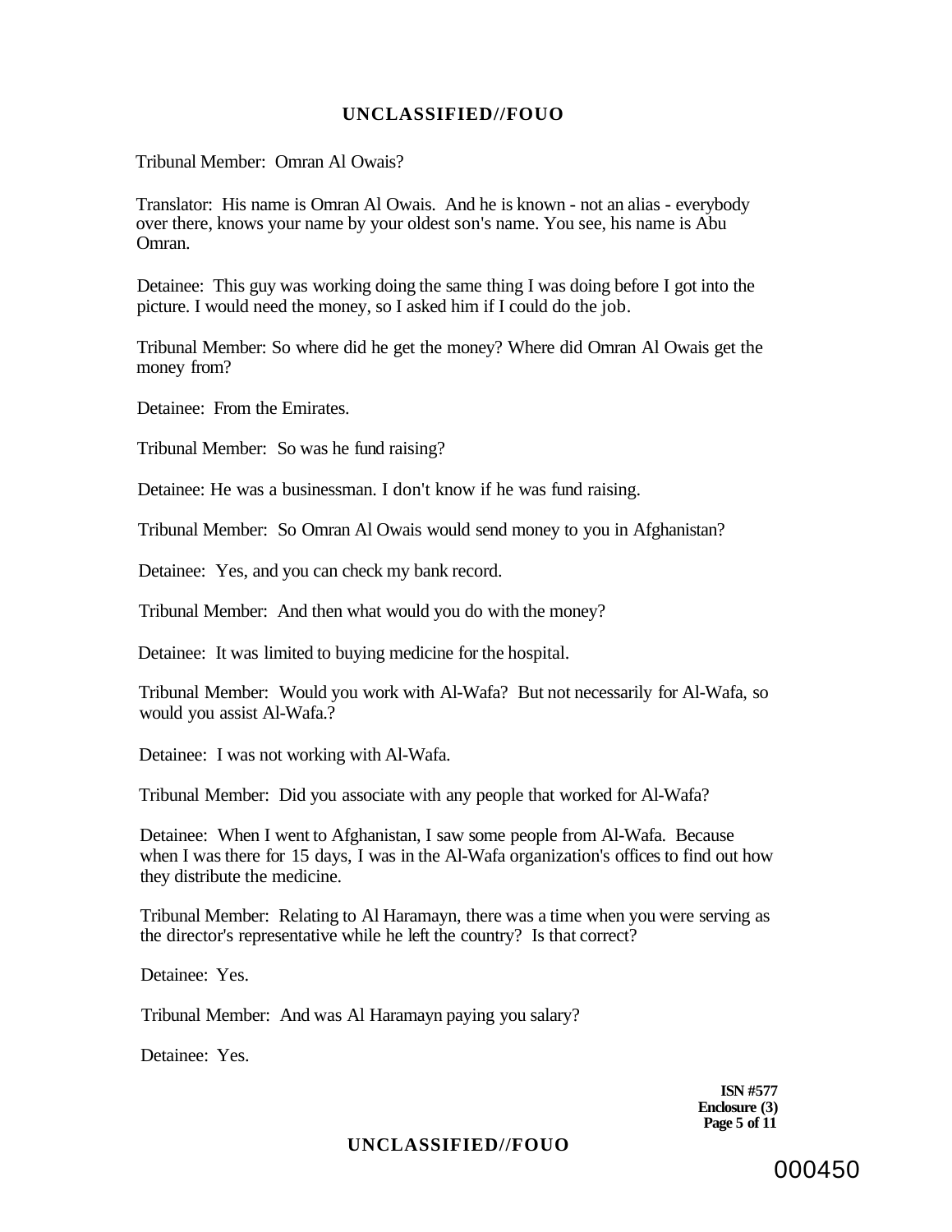Tribunal Member: Omran Al Owais?

Translator: His name is Omran Al Owais. And he is known - not an alias - everybody over there, knows your name by your oldest son's name. You see, his name is Abu Omran.

Detainee: This guy was working doing the same thing I was doing before I got into the picture. I would need the money, so I asked him if I could do the job.

Tribunal Member: So where did he get the money? Where did Omran Al Owais get the money from?

Detainee: From the Emirates.

Tribunal Member: So was he fund raising?

Detainee: He was a businessman. I don't know if he was fund raising.

Tribunal Member: So Omran Al Owais would send money to you in Afghanistan?

Detainee: Yes, and you can check my bank record.

Tribunal Member: And then what would you do with the money?

Detainee: It was limited to buying medicine for the hospital.

Tribunal Member: Would you work with Al-Wafa? But not necessarily for Al-Wafa, so would you assist Al-Wafa.?

Detainee: I was not working with Al-Wafa.

Tribunal Member: Did you associate with any people that worked for Al-Wafa?

Detainee: When I went to Afghanistan, I saw some people from Al-Wafa. Because when I was there for 15 days, I was in the Al-Wafa organization's offices to find out how they distribute the medicine.

Tribunal Member: Relating to Al Haramayn, there was a time when you were serving as the director's representative while he left the country? Is that correct?

Detainee: Yes.

Tribunal Member: And was Al Haramayn paying you salary?

Detainee: Yes.

**ISN #577**
**Enclosure (3)**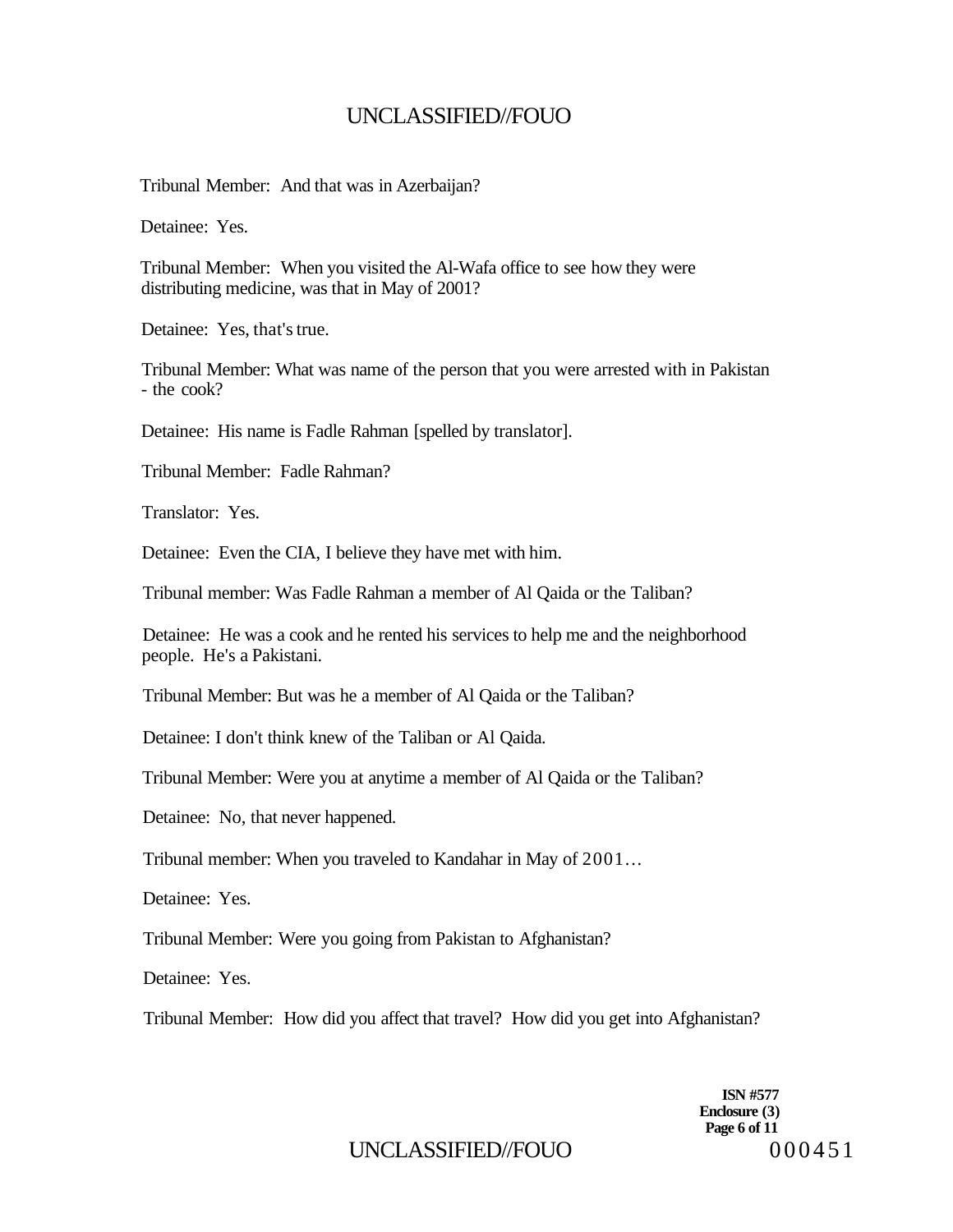Tribunal Member: And that was in Azerbaijan?

Detainee: Yes.

Tribunal Member: When you visited the Al-Wafa office to see how they were distributing medicine, was that in May of 2001?

Detainee: Yes, that's true.

Tribunal Member: What was name of the person that you were arrested with in Pakistan - the cook?

Detainee: His name is Fadle Rahman [spelled by translator].

Tribunal Member: Fadle Rahman?

Translator: Yes.

Detainee: Even the CIA, I believe they have met with him.

Tribunal member: Was Fadle Rahman a member of Al Qaida or the Taliban?

Detainee: He was a cook and he rented his services to help me and the neighborhood people. He's a Pakistani.

Tribunal Member: But was he a member of Al Qaida or the Taliban?

Detainee: I don't think knew of the Taliban or Al Qaida.

Tribunal Member: Were you at anytime a member of Al Qaida or the Taliban?

Detainee: No, that never happened.

Tribunal member: When you traveled to Kandahar in May of 2001...

Detainee: Yes.

Tribunal Member: Were you going from Pakistan to Afghanistan?

Detainee: Yes.

Tribunal Member: How did you affect that travel? How did you get into Afghanistan?

ISN #577
Enclosure (3)
Page 6 of 11

000451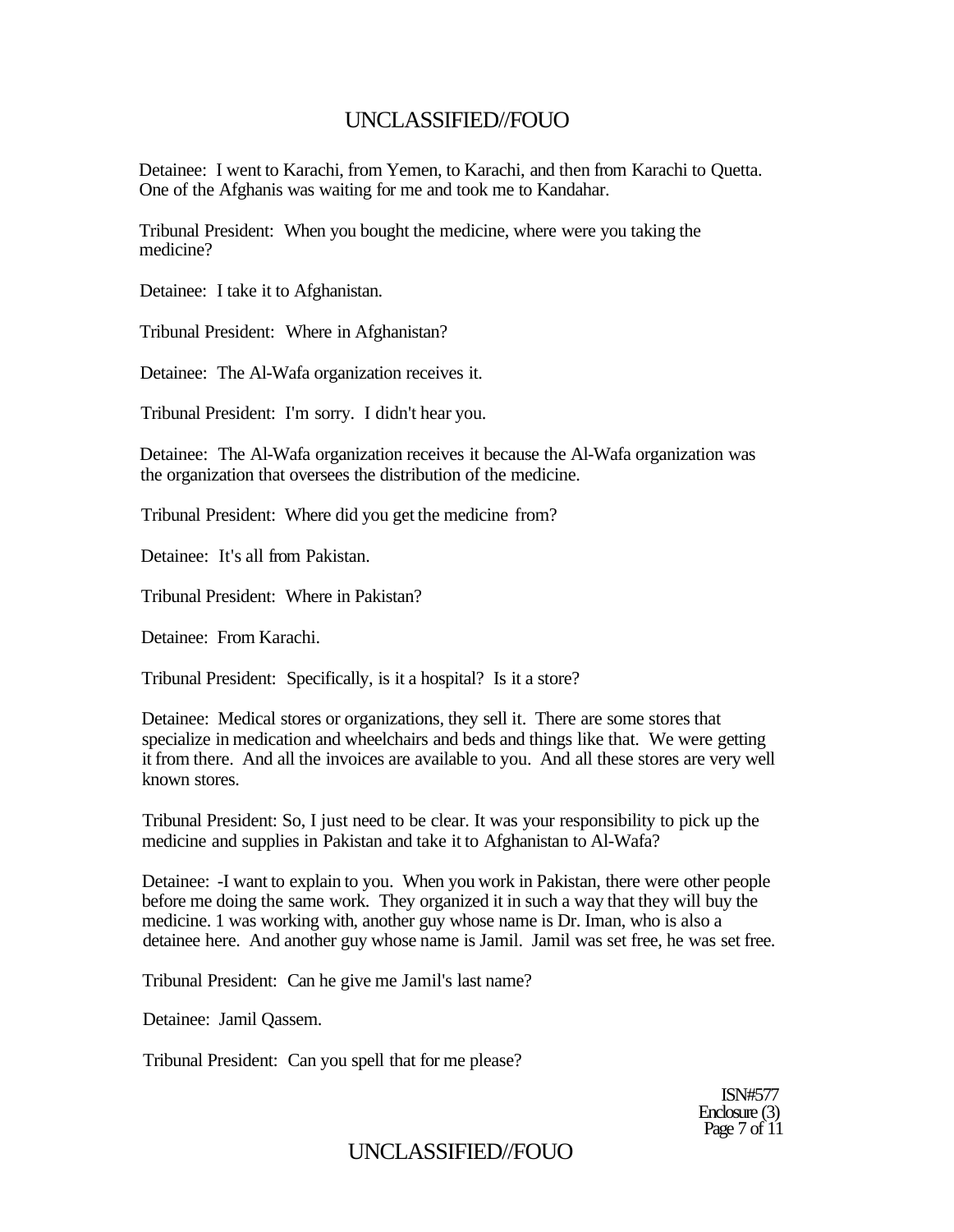Detainee: I went to Karachi, from Yemen, to Karachi, and then from Karachi to Quetta. One of the Afghanis was waiting for me and took me to Kandahar.

Tribunal President: When you bought the medicine, where were you taking the medicine?

Detainee: I take it to Afghanistan.

Tribunal President: Where in Afghanistan?

Detainee: The Al-Wafa organization receives it.

Tribunal President: I'm sorry. I didn't hear you.

Detainee: The Al-Wafa organization receives it because the Al-Wafa organization was the organization that oversees the distribution of the medicine.

Tribunal President: Where did you get the medicine from?

Detainee: It's all from Pakistan.

Tribunal President: Where in Pakistan?

Detainee: From Karachi.

Tribunal President: Specifically, is it a hospital? Is it a store?

Detainee: Medical stores or organizations, they sell it. There are some stores that specialize in medication and wheelchairs and beds and things like that. We were getting it from there. And all the invoices are available to you. And all these stores are very well known stores.

Tribunal President: So, I just need to be clear. It was your responsibility to pick up the medicine and supplies in Pakistan and take it to Afghanistan to Al-Wafa?

Detainee: -I want to explain to you. When you work in Pakistan, there were other people before me doing the same work. They organized it in such a way that they will buy the medicine. 1 was working with, another guy whose name is Dr. Iman, who is also a detainee here. And another guy whose name is Jamil. Jamil was set free, he was set free.

Tribunal President: Can he give me Jamil's last name?

Detainee: Jamil Qassem.

Tribunal President: Can you spell that for me please?

ISN#577
Enclosure (3)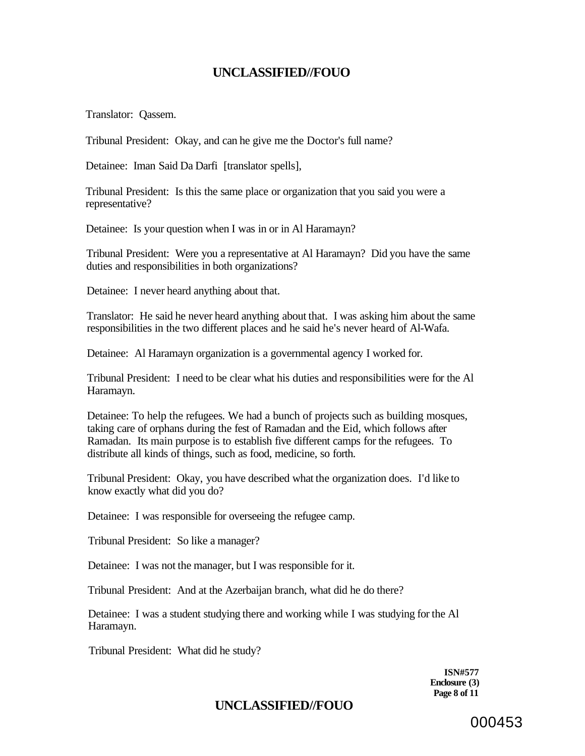Translator: Qassem.

Tribunal President: Okay, and can he give me the Doctor's full name?

Detainee: Iman Said Da Darfi [translator spells],

Tribunal President: Is this the same place or organization that you said you were a representative?

Detainee: Is your question when I was in or in Al Haramayn?

Tribunal President: Were you a representative at Al Haramayn? Did you have the same duties and responsibilities in both organizations?

Detainee: I never heard anything about that.

Translator: He said he never heard anything about that. I was asking him about the same responsibilities in the two different places and he said he's never heard of Al-Wafa.

Detainee: Al Haramayn organization is a governmental agency I worked for.

Tribunal President: I need to be clear what his duties and responsibilities were for the Al Haramayn.

Detainee: To help the refugees. We had a bunch of projects such as building mosques, taking care of orphans during the fest of Ramadan and the Eid, which follows after Ramadan. Its main purpose is to establish five different camps for the refugees. To distribute all kinds of things, such as food, medicine, so forth.

Tribunal President: Okay, you have described what the organization does. I'd like to know exactly what did you do?

Detainee: I was responsible for overseeing the refugee camp.

Tribunal President: So like a manager?

Detainee: I was not the manager, but I was responsible for it.

Tribunal President: And at the Azerbaijan branch, what did he do there?

Detainee: I was a student studying there and working while I was studying for the Al Haramayn.

Tribunal President: What did he study?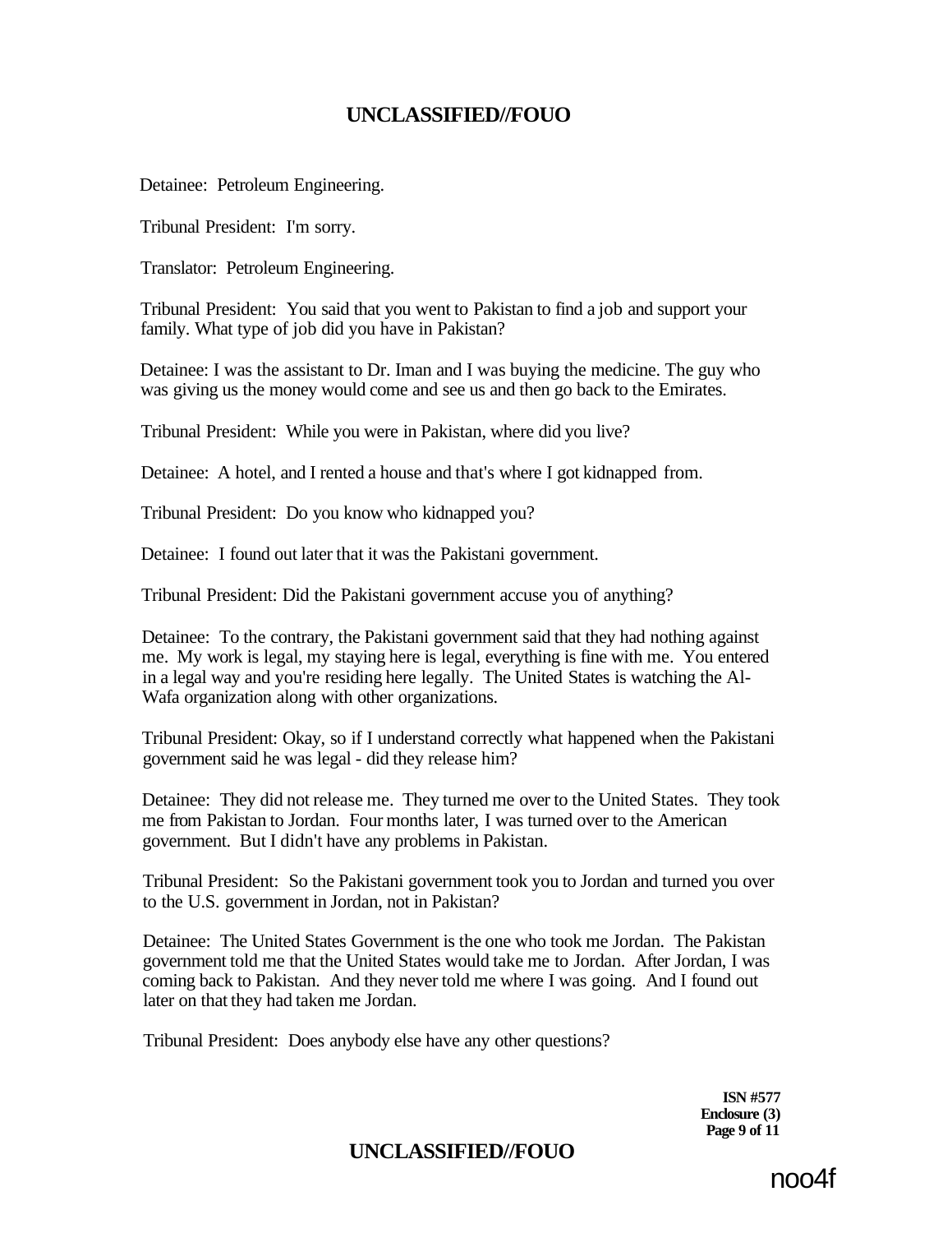Detainee: Petroleum Engineering.

Tribunal President: I'm sorry.

Translator: Petroleum Engineering.

Tribunal President: You said that you went to Pakistan to find a job and support your family. What type of job did you have in Pakistan?

Detainee: I was the assistant to Dr. Iman and I was buying the medicine. The guy who was giving us the money would come and see us and then go back to the Emirates.

Tribunal President: While you were in Pakistan, where did you live?

Detainee: A hotel, and I rented a house and that's where I got kidnapped from.

Tribunal President: Do you know who kidnapped you?

Detainee: I found out later that it was the Pakistani government.

Tribunal President: Did the Pakistani government accuse you of anything?

Detainee: To the contrary, the Pakistani government said that they had nothing against me. My work is legal, my staying here is legal, everything is fine with me. You entered in a legal way and you're residing here legally. The United States is watching the Al-Wafa organization along with other organizations.

Tribunal President: Okay, so if I understand correctly what happened when the Pakistani government said he was legal - did they release him?

Detainee: They did not release me. They turned me over to the United States. They took me from Pakistan to Jordan. Four months later, I was turned over to the American government. But I didn't have any problems in Pakistan.

Tribunal President: So the Pakistani government took you to Jordan and turned you over to the U.S. government in Jordan, not in Pakistan?

Detainee: The United States Government is the one who took me Jordan. The Pakistan government told me that the United States would take me to Jordan. After Jordan, I was coming back to Pakistan. And they never told me where I was going. And I found out later on that they had taken me Jordan.

Tribunal President: Does anybody else have any other questions?

**ISN #577**
**Enclosure (3)**

noo4f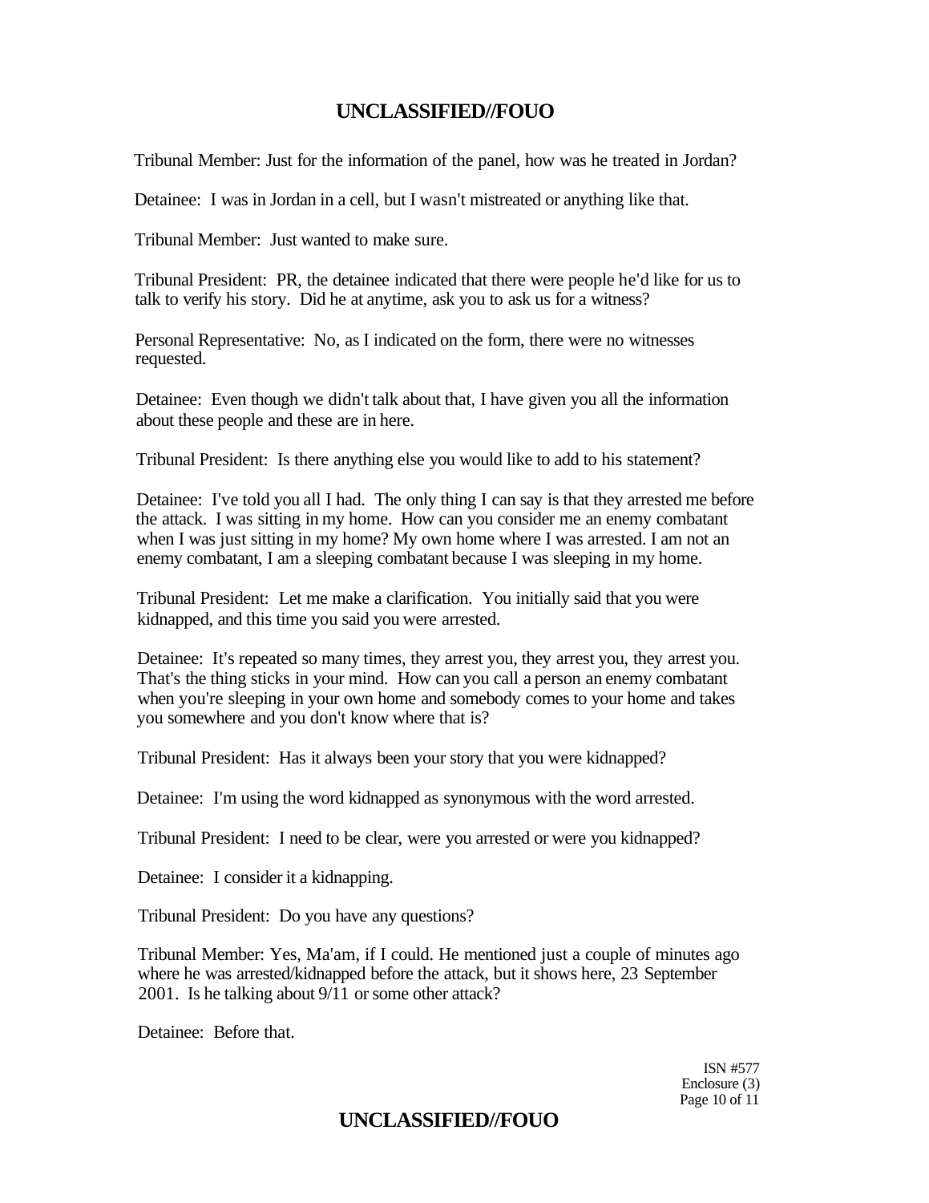Tribunal Member: Just for the information of the panel, how was he treated in Jordan?

Detainee: I was in Jordan in a cell, but I wasn't mistreated or anything like that.

Tribunal Member: Just wanted to make sure.

Tribunal President: PR, the detainee indicated that there were people he'd like for us to talk to verify his story. Did he at anytime, ask you to ask us for a witness?

Personal Representative: No, as I indicated on the form, there were no witnesses requested.

Detainee: Even though we didn't talk about that, I have given you all the information about these people and these are in here.

Tribunal President: Is there anything else you would like to add to his statement?

Detainee: I've told you all I had. The only thing I can say is that they arrested me before the attack. I was sitting in my home. How can you consider me an enemy combatant when I was just sitting in my home? My own home where I was arrested. I am not an enemy combatant, I am a sleeping combatant because I was sleeping in my home.

Tribunal President: Let me make a clarification. You initially said that you were kidnapped, and this time you said you were arrested.

Detainee: It's repeated so many times, they arrest you, they arrest you, they arrest you. That's the thing sticks in your mind. How can you call a person an enemy combatant when you're sleeping in your own home and somebody comes to your home and takes you somewhere and you don't know where that is?

Tribunal President: Has it always been your story that you were kidnapped?

Detainee: I'm using the word kidnapped as synonymous with the word arrested.

Tribunal President: I need to be clear, were you arrested or were you kidnapped?

Detainee: I consider it a kidnapping.

Tribunal President: Do you have any questions?

Tribunal Member: Yes, Ma'am, if I could. He mentioned just a couple of minutes ago where he was arrested/kidnapped before the attack, but it shows here, 23 September 2001. Is he talking about 9/11 or some other attack?

Detainee: Before that.

ISN #577
Enclosure (3)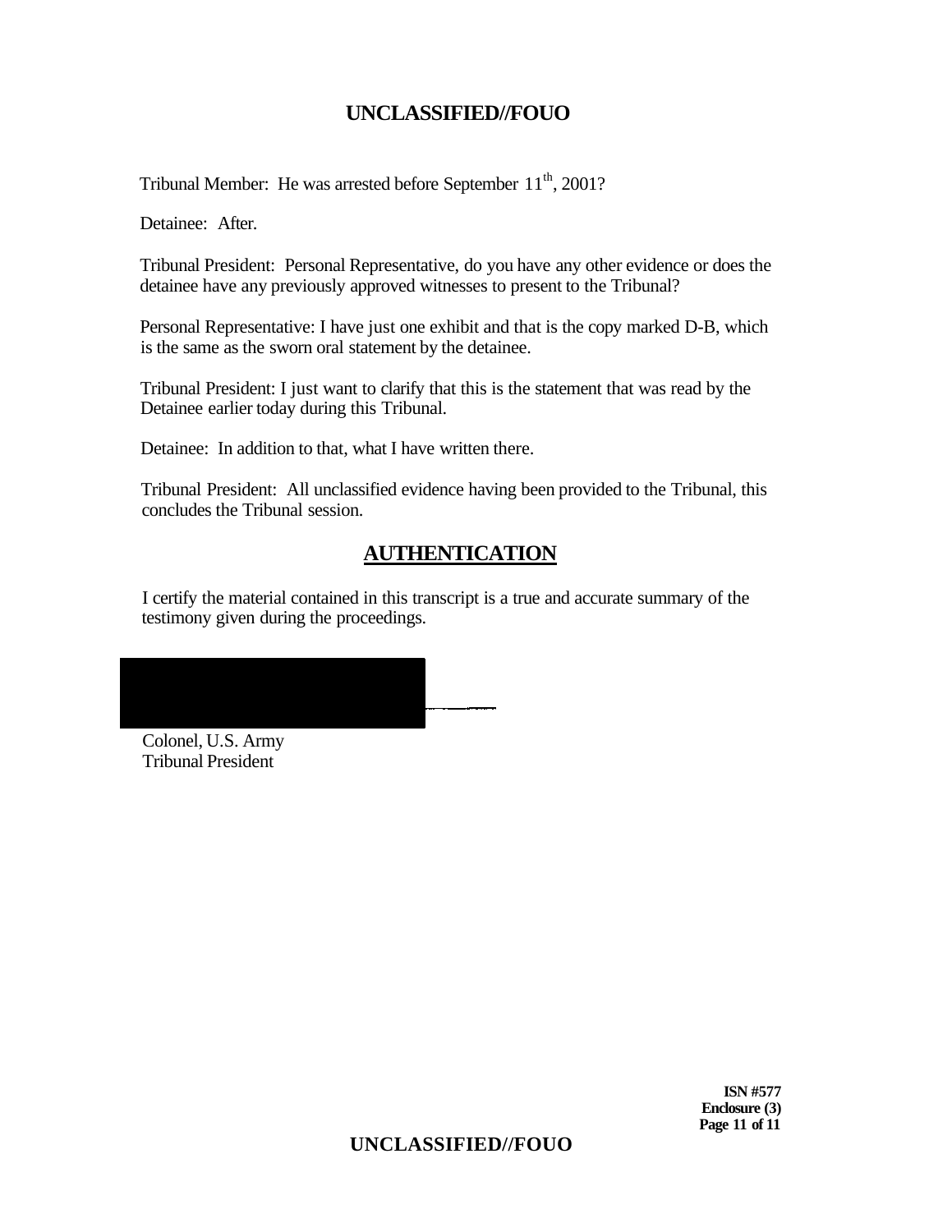Tribunal Member: He was arrested before September 11th, 2001?

Detainee: After.

Tribunal President: Personal Representative, do you have any other evidence or does the detainee have any previously approved witnesses to present to the Tribunal?

Personal Representative: I have just one exhibit and that is the copy marked D-B, which is the same as the sworn oral statement by the detainee.

Tribunal President: I just want to clarify that this is the statement that was read by the Detainee earlier today during this Tribunal.

Detainee: In addition to that, what I have written there.

Tribunal President: All unclassified evidence having been provided to the Tribunal, this concludes the Tribunal session.

## AUTHENTICATION

I certify the material contained in this transcript is a true and accurate summary of the testimony given during the proceedings.

Colonel, U.S. Army
Tribunal President

**ISN #577**
**Enclosure (3)**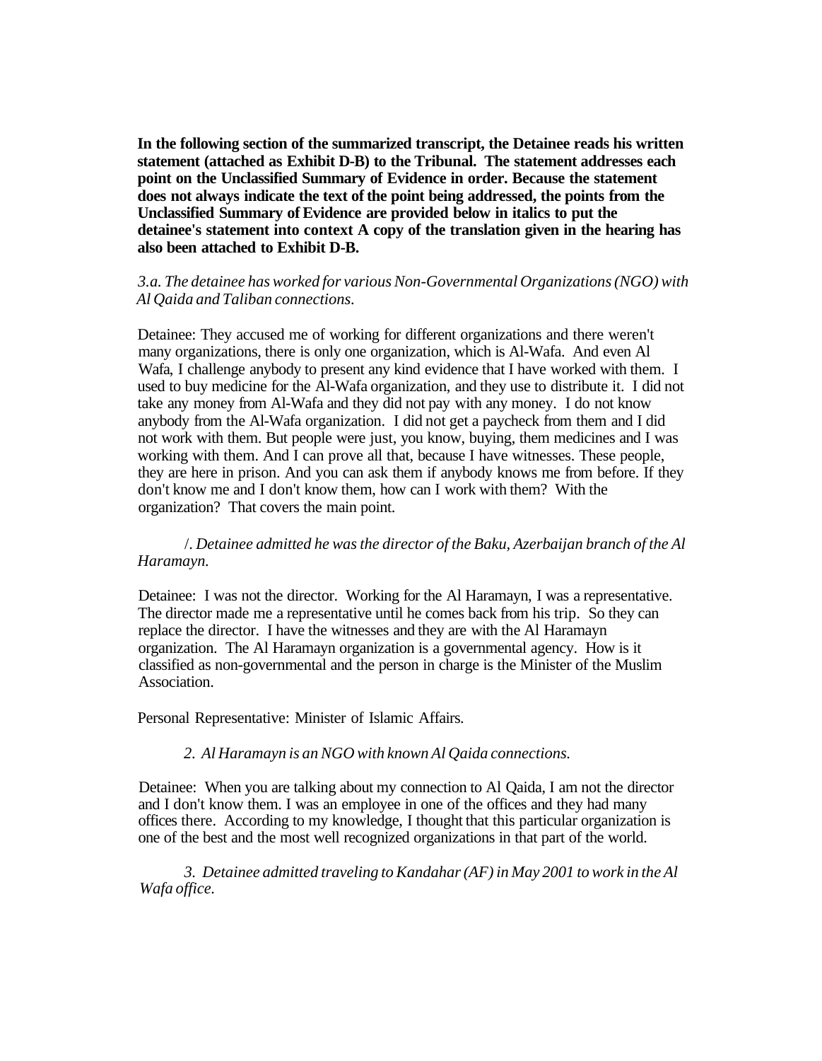**In the following section of the summarized transcript, the Detainee reads his written statement (attached as Exhibit D-B) to the Tribunal. The statement addresses each point on the Unclassified Summary of Evidence in order. Because the statement does not always indicate the text of the point being addressed, the points from the Unclassified Summary of Evidence are provided below in italics to put the detainee's statement into context A copy of the translation given in the hearing has also been attached to Exhibit D-B.**

*3.a. The detainee has worked for various Non-Governmental Organizations (NGO) with Al Qaida and Taliban connections.*

Detainee: They accused me of working for different organizations and there weren't many organizations, there is only one organization, which is Al-Wafa. And even Al Wafa, I challenge anybody to present any kind evidence that I have worked with them. I used to buy medicine for the Al-Wafa organization, and they use to distribute it. I did not take any money from Al-Wafa and they did not pay with any money. I do not know anybody from the Al-Wafa organization. I did not get a paycheck from them and I did not work with them. But people were just, you know, buying, them medicines and I was working with them. And I can prove all that, because I have witnesses. These people, they are here in prison. And you can ask them if anybody knows me from before. If they don't know me and I don't know them, how can I work with them? With the organization? That covers the main point.

*/. Detainee admitted he was the director of the Baku, Azerbaijan branch of the Al Haramayn.*

Detainee: I was not the director. Working for the Al Haramayn, I was a representative. The director made me a representative until he comes back from his trip. So they can replace the director. I have the witnesses and they are with the Al Haramayn organization. The Al Haramayn organization is a governmental agency. How is it classified as non-governmental and the person in charge is the Minister of the Muslim Association.

Personal Representative: Minister of Islamic Affairs.

*2. Al Haramayn is an NGO with known Al Qaida connections.*

Detainee: When you are talking about my connection to Al Qaida, I am not the director and I don't know them. I was an employee in one of the offices and they had many offices there. According to my knowledge, I thought that this particular organization is one of the best and the most well recognized organizations in that part of the world.

*3. Detainee admitted traveling to Kandahar (AF) in May 2001 to work in the Al Wafa office.*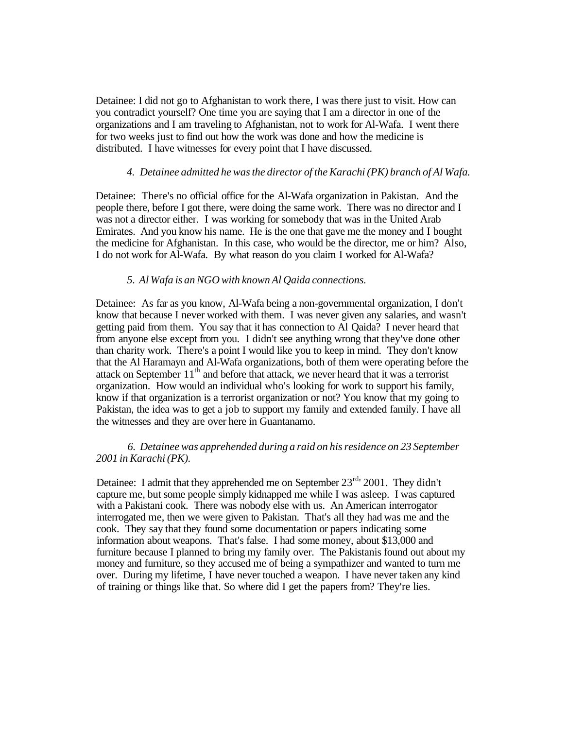Detainee: I did not go to Afghanistan to work there, I was there just to visit. How can you contradict yourself? One time you are saying that I am a director in one of the organizations and I am traveling to Afghanistan, not to work for Al-Wafa. I went there for two weeks just to find out how the work was done and how the medicine is distributed. I have witnesses for every point that I have discussed.

*4. Detainee admitted he was the director of the Karachi (PK) branch of Al Wafa.*

Detainee: There's no official office for the Al-Wafa organization in Pakistan. And the people there, before I got there, were doing the same work. There was no director and I was not a director either. I was working for somebody that was in the United Arab Emirates. And you know his name. He is the one that gave me the money and I bought the medicine for Afghanistan. In this case, who would be the director, me or him? Also, I do not work for Al-Wafa. By what reason do you claim I worked for Al-Wafa?

*5. Al Wafa is an NGO with known Al Qaida connections.*

Detainee: As far as you know, Al-Wafa being a non-governmental organization, I don't know that because I never worked with them. I was never given any salaries, and wasn't getting paid from them. You say that it has connection to Al Qaida? I never heard that from anyone else except from you. I didn't see anything wrong that they've done other than charity work. There's a point I would like you to keep in mind. They don't know that the Al Haramayn and Al-Wafa organizations, both of them were operating before the attack on September 11th and before that attack, we never heard that it was a terrorist organization. How would an individual who's looking for work to support his family, know if that organization is a terrorist organization or not? You know that my going to Pakistan, the idea was to get a job to support my family and extended family. I have all the witnesses and they are over here in Guantanamo.

*6. Detainee was apprehended during a raid on his residence on 23 September 2001 in Karachi (PK).*

Detainee: I admit that they apprehended me on September 23rd, 2001. They didn't capture me, but some people simply kidnapped me while I was asleep. I was captured with a Pakistani cook. There was nobody else with us. An American interrogator interrogated me, then we were given to Pakistan. That's all they had was me and the cook. They say that they found some documentation or papers indicating some information about weapons. That's false. I had some money, about $13,000 and furniture because I planned to bring my family over. The Pakistanis found out about my money and furniture, so they accused me of being a sympathizer and wanted to turn me over. During my lifetime, I have never touched a weapon. I have never taken any kind of training or things like that. So where did I get the papers from? They're lies.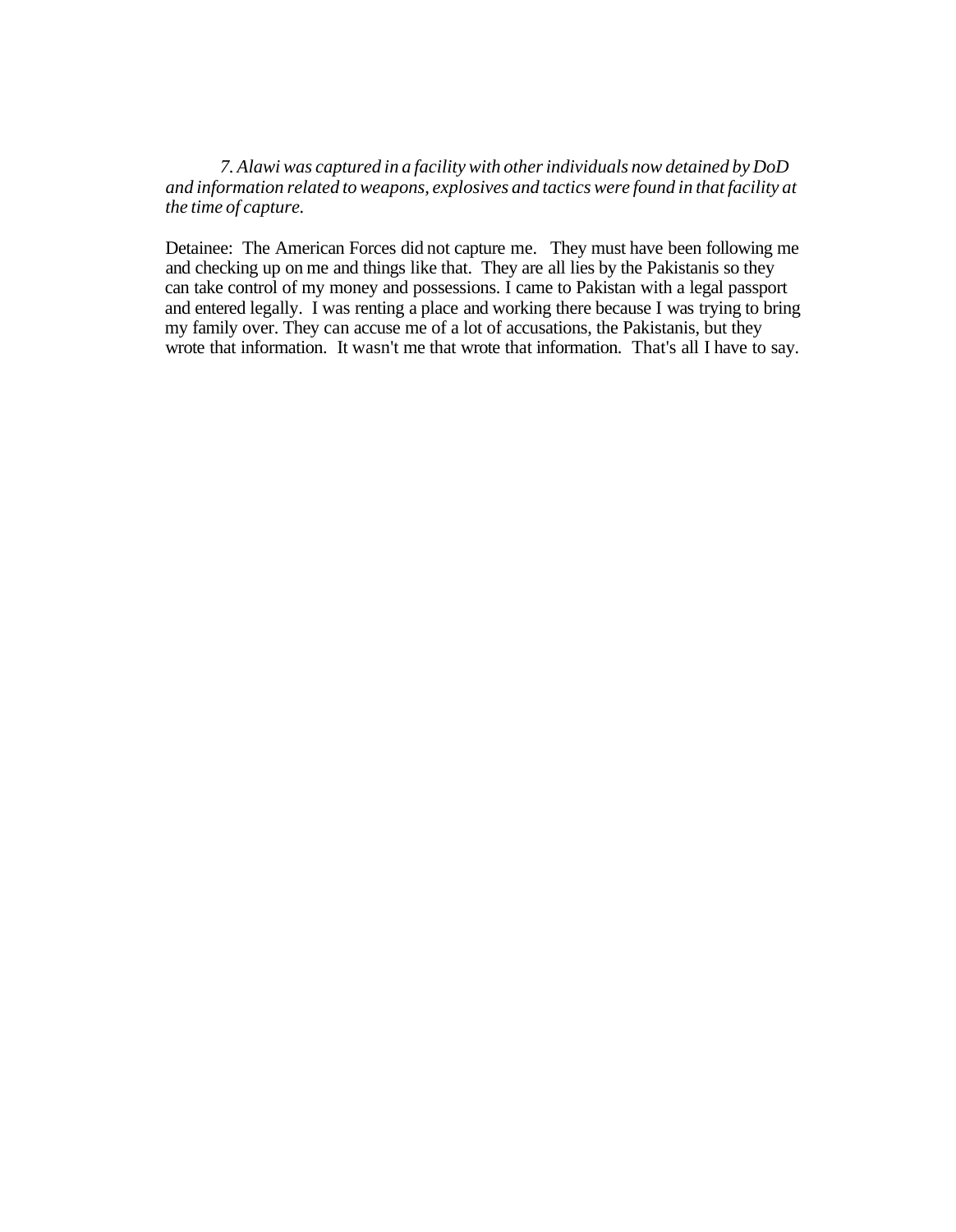*7. Alawi was captured in a facility with other individuals now detained by DoD and information related to weapons, explosives and tactics were found in that facility at the time of capture.*

Detainee: The American Forces did not capture me. They must have been following me and checking up on me and things like that. They are all lies by the Pakistanis so they can take control of my money and possessions. I came to Pakistan with a legal passport and entered legally. I was renting a place and working there because I was trying to bring my family over. They can accuse me of a lot of accusations, the Pakistanis, but they wrote that information. It wasn't me that wrote that information. That's all I have to say.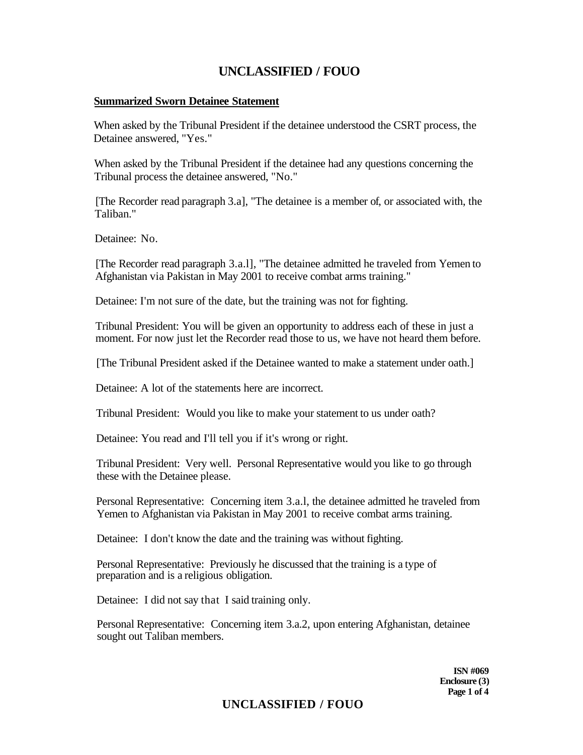## Summarized Sworn Detainee Statement

When asked by the Tribunal President if the detainee understood the CSRT process, the Detainee answered, "Yes."

When asked by the Tribunal President if the detainee had any questions concerning the Tribunal process the detainee answered, "No."

[The Recorder read paragraph 3.a], "The detainee is a member of, or associated with, the Taliban."

Detainee: No.

[The Recorder read paragraph 3.a.l], "The detainee admitted he traveled from Yemen to Afghanistan via Pakistan in May 2001 to receive combat arms training."

Detainee: I'm not sure of the date, but the training was not for fighting.

Tribunal President: You will be given an opportunity to address each of these in just a moment. For now just let the Recorder read those to us, we have not heard them before.

[The Tribunal President asked if the Detainee wanted to make a statement under oath.]

Detainee: A lot of the statements here are incorrect.

Tribunal President: Would you like to make your statement to us under oath?

Detainee: You read and I'll tell you if it's wrong or right.

Tribunal President: Very well. Personal Representative would you like to go through these with the Detainee please.

Personal Representative: Concerning item 3.a.l, the detainee admitted he traveled from Yemen to Afghanistan via Pakistan in May 2001 to receive combat arms training.

Detainee: I don't know the date and the training was without fighting.

Personal Representative: Previously he discussed that the training is a type of preparation and is a religious obligation.

Detainee: I did not say that I said training only.

Personal Representative: Concerning item 3.a.2, upon entering Afghanistan, detainee sought out Taliban members.

**ISN #069**
**Enclosure (3)**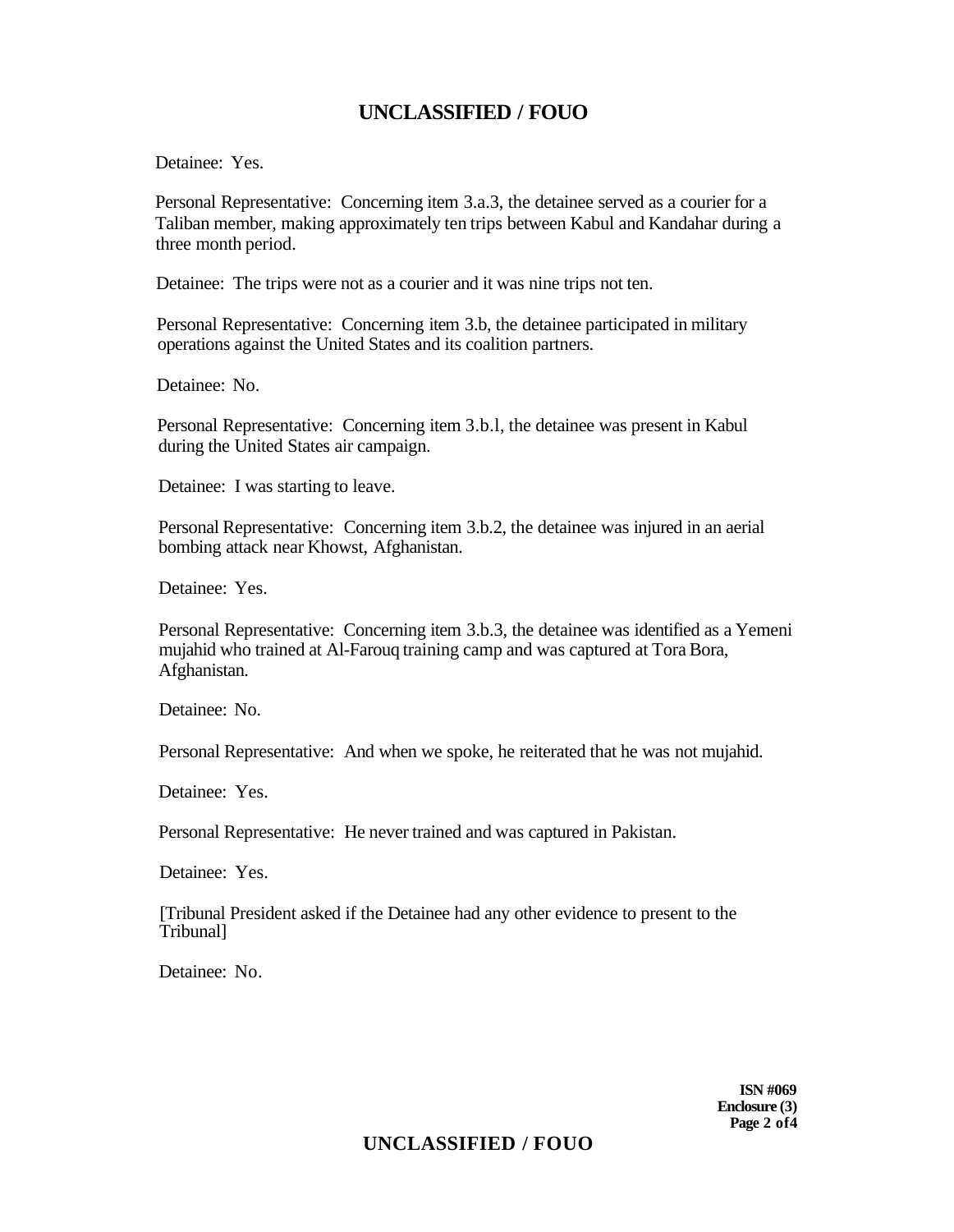Detainee: Yes.

Personal Representative: Concerning item 3.a.3, the detainee served as a courier for a Taliban member, making approximately ten trips between Kabul and Kandahar during a three month period.

Detainee: The trips were not as a courier and it was nine trips not ten.

Personal Representative: Concerning item 3.b, the detainee participated in military operations against the United States and its coalition partners.

Detainee: No.

Personal Representative: Concerning item 3.b.l, the detainee was present in Kabul during the United States air campaign.

Detainee: I was starting to leave.

Personal Representative: Concerning item 3.b.2, the detainee was injured in an aerial bombing attack near Khowst, Afghanistan.

Detainee: Yes.

Personal Representative: Concerning item 3.b.3, the detainee was identified as a Yemeni mujahid who trained at Al-Farouq training camp and was captured at Tora Bora, Afghanistan.

Detainee: No.

Personal Representative: And when we spoke, he reiterated that he was not mujahid.

Detainee: Yes.

Personal Representative: He never trained and was captured in Pakistan.

Detainee: Yes.

[Tribunal President asked if the Detainee had any other evidence to present to the Tribunal]

Detainee: No.

**ISN #069**
**Enclosure (3)**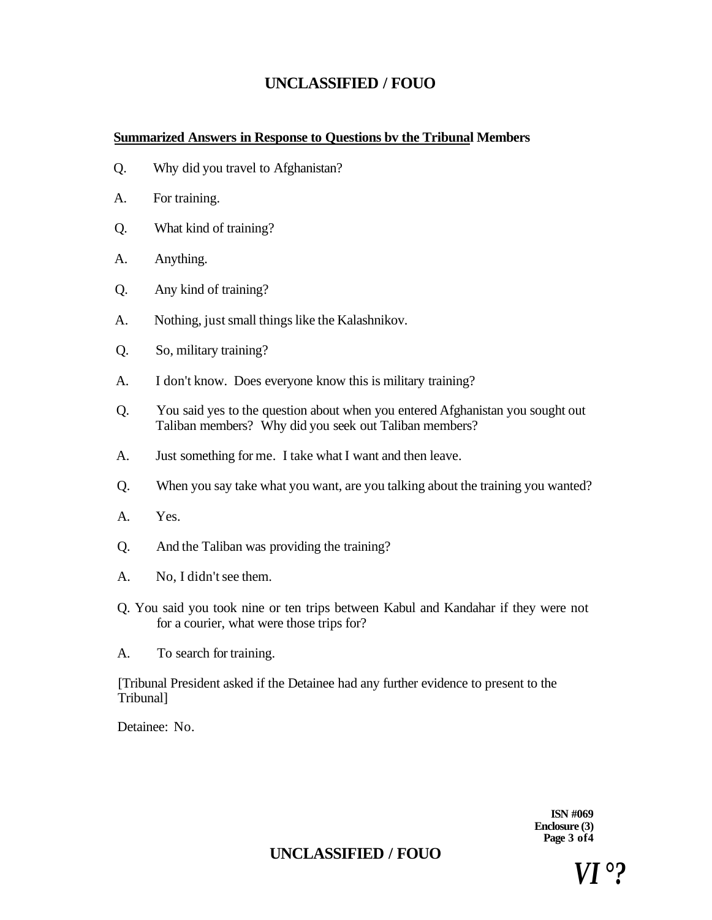**Summarized Answers in Response to Questions bv the Tribunal Members**

Q. Why did you travel to Afghanistan?

A. For training.

Q. What kind of training?

A. Anything.

Q. Any kind of training?

A. Nothing, just small things like the Kalashnikov.

Q. So, military training?

A. I don't know. Does everyone know this is military training?

Q. You said yes to the question about when you entered Afghanistan you sought out Taliban members? Why did you seek out Taliban members?

A. Just something for me. I take what I want and then leave.

Q. When you say take what you want, are you talking about the training you wanted?

A. Yes.

Q. And the Taliban was providing the training?

A. No, I didn't see them.

Q. You said you took nine or ten trips between Kabul and Kandahar if they were not for a courier, what were those trips for?

A. To search for training.

[Tribunal President asked if the Detainee had any further evidence to present to the Tribunal]

Detainee: No.

ISN #069
Enclosure (3)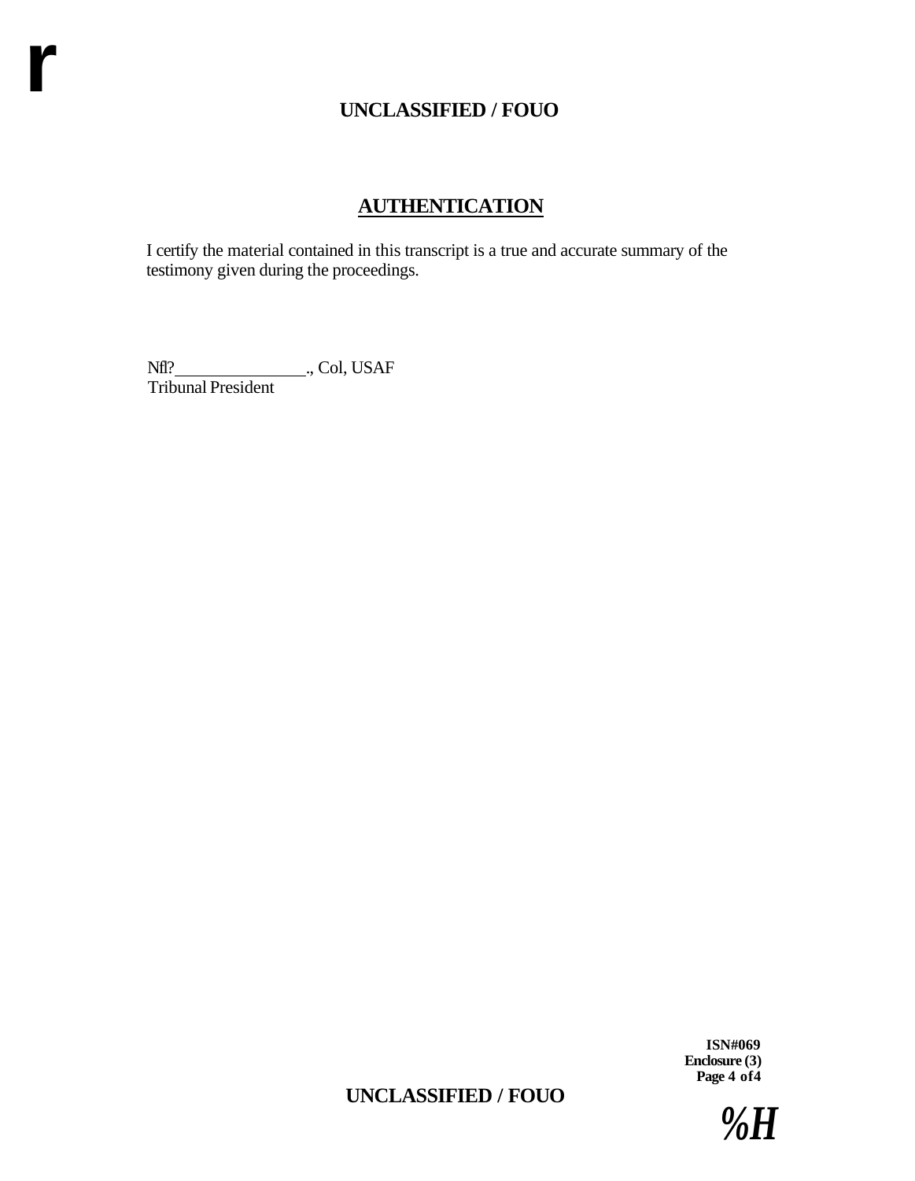## AUTHENTICATION

I certify the material contained in this transcript is a true and accurate summary of the testimony given during the proceedings.

Nfl?________________., Col, USAF
Tribunal President

ISN#069
Enclosure (3)